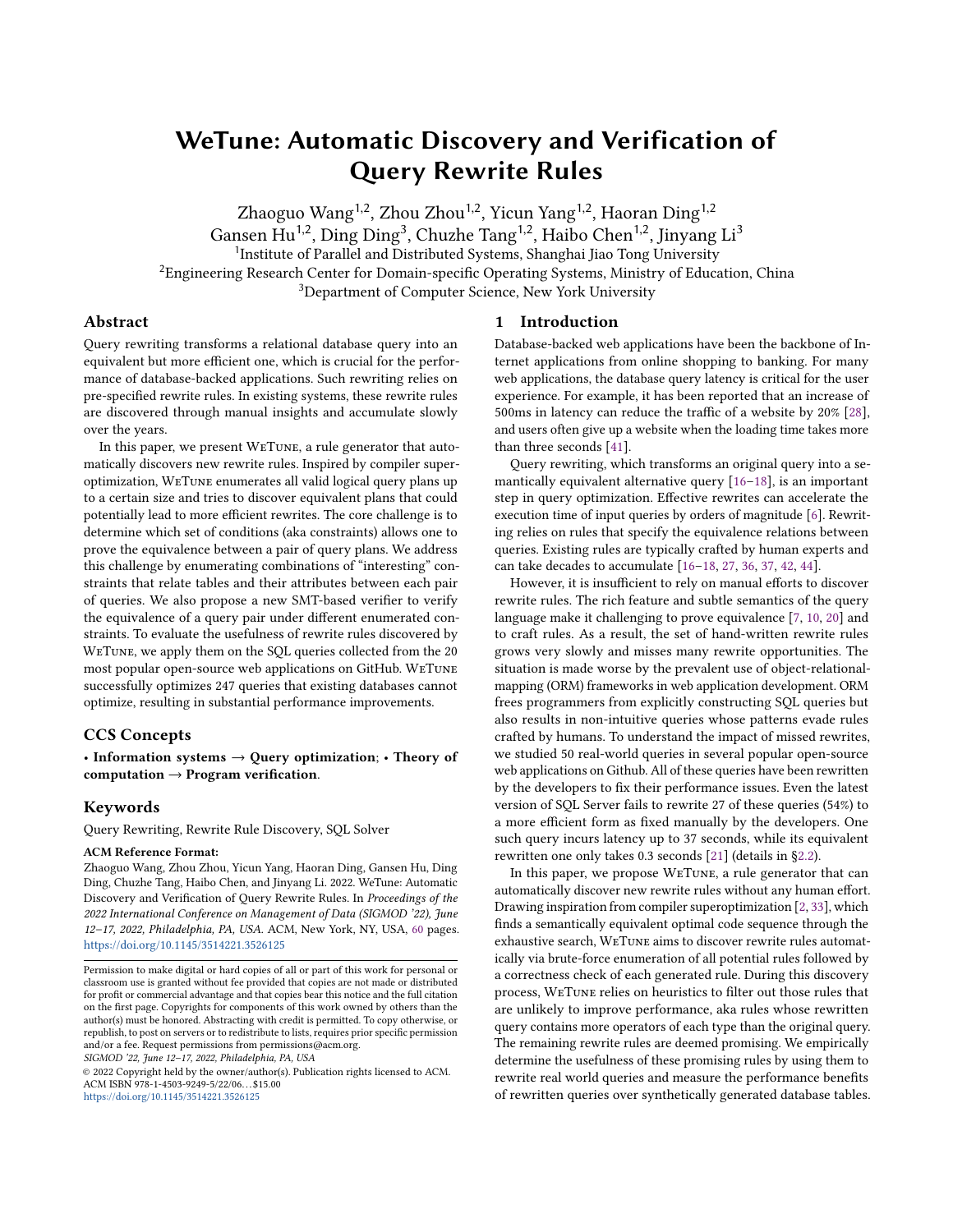# WeTune: Automatic Discovery and Verification of Query Rewrite Rules

Zhaoguo Wang[1,2], Zhou Zhou[1,2], Yicun Yang[1,2], Haoran Ding[1,2]
Gansen Hu[1,2], Ding Ding[3], Chuzhe Tang[1,2], Haibo Chen[1,2], Jinyang Li[3]

[1]Institute of Parallel and Distributed Systems, Shanghai Jiao Tong University
[2]Engineering Research Center for Domain-specific Operating Systems, Ministry of Education, China
[3]Department of Computer Science, New York University

## Abstract

Query rewriting transforms a relational database query into an equivalent but more efficient one, which is crucial for the performance of database-backed applications. Such rewriting relies on pre-specified rewrite rules. In existing systems, these rewrite rules are discovered through manual insights and accumulate slowly over the years.

In this paper, we present WeTune, a rule generator that automatically discovers new rewrite rules. Inspired by compiler superoptimization, WeTune enumerates all valid logical query plans up to a certain size and tries to discover equivalent plans that could potentially lead to more efficient rewrites. The core challenge is to determine which set of conditions (aka constraints) allows one to prove the equivalence between a pair of query plans. We address this challenge by enumerating combinations of "interesting" constraints that relate tables and their attributes between each pair of queries. We also propose a new SMT-based verifier to verify the equivalence of a query pair under different enumerated constraints. To evaluate the usefulness of rewrite rules discovered by WeTune, we apply them on the SQL queries collected from the 20 most popular open-source web applications on GitHub. WeTune successfully optimizes 247 queries that existing databases cannot optimize, resulting in substantial performance improvements.

## CCS Concepts

• **Information systems → Query optimization**; • **Theory of computation → Program verification**.

## Keywords

Query Rewriting, Rewrite Rule Discovery, SQL Solver

**ACM Reference Format:**
Zhaoguo Wang, Zhou Zhou, Yicun Yang, Haoran Ding, Gansen Hu, Ding Ding, Chuzhe Tang, Haibo Chen, and Jinyang Li. 2022. WeTune: Automatic Discovery and Verification of Query Rewrite Rules. In *Proceedings of the 2022 International Conference on Management of Data (SIGMOD '22), June 12–17, 2022, Philadelphia, PA, USA.* ACM, New York, NY, USA, 60 pages. https://doi.org/10.1145/3514221.3526125

Permission to make digital or hard copies of all or part of this work for personal or classroom use is granted without fee provided that copies are not made or distributed for profit or commercial advantage and that copies bear this notice and the full citation on the first page. Copyrights for components of this work owned by others than the author(s) must be honored. Abstracting with credit is permitted. To copy otherwise, or republish, to post on servers or to redistribute to lists, requires prior specific permission and/or a fee. Request permissions from permissions@acm.org.
*SIGMOD '22, June 12–17, 2022, Philadelphia, PA, USA*
© 2022 Copyright held by the owner/author(s). Publication rights licensed to ACM.
ACM ISBN 978-1-4503-9249-5/22/06...$15.00
https://doi.org/10.1145/3514221.3526125

## 1 Introduction

Database-backed web applications have been the backbone of Internet applications from online shopping to banking. For many web applications, the database query latency is critical for the user experience. For example, it has been reported that an increase of 500ms in latency can reduce the traffic of a website by 20% [28], and users often give up a website when the loading time takes more than three seconds [41].

Query rewriting, which transforms an original query into a semantically equivalent alternative query [16–18], is an important step in query optimization. Effective rewrites can accelerate the execution time of input queries by orders of magnitude [6]. Rewriting relies on rules that specify the equivalence relations between queries. Existing rules are typically crafted by human experts and can take decades to accumulate [16–18, 27, 36, 37, 42, 44].

However, it is insufficient to rely on manual efforts to discover rewrite rules. The rich feature and subtle semantics of the query language make it challenging to prove equivalence [7, 10, 20] and to craft rules. As a result, the set of hand-written rewrite rules grows very slowly and misses many rewrite opportunities. The situation is made worse by the prevalent use of object-relational-mapping (ORM) frameworks in web application development. ORM frees programmers from explicitly constructing SQL queries but also results in non-intuitive queries whose patterns evade rules crafted by humans. To understand the impact of missed rewrites, we studied 50 real-world queries in several popular open-source web applications on Github. All of these queries have been rewritten by the developers to fix their performance issues. Even the latest version of SQL Server fails to rewrite 27 of these queries (54%) to a more efficient form as fixed manually by the developers. One such query incurs latency up to 37 seconds, while its equivalent rewritten one only takes 0.3 seconds [21] (details in §2.2).

In this paper, we propose WeTune, a rule generator that can automatically discover new rewrite rules without any human effort. Drawing inspiration from compiler superoptimization [2, 33], which finds a semantically equivalent optimal code sequence through the exhaustive search, WeTune aims to discover rewrite rules automatically via brute-force enumeration of all potential rules followed by a correctness check of each generated rule. During this discovery process, WeTune relies on heuristics to filter out those rules that are unlikely to improve performance, aka rules whose rewritten query contains more operators of each type than the original query. The remaining rewrite rules are deemed promising. We empirically determine the usefulness of these promising rules by using them to rewrite real world queries and measure the performance benefits of rewritten queries over synthetically generated database tables.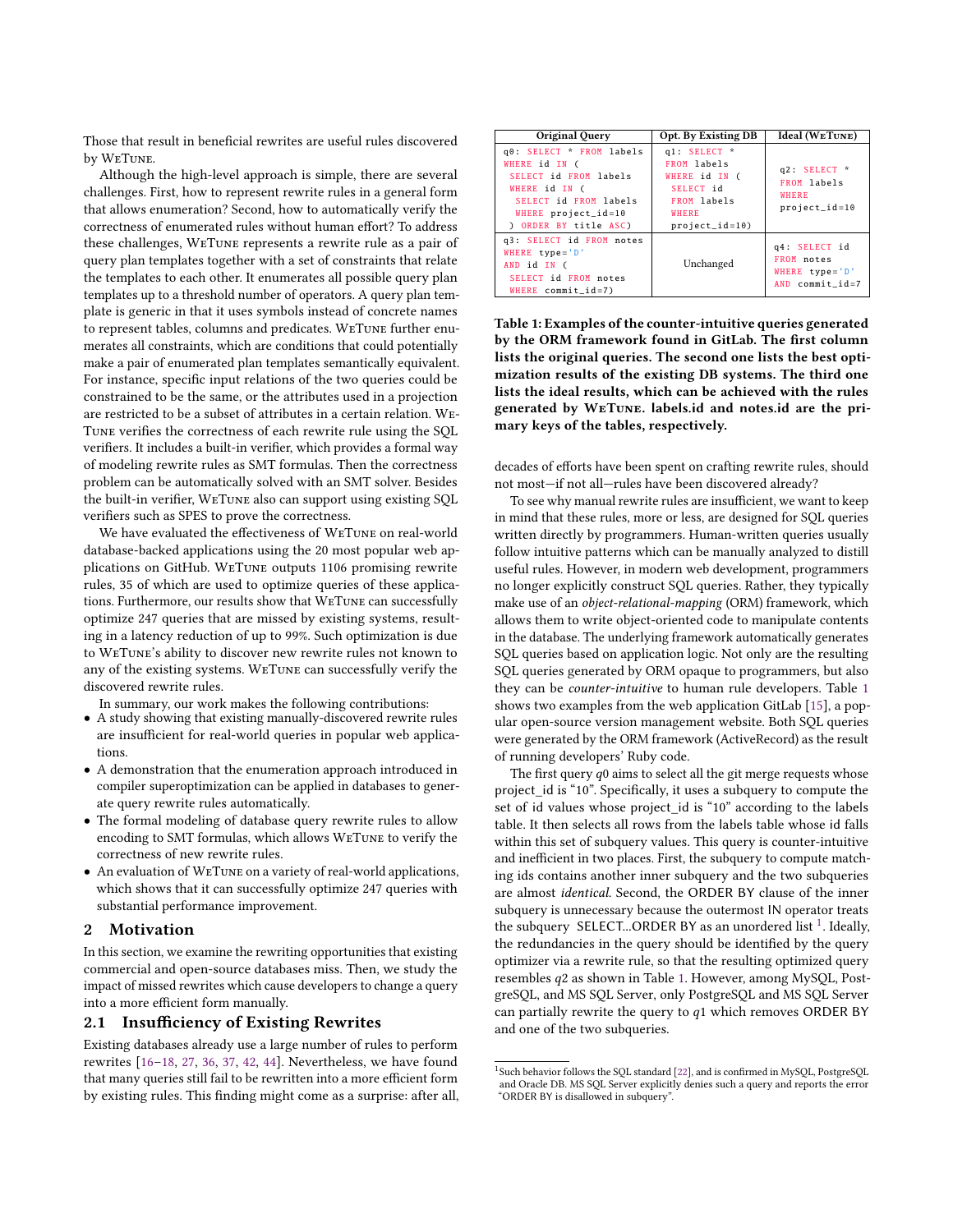Those that result in beneficial rewrites are useful rules discovered by WeTune.

Although the high-level approach is simple, there are several challenges. First, how to represent rewrite rules in a general form that allows enumeration? Second, how to automatically verify the correctness of enumerated rules without human effort? To address these challenges, WeTune represents a rewrite rule as a pair of query plan templates together with a set of constraints that relate the templates to each other. It enumerates all possible query plan templates up to a threshold number of operators. A query plan template is generic in that it uses symbols instead of concrete names to represent tables, columns and predicates. WeTune further enumerates all constraints, which are conditions that could potentially make a pair of enumerated plan templates semantically equivalent. For instance, specific input relations of the two queries could be constrained to be the same, or the attributes used in a projection are restricted to be a subset of attributes in a certain relation. WeTune verifies the correctness of each rewrite rule using the SQL verifiers. It includes a built-in verifier, which provides a formal way of modeling rewrite rules as SMT formulas. Then the correctness problem can be automatically solved with an SMT solver. Besides the built-in verifier, WeTune also can support using existing SQL verifiers such as SPES to prove the correctness.

We have evaluated the effectiveness of WeTune on real-world database-backed applications using the 20 most popular web applications on GitHub. WeTune outputs 1106 promising rewrite rules, 35 of which are used to optimize queries of these applications. Furthermore, our results show that WeTune can successfully optimize 247 queries that are missed by existing systems, resulting in a latency reduction of up to 99%. Such optimization is due to WeTune's ability to discover new rewrite rules not known to any of the existing systems. WeTune can successfully verify the discovered rewrite rules.

In summary, our work makes the following contributions:

- A study showing that existing manually-discovered rewrite rules are insufficient for real-world queries in popular web applications.
- A demonstration that the enumeration approach introduced in compiler superoptimization can be applied in databases to generate query rewrite rules automatically.
- The formal modeling of database query rewrite rules to allow encoding to SMT formulas, which allows WeTune to verify the correctness of new rewrite rules.
- An evaluation of WeTune on a variety of real-world applications, which shows that it can successfully optimize 247 queries with substantial performance improvement.

## 2 Motivation

In this section, we examine the rewriting opportunities that existing commercial and open-source databases miss. Then, we study the impact of missed rewrites which cause developers to change a query into a more efficient form manually.

### 2.1 Insufficiency of Existing Rewrites

Existing databases already use a large number of rules to perform rewrites [16–18, 27, 36, 37, 42, 44]. Nevertheless, we have found that many queries still fail to be rewritten into a more efficient form by existing rules. This finding might come as a surprise: after all, decades of efforts have been spent on crafting rewrite rules, should not most—if not all—rules have been discovered already?

| Original Query | Opt. By Existing DB | Ideal (WeTune) |
| --- | --- | --- |
| `q0: SELECT * FROM labels WHERE id IN ( SELECT id FROM labels WHERE id IN ( SELECT id FROM labels WHERE project_id=10 ) ORDER BY title ASC)` | `q1: SELECT * FROM labels WHERE id IN ( SELECT id FROM labels WHERE project_id=10)` | `q2: SELECT * FROM labels WHERE project_id=10` |
| `q3: SELECT id FROM notes WHERE type='D' AND id IN ( SELECT id FROM notes WHERE commit_id=7)` | Unchanged | `q4: SELECT id FROM notes WHERE type='D' AND commit_id=7` |

**Table 1: Examples of the counter-intuitive queries generated by the ORM framework found in GitLab. The first column lists the original queries. The second one lists the best optimization results of the existing DB systems. The third one lists the ideal results, which can be achieved with the rules generated by WeTune. labels.id and notes.id are the primary keys of the tables, respectively.**

To see why manual rewrite rules are insufficient, we want to keep in mind that these rules, more or less, are designed for SQL queries written directly by programmers. Human-written queries usually follow intuitive patterns which can be manually analyzed to distill useful rules. However, in modern web development, programmers no longer explicitly construct SQL queries. Rather, they typically make use of an *object-relational-mapping* (ORM) framework, which allows them to write object-oriented code to manipulate contents in the database. The underlying framework automatically generates SQL queries based on application logic. Not only are the resulting SQL queries generated by ORM opaque to programmers, but also they can be *counter-intuitive* to human rule developers. Table 1 shows two examples from the web application GitLab [15], a popular open-source version management website. Both SQL queries were generated by the ORM framework (ActiveRecord) as the result of running developers' Ruby code.

The first query $q0$ aims to select all the git merge requests whose project_id is "10". Specifically, it uses a subquery to compute the set of id values whose project_id is "10" according to the labels table. It then selects all rows from the labels table whose id falls within this set of subquery values. This query is counter-intuitive and inefficient in two places. First, the subquery to compute matching ids contains another inner subquery and the two subqueries are almost *identical.* Second, the ORDER BY clause of the inner subquery is unnecessary because the outermost IN operator treats the subquery SELECT...ORDER BY as an unordered list [1]. Ideally, the redundancies in the query should be identified by the query optimizer via a rewrite rule, so that the resulting optimized query resembles $q2$ as shown in Table 1. However, among MySQL, PostgreSQL, and MS SQL Server, only PostgreSQL and MS SQL Server can partially rewrite the query to $q1$ which removes ORDER BY and one of the two subqueries.

[1] Such behavior follows the SQL standard [22], and is confirmed in MySQL, PostgreSQL and Oracle DB. MS SQL Server explicitly denies such a query and reports the error "ORDER BY is disallowed in subquery".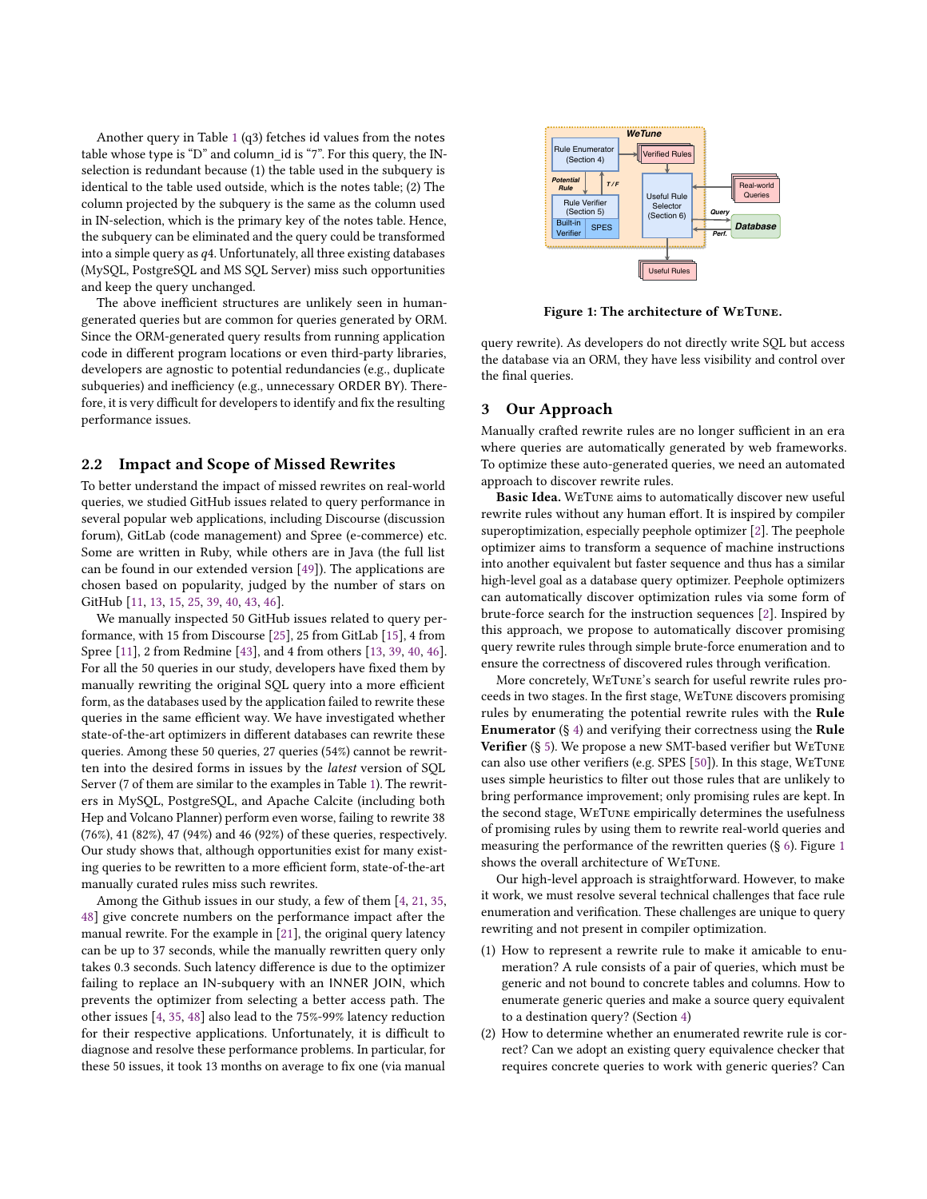Another query in Table 1 (q3) fetches id values from the notes table whose type is "D" and column_id is "7". For this query, the IN-selection is redundant because (1) the table used in the subquery is identical to the table used outside, which is the notes table; (2) The column projected by the subquery is the same as the column used in IN-selection, which is the primary key of the notes table. Hence, the subquery can be eliminated and the query could be transformed into a simple query as $q4$. Unfortunately, all three existing databases (MySQL, PostgreSQL and MS SQL Server) miss such opportunities and keep the query unchanged.

The above inefficient structures are unlikely seen in human-generated queries but are common for queries generated by ORM. Since the ORM-generated query results from running application code in different program locations or even third-party libraries, developers are agnostic to potential redundancies (e.g., duplicate subqueries) and inefficiency (e.g., unnecessary ORDER BY). Therefore, it is very difficult for developers to identify and fix the resulting performance issues.

## 2.2 Impact and Scope of Missed Rewrites

To better understand the impact of missed rewrites on real-world queries, we studied GitHub issues related to query performance in several popular web applications, including Discourse (discussion forum), GitLab (code management) and Spree (e-commerce) etc. Some are written in Ruby, while others are in Java (the full list can be found in our extended version [49]). The applications are chosen based on popularity, judged by the number of stars on GitHub [11, 13, 15, 25, 39, 40, 43, 46].

We manually inspected 50 GitHub issues related to query performance, with 15 from Discourse [25], 25 from GitLab [15], 4 from Spree [11], 2 from Redmine [43], and 4 from others [13, 39, 40, 46]. For all the 50 queries in our study, developers have fixed them by manually rewriting the original SQL query into a more efficient form, as the databases used by the application failed to rewrite these queries in the same efficient way. We have investigated whether state-of-the-art optimizers in different databases can rewrite these queries. Among these 50 queries, 27 queries (54%) cannot be rewritten into the desired forms in issues by the *latest* version of SQL Server (7 of them are similar to the examples in Table 1). The rewriters in MySQL, PostgreSQL, and Apache Calcite (including both Hep and Volcano Planner) perform even worse, failing to rewrite 38 (76%), 41 (82%), 47 (94%) and 46 (92%) of these queries, respectively. Our study shows that, although opportunities exist for many existing queries to be rewritten to a more efficient form, state-of-the-art manually curated rules miss such rewrites.

Among the Github issues in our study, a few of them [4, 21, 35, 48] give concrete numbers on the performance impact after the manual rewrite. For the example in [21], the original query latency can be up to 37 seconds, while the manually rewritten query only takes 0.3 seconds. Such latency difference is due to the optimizer failing to replace an IN-subquery with an INNER JOIN, which prevents the optimizer from selecting a better access path. The other issues [4, 35, 48] also lead to the 75%-99% latency reduction for their respective applications. Unfortunately, it is difficult to diagnose and resolve these performance problems. In particular, for these 50 issues, it took 13 months on average to fix one (via manual query rewrite). As developers do not directly write SQL but access the database via an ORM, they have less visibility and control over the final queries.

Figure 1: The architecture of WeTune.

## 3 Our Approach

Manually crafted rewrite rules are no longer sufficient in an era where queries are automatically generated by web frameworks. To optimize these auto-generated queries, we need an automated approach to discover rewrite rules.

**Basic Idea.** WeTune aims to automatically discover new useful rewrite rules without any human effort. It is inspired by compiler superoptimization, especially peephole optimizer [2]. The peephole optimizer aims to transform a sequence of machine instructions into another equivalent but faster sequence and thus has a similar high-level goal as a database query optimizer. Peephole optimizers can automatically discover optimization rules via some form of brute-force search for the instruction sequences [2]. Inspired by this approach, we propose to automatically discover promising query rewrite rules through simple brute-force enumeration and to ensure the correctness of discovered rules through verification.

More concretely, WeTune's search for useful rewrite rules proceeds in two stages. In the first stage, WeTune discovers promising rules by enumerating the potential rewrite rules with the **Rule Enumerator** (§ 4) and verifying their correctness using the **Rule Verifier** (§ 5). We propose a new SMT-based verifier but WeTune can also use other verifiers (e.g. SPES [50]). In this stage, WeTune uses simple heuristics to filter out those rules that are unlikely to bring performance improvement; only promising rules are kept. In the second stage, WeTune empirically determines the usefulness of promising rules by using them to rewrite real-world queries and measuring the performance of the rewritten queries (§ 6). Figure 1 shows the overall architecture of WeTune.

Our high-level approach is straightforward. However, to make it work, we must resolve several technical challenges that face rule enumeration and verification. These challenges are unique to query rewriting and not present in compiler optimization.

(1) How to represent a rewrite rule to make it amicable to enumeration? A rule consists of a pair of queries, which must be generic and not bound to concrete tables and columns. How to enumerate generic queries and make a source query equivalent to a destination query? (Section 4)
(2) How to determine whether an enumerated rewrite rule is correct? Can we adopt an existing query equivalence checker that requires concrete queries to work with generic queries? Can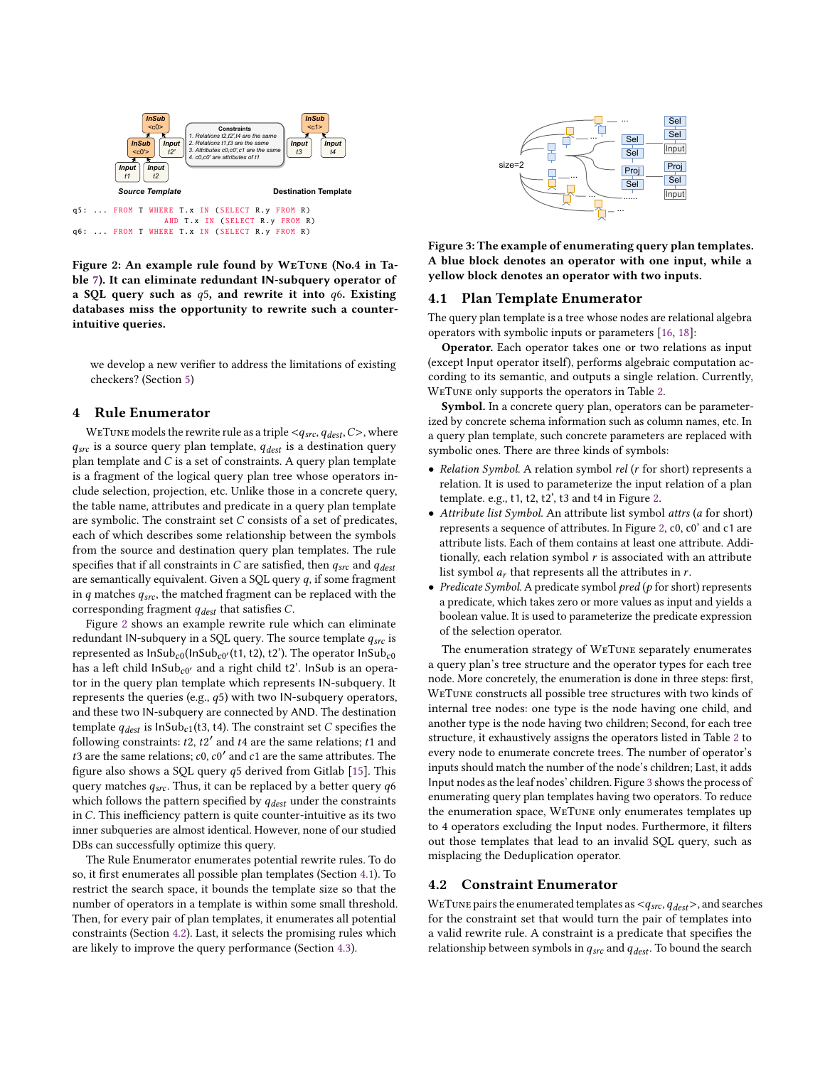Source Template — Destination Template

Constraints
1. Relations t2,t2',t4 are the same
2. Relations t1,t3 are the same
3. Attributes c0,c0',c1 are the same
4. c0,c0' are attributes of t1

```
q5: ... FROM T WHERE T.x IN (SELECT R.y FROM R)
               AND T.x IN (SELECT R.y FROM R)
q6: ... FROM T WHERE T.x IN (SELECT R.y FROM R)
```

**Figure 2: An example rule found by WeTune (No.4 in Table 7). It can eliminate redundant IN-subquery operator of a SQL query such as $q5$, and rewrite it into $q6$. Existing databases miss the opportunity to rewrite such a counter-intuitive queries.**

we develop a new verifier to address the limitations of existing checkers? (Section 5)

## 4 Rule Enumerator

WeTune models the rewrite rule as a triple $<q_{src}, q_{dest}, C>$, where $q_{src}$ is a source query plan template, $q_{dest}$ is a destination query plan template and $C$ is a set of constraints. A query plan template is a fragment of the logical query plan tree whose operators include selection, projection, etc. Unlike those in a concrete query, the table name, attributes and predicate in a query plan template are symbolic. The constraint set $C$ consists of a set of predicates, each of which describes some relationship between the symbols from the source and destination query plan templates. The rule specifies that if all constraints in $C$ are satisfied, then $q_{src}$ and $q_{dest}$ are semantically equivalent. Given a SQL query $q$, if some fragment in $q$ matches $q_{src}$, the matched fragment can be replaced with the corresponding fragment $q_{dest}$ that satisfies $C$.

Figure 2 shows an example rewrite rule which can eliminate redundant IN-subquery in a SQL query. The source template $q_{src}$ is represented as $\text{InSub}_{c0}(\text{InSub}_{c0'}(t1, t2), t2')$. The operator $\text{InSub}_{c0}$ has a left child $\text{InSub}_{c0'}$ and a right child t2'. InSub is an operator in the query plan template which represents IN-subquery. It represents the queries (e.g., $q5$) with two IN-subquery operators, and these two IN-subquery are connected by AND. The destination template $q_{dest}$ is $\text{InSub}_{c1}(t3, t4)$. The constraint set $C$ specifies the following constraints: $t2$, $t2'$ and $t4$ are the same relations; $t1$ and $t3$ are the same relations; $c0$, $c0'$ and $c1$ are the same attributes. The figure also shows a SQL query $q5$ derived from Gitlab [15]. This query matches $q_{src}$. Thus, it can be replaced by a better query $q6$ which follows the pattern specified by $q_{dest}$ under the constraints in $C$. This inefficiency pattern is quite counter-intuitive as its two inner subqueries are almost identical. However, none of our studied DBs can successfully optimize this query.

The Rule Enumerator enumerates potential rewrite rules. To do so, it first enumerates all possible plan templates (Section 4.1). To restrict the search space, it bounds the template size so that the number of operators in a template is within some small threshold. Then, for every pair of plan templates, it enumerates all potential constraints (Section 4.2). Last, it selects the promising rules which are likely to improve the query performance (Section 4.3).

**Figure 3: The example of enumerating query plan templates. A blue block denotes an operator with one input, while a yellow block denotes an operator with two inputs.**

### 4.1 Plan Template Enumerator

The query plan template is a tree whose nodes are relational algebra operators with symbolic inputs or parameters [16, 18]:

**Operator.** Each operator takes one or two relations as input (except Input operator itself), performs algebraic computation according to its semantic, and outputs a single relation. Currently, WeTune only supports the operators in Table 2.

**Symbol.** In a concrete query plan, operators can be parameterized by concrete schema information such as column names, etc. In a query plan template, such concrete parameters are replaced with symbolic ones. There are three kinds of symbols:

- *Relation Symbol.* A relation symbol *rel* ($r$ for short) represents a relation. It is used to parameterize the input relation of a plan template. e.g., t1, t2, t2', t3 and t4 in Figure 2.
- *Attribute list Symbol.* An attribute list symbol *attrs* ($a$ for short) represents a sequence of attributes. In Figure 2, c0, c0' and c1 are attribute lists. Each of them contains at least one attribute. Additionally, each relation symbol $r$ is associated with an attribute list symbol $a_r$ that represents all the attributes in $r$.
- *Predicate Symbol.* A predicate symbol *pred* ($p$ for short) represents a predicate, which takes zero or more values as input and yields a boolean value. It is used to parameterize the predicate expression of the selection operator.

The enumeration strategy of WeTune separately enumerates a query plan's tree structure and the operator types for each tree node. More concretely, the enumeration is done in three steps: first, WeTune constructs all possible tree structures with two kinds of internal tree nodes: one type is the node having one child, and another type is the node having two children; Second, for each tree structure, it exhaustively assigns the operators listed in Table 2 to every node to enumerate concrete trees. The number of operator's inputs should match the number of the node's children; Last, it adds Input nodes as the leaf nodes' children. Figure 3 shows the process of enumerating query plan templates having two operators. To reduce the enumeration space, WeTune only enumerates templates up to 4 operators excluding the Input nodes. Furthermore, it filters out those templates that lead to an invalid SQL query, such as misplacing the Deduplication operator.

### 4.2 Constraint Enumerator

WeTune pairs the enumerated templates as $<q_{src}, q_{dest}>$, and searches for the constraint set that would turn the pair of templates into a valid rewrite rule. A constraint is a predicate that specifies the relationship between symbols in $q_{src}$ and $q_{dest}$. To bound the search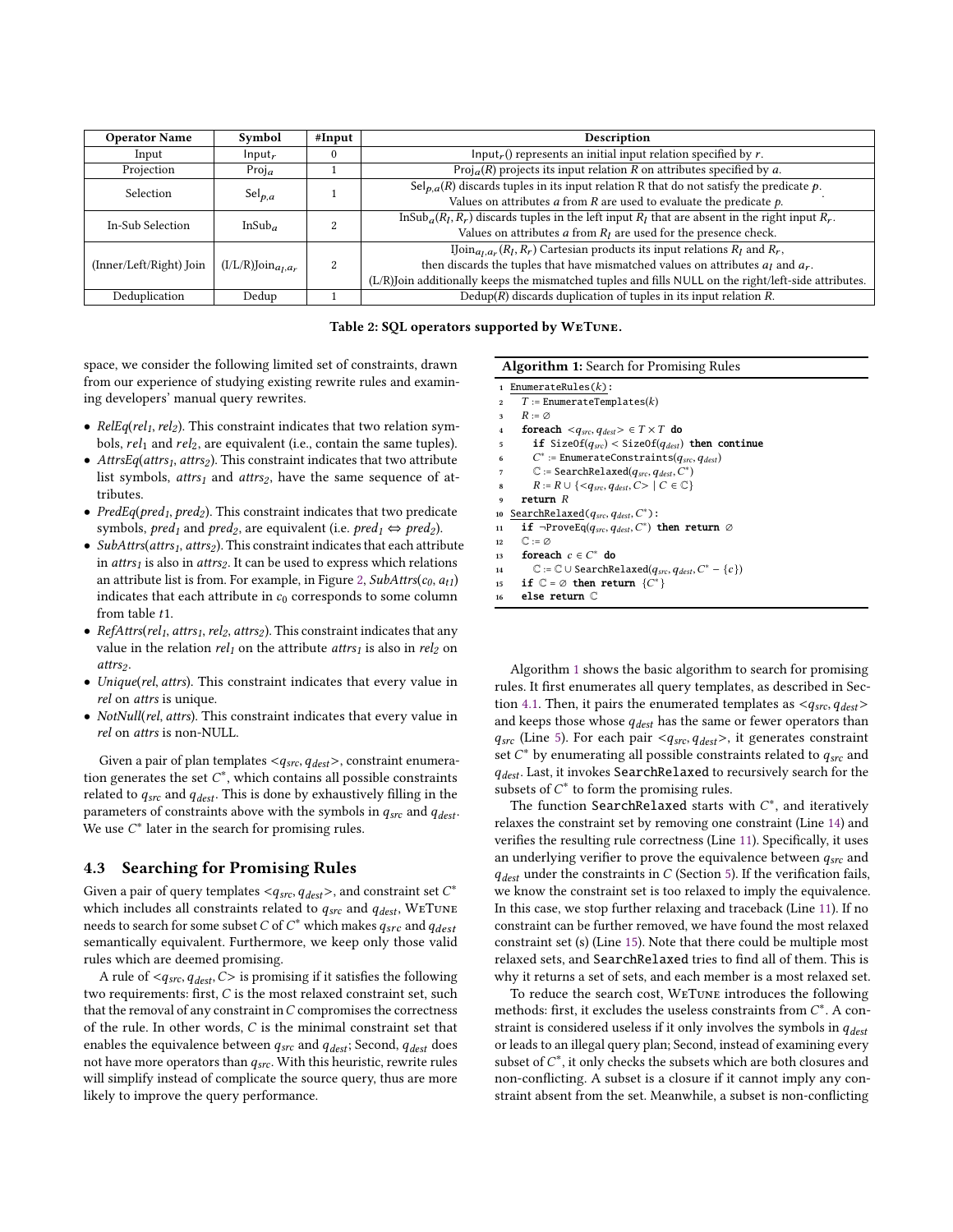| Operator Name | Symbol | #Input | Description |
|---|---|---|---|
| Input | $\text{Input}_r$ | 0 | $\text{Input}_r()$ represents an initial input relation specified by $r$. |
| Projection | $\text{Proj}_a$ | 1 | $\text{Proj}_a(R)$ projects its input relation $R$ on attributes specified by $a$. |
| Selection | $\text{Sel}_{p,a}$ | 1 | $\text{Sel}_{p,a}(R)$ discards tuples in its input relation R that do not satisfy the predicate $p$. Values on attributes $a$ from $R$ are used to evaluate the predicate $p$. |
| In-Sub Selection | $\text{InSub}_a$ | 2 | $\text{InSub}_a(R_l, R_r)$ discards tuples in the left input $R_l$ that are absent in the right input $R_r$. Values on attributes $a$ from $R_l$ are used for the presence check. |
| (Inner/Left/Right) Join | $\text{(I/L/R)Join}_{a_l,a_r}$ | 2 | $\text{IJoin}_{a_l,a_r}(R_l, R_r)$ Cartesian products its input relations $R_l$ and $R_r$, then discards the tuples that have mismatched values on attributes $a_l$ and $a_r$. (L/R)Join additionally keeps the mismatched tuples and fills NULL on the right/left-side attributes. |
| Deduplication | Dedup | 1 | $\text{Dedup}(R)$ discards duplication of tuples in its input relation $R$. |

**Table 2: SQL operators supported by WeTune.**

space, we consider the following limited set of constraints, drawn from our experience of studying existing rewrite rules and examining developers' manual query rewrites.

- *RelEq*(*rel₁*, *rel₂*). This constraint indicates that two relation symbols, $rel_1$ and $rel_2$, are equivalent (i.e., contain the same tuples).
- *AttrsEq*(*attrs₁*, *attrs₂*). This constraint indicates that two attribute list symbols, $attrs_1$ and $attrs_2$, have the same sequence of attributes.
- *PredEq*(*pred₁*, *pred₂*). This constraint indicates that two predicate symbols, $pred_1$ and $pred_2$, are equivalent (i.e. $pred_1 \Leftrightarrow pred_2$).
- *SubAttrs*(*attrs₁*, *attrs₂*). This constraint indicates that each attribute in $attrs_1$ is also in $attrs_2$. It can be used to express which relations an attribute list is from. For example, in Figure 2, $SubAttrs(c_0, a_{t1})$ indicates that each attribute in $c_0$ corresponds to some column from table $t1$.
- *RefAttrs*(*rel₁*, *attrs₁*, *rel₂*, *attrs₂*). This constraint indicates that any value in the relation $rel_1$ on the attribute $attrs_1$ is also in $rel_2$ on $attrs_2$.
- *Unique*(*rel*, *attrs*). This constraint indicates that every value in *rel* on *attrs* is unique.
- *NotNull*(*rel*, *attrs*). This constraint indicates that every value in *rel* on *attrs* is non-NULL.

Given a pair of plan templates $<q_{src}, q_{dest}>$, constraint enumeration generates the set $C^*$, which contains all possible constraints related to $q_{src}$ and $q_{dest}$. This is done by exhaustively filling in the parameters of constraints above with the symbols in $q_{src}$ and $q_{dest}$. We use $C^*$ later in the search for promising rules.

### 4.3 Searching for Promising Rules

Given a pair of query templates $<q_{src}, q_{dest}>$, and constraint set $C^*$ which includes all constraints related to $q_{src}$ and $q_{dest}$, WeTune needs to search for some subset $C$ of $C^*$ which makes $q_{src}$ and $q_{dest}$ semantically equivalent. Furthermore, we keep only those valid rules which are deemed promising.

A rule of $<q_{src}, q_{dest}, C>$ is promising if it satisfies the following two requirements: first, $C$ is the most relaxed constraint set, such that the removal of any constraint in $C$ compromises the correctness of the rule. In other words, $C$ is the minimal constraint set that enables the equivalence between $q_{src}$ and $q_{dest}$; Second, $q_{dest}$ does not have more operators than $q_{src}$. With this heuristic, rewrite rules will simplify instead of complicate the source query, thus are more likely to improve the query performance.

**Algorithm 1:** Search for Promising Rules

```
1  EnumerateRules(k):
2    T := EnumerateTemplates(k)
3    R := ∅
4    foreach <q_src, q_dest> ∈ T × T do
5      if SizeOf(q_src) < SizeOf(q_dest) then continue
6      C* := EnumerateConstraints(q_src, q_dest)
7      ℂ := SearchRelaxed(q_src, q_dest, C*)
8      R := R ∪ {<q_src, q_dest, C> | C ∈ ℂ}
9    return R
10 SearchRelaxed(q_src, q_dest, C*):
11   if ¬ProveEq(q_src, q_dest, C*) then return ∅
12   ℂ := ∅
13   foreach c ∈ C* do
14     ℂ := ℂ ∪ SearchRelaxed(q_src, q_dest, C* − {c})
15   if ℂ = ∅ then return {C*}
16   else return ℂ
```

Algorithm 1 shows the basic algorithm to search for promising rules. It first enumerates all query templates, as described in Section 4.1. Then, it pairs the enumerated templates as $<q_{src}, q_{dest}>$ and keeps those whose $q_{dest}$ has the same or fewer operators than $q_{src}$ (Line 5). For each pair $<q_{src}, q_{dest}>$, it generates constraint set $C^*$ by enumerating all possible constraints related to $q_{src}$ and $q_{dest}$. Last, it invokes SearchRelaxed to recursively search for the subsets of $C^*$ to form the promising rules.

The function SearchRelaxed starts with $C^*$, and iteratively relaxes the constraint set by removing one constraint (Line 14) and verifies the resulting rule correctness (Line 11). Specifically, it uses an underlying verifier to prove the equivalence between $q_{src}$ and $q_{dest}$ under the constraints in $C$ (Section 5). If the verification fails, we know the constraint set is too relaxed to imply the equivalence. In this case, we stop further relaxing and traceback (Line 11). If no constraint can be further removed, we have found the most relaxed constraint set (s) (Line 15). Note that there could be multiple most relaxed sets, and SearchRelaxed tries to find all of them. This is why it returns a set of sets, and each member is a most relaxed set.

To reduce the search cost, WeTune introduces the following methods: first, it excludes the useless constraints from $C^*$. A constraint is considered useless if it only involves the symbols in $q_{dest}$ or leads to an illegal query plan; Second, instead of examining every subset of $C^*$, it only checks the subsets which are both closures and non-conflicting. A subset is a closure if it cannot imply any constraint absent from the set. Meanwhile, a subset is non-conflicting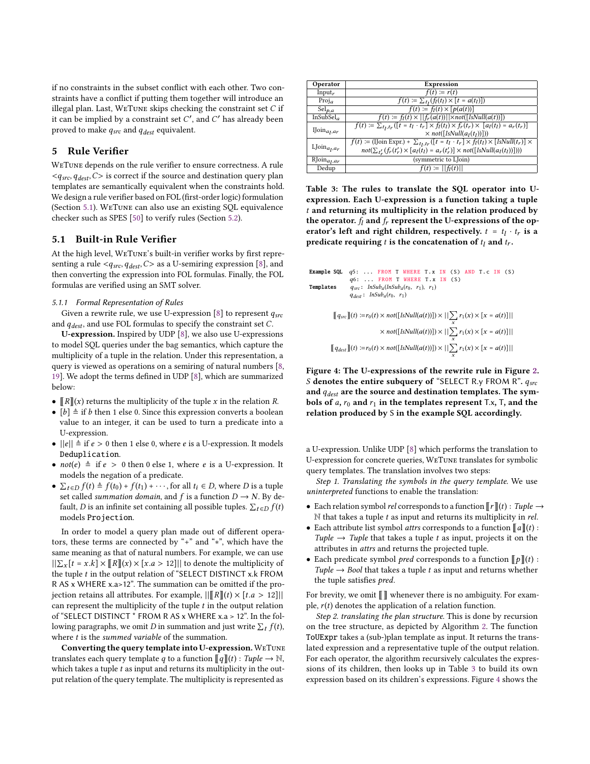if no constraints in the subset conflict with each other. Two constraints have a conflict if putting them together will introduce an illegal plan. Last, WeTune skips checking the constraint set $C$ if it can be implied by a constraint set $C'$, and $C'$ has already been proved to make $q_{src}$ and $q_{dest}$ equivalent.

## 5 Rule Verifier

WeTune depends on the rule verifier to ensure correctness. A rule $<q_{src}, q_{dest}, C>$ is correct if the source and destination query plan templates are semantically equivalent when the constraints hold. We design a rule verifier based on FOL (first-order logic) formulation (Section 5.1). WeTune can also use an existing SQL equivalence checker such as SPES [50] to verify rules (Section 5.2).

### 5.1 Built-in Rule Verifier

At the high level, WeTune's built-in verifier works by first representing a rule $<q_{src}, q_{dest}, C>$ as a U-semiring expression [8], and then converting the expression into FOL formulas. Finally, the FOL formulas are verified using an SMT solver.

#### 5.1.1 Formal Representation of Rules

Given a rewrite rule, we use U-expression [8] to represent $q_{src}$ and $q_{dest}$, and use FOL formulas to specify the constraint set $C$.

**U-expression.** Inspired by UDP [8], we also use U-expressions to model SQL queries under the bag semantics, which capture the multiplicity of a tuple in the relation. Under this representation, a query is viewed as operations on a semiring of natural numbers [8, 19]. We adopt the terms defined in UDP [8], which are summarized below:

- $[\![R]\!](x)$ returns the multiplicity of the tuple $x$ in the relation $R$.
- $[b] \triangleq$ if $b$ then 1 else 0. Since this expression converts a boolean value to an integer, it can be used to turn a predicate into a U-expression.
- $||e|| \triangleq$ if $e > 0$ then 1 else 0, where $e$ is a U-expression. It models Deduplication.
- $not(e) \triangleq$ if $e > 0$ then 0 else 1, where $e$ is a U-expression. It models the negation of a predicate.
- $\sum_{t \in D} f(t) \triangleq f(t_0) + f(t_1) + \cdots$, for all $t_i \in D$, where $D$ is a tuple set called *summation domain*, and $f$ is a function $D \rightarrow N$. By default, $D$ is an infinite set containing all possible tuples. $\sum_{t \in D} f(t)$ models Projection.

In order to model a query plan made out of different operators, these terms are connected by "+" and "∗", which have the same meaning as that of natural numbers. For example, we can use $||\sum_x [t = x.k] \times [\![R]\!](x) \times [x.a > 12]||$ to denote the multiplicity of the tuple $t$ in the output relation of "SELECT DISTINCT x.k FROM R AS x WHERE x.a>12". The summation can be omitted if the projection retains all attributes. For example, $||[\![R]\!](t) \times [t.a > 12]||$ can represent the multiplicity of the tuple $t$ in the output relation of "SELECT DISTINCT * FROM R AS x WHERE x.a > 12". In the following paragraphs, we omit $D$ in summation and just write $\sum_t f(t)$, where $t$ is the *summed variable* of the summation.

**Converting the query template into U-expression.** WeTune translates each query template $q$ to a function $[\![q]\!](t) : Tuple \rightarrow \mathbb{N}$, which takes a tuple $t$ as input and returns its multiplicity in the output relation of the query template. The multiplicity is represented as a U-expression. Unlike UDP [8] which performs the translation to U-expression for concrete queries, WeTune translates for symbolic query templates. The translation involves two steps:

*Step 1. Translating the symbols in the query template.* We use *uninterpreted* functions to enable the translation:

- Each relation symbol *rel* corresponds to a function $[\![r]\!](t) : Tuple \rightarrow \mathbb{N}$ that takes a tuple $t$ as input and returns its multiplicity in *rel*.
- Each attribute list symbol *attrs* corresponds to a function $[\![a]\!](t) : Tuple \rightarrow Tuple$ that takes a tuple $t$ as input, projects it on the attributes in *attrs* and returns the projected tuple.
- Each predicate symbol *pred* corresponds to a function $[\![p]\!](t) : Tuple \rightarrow Bool$ that takes a tuple $t$ as input and returns whether the tuple satisfies *pred*.

For brevity, we omit $[\![\,]\!]$ whenever there is no ambiguity. For example, $r(t)$ denotes the application of a relation function.

*Step 2. translating the plan structure.* This is done by recursion on the tree structure, as depicted by Algorithm 2. The function ToUExpr takes a (sub-)plan template as input. It returns the translated expression and a representative tuple of the output relation. For each operator, the algorithm recursively calculates the expressions of its children, then looks up in Table 3 to build its own expression based on its children's expressions. Figure 4 shows the

| Operator | Expression |
|---|---|
| $\text{Input}_r$ | $f(t) \coloneqq r(t)$ |
| $\text{Proj}_a$ | $f(t) \coloneqq \sum_{t_l}(f_l(t_l) \times [t = a(t_l)])$ |
| $\text{Sel}_{p,a}$ | $f(t) \coloneqq f_l(t) \times [p(a(t))]$ |
| $\text{InSubSel}_a$ | $f(t) \coloneqq f_l(t) \times \|\|f_r(a(t))\|\| \times not([IsNull(a(t))])$ |
| $\text{IJoin}_{a_l,a_r}$ | $f(t) \coloneqq \sum_{t_l,t_r}([t = t_l \cdot t_r] \times f_l(t_l) \times f_r(t_r) \times [a_l(t_l) = a_r(t_r)] \times not([IsNull(a_l(t_l))]))$ |
| $\text{LJoin}_{a_l,a_r}$ | $f(t) \coloneqq (\text{IJoin Expr.}) + \sum_{t_l,t_r}([t = t_l \cdot t_r] \times f_l(t_l) \times [IsNull(t_r)] \times not(\sum_{t_r'}(f_r(t_r') \times [a_l(t_l) = a_r(t_r')] \times not([IsNull(a_l(t_l))]))))$ |
| $\text{RJoin}_{a_l,a_r}$ | (symmetric to LJoin) |
| Dedup | $f(t) \coloneqq \|\|f_l(t)\|\|$ |

**Table 3: The rules to translate the SQL operator into U-expression. Each U-expression is a function taking a tuple $t$ and returning its multiplicity in the relation produced by the operator. $f_l$ and $f_r$ represent the U-expressions of the operator's left and right children, respectively. $t = t_l \cdot t_r$ is a predicate requiring $t$ is the concatenation of $t_l$ and $t_r$.**

```
Example SQL  q5: ... FROM T WHERE T.x IN (S) AND T.c IN (S)
             q6: ... FROM T WHERE T.x IN (S)
Templates    q_src:  InSub_a(InSub_a(r0, r1), r1)
             q_dest: InSub_a(r0, r1)
```

$$[\![q_{src}]\!](t) \coloneqq r_0(t) \times not([IsNull(a(t))]) \times ||\sum_x r_1(x) \times [x = a(t)]||$$

$$\times\, not([IsNull(a(t))]) \times ||\sum_x r_1(x) \times [x = a(t)]||$$

$$[\![q_{dest}]\!](t) \coloneqq r_0(t) \times not([IsNull(a(t))]) \times ||\sum_x r_1(x) \times [x = a(t)]||$$

**Figure 4: The U-expressions of the rewrite rule in Figure 2. $S$ denotes the entire subquery of "SELECT R.y FROM R". $q_{src}$ and $q_{dest}$ are the source and destination templates. The symbols of $a$, $r_0$ and $r_1$ in the templates represent T.x, T, and the relation produced by S in the example SQL accordingly.**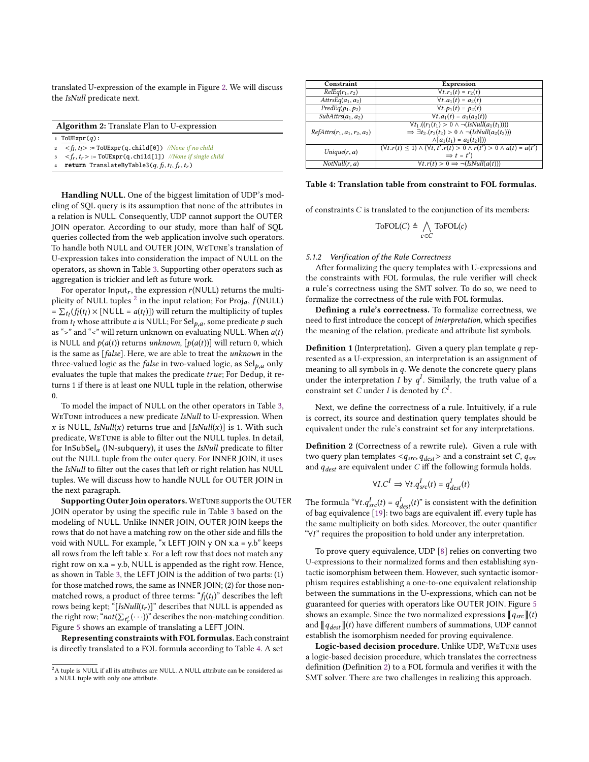translated U-expression of the example in Figure 2. We will discuss the *IsNull* predicate next.

**Algorithm 2:** Translate Plan to U-expression

```
1 ToUExpr(q):
2   <f_l, t_l> := ToUExpr(q.child[0])  //None if no child
3   <f_r, t_r> := ToUExpr(q.child[1])  //None if single child
4   return TranslateByTable3(q, f_l, t_l, f_r, t_r)
```

**Handling NULL.** One of the biggest limitation of UDP's modeling of SQL query is its assumption that none of the attributes in a relation is NULL. Consequently, UDP cannot support the OUTER JOIN operator. According to our study, more than half of SQL queries collected from the web application involve such operators. To handle both NULL and OUTER JOIN, WeTune's translation of U-expression takes into consideration the impact of NULL on the operators, as shown in Table 3. Supporting other operators such as aggregation is trickier and left as future work.

For operator $\mathsf{Input}_r$, the expression $r(\mathsf{NULL})$ returns the multiplicity of NULL tuples [2] in the input relation; For $\mathsf{Proj}_a$, $f(\mathsf{NULL}) = \sum_{t_l}(f_l(t_l) \times [\mathsf{NULL} = a(t_l)])$ will return the multiplicity of tuples from $t_l$ whose attribute $a$ is NULL; For $\mathsf{Sel}_{p,a}$, some predicate $p$ such as ">" and "<" will return unknown on evaluating NULL. When $a(t)$ is NULL and $p(a(t))$ returns *unknown*, $[p(a(t))]$ will return 0, which is the same as $[false]$. Here, we are able to treat the *unknown* in the three-valued logic as the *false* in two-valued logic, as $\mathsf{Sel}_{p,a}$ only evaluates the tuple that makes the predicate $true$; For Dedup, it returns 1 if there is at least one NULL tuple in the relation, otherwise 0.

To model the impact of NULL on the other operators in Table 3, WeTune introduces a new predicate *IsNull* to U-expression. When $x$ is NULL, $IsNull(x)$ returns true and $[IsNull(x)]$ is 1. With such predicate, WeTune is able to filter out the NULL tuples. In detail, for $\mathsf{InSubSel}_a$ (IN-subquery), it uses the *IsNull* predicate to filter out the NULL tuple from the outer query. For INNER JOIN, it uses the *IsNull* to filter out the cases that left or right relation has NULL tuples. We will discuss how to handle NULL for OUTER JOIN in the next paragraph.

**Supporting Outer Join operators.** WeTune supports the OUTER JOIN operator by using the specific rule in Table 3 based on the modeling of NULL. Unlike INNER JOIN, OUTER JOIN keeps the rows that do not have a matching row on the other side and fills the void with NULL. For example, "x LEFT JOIN y ON x.a = y.b" keeps all rows from the left table x. For a left row that does not match any right row on x.a = y.b, NULL is appended as the right row. Hence, as shown in Table 3, the LEFT JOIN is the addition of two parts: (1) for those matched rows, the same as INNER JOIN; (2) for those non-matched rows, a product of three terms: "$f_l(t_l)$" describes the left rows being kept; "$[IsNull(t_r)]$" describes that NULL is appended as the right row; "$not(\sum_{t_r'}(\cdots))$" describes the non-matching condition. Figure 5 shows an example of translating a LEFT JOIN.

**Representing constraints with FOL formulas.** Each constraint is directly translated to a FOL formula according to Table 4. A set of constraints $C$ is translated to the conjunction of its members:

$$\mathrm{ToFOL}(C) \triangleq \bigwedge_{c \in C} \mathrm{ToFOL}(c)$$

[2] A tuple is NULL if all its attributes are NULL. A NULL attribute can be considered as a NULL tuple with only one attribute.

| Constraint | Expression |
|---|---|
| $RelEq(r_1, r_2)$ | $\forall t.r_1(t) = r_2(t)$ |
| $AttrsEq(a_1, a_2)$ | $\forall t.a_1(t) = a_2(t)$ |
| $PredEq(p_1, p_2)$ | $\forall t.p_1(t) = p_2(t)$ |
| $SubAttrs(a_1, a_2)$ | $\forall t.a_1(t) = a_1(a_2(t))$ |
| $RefAttrs(r_1, a_1, r_2, a_2)$ | $\forall t_1.((r_1(t_1) > 0 \wedge \neg(IsNull(a_1(t_1)))) \Rightarrow \exists t_2.(r_2(t_2) > 0 \wedge \neg(IsNull(a_2(t_2))) \wedge [a_1(t_1) = a_2(t_2)]))$ |
| $Unique(r, a)$ | $(\forall t.r(t) \leq 1) \wedge (\forall t, t'.r(t) > 0 \wedge r(t') > 0 \wedge a(t) = a(t') \Rightarrow t = t')$ |
| $NotNull(r, a)$ | $\forall t.r(t) > 0 \Rightarrow \neg(IsNull(a(t)))$ |

**Table 4: Translation table from constraint to FOL formulas.**

#### 5.1.2 Verification of the Rule Correctness

After formalizing the query templates with U-expressions and the constraints with FOL formulas, the rule verifier will check a rule's correctness using the SMT solver. To do so, we need to formalize the correctness of the rule with FOL formulas.

**Defining a rule's correctness.** To formalize correctness, we need to first introduce the concept of *interpretation*, which specifies the meaning of the relation, predicate and attribute list symbols.

**Definition 1** (Interpretation). Given a query plan template $q$ represented as a U-expression, an interpretation is an assignment of meaning to all symbols in $q$. We denote the concrete query plans under the interpretation $I$ by $q^I$. Similarly, the truth value of a constraint set $C$ under $I$ is denoted by $C^I$.

Next, we define the correctness of a rule. Intuitively, if a rule is correct, its source and destination query templates should be equivalent under the rule's constraint set for any interpretations.

**Definition 2** (Correctness of a rewrite rule). Given a rule with two query plan templates $<q_{src}, q_{dest}>$ and a constraint set $C$, $q_{src}$ and $q_{dest}$ are equivalent under $C$ iff the following formula holds.

$$\forall I.C^I \Rightarrow \forall t.q^I_{src}(t) = q^I_{dest}(t)$$

The formula "$\forall t.q^I_{src}(t) = q^I_{dest}(t)$" is consistent with the definition of bag equivalence [19]: two bags are equivalent iff. every tuple has the same multiplicity on both sides. Moreover, the outer quantifier "$\forall I$" requires the proposition to hold under any interpretation.

To prove query equivalence, UDP [8] relies on converting two U-expressions to their normalized forms and then establishing syntactic isomorphism between them. However, such syntactic isomorphism requires establishing a one-to-one equivalent relationship between the summations in the U-expressions, which can not be guaranteed for queries with operators like OUTER JOIN. Figure 5 shows an example. Since the two normalized expressions $[\![q_{src}]\!](t)$ and $[\![q_{dest}]\!](t)$ have different numbers of summations, UDP cannot establish the isomorphism needed for proving equivalence.

**Logic-based decision procedure.** Unlike UDP, WeTune uses a logic-based decision procedure, which translates the correctness definition (Definition 2) to a FOL formula and verifies it with the SMT solver. There are two challenges in realizing this approach.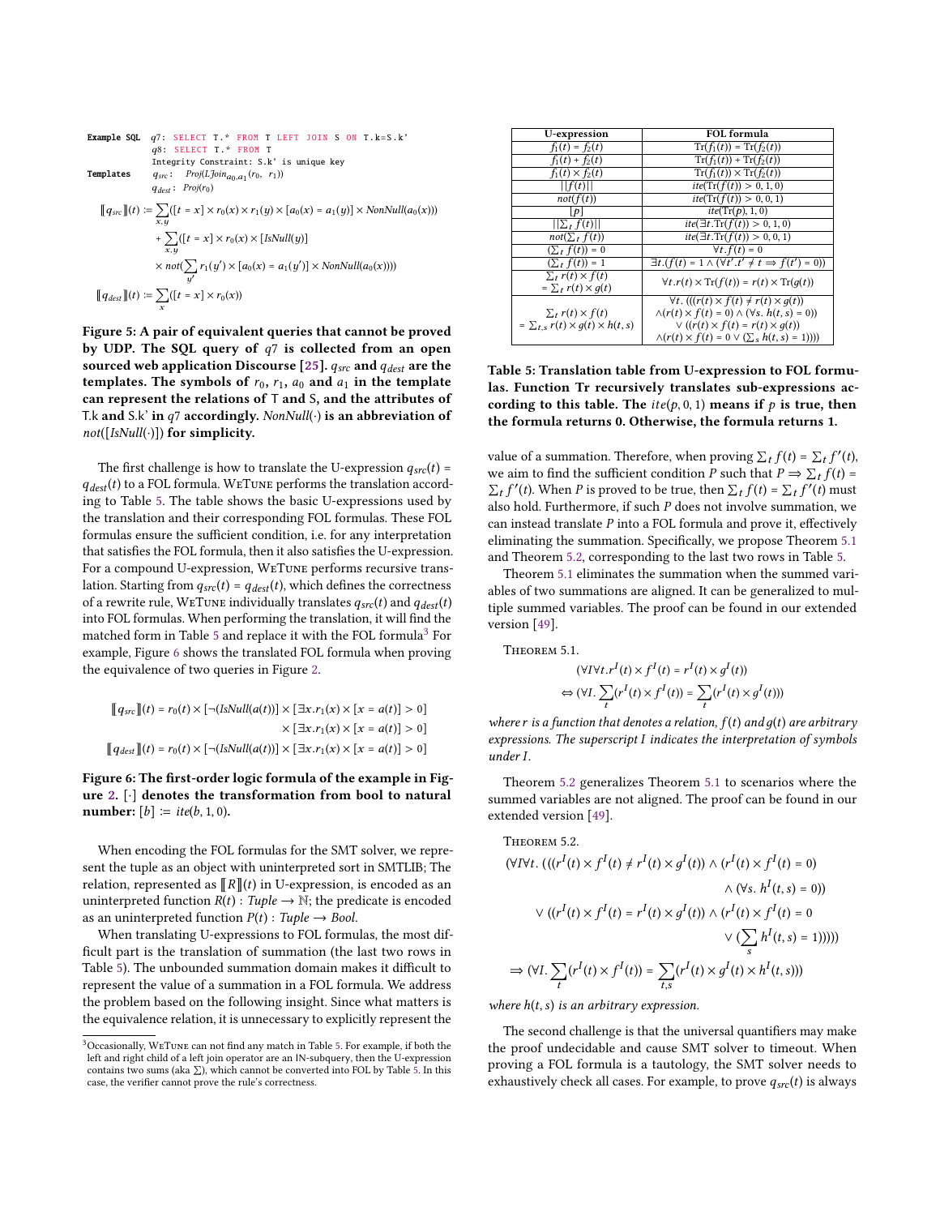**Example SQL** $q7$: `SELECT T.* FROM T LEFT JOIN S ON T.k=S.k'`

$q8$: `SELECT T.* FROM T`

`Integrity Constraint: S.k' is unique key`

**Templates** $q_{src}$: $Proj(LJoin_{a_0,a_1}(r_0, \ r_1))$

$q_{dest}$: $Proj(r_0)$

$$\llbracket q_{src} \rrbracket(t) := \sum_{x,y}([t = x] \times r_0(x) \times r_1(y) \times [a_0(x) = a_1(y)] \times NonNull(a_0(x)))$$
$$+ \sum_{x,y}([t = x] \times r_0(x) \times [IsNull(y)]$$
$$\times\, not(\sum_{y'} r_1(y') \times [a_0(x) = a_1(y')] \times NonNull(a_0(x))))$$
$$\llbracket q_{dest} \rrbracket(t) := \sum_{x}([t = x] \times r_0(x))$$

**Figure 5: A pair of equivalent queries that cannot be proved by UDP. The SQL query of $q7$ is collected from an open sourced web application Discourse [25]. $q_{src}$ and $q_{dest}$ are the templates. The symbols of $r_0$, $r_1$, $a_0$ and $a_1$ in the template can represent the relations of T and S, and the attributes of T.k and S.k' in $q7$ accordingly. $NonNull(\cdot)$ is an abbreviation of $not([IsNull(\cdot)])$ for simplicity.**

The first challenge is how to translate the U-expression $q_{src}(t) = q_{dest}(t)$ to a FOL formula. WeTune performs the translation according to Table 5. The table shows the basic U-expressions used by the translation and their corresponding FOL formulas. These FOL formulas ensure the sufficient condition, i.e. for any interpretation that satisfies the FOL formula, then it also satisfies the U-expression. For a compound U-expression, WeTune performs recursive translation. Starting from $q_{src}(t) = q_{dest}(t)$, which defines the correctness of a rewrite rule, WeTune individually translates $q_{src}(t)$ and $q_{dest}(t)$ into FOL formulas. When performing the translation, it will find the matched form in Table 5 and replace it with the FOL formula[3] For example, Figure 6 shows the translated FOL formula when proving the equivalence of two queries in Figure 2.

$$\llbracket q_{src} \rrbracket(t) = r_0(t) \times [\neg(IsNull(a(t)))] \times [\exists x.r_1(x) \times [x = a(t)] > 0]$$
$$\times\, [\exists x.r_1(x) \times [x = a(t)] > 0]$$
$$\llbracket q_{dest} \rrbracket(t) = r_0(t) \times [\neg(IsNull(a(t)))] \times [\exists x.r_1(x) \times [x = a(t)] > 0]$$

**Figure 6: The first-order logic formula of the example in Figure 2. $[\cdot]$ denotes the transformation from bool to natural number: $[b] := ite(b, 1, 0)$.**

When encoding the FOL formulas for the SMT solver, we represent the tuple as an object with uninterpreted sort in SMTLIB; The relation, represented as $\llbracket R \rrbracket(t)$ in U-expression, is encoded as an uninterpreted function $R(t) : Tuple \rightarrow \mathbb{N}$; the predicate is encoded as an uninterpreted function $P(t) : Tuple \rightarrow Bool$.

When translating U-expressions to FOL formulas, the most difficult part is the translation of summation (the last two rows in Table 5). The unbounded summation domain makes it difficult to represent the value of a summation in a FOL formula. We address the problem based on the following insight. Since what matters is the equivalence relation, it is unnecessary to explicitly represent the value of a summation. Therefore, when proving $\sum_t f(t) = \sum_t f'(t)$, we aim to find the sufficient condition $P$ such that $P \Rightarrow \sum_t f(t) = \sum_t f'(t)$. When $P$ is proved to be true, then $\sum_t f(t) = \sum_t f'(t)$ must also hold. Furthermore, if such $P$ does not involve summation, we can instead translate $P$ into a FOL formula and prove it, effectively eliminating the summation. Specifically, we propose Theorem 5.1 and Theorem 5.2, corresponding to the last two rows in Table 5.

[3] Occasionally, WeTune can not find any match in Table 5. For example, if both the left and right child of a left join operator are an IN-subquery, then the U-expression contains two sums (aka $\sum$), which cannot be converted into FOL by Table 5. In this case, the verifier cannot prove the rule's correctness.

| U-expression | FOL formula |
|---|---|
| $f_1(t) = f_2(t)$ | $\mathrm{Tr}(f_1(t)) = \mathrm{Tr}(f_2(t))$ |
| $f_1(t) + f_2(t)$ | $\mathrm{Tr}(f_1(t)) + \mathrm{Tr}(f_2(t))$ |
| $f_1(t) \times f_2(t)$ | $\mathrm{Tr}(f_1(t)) \times \mathrm{Tr}(f_2(t))$ |
| $\lvert\lvert f(t) \rvert\rvert$ | $ite(\mathrm{Tr}(f(t)) > 0, 1, 0)$ |
| $not(f(t))$ | $ite(\mathrm{Tr}(f(t)) > 0, 0, 1)$ |
| $[p]$ | $ite(\mathrm{Tr}(p), 1, 0)$ |
| $\lvert\lvert \sum_t f(t) \rvert\rvert$ | $ite(\exists t.\mathrm{Tr}(f(t)) > 0, 1, 0)$ |
| $not(\sum_t f(t))$ | $ite(\exists t.\mathrm{Tr}(f(t)) > 0, 0, 1)$ |
| $(\sum_t f(t)) = 0$ | $\forall t.f(t) = 0$ |
| $(\sum_t f(t)) = 1$ | $\exists t.(f(t) = 1 \wedge (\forall t'.t' \neq t \Rightarrow f(t') = 0))$ |
| $\sum_t r(t) \times f(t) = \sum_t r(t) \times g(t)$ | $\forall t.r(t) \times \mathrm{Tr}(f(t)) = r(t) \times \mathrm{Tr}(g(t))$ |
| $\sum_t r(t) \times f(t) = \sum_{t,s} r(t) \times g(t) \times h(t,s)$ | $\forall t.\ (((r(t) \times f(t) \neq r(t) \times g(t)) \wedge (r(t) \times f(t) = 0) \wedge (\forall s.\ h(t,s) = 0)) \vee ((r(t) \times f(t) = r(t) \times g(t)) \wedge (r(t) \times f(t) = 0 \vee (\sum_s h(t,s) = 1))))$ |

**Table 5: Translation table from U-expression to FOL formulas. Function Tr recursively translates sub-expressions according to this table. The $ite(p, 0, 1)$ means if $p$ is true, then the formula returns 0. Otherwise, the formula returns 1.**

Theorem 5.1 eliminates the summation when the summed variables of two summations are aligned. It can be generalized to multiple summed variables. The proof can be found in our extended version [49].

Theorem 5.1.

$$(\forall I \forall t.r^I(t) \times f^I(t) = r^I(t) \times g^I(t))$$
$$\Leftrightarrow (\forall I. \sum_t (r^I(t) \times f^I(t)) = \sum_t (r^I(t) \times g^I(t)))$$

*where $r$ is a function that denotes a relation, $f(t)$ and $g(t)$ are arbitrary expressions. The superscript $I$ indicates the interpretation of symbols under $I$.*

Theorem 5.2 generalizes Theorem 5.1 to scenarios where the summed variables are not aligned. The proof can be found in our extended version [49].

Theorem 5.2.

$$(\forall I \forall t.\ (((r^I(t) \times f^I(t) \neq r^I(t) \times g^I(t)) \wedge (r^I(t) \times f^I(t) = 0)$$
$$\wedge\, (\forall s.\ h^I(t,s) = 0))$$
$$\vee\, ((r^I(t) \times f^I(t) = r^I(t) \times g^I(t)) \wedge (r^I(t) \times f^I(t) = 0$$
$$\vee\, (\sum_s h^I(t,s) = 1)))))$$
$$\Rightarrow (\forall I. \sum_t (r^I(t) \times f^I(t)) = \sum_{t,s} (r^I(t) \times g^I(t) \times h^I(t,s)))$$

*where $h(t,s)$ is an arbitrary expression.*

The second challenge is that the universal quantifiers may make the proof undecidable and cause SMT solver to timeout. When proving a FOL formula is a tautology, the SMT solver needs to exhaustively check all cases. For example, to prove $q_{src}(t)$ is always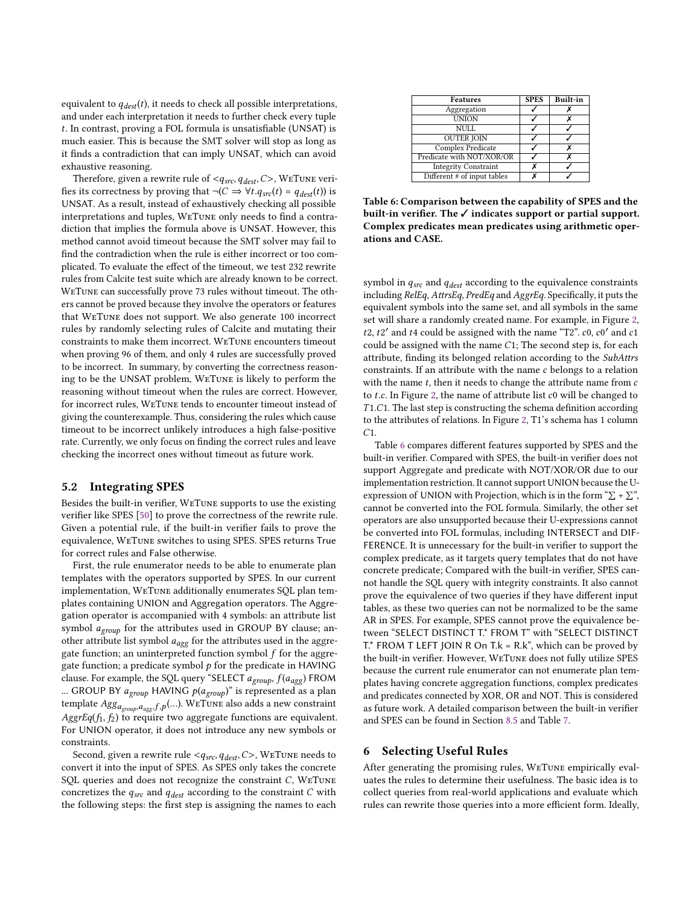equivalent to $q_{dest}(t)$, it needs to check all possible interpretations, and under each interpretation it needs to further check every tuple $t$. In contrast, proving a FOL formula is unsatisfiable (UNSAT) is much easier. This is because the SMT solver will stop as long as it finds a contradiction that can imply UNSAT, which can avoid exhaustive reasoning.

Therefore, given a rewrite rule of $<q_{src}, q_{dest}, C>$, WeTune verifies its correctness by proving that $\neg(C \Rightarrow \forall t.q_{src}(t) = q_{dest}(t))$ is UNSAT. As a result, instead of exhaustively checking all possible interpretations and tuples, WeTune only needs to find a contradiction that implies the formula above is UNSAT. However, this method cannot avoid timeout because the SMT solver may fail to find the contradiction when the rule is either incorrect or too complicated. To evaluate the effect of the timeout, we test 232 rewrite rules from Calcite test suite which are already known to be correct. WeTune can successfully prove 73 rules without timeout. The others cannot be proved because they involve the operators or features that WeTune does not support. We also generate 100 incorrect rules by randomly selecting rules of Calcite and mutating their constraints to make them incorrect. WeTune encounters timeout when proving 96 of them, and only 4 rules are successfully proved to be incorrect. In summary, by converting the correctness reasoning to be the UNSAT problem, WeTune is likely to perform the reasoning without timeout when the rules are correct. However, for incorrect rules, WeTune tends to encounter timeout instead of giving the counterexample. Thus, considering the rules which cause timeout to be incorrect unlikely introduces a high false-positive rate. Currently, we only focus on finding the correct rules and leave checking the incorrect ones without timeout as future work.

## 5.2 Integrating SPES

Besides the built-in verifier, WeTune supports to use the existing verifier like SPES [50] to prove the correctness of the rewrite rule. Given a potential rule, if the built-in verifier fails to prove the equivalence, WeTune switches to using SPES. SPES returns True for correct rules and False otherwise.

First, the rule enumerator needs to be able to enumerate plan templates with the operators supported by SPES. In our current implementation, WeTune additionally enumerates SQL plan templates containing UNION and Aggregation operators. The Aggregation operator is accompanied with 4 symbols: an attribute list symbol $a_{group}$ for the attributes used in GROUP BY clause; another attribute list symbol $a_{agg}$ for the attributes used in the aggregate function; an uninterpreted function symbol $f$ for the aggregate function; a predicate symbol $p$ for the predicate in HAVING clause. For example, the SQL query "SELECT $a_{group}$, $f(a_{agg})$ FROM ... GROUP BY $a_{group}$ HAVING $p(a_{group})$" is represented as a plan template $Agg_{a_{group},a_{agg},f,p}(...)$. WeTune also adds a new constraint $AggrEq(f_1, f_2)$ to require two aggregate functions are equivalent. For UNION operator, it does not introduce any new symbols or constraints.

Second, given a rewrite rule $<q_{src}, q_{dest}, C>$, WeTune needs to convert it into the input of SPES. As SPES only takes the concrete SQL queries and does not recognize the constraint $C$, WeTune concretizes the $q_{src}$ and $q_{dest}$ according to the constraint $C$ with the following steps: the first step is assigning the names to each symbol in $q_{src}$ and $q_{dest}$ according to the equivalence constraints including *RelEq*, *AttrsEq*, *PredEq* and *AggrEq*. Specifically, it puts the equivalent symbols into the same set, and all symbols in the same set will share a randomly created name. For example, in Figure 2, $t2$, $t2'$ and $t4$ could be assigned with the name "T2". $c0$, $c0'$ and $c1$ could be assigned with the name $C1$; The second step is, for each attribute, finding its belonged relation according to the *SubAttrs* constraints. If an attribute with the name $c$ belongs to a relation with the name $t$, then it needs to change the attribute name from $c$ to $t.c$. In Figure 2, the name of attribute list $c0$ will be changed to $T1.C1$. The last step is constructing the schema definition according to the attributes of relations. In Figure 2, T1's schema has 1 column $C1$.

| Features | SPES | Built-in |
|---|---|---|
| Aggregation | ✓ | ✗ |
| UNION | ✓ | ✗ |
| NULL | ✓ | ✓ |
| OUTER JOIN | ✓ | ✓ |
| Complex Predicate | ✓ | ✗ |
| Predicate with NOT/XOR/OR | ✓ | ✗ |
| Integrity Constraint | ✗ | ✓ |
| Different # of input tables | ✗ | ✓ |

**Table 6: Comparison between the capability of SPES and the built-in verifier. The ✓ indicates support or partial support. Complex predicates mean predicates using arithmetic operations and CASE.**

Table 6 compares different features supported by SPES and the built-in verifier. Compared with SPES, the built-in verifier does not support Aggregate and predicate with NOT/XOR/OR due to our implementation restriction. It cannot support UNION because the U-expression of UNION with Projection, which is in the form "$\sum + \sum$", cannot be converted into the FOL formula. Similarly, the other set operators are also unsupported because their U-expressions cannot be converted into FOL formulas, including INTERSECT and DIFFERENCE. It is unnecessary for the built-in verifier to support the complex predicate, as it targets query templates that do not have concrete predicate; Compared with the built-in verifier, SPES cannot handle the SQL query with integrity constraints. It also cannot prove the equivalence of two queries if they have different input tables, as these two queries can not be normalized to be the same AR in SPES. For example, SPES cannot prove the equivalence between "SELECT DISTINCT T.* FROM T" with "SELECT DISTINCT T.* FROM T LEFT JOIN R On T.k = R.k", which can be proved by the built-in verifier. However, WeTune does not fully utilize SPES because the current rule enumerator can not enumerate plan templates having concrete aggregation functions, complex predicates and predicates connected by XOR, OR and NOT. This is considered as future work. A detailed comparison between the built-in verifier and SPES can be found in Section 8.5 and Table 7.

# 6 Selecting Useful Rules

After generating the promising rules, WeTune empirically evaluates the rules to determine their usefulness. The basic idea is to collect queries from real-world applications and evaluate which rules can rewrite those queries into a more efficient form. Ideally,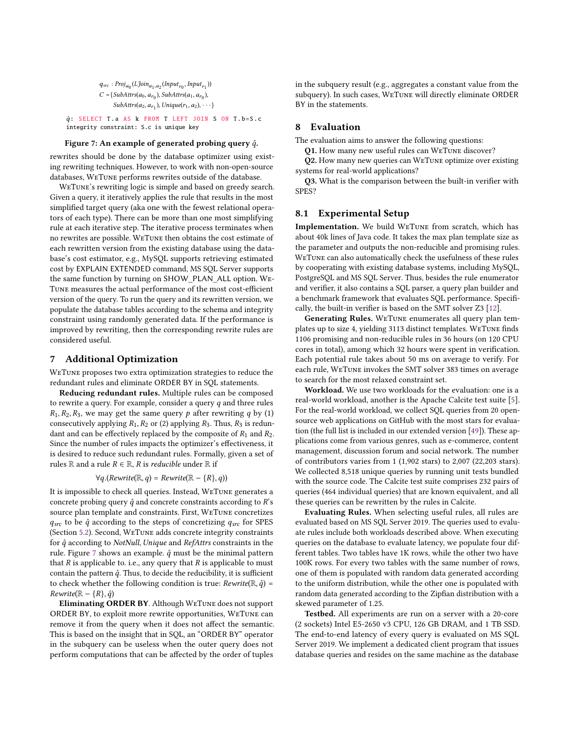$$q_{src} : Proj_{a_0}(LJoin_{a_1,a_2}(Input_{r_0}, Input_{r_1}))$$
$$C = \{SubAttrs(a_0, a_{r_0}), SubAttrs(a_1, a_{r_0}), SubAttrs(a_2, a_{r_1}), Unique(r_1, a_2), \cdots\}$$

```
q̂: SELECT T.a AS k FROM T LEFT JOIN S ON T.b=S.c
integrity constraint: S.c is unique key
```

**Figure 7: An example of generated probing query $\hat{q}$.**

rewrites should be done by the database optimizer using existing rewriting techniques. However, to work with non-open-source databases, WeTune performs rewrites outside of the database.

WeTune's rewriting logic is simple and based on greedy search. Given a query, it iteratively applies the rule that results in the most simplified target query (aka one with the fewest relational operators of each type). There can be more than one most simplifying rule at each iterative step. The iterative process terminates when no rewrites are possible. WeTune then obtains the cost estimate of each rewritten version from the existing database using the database's cost estimator, e.g., MySQL supports retrieving estimated cost by EXPLAIN EXTENDED command, MS SQL Server supports the same function by turning on SHOW_PLAN_ALL option. WeTune measures the actual performance of the most cost-efficient version of the query. To run the query and its rewritten version, we populate the database tables according to the schema and integrity constraint using randomly generated data. If the performance is improved by rewriting, then the corresponding rewrite rules are considered useful.

## 7 Additional Optimization

WeTune proposes two extra optimization strategies to reduce the redundant rules and eliminate ORDER BY in SQL statements.

**Reducing redundant rules.** Multiple rules can be composed to rewrite a query. For example, consider a query $q$ and three rules $R_1, R_2, R_3$, we may get the same query $p$ after rewriting $q$ by (1) consecutively applying $R_1, R_2$ or (2) applying $R_3$. Thus, $R_3$ is redundant and can be effectively replaced by the composite of $R_1$ and $R_2$. Since the number of rules impacts the optimizer's effectiveness, it is desired to reduce such redundant rules. Formally, given a set of rules $\mathbb{R}$ and a rule $R \in \mathbb{R}$, $R$ is *reducible* under $\mathbb{R}$ if

$$\forall q.(Rewrite(\mathbb{R}, q) = Rewrite(\mathbb{R} - \{R\}, q))$$

It is impossible to check all queries. Instead, WeTune generates a concrete probing query $\hat{q}$ and concrete constraints according to $R$'s source plan template and constraints. First, WeTune concretizes $q_{src}$ to be $\hat{q}$ according to the steps of concretizing $q_{src}$ for SPES (Section 5.2). Second, WeTune adds concrete integrity constraints for $\hat{q}$ according to *NotNull*, *Unique* and *RefAttrs* constraints in the rule. Figure 7 shows an example. $\hat{q}$ must be the minimal pattern that $R$ is applicable to. i.e., any query that $R$ is applicable to must contain the pattern $\hat{q}$. Thus, to decide the reducibility, it is sufficient to check whether the following condition is true: $Rewrite(\mathbb{R}, \hat{q}) = Rewrite(\mathbb{R} - \{R\}, \hat{q})$

**Eliminating ORDER BY**. Although WeTune does not support ORDER BY, to exploit more rewrite opportunities, WeTune can remove it from the query when it does not affect the semantic. This is based on the insight that in SQL, an "ORDER BY" operator in the subquery can be useless when the outer query does not perform computations that can be affected by the order of tuples in the subquery result (e.g., aggregates a constant value from the subquery). In such cases, WeTune will directly eliminate ORDER BY in the statements.

## 8 Evaluation

The evaluation aims to answer the following questions:

**Q1.** How many new useful rules can WeTune discover?

**Q2.** How many new queries can WeTune optimize over existing systems for real-world applications?

**Q3.** What is the comparison between the built-in verifier with SPES?

### 8.1 Experimental Setup

**Implementation.** We build WeTune from scratch, which has about 40k lines of Java code. It takes the max plan template size as the parameter and outputs the non-reducible and promising rules. WeTune can also automatically check the usefulness of these rules by cooperating with existing database systems, including MySQL, PostgreSQL and MS SQL Server. Thus, besides the rule enumerator and verifier, it also contains a SQL parser, a query plan builder and a benchmark framework that evaluates SQL performance. Specifically, the built-in verifier is based on the SMT solver Z3 [12].

**Generating Rules.** WeTune enumerates all query plan templates up to size 4, yielding 3113 distinct templates. WeTune finds 1106 promising and non-reducible rules in 36 hours (on 120 CPU cores in total), among which 32 hours were spent in verification. Each potential rule takes about 50 ms on average to verify. For each rule, WeTune invokes the SMT solver 383 times on average to search for the most relaxed constraint set.

**Workload.** We use two workloads for the evaluation: one is a real-world workload, another is the Apache Calcite test suite [5]. For the real-world workload, we collect SQL queries from 20 open-source web applications on GitHub with the most stars for evaluation (the full list is included in our extended version [49]). These applications come from various genres, such as e-commerce, content management, discussion forum and social network. The number of contributors varies from 1 (1,902 stars) to 2,007 (22,203 stars). We collected 8,518 unique queries by running unit tests bundled with the source code. The Calcite test suite comprises 232 pairs of queries (464 individual queries) that are known equivalent, and all these queries can be rewritten by the rules in Calcite.

**Evaluating Rules.** When selecting useful rules, all rules are evaluated based on MS SQL Server 2019. The queries used to evaluate rules include both workloads described above. When executing queries on the database to evaluate latency, we populate four different tables. Two tables have 1K rows, while the other two have 100K rows. For every two tables with the same number of rows, one of them is populated with random data generated according to the uniform distribution, while the other one is populated with random data generated according to the Zipfian distribution with a skewed parameter of 1.25.

**Testbed.** All experiments are run on a server with a 20-core (2 sockets) Intel E5-2650 v3 CPU, 126 GB DRAM, and 1 TB SSD. The end-to-end latency of every query is evaluated on MS SQL Server 2019. We implement a dedicated client program that issues database queries and resides on the same machine as the database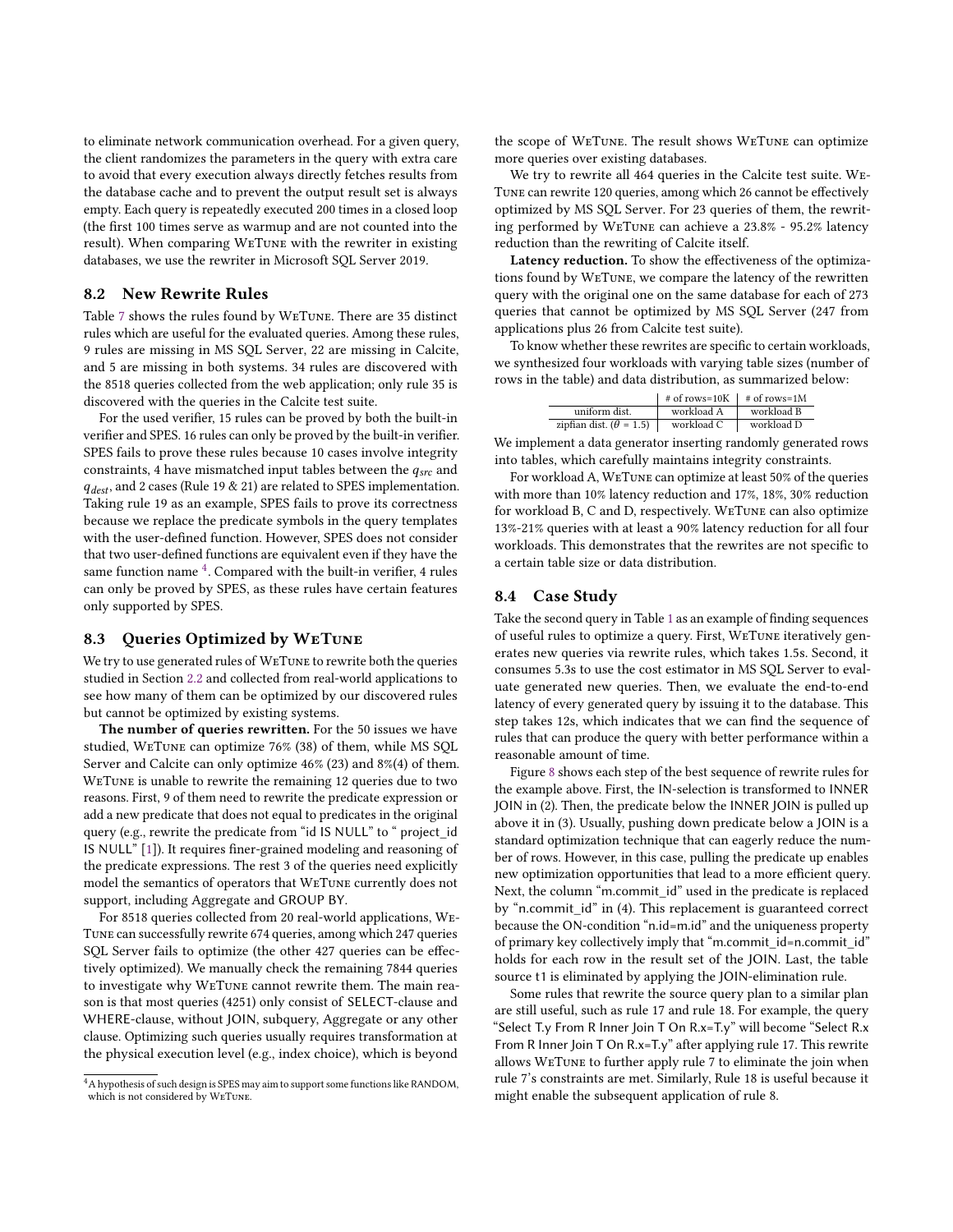to eliminate network communication overhead. For a given query, the client randomizes the parameters in the query with extra care to avoid that every execution always directly fetches results from the database cache and to prevent the output result set is always empty. Each query is repeatedly executed 200 times in a closed loop (the first 100 times serve as warmup and are not counted into the result). When comparing WeTune with the rewriter in existing databases, we use the rewriter in Microsoft SQL Server 2019.

## 8.2 New Rewrite Rules

Table 7 shows the rules found by WeTune. There are 35 distinct rules which are useful for the evaluated queries. Among these rules, 9 rules are missing in MS SQL Server, 22 are missing in Calcite, and 5 are missing in both systems. 34 rules are discovered with the 8518 queries collected from the web application; only rule 35 is discovered with the queries in the Calcite test suite.

For the used verifier, 15 rules can be proved by both the built-in verifier and SPES. 16 rules can only be proved by the built-in verifier. SPES fails to prove these rules because 10 cases involve integrity constraints, 4 have mismatched input tables between the $q_{src}$ and $q_{dest}$, and 2 cases (Rule 19 & 21) are related to SPES implementation. Taking rule 19 as an example, SPES fails to prove its correctness because we replace the predicate symbols in the query templates with the user-defined function. However, SPES does not consider that two user-defined functions are equivalent even if they have the same function name [4]. Compared with the built-in verifier, 4 rules can only be proved by SPES, as these rules have certain features only supported by SPES.

## 8.3 Queries Optimized by WeTune

We try to use generated rules of WeTune to rewrite both the queries studied in Section 2.2 and collected from real-world applications to see how many of them can be optimized by our discovered rules but cannot be optimized by existing systems.

**The number of queries rewritten.** For the 50 issues we have studied, WeTune can optimize 76% (38) of them, while MS SQL Server and Calcite can only optimize 46% (23) and 8%(4) of them. WeTune is unable to rewrite the remaining 12 queries due to two reasons. First, 9 of them need to rewrite the predicate expression or add a new predicate that does not equal to predicates in the original query (e.g., rewrite the predicate from “id IS NULL” to “ project_id IS NULL” [1]). It requires finer-grained modeling and reasoning of the predicate expressions. The rest 3 of the queries need explicitly model the semantics of operators that WeTune currently does not support, including Aggregate and GROUP BY.

For 8518 queries collected from 20 real-world applications, WeTune can successfully rewrite 674 queries, among which 247 queries SQL Server fails to optimize (the other 427 queries can be effectively optimized). We manually check the remaining 7844 queries to investigate why WeTune cannot rewrite them. The main reason is that most queries (4251) only consist of SELECT-clause and WHERE-clause, without JOIN, subquery, Aggregate or any other clause. Optimizing such queries usually requires transformation at the physical execution level (e.g., index choice), which is beyond the scope of WeTune. The result shows WeTune can optimize more queries over existing databases.

We try to rewrite all 464 queries in the Calcite test suite. WeTune can rewrite 120 queries, among which 26 cannot be effectively optimized by MS SQL Server. For 23 queries of them, the rewriting performed by WeTune can achieve a 23.8% - 95.2% latency reduction than the rewriting of Calcite itself.

**Latency reduction.** To show the effectiveness of the optimizations found by WeTune, we compare the latency of the rewritten query with the original one on the same database for each of 273 queries that cannot be optimized by MS SQL Server (247 from applications plus 26 from Calcite test suite).

To know whether these rewrites are specific to certain workloads, we synthesized four workloads with varying table sizes (number of rows in the table) and data distribution, as summarized below:

| | # of rows=10K | # of rows=1M |
|---|---|---|
| uniform dist. | workload A | workload B |
| zipfian dist. ($\theta$ = 1.5) | workload C | workload D |

We implement a data generator inserting randomly generated rows into tables, which carefully maintains integrity constraints.

For workload A, WeTune can optimize at least 50% of the queries with more than 10% latency reduction and 17%, 18%, 30% reduction for workload B, C and D, respectively. WeTune can also optimize 13%-21% queries with at least a 90% latency reduction for all four workloads. This demonstrates that the rewrites are not specific to a certain table size or data distribution.

## 8.4 Case Study

Take the second query in Table 1 as an example of finding sequences of useful rules to optimize a query. First, WeTune iteratively generates new queries via rewrite rules, which takes 1.5s. Second, it consumes 5.3s to use the cost estimator in MS SQL Server to evaluate generated new queries. Then, we evaluate the end-to-end latency of every generated query by issuing it to the database. This step takes 12s, which indicates that we can find the sequence of rules that can produce the query with better performance within a reasonable amount of time.

Figure 8 shows each step of the best sequence of rewrite rules for the example above. First, the IN-selection is transformed to INNER JOIN in (2). Then, the predicate below the INNER JOIN is pulled up above it in (3). Usually, pushing down predicate below a JOIN is a standard optimization technique that can eagerly reduce the number of rows. However, in this case, pulling the predicate up enables new optimization opportunities that lead to a more efficient query. Next, the column “m.commit_id” used in the predicate is replaced by “n.commit_id” in (4). This replacement is guaranteed correct because the ON-condition “n.id=m.id” and the uniqueness property of primary key collectively imply that “m.commit_id=n.commit_id” holds for each row in the result set of the JOIN. Last, the table source t1 is eliminated by applying the JOIN-elimination rule.

Some rules that rewrite the source query plan to a similar plan are still useful, such as rule 17 and rule 18. For example, the query “Select T.y From R Inner Join T On R.x=T.y” will become “Select R.x From R Inner Join T On R.x=T.y” after applying rule 17. This rewrite allows WeTune to further apply rule 7 to eliminate the join when rule 7’s constraints are met. Similarly, Rule 18 is useful because it might enable the subsequent application of rule 8.

[4] A hypothesis of such design is SPES may aim to support some functions like RANDOM, which is not considered by WeTune.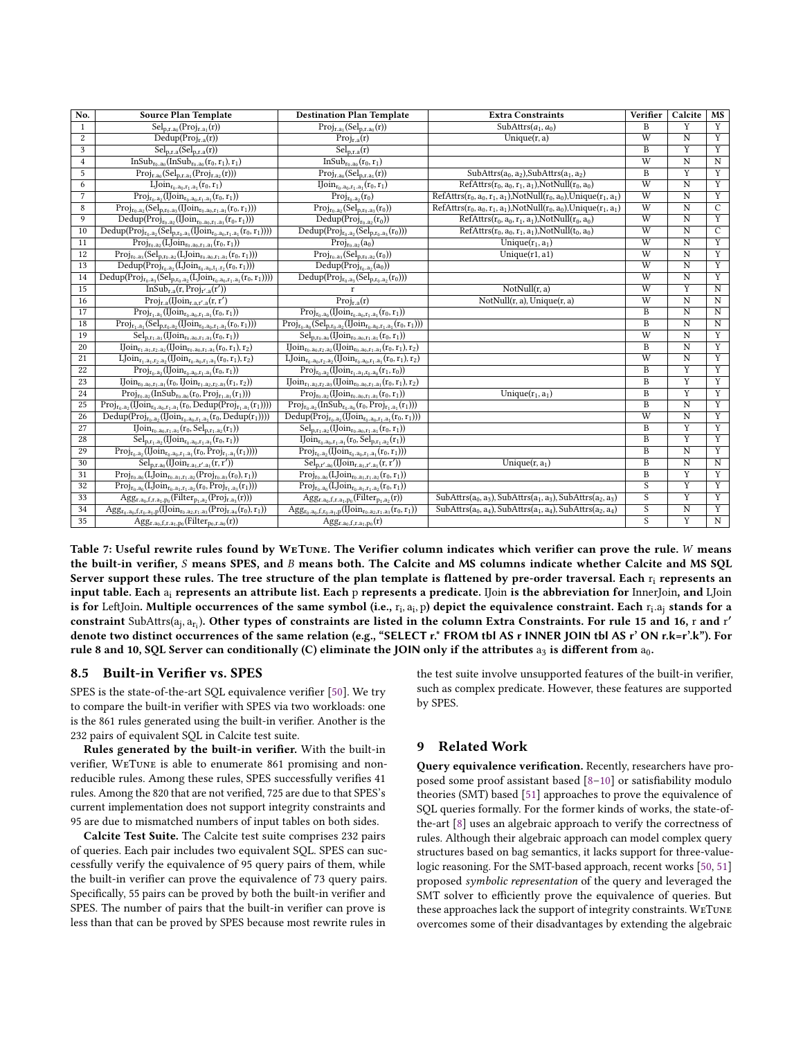| No. | Source Plan Template | Destination Plan Template | Extra Constraints | Verifier | Calcite | MS |
|---|---|---|---|---|---|---|
| 1 | $\mathrm{Sel}_{p,r.a_0}(\mathrm{Proj}_{r.a_1}(r))$ | $\mathrm{Proj}_{r.a_1}(\mathrm{Sel}_{p,r.a_0}(r))$ | $\mathrm{SubAttrs}(a_1, a_0)$ | B | Y | Y |
| 2 | $\mathrm{Dedup}(\mathrm{Proj}_{r.a}(r))$ | $\mathrm{Proj}_{r.a}(r)$ | $\mathrm{Unique}(r, a)$ | W | N | Y |
| 3 | $\mathrm{Sel}_{p,r.a}(\mathrm{Sel}_{p,r.a}(r))$ | $\mathrm{Sel}_{p,r.a}(r)$ | | B | Y | Y |
| 4 | $\mathrm{InSub}_{r_0.a_0}(\mathrm{InSub}_{r_0.a_0}(r_0, r_1), r_1)$ | $\mathrm{InSub}_{r_0.a_0}(r_0, r_1)$ | | W | N | N |
| 5 | $\mathrm{Proj}_{r.a_0}(\mathrm{Sel}_{p,r.a_1}(\mathrm{Proj}_{r.a_2}(r)))$ | $\mathrm{Proj}_{r.a_0}(\mathrm{Sel}_{p,r.a_1}(r))$ | $\mathrm{SubAttrs}(a_0, a_2)$,$\mathrm{SubAttrs}(a_1, a_2)$ | B | Y | Y |
| 6 | $\mathrm{LJoin}_{r_0.a_0,r_1.a_1}(r_0, r_1)$ | $\mathrm{IJoin}_{r_0.a_0,r_1.a_1}(r_0, r_1)$ | $\mathrm{RefAttrs}(r_0, a_0, r_1, a_1)$,$\mathrm{NotNull}(r_0, a_0)$ | W | N | Y |
| 7 | $\mathrm{Proj}_{r_0.a_2}(\mathrm{IJoin}_{r_0.a_0,r_1.a_1}(r_0, r_1))$ | $\mathrm{Proj}_{r_0.a_2}(r_0)$ | $\mathrm{RefAttrs}(r_0, a_0, r_1, a_1)$,$\mathrm{NotNull}(r_0, a_0)$,$\mathrm{Unique}(r_1, a_1)$ | W | N | Y |
| 8 | $\mathrm{Proj}_{r_0.a_2}(\mathrm{Sel}_{p,r_0.a_3}(\mathrm{IJoin}_{r_0.a_0,r_1.a_1}(r_0, r_1)))$ | $\mathrm{Proj}_{r_0.a_2}(\mathrm{Sel}_{p,r_0.a_3}(r_0))$ | $\mathrm{RefAttrs}(r_0, a_0, r_1, a_1)$,$\mathrm{NotNull}(r_0, a_0)$,$\mathrm{Unique}(r_1, a_1)$ | W | N | C |
| 9 | $\mathrm{Dedup}(\mathrm{Proj}_{r_0.a_2}(\mathrm{IJoin}_{r_0.a_0,r_1.a_1}(r_0, r_1)))$ | $\mathrm{Dedup}(\mathrm{Proj}_{r_0.a_2}(r_0))$ | $\mathrm{RefAttrs}(r_0, a_0, r_1, a_1)$,$\mathrm{NotNull}(r_0, a_0)$ | W | N | Y |
| 10 | $\mathrm{Dedup}(\mathrm{Proj}_{r_0.a_2}(\mathrm{Sel}_{p,r_0.a_3}(\mathrm{IJoin}_{r_0.a_0,r_1.a_1}(r_0, r_1))))$ | $\mathrm{Dedup}(\mathrm{Proj}_{r_0.a_2}(\mathrm{Sel}_{p,r_0.a_3}(r_0)))$ | $\mathrm{RefAttrs}(r_0, a_0, r_1, a_1)$,$\mathrm{NotNull}(t_0, a_0)$ | W | N | C |
| 11 | $\mathrm{Proj}_{r_0.a_2}(\mathrm{LJoin}_{r_0.a_0,r_1.a_1}(r_0, r_1))$ | $\mathrm{Proj}_{r_0.a_2}(a_0)$ | $\mathrm{Unique}(r_1, a_1)$ | W | N | Y |
| 12 | $\mathrm{Proj}_{r_0.a_3}(\mathrm{Sel}_{p,r_0.a_2}(\mathrm{LJoin}_{r_0.a_0,r_1.a_1}(r_0, r_1)))$ | $\mathrm{Proj}_{r_0.a_3}(\mathrm{Sel}_{p,r_0.a_2}(r_0))$ | Unique(r1, a1) | W | N | Y |
| 13 | $\mathrm{Dedup}(\mathrm{Proj}_{r_0.a_2}(\mathrm{LJoin}_{r_0.a_0,r_1.r_2}(r_0, r_1)))$ | $\mathrm{Dedup}(\mathrm{Proj}_{r_0.a_2}(a_0))$ | | W | N | Y |
| 14 | $\mathrm{Dedup}(\mathrm{Proj}_{r_0.a_3}(\mathrm{Sel}_{p,r_0.a_2}(\mathrm{LJoin}_{r_0.a_0,r_1.a_1}(r_0, r_1))))$ | $\mathrm{Dedup}(\mathrm{Proj}_{r_0.a_3}(\mathrm{Sel}_{p,r_0.a_2}(r_0)))$ | | W | N | Y |
| 15 | $\mathrm{InSub}_{r.a}(r, \mathrm{Proj}_{r'.a}(r'))$ | r | $\mathrm{NotNull}(r, a)$ | W | Y | N |
| 16 | $\mathrm{Proj}_{r.a}(\mathrm{IJoin}_{r.a,r'.a}(r, r'))$ | $\mathrm{Proj}_{r.a}(r)$ | $\mathrm{NotNull}(r, a)$, $\mathrm{Unique}(r, a)$ | W | N | N |
| 17 | $\mathrm{Proj}_{r_1.a_1}(\mathrm{IJoin}_{r_0.a_0,r_1.a_1}(r_0, r_1))$ | $\mathrm{Proj}_{r_0.a_0}(\mathrm{IJoin}_{r_0.a_0,r_1.a_1}(r_0, r_1))$ | | B | N | N |
| 18 | $\mathrm{Proj}_{r_1.a_1}(\mathrm{Sel}_{p,r_0.a_2}(\mathrm{IJoin}_{r_0.a_0,r_1.a_1}(r_0, r_1)))$ | $\mathrm{Proj}_{r_0.a_0}(\mathrm{Sel}_{p,r_0.a_2}(\mathrm{IJoin}_{r_0.a_0,r_1.a_1}(r_0, r_1)))$ | | B | N | N |
| 19 | $\mathrm{Sel}_{p,r_1.a_1}(\mathrm{IJoin}_{r_0.a_0,r_1.a_1}(r_0, r_1))$ | $\mathrm{Sel}_{p,r_0.a_0}(\mathrm{IJoin}_{r_0.a_0,r_1.a_1}(r_0, r_1))$ | | W | N | Y |
| 20 | $\mathrm{IJoin}_{r_1.a_1,r_2.a_2}(\mathrm{IJoin}_{r_0.a_0,r_1.a_1}(r_0, r_1), r_2)$ | $\mathrm{IJoin}_{r_0.a_0,r_2.a_2}(\mathrm{IJoin}_{r_0.a_0,r_1.a_1}(r_0, r_1), r_2)$ | | B | N | Y |
| 21 | $\mathrm{LJoin}_{r_1.a_1,r_2.a_2}(\mathrm{IJoin}_{r_0.a_0,r_1.a_1}(r_0, r_1), r_2)$ | $\mathrm{LJoin}_{r_0.a_0,r_2.a_2}(\mathrm{IJoin}_{r_0.a_0,r_1.a_1}(r_0, r_1), r_2)$ | | W | N | Y |
| 22 | $\mathrm{Proj}_{r_0.a_2}(\mathrm{IJoin}_{r_0.a_0,r_1.a_1}(r_0, r_1))$ | $\mathrm{Proj}_{r_0.a_2}(\mathrm{IJoin}_{r_1.a_1,r_0.a_0}(r_1, r_0))$ | | B | Y | Y |
| 23 | $\mathrm{IJoin}_{r_0.a_0,r_1.a_1}(r_0, \mathrm{IJoin}_{r_1.a_2,r_2.a_3}(r_1, r_2))$ | $\mathrm{IJoin}_{r_1.a_2,r_2.a_3}(\mathrm{IJoin}_{r_0.a_0,r_1.a_1}(r_0, r_1), r_2)$ | | B | Y | Y |
| 24 | $\mathrm{Proj}_{r_0.a_2}(\mathrm{InSub}_{r_0.a_0}(r_0, \mathrm{Proj}_{r_1.a_1}(r_1)))$ | $\mathrm{Proj}_{r_0.a_2}(\mathrm{IJoin}_{r_0.a_0,r_1.a_1}(r_0, r_1))$ | $\mathrm{Unique}(r_1, a_1)$ | B | Y | Y |
| 25 | $\mathrm{Proj}_{r_0.a_2}(\mathrm{IJoin}_{r_0.a_0,r_1.a_1}(r_0, \mathrm{Dedup}(\mathrm{Proj}_{r_1.a_1}(r_1))))$ | $\mathrm{Proj}_{r_0.a_2}(\mathrm{InSub}_{r_0.a_0}(r_0, \mathrm{Proj}_{r_1.a_1}(r_1)))$ | | B | N | Y |
| 26 | $\mathrm{Dedup}(\mathrm{Proj}_{r_0.a_2}(\mathrm{IJoin}_{r_0.a_0,r_1.a_1}(r_0, \mathrm{Dedup}(r_1))))$ | $\mathrm{Dedup}(\mathrm{Proj}_{r_0.a_2}(\mathrm{IJoin}_{r_0.a_0,r_1.a_1}(r_0, r_1)))$ | | W | N | Y |
| 27 | $\mathrm{IJoin}_{r_0.a_0,r_1.a_1}(r_0, \mathrm{Sel}_{p,r_1.a_2}(r_1))$ | $\mathrm{Sel}_{p,r_1.a_2}(\mathrm{IJoin}_{r_0.a_0,r_1.a_1}(r_0, r_1))$ | | B | Y | Y |
| 28 | $\mathrm{Sel}_{p,r_1.a_2}(\mathrm{IJoin}_{r_0.a_0,r_1.a_1}(r_0, r_1))$ | $\mathrm{IJoin}_{r_0.a_0,r_1.a_1}(r_0, \mathrm{Sel}_{p,r_1.a_2}(r_1))$ | | B | Y | Y |
| 29 | $\mathrm{Proj}_{r_0.a_2}(\mathrm{IJoin}_{r_0.a_0,r_1.a_1}(r_0, \mathrm{Proj}_{r_1.a_1}(r_1))))$ | $\mathrm{Proj}_{r_0.a_2}(\mathrm{IJoin}_{r_0.a_0,r_1.a_1}(r_0, r_1)))$ | | B | N | Y |
| 30 | $\mathrm{Sel}_{p,r.a_0}(\mathrm{IJoin}_{r.a_1,r'.a_1}(r, r'))$ | $\mathrm{Sel}_{p,r'.a_0}(\mathrm{IJoin}_{r.a_1,r'.a_1}(r, r'))$ | $\mathrm{Unique}(r, a_1)$ | B | N | N |
| 31 | $\mathrm{Proj}_{r_0.a_0}(\mathrm{LJoin}_{r_0.a_1,r_1.a_2}(\mathrm{Proj}_{r_0.a_3}(r_0), r_1))$ | $\mathrm{Proj}_{r_0.a_0}(\mathrm{LJoin}_{r_0.a_1,r_1.a_2}(r_0, r_1))$ | | B | Y | Y |
| 32 | $\mathrm{Proj}_{r_0.a_0}(\mathrm{LJoin}_{r_0.a_1,r_1.a_2}(r_0, \mathrm{Proj}_{r_1.a_3}(r_1)))$ | $\mathrm{Proj}_{r_0.a_0}(\mathrm{LJoin}_{r_0.a_1,r_1.a_2}(r_0, r_1))$ | | S | Y | Y |
| 33 | $\mathrm{Agg}_{r.a_0,f,r.a_1,p_0}(\mathrm{Filter}_{p_1,a_2}(\mathrm{Proj}_{r.a_3}(r)))$ | $\mathrm{Agg}_{r.a_0,f,r.a_1,p_0}(\mathrm{Filter}_{p_1,a_2}(r))$ | $\mathrm{SubAttrs}(a_0, a_3)$, $\mathrm{SubAttrs}(a_1, a_3)$, $\mathrm{SubAttrs}(a_2, a_3)$ | S | Y | Y |
| 34 | $\mathrm{Agg}_{r_0.a_0,f,r_0.a_1,p}(\mathrm{IJoin}_{r_0.a_2,r_1.a_3}(\mathrm{Proj}_{r.a_4}(r_0), r_1))$ | $\mathrm{Agg}_{r_0.a_0,f,r_0.a_1,p}(\mathrm{IJoin}_{r_0.a_2,r_1.a_3}(r_0, r_1))$ | $\mathrm{SubAttrs}(a_0, a_4)$, $\mathrm{SubAttrs}(a_1, a_4)$, $\mathrm{SubAttrs}(a_2, a_4)$ | S | N | Y |
| 35 | $\mathrm{Agg}_{r.a_0,f,r.a_1,p_0}(\mathrm{Filter}_{p_0,r.a_0}(r))$ | $\mathrm{Agg}_{r.a_0,f,r.a_1,p_0}(r)$ | | S | Y | N |

**Table 7: Useful rewrite rules found by WeTune. The Verifier column indicates which verifier can prove the rule.** *W* **means the built-in verifier,** *S* **means SPES, and** *B* **means both. The Calcite and MS columns indicate whether Calcite and MS SQL Server support these rules. The tree structure of the plan template is flattened by pre-order traversal. Each $r_i$ represents an input table. Each $a_i$ represents an attribute list. Each p represents a predicate.** IJoin **is the abbreviation for** InnerJoin**, and** LJoin **is for** LeftJoin**. Multiple occurrences of the same symbol (i.e., $r_i$, $a_i$, p) depict the equivalence constraint. Each $r_i.a_j$ stands for a constraint $\mathrm{SubAttrs}(a_j, a_{r_i})$. Other types of constraints are listed in the column Extra Constraints. For rule 15 and 16, r and r′ denote two distinct occurrences of the same relation (e.g., "SELECT r.* FROM tbl AS r INNER JOIN tbl AS r' ON r.k=r'.k"). For rule 8 and 10, SQL Server can conditionally (C) eliminate the JOIN only if the attributes $a_3$ is different from $a_0$.**

## 8.5 Built-in Verifier vs. SPES

SPES is the state-of-the-art SQL equivalence verifier [50]. We try to compare the built-in verifier with SPES via two workloads: one is the 861 rules generated using the built-in verifier. Another is the 232 pairs of equivalent SQL in Calcite test suite.

**Rules generated by the built-in verifier.** With the built-in verifier, WeTune is able to enumerate 861 promising and non-reducible rules. Among these rules, SPES successfully verifies 41 rules. Among the 820 that are not verified, 725 are due to that SPES's current implementation does not support integrity constraints and 95 are due to mismatched numbers of input tables on both sides.

**Calcite Test Suite.** The Calcite test suite comprises 232 pairs of queries. Each pair includes two equivalent SQL. SPES can successfully verify the equivalence of 95 query pairs of them, while the built-in verifier can prove the equivalence of 73 query pairs. Specifically, 55 pairs can be proved by both the built-in verifier and SPES. The number of pairs that the built-in verifier can prove is less than that can be proved by SPES because most rewrite rules in the test suite involve unsupported features of the built-in verifier, such as complex predicate. However, these features are supported by SPES.

## 9 Related Work

**Query equivalence verification.** Recently, researchers have proposed some proof assistant based [8–10] or satisfiability modulo theories (SMT) based [51] approaches to prove the equivalence of SQL queries formally. For the former kinds of works, the state-of-the-art [8] uses an algebraic approach to verify the correctness of rules. Although their algebraic approach can model complex query structures based on bag semantics, it lacks support for three-value-logic reasoning. For the SMT-based approach, recent works [50, 51] proposed *symbolic representation* of the query and leveraged the SMT solver to efficiently prove the equivalence of queries. But these approaches lack the support of integrity constraints. WeTune overcomes some of their disadvantages by extending the algebraic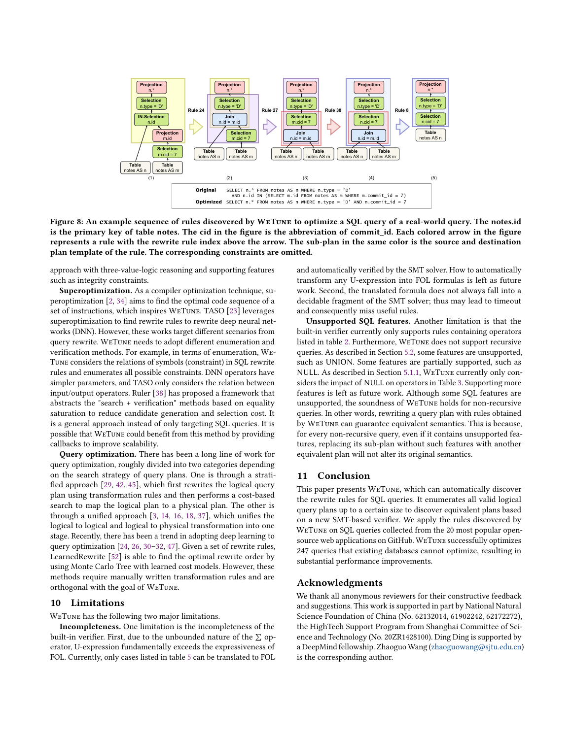| | |
|---|---|
| **Original** | `SELECT n.* FROM notes AS n WHERE n.type = 'D' AND n.id IN (SELECT m.id FROM notes AS m WHERE m.commit_id = 7)` |
| **Optimized** | `SELECT n.* FROM notes AS n WHERE n.type = 'D' AND n.commit_id = 7` |

**Figure 8: An example sequence of rules discovered by WeTune to optimize a SQL query of a real-world query. The notes.id is the primary key of table notes. The cid in the figure is the abbreviation of commit_id. Each colored arrow in the figure represents a rule with the rewrite rule index above the arrow. The sub-plan in the same color is the source and destination plan template of the rule. The corresponding constraints are omitted.**

approach with three-value-logic reasoning and supporting features such as integrity constraints.

**Superoptimization.** As a compiler optimization technique, superoptimization [2, 34] aims to find the optimal code sequence of a set of instructions, which inspires WeTune. TASO [23] leverages superoptimization to find rewrite rules to rewrite deep neural networks (DNN). However, these works target different scenarios from query rewrite. WeTune needs to adopt different enumeration and verification methods. For example, in terms of enumeration, WeTune considers the relations of symbols (constraint) in SQL rewrite rules and enumerates all possible constraints. DNN operators have simpler parameters, and TASO only considers the relation between input/output operators. Ruler [38] has proposed a framework that abstracts the "search + verification" methods based on equality saturation to reduce candidate generation and selection cost. It is a general approach instead of only targeting SQL queries. It is possible that WeTune could benefit from this method by providing callbacks to improve scalability.

**Query optimization.** There has been a long line of work for query optimization, roughly divided into two categories depending on the search strategy of query plans. One is through a stratified approach [29, 42, 45], which first rewrites the logical query plan using transformation rules and then performs a cost-based search to map the logical plan to a physical plan. The other is through a unified approach [3, 14, 16, 18, 37], which unifies the logical to logical and logical to physical transformation into one stage. Recently, there has been a trend in adopting deep learning to query optimization [24, 26, 30–32, 47]. Given a set of rewrite rules, LearnedRewrite [52] is able to find the optimal rewrite order by using Monte Carlo Tree with learned cost models. However, these methods require manually written transformation rules and are orthogonal with the goal of WeTune.

## 10 Limitations

WeTune has the following two major limitations.

**Incompleteness.** One limitation is the incompleteness of the built-in verifier. First, due to the unbounded nature of the $\sum$ operator, U-expression fundamentally exceeds the expressiveness of FOL. Currently, only cases listed in table 5 can be translated to FOL and automatically verified by the SMT solver. How to automatically transform any U-expression into FOL formulas is left as future work. Second, the translated formula does not always fall into a decidable fragment of the SMT solver; thus may lead to timeout and consequently miss useful rules.

**Unsupported SQL features.** Another limitation is that the built-in verifier currently only supports rules containing operators listed in table 2. Furthermore, WeTune does not support recursive queries. As described in Section 5.2, some features are unsupported, such as UNION. Some features are partially supported, such as NULL. As described in Section 5.1.1, WeTune currently only considers the impact of NULL on operators in Table 3. Supporting more features is left as future work. Although some SQL features are unsupported, the soundness of WeTune holds for non-recursive queries. In other words, rewriting a query plan with rules obtained by WeTune can guarantee equivalent semantics. This is because, for every non-recursive query, even if it contains unsupported features, replacing its sub-plan without such features with another equivalent plan will not alter its original semantics.

## 11 Conclusion

This paper presents WeTune, which can automatically discover the rewrite rules for SQL queries. It enumerates all valid logical query plans up to a certain size to discover equivalent plans based on a new SMT-based verifier. We apply the rules discovered by WeTune on SQL queries collected from the 20 most popular open-source web applications on GitHub. WeTune successfully optimizes 247 queries that existing databases cannot optimize, resulting in substantial performance improvements.

## Acknowledgments

We thank all anonymous reviewers for their constructive feedback and suggestions. This work is supported in part by National Natural Science Foundation of China (No. 62132014, 61902242, 62172272), the HighTech Support Program from Shanghai Committee of Science and Technology (No. 20ZR1428100). Ding Ding is supported by a DeepMind fellowship. Zhaoguo Wang (zhaoguowang@sjtu.edu.cn) is the corresponding author.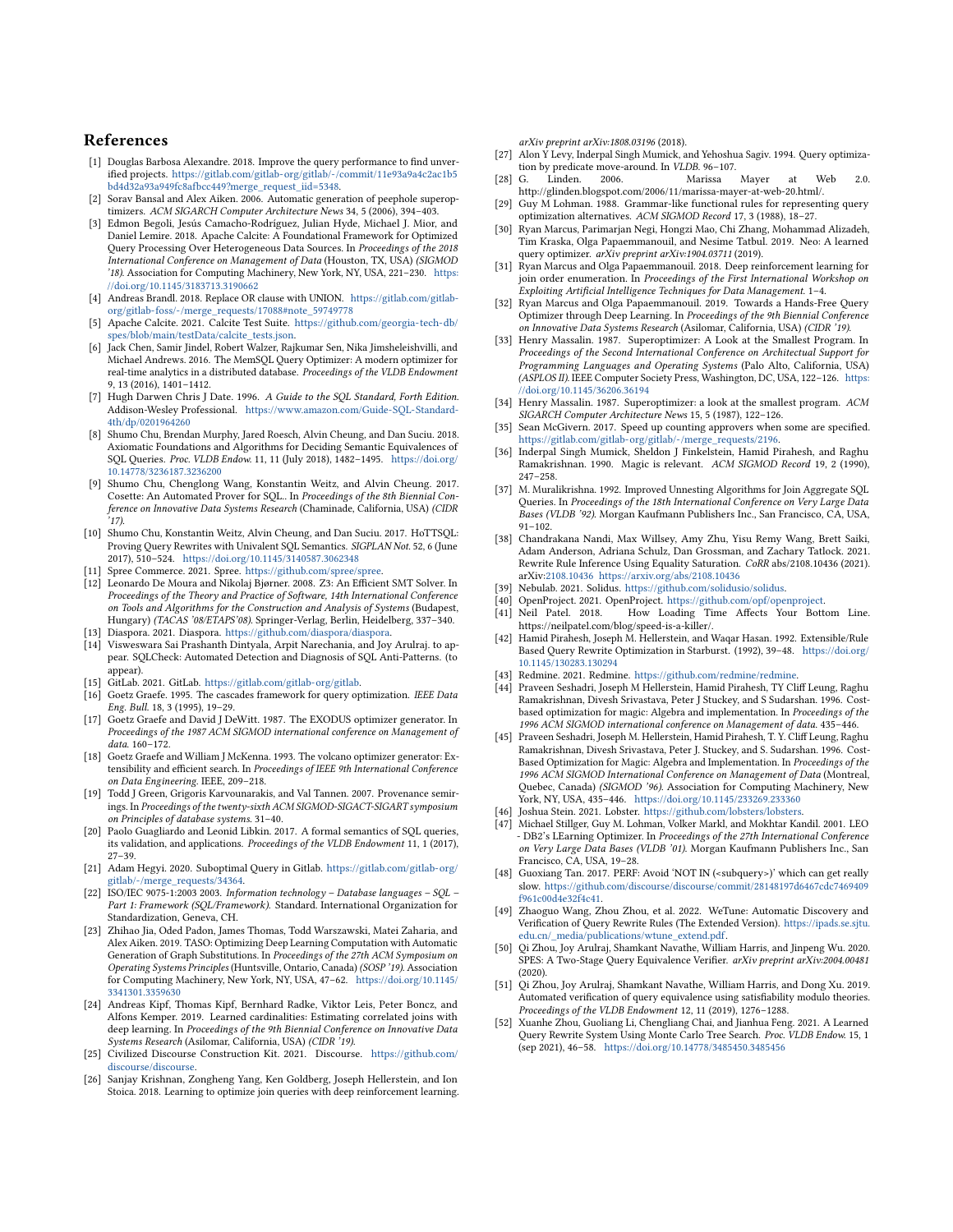# References

[1] Douglas Barbosa Alexandre. 2018. Improve the query performance to find unverified projects. https://gitlab.com/gitlab-org/gitlab/-/commit/11e93a9a4c2ac1b5bd4d32a93a949fc8afbcc449?merge_request_iid=5348.

[2] Sorav Bansal and Alex Aiken. 2006. Automatic generation of peephole superoptimizers. *ACM SIGARCH Computer Architecture News* 34, 5 (2006), 394–403.

[3] Edmon Begoli, Jesús Camacho-Rodríguez, Julian Hyde, Michael J. Mior, and Daniel Lemire. 2018. Apache Calcite: A Foundational Framework for Optimized Query Processing Over Heterogeneous Data Sources. In *Proceedings of the 2018 International Conference on Management of Data* (Houston, TX, USA) *(SIGMOD '18)*. Association for Computing Machinery, New York, NY, USA, 221–230. https://doi.org/10.1145/3183713.3190662

[4] Andreas Brandl. 2018. Replace OR clause with UNION. https://gitlab.com/gitlab-org/gitlab-foss/-/merge_requests/17088#note_59749778

[5] Apache Calcite. 2021. Calcite Test Suite. https://github.com/georgia-tech-db/spes/blob/main/testData/calcite_tests.json.

[6] Jack Chen, Samir Jindel, Robert Walzer, Rajkumar Sen, Nika Jimsheleishvilli, and Michael Andrews. 2016. The MemSQL Query Optimizer: A modern optimizer for real-time analytics in a distributed database. *Proceedings of the VLDB Endowment* 9, 13 (2016), 1401–1412.

[7] Hugh Darwen Chris J Date. 1996. *A Guide to the SQL Standard, Forth Edition.* Addison-Wesley Professional. https://www.amazon.com/Guide-SQL-Standard-4th/dp/0201964260

[8] Shumo Chu, Brendan Murphy, Jared Roesch, Alvin Cheung, and Dan Suciu. 2018. Axiomatic Foundations and Algorithms for Deciding Semantic Equivalences of SQL Queries. *Proc. VLDB Endow.* 11, 11 (July 2018), 1482–1495. https://doi.org/10.14778/3236187.3236200

[9] Shumo Chu, Chenglong Wang, Konstantin Weitz, and Alvin Cheung. 2017. Cosette: An Automated Prover for SQL.. In *Proceedings of the 8th Biennial Conference on Innovative Data Systems Research* (Chaminade, California, USA) *(CIDR '17)*.

[10] Shumo Chu, Konstantin Weitz, Alvin Cheung, and Dan Suciu. 2017. HoTTSQL: Proving Query Rewrites with Univalent SQL Semantics. *SIGPLAN Not.* 52, 6 (June 2017), 510–524. https://doi.org/10.1145/3140587.3062348

[11] Spree Commerce. 2021. Spree. https://github.com/spree/spree.

[12] Leonardo De Moura and Nikolaj Bjørner. 2008. Z3: An Efficient SMT Solver. In *Proceedings of the Theory and Practice of Software, 14th International Conference on Tools and Algorithms for the Construction and Analysis of Systems* (Budapest, Hungary) *(TACAS '08/ETAPS'08)*. Springer-Verlag, Berlin, Heidelberg, 337–340.

[13] Diaspora. 2021. Diaspora. https://github.com/diaspora/diaspora.

[14] Visweswara Sai Prashanth Dintyala, Arpit Narechania, and Joy Arulraj. to appear. SQLCheck: Automated Detection and Diagnosis of SQL Anti-Patterns. (to appear).

[15] GitLab. 2021. GitLab. https://github.com/gitlab-org/gitlab.

[16] Goetz Graefe. 1995. The cascades framework for query optimization. *IEEE Data Eng. Bull.* 18, 3 (1995), 19–29.

[17] Goetz Graefe and David J DeWitt. 1987. The EXODUS optimizer generator. In *Proceedings of the 1987 ACM SIGMOD international conference on Management of data*. 160–172.

[18] Goetz Graefe and William J McKenna. 1993. The volcano optimizer generator: Extensibility and efficient search. In *Proceedings of IEEE 9th International Conference on Data Engineering*. IEEE, 209–218.

[19] Todd J Green, Grigoris Karvounarakis, and Val Tannen. 2007. Provenance semirings. In *Proceedings of the twenty-sixth ACM SIGMOD-SIGACT-SIGART symposium on Principles of database systems*. 31–40.

[20] Paolo Guagliardo and Leonid Libkin. 2017. A formal semantics of SQL queries, its validation, and applications. *Proceedings of the VLDB Endowment* 11, 1 (2017), 27–39.

[21] Adam Hegyi. 2020. Suboptimal Query in Gitlab. https://gitlab.com/gitlab-org/gitlab/-/merge_requests/34364.

[22] ISO/IEC 9075-1:2003 2003. *Information technology – Database languages – SQL – Part 1: Framework (SQL/Framework).* Standard. International Organization for Standardization, Geneva, CH.

[23] Zhihao Jia, Oded Padon, James Thomas, Todd Warszawski, Matei Zaharia, and Alex Aiken. 2019. TASO: Optimizing Deep Learning Computation with Automatic Generation of Graph Substitutions. In *Proceedings of the 27th ACM Symposium on Operating Systems Principles* (Huntsville, Ontario, Canada) *(SOSP '19)*. Association for Computing Machinery, New York, NY, USA, 47–62. https://doi.org/10.1145/3341301.3359630

[24] Andreas Kipf, Thomas Kipf, Bernhard Radke, Viktor Leis, Peter Boncz, and Alfons Kemper. 2019. Learned cardinalities: Estimating correlated joins with deep learning. In *Proceedings of the 9th Biennial Conference on Innovative Data Systems Research* (Asilomar, California, USA) *(CIDR '19)*.

[25] Civilized Discourse Construction Kit. 2021. Discourse. https://github.com/discourse/discourse.

[26] Sanjay Krishnan, Zongheng Yang, Ken Goldberg, Joseph Hellerstein, and Ion Stoica. 2018. Learning to optimize join queries with deep reinforcement learning. *arXiv preprint arXiv:1808.03196* (2018).

[27] Alon Y Levy, Inderpal Singh Mumick, and Yehoshua Sagiv. 1994. Query optimization by predicate move-around. In *VLDB*. 96–107.

[28] G. Linden. 2006. Marissa Mayer at Web 2.0. http://glinden.blogspot.com/2006/11/marissa-mayer-at-web-20.html/.

[29] Guy M Lohman. 1988. Grammar-like functional rules for representing query optimization alternatives. *ACM SIGMOD Record* 17, 3 (1988), 18–27.

[30] Ryan Marcus, Parimarjan Negi, Hongzi Mao, Chi Zhang, Mohammad Alizadeh, Tim Kraska, Olga Papaemmanouil, and Nesime Tatbul. 2019. Neo: A learned query optimizer. *arXiv preprint arXiv:1904.03711* (2019).

[31] Ryan Marcus and Olga Papaemmanouil. 2018. Deep reinforcement learning for join order enumeration. In *Proceedings of the First International Workshop on Exploiting Artificial Intelligence Techniques for Data Management*. 1–4.

[32] Ryan Marcus and Olga Papaemmanouil. 2019. Towards a Hands-Free Query Optimizer through Deep Learning. In *Proceedings of the 9th Biennial Conference on Innovative Data Systems Research* (Asilomar, California, USA) *(CIDR '19)*.

[33] Henry Massalin. 1987. Superoptimizer: A Look at the Smallest Program. In *Proceedings of the Second International Conference on Architectual Support for Programming Languages and Operating Systems* (Palo Alto, California, USA) *(ASPLOS II)*. IEEE Computer Society Press, Washington, DC, USA, 122–126. https://doi.org/10.1145/36206.36194

[34] Henry Massalin. 1987. Superoptimizer: a look at the smallest program. *ACM SIGARCH Computer Architecture News* 15, 5 (1987), 122–126.

[35] Sean McGivern. 2017. Speed up counting approvers when some are specified. https://gitlab.com/gitlab-org/gitlab/-/merge_requests/2196.

[36] Inderpal Singh Mumick, Sheldon J Finkelstein, Hamid Pirahesh, and Raghu Ramakrishnan. 1990. Magic is relevant. *ACM SIGMOD Record* 19, 2 (1990), 247–258.

[37] M. Muralikrishna. 1992. Improved Unnesting Algorithms for Join Aggregate SQL Queries. In *Proceedings of the 18th International Conference on Very Large Data Bases (VLDB '92)*. Morgan Kaufmann Publishers Inc., San Francisco, CA, USA, 91–102.

[38] Chandrakana Nandi, Max Willsey, Amy Zhu, Yisu Remy Wang, Brett Saiki, Adam Anderson, Adriana Schulz, Dan Grossman, and Zachary Tatlock. 2021. Rewrite Rule Inference Using Equality Saturation. *CoRR* abs/2108.10436 (2021). arXiv:2108.10436 https://arxiv.org/abs/2108.10436

[39] Nebulab. 2021. Solidus. https://github.com/solidusio/solidus.

[40] OpenProject. 2021. OpenProject. https://github.com/opf/openproject.

[41] Neil Patel. 2018. How Loading Time Affects Your Bottom Line. https://neilpatel.com/blog/speed-is-a-killer/.

[42] Hamid Pirahesh, Joseph M. Hellerstein, and Waqar Hasan. 1992. Extensible/Rule Based Query Rewrite Optimization in Starburst. (1992), 39–48. https://doi.org/10.1145/130283.130294

[43] Redmine. 2021. Redmine. https://github.com/redmine/redmine.

[44] Praveen Seshadri, Joseph M Hellerstein, Hamid Pirahesh, TY Cliff Leung, Raghu Ramakrishnan, Divesh Srivastava, Peter J Stuckey, and S Sudarshan. 1996. Cost-based optimization for magic: Algebra and implementation. In *Proceedings of the 1996 ACM SIGMOD international conference on Management of data*. 435–446.

[45] Praveen Seshadri, Joseph M. Hellerstein, Hamid Pirahesh, T. Y. Cliff Leung, Raghu Ramakrishnan, Divesh Srivastava, Peter J. Stuckey, and S. Sudarshan. 1996. Cost-Based Optimization for Magic: Algebra and Implementation. In *Proceedings of the 1996 ACM SIGMOD International Conference on Management of Data* (Montreal, Quebec, Canada) *(SIGMOD '96)*. Association for Computing Machinery, New York, NY, USA, 435–446. https://doi.org/10.1145/233269.233360

[46] Joshua Stein. 2021. Lobster. https://github.com/lobsters/lobsters.

[47] Michael Stillger, Guy M. Lohman, Volker Markl, and Mokhtar Kandil. 2001. LEO - DB2's LEarning Optimizer. In *Proceedings of the 27th International Conference on Very Large Data Bases (VLDB '01)*. Morgan Kaufmann Publishers Inc., San Francisco, CA, USA, 19–28.

[48] Guoxiang Tan. 2017. PERF: Avoid 'NOT IN (<subquery>)' which can get really slow. https://github.com/discourse/discourse/commit/28148197d6467cdc7469409f961c00d4e32f4c41.

[49] Zhaoguo Wang, Zhou Zhou, et al. 2022. WeTune: Automatic Discovery and Verification of Query Rewrite Rules (The Extended Version). https://ipads.se.sjtu.edu.cn/_media/publications/wtune_extend.pdf.

[50] Qi Zhou, Joy Arulraj, Shamkant Navathe, William Harris, and Jinpeng Wu. 2020. SPES: A Two-Stage Query Equivalence Verifier. *arXiv preprint arXiv:2004.00481* (2020).

[51] Qi Zhou, Joy Arulraj, Shamkant Navathe, William Harris, and Dong Xu. 2019. Automated verification of query equivalence using satisfiability modulo theories. *Proceedings of the VLDB Endowment* 12, 11 (2019), 1276–1288.

[52] Xuanhe Zhou, Guoliang Li, Chengliang Chai, and Jianhua Feng. 2021. A Learned Query Rewrite System Using Monte Carlo Tree Search. *Proc. VLDB Endow.* 15, 1 (sep 2021), 46–58. https://doi.org/10.14778/3485450.3485456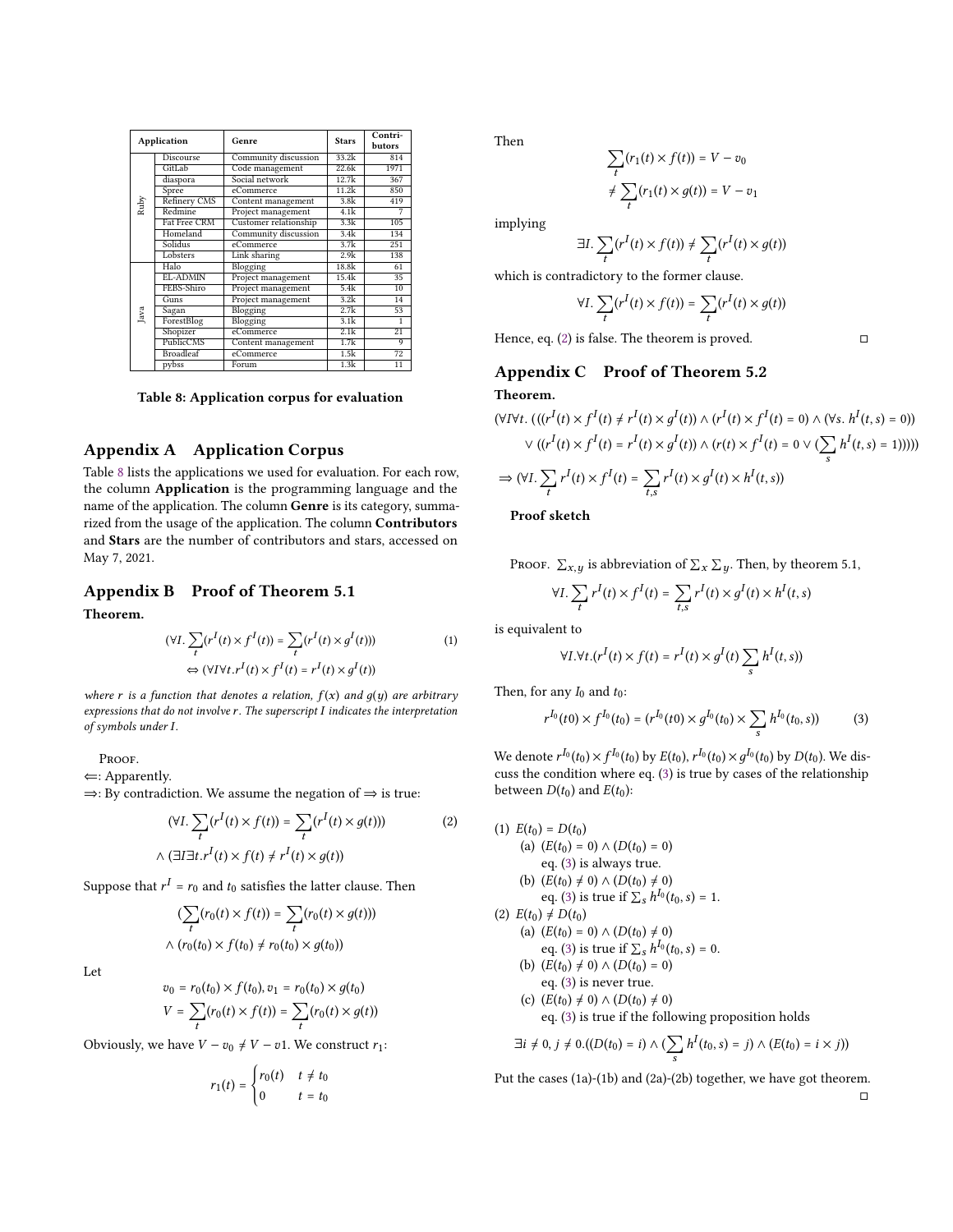| Application | | Genre | Stars | Contri-butors |
|---|---|---|---|---|
| Ruby | Discourse | Community discussion | 33.2k | 814 |
| | GitLab | Code management | 22.6k | 1971 |
| | diaspora | Social network | 12.7k | 367 |
| | Spree | eCommerce | 11.2k | 850 |
| | Refinery CMS | Content management | 3.8k | 419 |
| | Redmine | Project management | 4.1k | 7 |
| | Fat Free CRM | Customer relationship | 3.3k | 105 |
| | Homeland | Community discussion | 3.4k | 134 |
| | Solidus | eCommerce | 3.7k | 251 |
| | Lobsters | Link sharing | 2.9k | 138 |
| Java | Halo | Blogging | 18.8k | 61 |
| | EL-ADMIN | Project management | 15.4k | 35 |
| | FEBS-Shiro | Project management | 5.4k | 10 |
| | Guns | Project management | 3.2k | 14 |
| | Sagan | Blogging | 2.7k | 53 |
| | ForestBlog | Blogging | 3.1k | 1 |
| | Shopizer | eCommerce | 2.1k | 21 |
| | PublicCMS | Content management | 1.7k | 9 |
| | Broadleaf | eCommerce | 1.5k | 72 |
| | pybss | Forum | 1.3k | 11 |

**Table 8: Application corpus for evaluation**

## Appendix A Application Corpus

Table 8 lists the applications we used for evaluation. For each row, the column **Application** is the programming language and the name of the application. The column **Genre** is its category, summarized from the usage of the application. The column **Contributors** and **Stars** are the number of contributors and stars, accessed on May 7, 2021.

## Appendix B Proof of Theorem 5.1

**Theorem.**

$$(\forall I. \sum_t (r^I(t) \times f^I(t)) = \sum_t (r^I(t) \times g^I(t))) \quad (1)$$
$$\Leftrightarrow (\forall I \forall t. r^I(t) \times f^I(t) = r^I(t) \times g^I(t))$$

*where $r$ is a function that denotes a relation, $f(x)$ and $g(y)$ are arbitrary expressions that do not involve $r$. The superscript $I$ indicates the interpretation of symbols under $I$.*

Proof.

$\Leftarrow$: Apparently.

$\Rightarrow$: By contradiction. We assume the negation of $\Rightarrow$ is true:

$$(\forall I. \sum_t (r^I(t) \times f(t)) = \sum_t (r^I(t) \times g(t))) \quad (2)$$
$$\wedge (\exists I \exists t. r^I(t) \times f(t) \neq r^I(t) \times g(t))$$

Suppose that $r^I = r_0$ and $t_0$ satisfies the latter clause. Then

$$(\sum_t (r_0(t) \times f(t)) = \sum_t (r_0(t) \times g(t)))$$
$$\wedge (r_0(t_0) \times f(t_0) \neq r_0(t_0) \times g(t_0))$$

Let

$$v_0 = r_0(t_0) \times f(t_0), v_1 = r_0(t_0) \times g(t_0)$$
$$V = \sum_t (r_0(t) \times f(t)) = \sum_t (r_0(t) \times g(t))$$

Obviously, we have $V - v_0 \neq V - v1$. We construct $r_1$:

$$r_1(t) = \begin{cases} r_0(t) & t \neq t_0 \\ 0 & t = t_0 \end{cases}$$

Then

$$\sum_t (r_1(t) \times f(t)) = V - v_0$$
$$\neq \sum_t (r_1(t) \times g(t)) = V - v_1$$

implying

$$\exists I. \sum_t (r^I(t) \times f(t)) \neq \sum_t (r^I(t) \times g(t))$$

which is contradictory to the former clause.

$$\forall I. \sum_t (r^I(t) \times f(t)) = \sum_t (r^I(t) \times g(t))$$

Hence, eq. (2) is false. The theorem is proved. ◻

## Appendix C Proof of Theorem 5.2

**Theorem.**

$$(\forall I \forall t. (((r^I(t) \times f^I(t) \neq r^I(t) \times g^I(t)) \wedge (r^I(t) \times f^I(t) = 0) \wedge (\forall s. h^I(t,s) = 0))$$
$$\vee ((r^I(t) \times f^I(t) = r^I(t) \times g^I(t)) \wedge (r(t) \times f^I(t) = 0 \vee (\sum_s h^I(t,s) = 1)))))$$
$$\Rightarrow (\forall I. \sum_t r^I(t) \times f^I(t) = \sum_{t,s} r^I(t) \times g^I(t) \times h^I(t,s))$$

**Proof sketch**

Proof. $\sum_{x,y}$ is abbreviation of $\sum_x \sum_y$. Then, by theorem 5.1,

$$\forall I. \sum_t r^I(t) \times f^I(t) = \sum_{t,s} r^I(t) \times g^I(t) \times h^I(t,s)$$

is equivalent to

$$\forall I. \forall t. (r^I(t) \times f(t) = r^I(t) \times g^I(t) \sum_s h^I(t,s))$$

Then, for any $I_0$ and $t_0$:

$$r^{I_0}(t0) \times f^{I_0}(t_0) = (r^{I_0}(t0) \times g^{I_0}(t_0) \times \sum_s h^{I_0}(t_0,s)) \quad (3)$$

We denote $r^{I_0}(t_0) \times f^{I_0}(t_0)$ by $E(t_0)$, $r^{I_0}(t_0) \times g^{I_0}(t_0)$ by $D(t_0)$. We discuss the condition where eq. (3) is true by cases of the relationship between $D(t_0)$ and $E(t_0)$:

(1) $E(t_0) = D(t_0)$
 (a) $(E(t_0) = 0) \wedge (D(t_0) = 0)$
  eq. (3) is always true.
 (b) $(E(t_0) \neq 0) \wedge (D(t_0) \neq 0)$
  eq. (3) is true if $\sum_s h^{I_0}(t_0,s) = 1$.
(2) $E(t_0) \neq D(t_0)$
 (a) $(E(t_0) = 0) \wedge (D(t_0) \neq 0)$
  eq. (3) is true if $\sum_s h^{I_0}(t_0,s) = 0$.
 (b) $(E(t_0) \neq 0) \wedge (D(t_0) = 0)$
  eq. (3) is never true.
 (c) $(E(t_0) \neq 0) \wedge (D(t_0) \neq 0)$
  eq. (3) is true if the following proposition holds

$$\exists i \neq 0, j \neq 0.((D(t_0) = i) \wedge (\sum_s h^I(t_0,s) = j) \wedge (E(t_0) = i \times j))$$

Put the cases (1a)-(1b) and (2a)-(2b) together, we have got theorem. ◻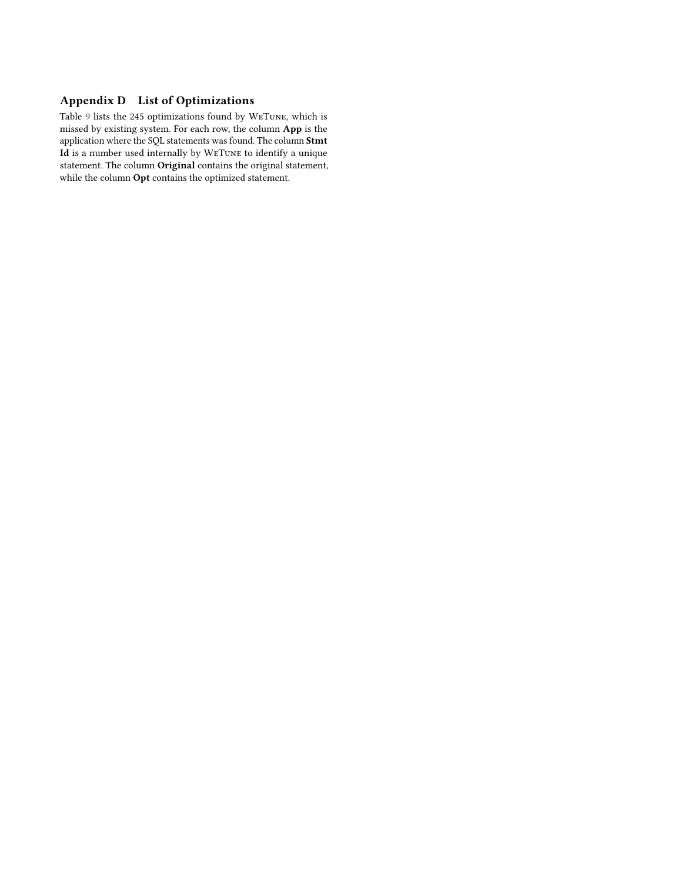## Appendix D List of Optimizations

Table 9 lists the 245 optimizations found by WeTune, which is missed by existing system. For each row, the column **App** is the application where the SQL statements was found. The column **Stmt Id** is a number used internally by WeTune to identify a unique statement. The column **Original** contains the original statement, while the column **Opt** contains the optimized statement.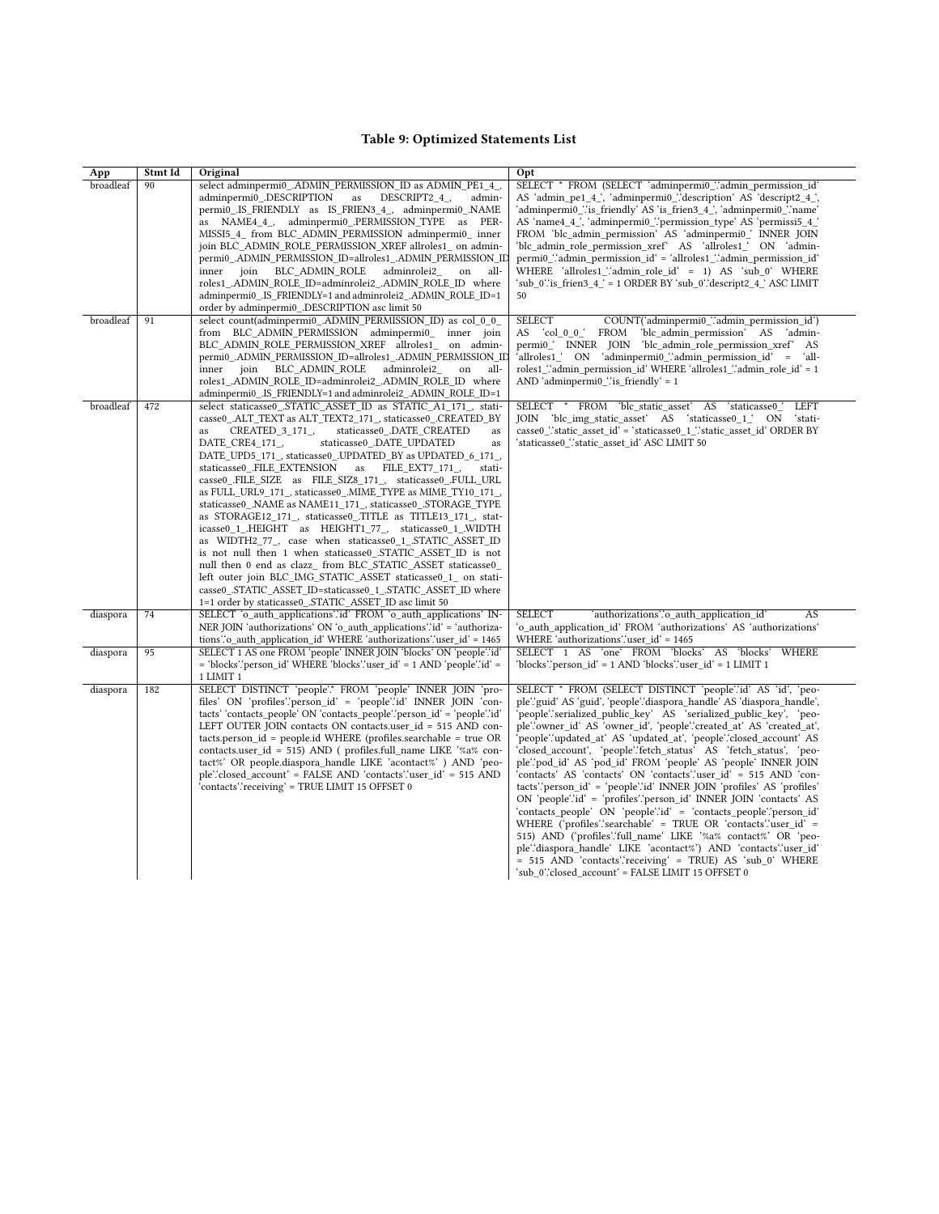### Table 9: Optimized Statements List

| App | Stmt Id | Original | Opt |
|---|---|---|---|
| broadleaf | 90 | select adminpermi0_.ADMIN_PERMISSION_ID as ADMIN_PE1_4_, adminpermi0_.DESCRIPTION as DESCRIPT2_4_, adminpermi0_.IS_FRIENDLY as IS_FRIEN3_4_, adminpermi0_.NAME as NAME4_4_, adminpermi0_.PERMISSION_TYPE as PERMISSI5_4_ from BLC_ADMIN_PERMISSION adminpermi0_ inner join BLC_ADMIN_ROLE_PERMISSION_XREF allroles1_ on adminpermi0_.ADMIN_PERMISSION_ID=allroles1_.ADMIN_PERMISSION_ID inner join BLC_ADMIN_ROLE adminrolei2_ on allroles1_.ADMIN_ROLE_ID=adminrolei2_.ADMIN_ROLE_ID where adminpermi0_.IS_FRIENDLY=1 and adminrolei2_.ADMIN_ROLE_ID=1 order by adminpermi0_.DESCRIPTION asc limit 50 | SELECT * FROM (SELECT `adminpermi0_`.`admin_permission_id` AS `admin_pe1_4_`, `adminpermi0_`.`description` AS `descript2_4_`, `adminpermi0_`.`is_friendly` AS `is_frien3_4_`, `adminpermi0_`.`name` AS `name4_4_`, `adminpermi0_`.`permission_type` AS `permissi5_4_` FROM `blc_admin_permission` AS `adminpermi0_` INNER JOIN `blc_admin_role_permission_xref` AS `allroles1_` ON `adminpermi0_`.`admin_permission_id` = `allroles1_`.`admin_permission_id` WHERE `allroles1_`.`admin_role_id` = 1) AS `sub_0` WHERE `sub_0`.`is_frien3_4_` = 1 ORDER BY `sub_0`.`descript2_4_` ASC LIMIT 50 |
| broadleaf | 91 | select count(adminpermi0_.ADMIN_PERMISSION_ID) as col_0_0_ from BLC_ADMIN_PERMISSION adminpermi0_ inner join BLC_ADMIN_ROLE_PERMISSION_XREF allroles1_ on adminpermi0_.ADMIN_PERMISSION_ID=allroles1_.ADMIN_PERMISSION_ID inner join BLC_ADMIN_ROLE adminrolei2_ on allroles1_.ADMIN_ROLE_ID=adminrolei2_.ADMIN_ROLE_ID where adminpermi0_.IS_FRIENDLY=1 and adminrolei2_.ADMIN_ROLE_ID=1 | SELECT COUNT(`adminpermi0_`.`admin_permission_id`) AS `col_0_0_` FROM `blc_admin_permission` AS `adminpermi0_` INNER JOIN `blc_admin_role_permission_xref` AS `allroles1_` ON `adminpermi0_`.`admin_permission_id` = `allroles1_`.`admin_permission_id` WHERE `allroles1_`.`admin_role_id` = 1 AND `adminpermi0_`.`is_friendly` = 1 |
| broadleaf | 472 | select staticasse0_.STATIC_ASSET_ID as STATIC_A1_171_, staticasse0_.ALT_TEXT as ALT_TEXT2_171_, staticasse0_.CREATED_BY as CREATED_3_171_, staticasse0_.DATE_CREATED as DATE_CRE4_171_, staticasse0_.DATE_UPDATED as DATE_UPD5_171_, staticasse0_.UPDATED_BY as UPDATED_6_171_, staticasse0_.FILE_EXTENSION as FILE_EXT7_171_, staticasse0_.FILE_SIZE as FILE_SIZ8_171_, staticasse0_.FULL_URL as FULL_URL9_171_, staticasse0_.MIME_TYPE as MIME_TY10_171_, staticasse0_.NAME as NAME11_171_, staticasse0_.STORAGE_TYPE as STORAGE12_171_, staticasse0_.TITLE as TITLE13_171_, staticasse0_1_.HEIGHT as HEIGHT1_77_, staticasse0_1_.WIDTH as WIDTH2_77_, case when staticasse0_1_.STATIC_ASSET_ID is not null then 1 when staticasse0_.STATIC_ASSET_ID is not null then 0 end as clazz_ from BLC_STATIC_ASSET staticasse0_ left outer join BLC_IMG_STATIC_ASSET staticasse0_1_ on staticasse0_.STATIC_ASSET_ID=staticasse0_1_.STATIC_ASSET_ID where 1=1 order by staticasse0_.STATIC_ASSET_ID asc limit 50 | SELECT * FROM `blc_static_asset` AS `staticasse0_` LEFT JOIN `blc_img_static_asset` AS `staticasse0_1_` ON `staticasse0_`.`static_asset_id` = `staticasse0_1_`.`static_asset_id` ORDER BY `staticasse0_`.`static_asset_id` ASC LIMIT 50 |
| diaspora | 74 | SELECT `o_auth_applications`.`id` FROM `o_auth_applications` INNER JOIN `authorizations` ON `o_auth_applications`.`id` = `authorizations`.`o_auth_application_id` WHERE `authorizations`.`user_id` = 1465 | SELECT `authorizations`.`o_auth_application_id` AS `o_auth_application_id` FROM `authorizations` AS `authorizations` WHERE `authorizations`.`user_id` = 1465 |
| diaspora | 95 | SELECT 1 AS one FROM `people` INNER JOIN `blocks` ON `people`.`id` = `blocks`.`person_id` WHERE `blocks`.`user_id` = 1 AND `people`.`id` = 1 LIMIT 1 | SELECT 1 AS `one` FROM `blocks` AS `blocks` WHERE `blocks`.`person_id` = 1 AND `blocks`.`user_id` = 1 LIMIT 1 |
| diaspora | 182 | SELECT DISTINCT `people`.* FROM `people` INNER JOIN `profiles` ON `profiles`.`person_id` = `people`.`id` INNER JOIN `contacts` `contacts_people` ON `contacts_people`.`person_id` = `people`.`id` LEFT OUTER JOIN contacts ON contacts.user_id = 515 AND contacts.person_id = people.id WHERE (profiles.searchable = true OR contacts.user_id = 515) AND ( profiles.full_name LIKE '%a% contact%' OR people.diaspora_handle LIKE 'acontact%' ) AND `people`.`closed_account` = FALSE AND `contacts`.`user_id` = 515 AND `contacts`.`receiving` = TRUE LIMIT 15 OFFSET 0 | SELECT * FROM (SELECT DISTINCT `people`.`id` AS `id`, `people`.`guid` AS `guid`, `people`.`diaspora_handle` AS `diaspora_handle`, `people`.`serialized_public_key` AS `serialized_public_key`, `people`.`owner_id` AS `owner_id`, `people`.`created_at` AS `created_at`, `people`.`updated_at` AS `updated_at`, `people`.`closed_account` AS `closed_account`, `people`.`fetch_status` AS `fetch_status`, `people`.`pod_id` AS `pod_id` FROM `people` AS `people` INNER JOIN `contacts` AS `contacts` ON `contacts`.`user_id` = 515 AND `contacts`.`person_id` = `people`.`id` INNER JOIN `profiles` AS `profiles` ON `people`.`id` = `profiles`.`person_id` INNER JOIN `contacts` AS `contacts_people` ON `people`.`id` = `contacts_people`.`person_id` WHERE (`profiles`.`searchable` = TRUE OR `contacts`.`user_id` = 515) AND (`profiles`.`full_name` LIKE '%a% contact%' OR `people`.`diaspora_handle` LIKE 'acontact%') AND `contacts`.`user_id` = 515 AND `contacts`.`receiving` = TRUE) AS `sub_0` WHERE `sub_0`.`closed_account` = FALSE LIMIT 15 OFFSET 0 |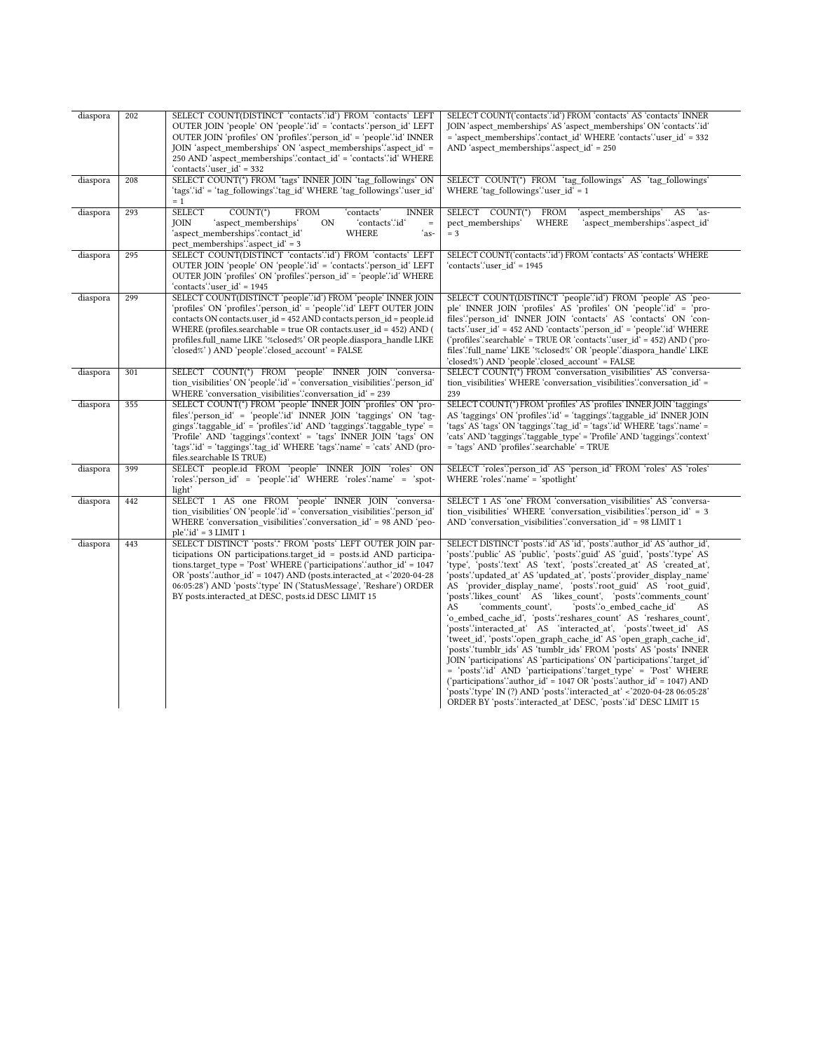| | | | |
|---|---|---|---|
| diaspora | 202 | SELECT COUNT(DISTINCT 'contacts'.'id') FROM 'contacts' LEFT OUTER JOIN 'people' ON 'people'.'id' = 'contacts'.'person_id' LEFT OUTER JOIN 'profiles' ON 'profiles'.'person_id' = 'people'.'id' INNER JOIN 'aspect_memberships' ON 'aspect_memberships'.'aspect_id' = 250 AND 'aspect_memberships'.'contact_id' = 'contacts'.'id' WHERE 'contacts'.'user_id' = 332 | SELECT COUNT('contacts'.'id') FROM 'contacts' AS 'contacts' INNER JOIN 'aspect_memberships' AS 'aspect_memberships' ON 'contacts'.'id' = 'aspect_memberships'.'contact_id' WHERE 'contacts'.'user_id' = 332 AND 'aspect_memberships'.'aspect_id' = 250 |
| diaspora | 208 | SELECT COUNT(*) FROM 'tags' INNER JOIN 'tag_followings' ON 'tags'.'id' = 'tag_followings'.'tag_id' WHERE 'tag_followings'.'user_id' = 1 | SELECT COUNT(*) FROM 'tag_followings' AS 'tag_followings' WHERE 'tag_followings'.'user_id' = 1 |
| diaspora | 293 | SELECT COUNT(*) FROM 'contacts' INNER JOIN 'aspect_memberships' ON 'contacts'.'id' = 'aspect_memberships'.'contact_id' WHERE 'aspect_memberships'.'aspect_id' = 3 | SELECT COUNT(*) FROM 'aspect_memberships' AS 'aspect_memberships' WHERE 'aspect_memberships'.'aspect_id' = 3 |
| diaspora | 295 | SELECT COUNT(DISTINCT 'contacts'.'id') FROM 'contacts' LEFT OUTER JOIN 'people' ON 'people'.'id' = 'contacts'.'person_id' LEFT OUTER JOIN 'profiles' ON 'profiles'.'person_id' = 'people'.'id' WHERE 'contacts'.'user_id' = 1945 | SELECT COUNT('contacts'.'id') FROM 'contacts' AS 'contacts' WHERE 'contacts'.'user_id' = 1945 |
| diaspora | 299 | SELECT COUNT(DISTINCT 'people'.'id') FROM 'people' INNER JOIN 'profiles' ON 'profiles'.'person_id' = 'people'.'id' LEFT OUTER JOIN contacts ON contacts.user_id = 452 AND contacts.person_id = people.id WHERE (profiles.searchable = true OR contacts.user_id = 452) AND ( profiles.full_name LIKE '%closed%' OR people.diaspora_handle LIKE 'closed%' ) AND 'people'.'closed_account' = FALSE | SELECT COUNT(DISTINCT 'people'.'id') FROM 'people' AS 'people' INNER JOIN 'profiles' AS 'profiles' ON 'people'.'id' = 'profiles'.'person_id' INNER JOIN 'contacts' AS 'contacts' ON 'contacts'.'user_id' = 452 AND 'contacts'.'person_id' = 'people'.'id' WHERE ('profiles'.'searchable' = TRUE OR 'contacts'.'user_id' = 452) AND ('profiles'.'full_name' LIKE '%closed%' OR 'people'.'diaspora_handle' LIKE 'closed%') AND 'people'.'closed_account' = FALSE |
| diaspora | 301 | SELECT COUNT(*) FROM 'people' INNER JOIN 'conversation_visibilities' ON 'people'.'id' = 'conversation_visibilities'.'person_id' WHERE 'conversation_visibilities'.'conversation_id' = 239 | SELECT COUNT(*) FROM 'conversation_visibilities' AS 'conversation_visibilities' WHERE 'conversation_visibilities'.'conversation_id' = 239 |
| diaspora | 355 | SELECT COUNT(*) FROM 'people' INNER JOIN 'profiles' ON 'profiles'.'person_id' = 'people'.'id' INNER JOIN 'taggings' ON 'taggings'.'taggable_id' = 'profiles'.'id' AND 'taggings'.'taggable_type' = 'Profile' AND 'taggings'.'context' = 'tags' INNER JOIN 'tags' ON 'tags'.'id' = 'taggings'.'tag_id' WHERE 'tags'.'name' = 'cats' AND (profiles.searchable IS TRUE) | SELECT COUNT(*) FROM 'profiles' AS 'profiles' INNER JOIN 'taggings' AS 'taggings' ON 'profiles'.'id' = 'taggings'.'taggable_id' INNER JOIN 'tags' AS 'tags' ON 'taggings'.'tag_id' = 'tags'.'id' WHERE 'tags'.'name' = 'cats' AND 'taggings'.'taggable_type' = 'Profile' AND 'taggings'.'context' = 'tags' AND 'profiles'.'searchable' = TRUE |
| diaspora | 399 | SELECT people.id FROM 'people' INNER JOIN 'roles' ON 'roles'.'person_id' = 'people'.'id' WHERE 'roles'.'name' = 'spotlight' | SELECT 'roles'.'person_id' AS 'person_id' FROM 'roles' AS 'roles' WHERE 'roles'.'name' = 'spotlight' |
| diaspora | 442 | SELECT 1 AS one FROM 'people' INNER JOIN 'conversation_visibilities' ON 'people'.'id' = 'conversation_visibilities'.'person_id' WHERE 'conversation_visibilities'.'conversation_id' = 98 AND 'people'.'id' = 3 LIMIT 1 | SELECT 1 AS 'one' FROM 'conversation_visibilities' AS 'conversation_visibilities' WHERE 'conversation_visibilities'.'person_id' = 3 AND 'conversation_visibilities'.'conversation_id' = 98 LIMIT 1 |
| diaspora | 443 | SELECT DISTINCT 'posts'.* FROM 'posts' LEFT OUTER JOIN participations ON participations.target_id = posts.id AND participations.target_type = 'Post' WHERE ('participations'.'author_id' = 1047 OR 'posts'.'author_id' = 1047) AND (posts.interacted_at <'2020-04-28 06:05:28') AND 'posts'.'type' IN ('StatusMessage', 'Reshare') ORDER BY posts.interacted_at DESC, posts.id DESC LIMIT 15 | SELECT DISTINCT 'posts'.'id' AS 'id', 'posts'.'author_id' AS 'author_id', 'posts'.'public' AS 'public', 'posts'.'guid' AS 'guid', 'posts'.'type' AS 'type', 'posts'.'text' AS 'text', 'posts'.'created_at' AS 'created_at', 'posts'.'updated_at' AS 'updated_at', 'posts'.'provider_display_name' AS 'provider_display_name', 'posts'.'root_guid' AS 'root_guid', 'posts'.'likes_count' AS 'likes_count', 'posts'.'comments_count' AS 'comments_count', 'posts'.'o_embed_cache_id' AS 'o_embed_cache_id', 'posts'.'reshares_count' AS 'reshares_count', 'posts'.'interacted_at' AS 'interacted_at', 'posts'.'tweet_id' AS 'tweet_id', 'posts'.'open_graph_cache_id' AS 'open_graph_cache_id', 'posts'.'tumblr_ids' AS 'tumblr_ids' FROM 'posts' AS 'posts' INNER JOIN 'participations' AS 'participations' ON 'participations'.'target_id' = 'posts'.'id' AND 'participations'.'target_type' = 'Post' WHERE ('participations'.'author_id' = 1047 OR 'posts'.'author_id' = 1047) AND 'posts'.'type' IN (?) AND 'posts'.'interacted_at' <'2020-04-28 06:05:28' ORDER BY 'posts'.'interacted_at' DESC, 'posts'.'id' DESC LIMIT 15 |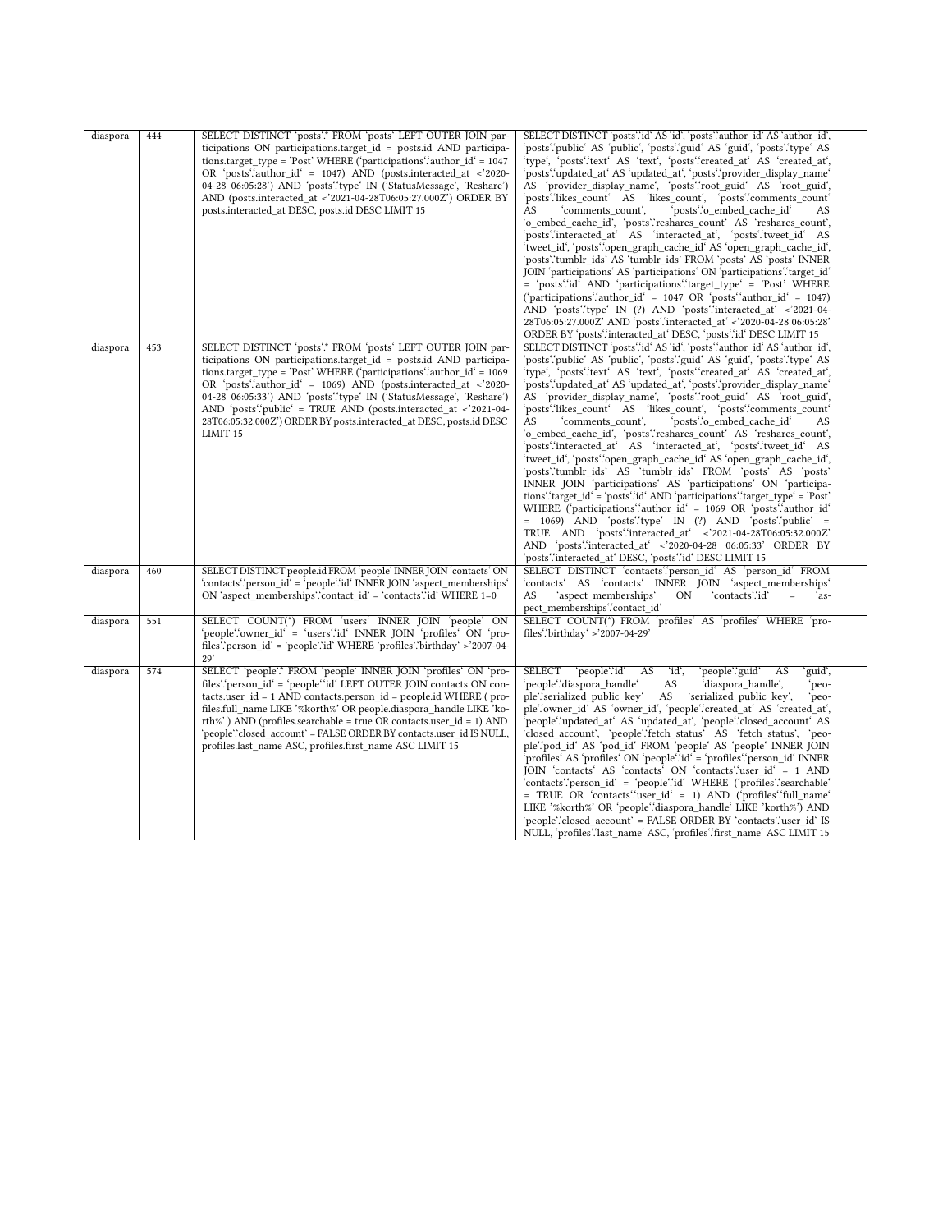| diaspora | 444 | SELECT DISTINCT 'posts'.* FROM 'posts' LEFT OUTER JOIN participations ON participations.target_id = posts.id AND participations.target_type = 'Post' WHERE ('participations'.'author_id' = 1047 OR 'posts'.'author_id' = 1047) AND (posts.interacted_at <'2020-04-28 06:05:28') AND 'posts'.'type' IN ('StatusMessage', 'Reshare') AND (posts.interacted_at <'2021-04-28T06:05:27.000Z') ORDER BY posts.interacted_at DESC, posts.id DESC LIMIT 15 | SELECT DISTINCT 'posts'.'id' AS 'id', 'posts'.'author_id' AS 'author_id', 'posts'.'public' AS 'public', 'posts'.'guid' AS 'guid', 'posts'.'type' AS 'type', 'posts'.'text' AS 'text', 'posts'.'created_at' AS 'created_at', 'posts'.'updated_at' AS 'updated_at', 'posts'.'provider_display_name' AS 'provider_display_name', 'posts'.'root_guid' AS 'root_guid', 'posts'.'likes_count' AS 'likes_count', 'posts'.'comments_count' AS 'comments_count', 'posts'.'o_embed_cache_id' AS 'o_embed_cache_id', 'posts'.'reshares_count' AS 'reshares_count', 'posts'.'interacted_at' AS 'interacted_at', 'posts'.'tweet_id' AS 'tweet_id', 'posts'.'open_graph_cache_id' AS 'open_graph_cache_id', 'posts'.'tumblr_ids' AS 'tumblr_ids' FROM 'posts' AS 'posts' INNER JOIN 'participations' AS 'participations' ON 'participations'.'target_id' = 'posts'.'id' AND 'participations'.'target_type' = 'Post' WHERE ('participations'.'author_id' = 1047 OR 'posts'.'author_id' = 1047) AND 'posts'.'type' IN (?) AND 'posts'.'interacted_at' <'2021-04-28T06:05:27.000Z' AND 'posts'.'interacted_at' <'2020-04-28 06:05:28' ORDER BY 'posts'.'interacted_at' DESC, 'posts'.'id' DESC LIMIT 15 |
|---|---|---|---|
| diaspora | 453 | SELECT DISTINCT 'posts'.* FROM 'posts' LEFT OUTER JOIN participations ON participations.target_id = posts.id AND participations.target_type = 'Post' WHERE ('participations'.'author_id' = 1069 OR 'posts'.'author_id' = 1069) AND (posts.interacted_at <'2020-04-28 06:05:33') AND 'posts'.'type' IN ('StatusMessage', 'Reshare') AND 'posts'.'public' = TRUE AND (posts.interacted_at <'2021-04-28T06:05:32.000Z') ORDER BY posts.interacted_at DESC, posts.id DESC LIMIT 15 | SELECT DISTINCT 'posts'.'id' AS 'id', 'posts'.'author_id' AS 'author_id', 'posts'.'public' AS 'public', 'posts'.'guid' AS 'guid', 'posts'.'type' AS 'type', 'posts'.'text' AS 'text', 'posts'.'created_at' AS 'created_at', 'posts'.'updated_at' AS 'updated_at', 'posts'.'provider_display_name' AS 'provider_display_name', 'posts'.'root_guid' AS 'root_guid', 'posts'.'likes_count' AS 'likes_count', 'posts'.'comments_count' AS 'comments_count', 'posts'.'o_embed_cache_id' AS 'o_embed_cache_id', 'posts'.'reshares_count' AS 'reshares_count', 'posts'.'interacted_at' AS 'interacted_at', 'posts'.'tweet_id' AS 'tweet_id', 'posts'.'open_graph_cache_id' AS 'open_graph_cache_id', 'posts'.'tumblr_ids' AS 'tumblr_ids' FROM 'posts' AS 'posts' INNER JOIN 'participations' AS 'participations' ON 'participations'.'target_id' = 'posts'.'id' AND 'participations'.'target_type' = 'Post' WHERE ('participations'.'author_id' = 1069 OR 'posts'.'author_id' = 1069) AND 'posts'.'type' IN (?) AND 'posts'.'public' = TRUE AND 'posts'.'interacted_at' <'2021-04-28T06:05:32.000Z' AND 'posts'.'interacted_at' <'2020-04-28 06:05:33' ORDER BY 'posts'.'interacted_at' DESC, 'posts'.'id' DESC LIMIT 15 |
| diaspora | 460 | SELECT DISTINCT people.id FROM 'people' INNER JOIN 'contacts' ON 'contacts'.'person_id' = 'people'.'id' INNER JOIN 'aspect_memberships' ON 'aspect_memberships'.'contact_id' = 'contacts'.'id' WHERE 1=0 | SELECT DISTINCT 'contacts'.'person_id' AS 'person_id' FROM 'contacts' AS 'contacts' INNER JOIN 'aspect_memberships' AS 'aspect_memberships' ON 'contacts'.'id' = 'aspect_memberships'.'contact_id' |
| diaspora | 551 | SELECT COUNT(*) FROM 'users' INNER JOIN 'people' ON 'people'.'owner_id' = 'users'.'id' INNER JOIN 'profiles' ON 'profiles'.'person_id' = 'people'.'id' WHERE 'profiles'.'birthday' >'2007-04-29' | SELECT COUNT(*) FROM 'profiles' AS 'profiles' WHERE 'profiles'.'birthday' >'2007-04-29' |
| diaspora | 574 | SELECT 'people'.* FROM 'people' INNER JOIN 'profiles' ON 'profiles'.'person_id' = 'people'.'id' LEFT OUTER JOIN contacts ON contacts.user_id = 1 AND contacts.person_id = people.id WHERE ( profiles.full_name LIKE '%korth%' OR people.diaspora_handle LIKE 'korth%' ) AND (profiles.searchable = true OR contacts.user_id = 1) AND 'people'.'closed_account' = FALSE ORDER BY contacts.user_id IS NULL, profiles.last_name ASC, profiles.first_name ASC LIMIT 15 | SELECT 'people'.'id' AS 'id', 'people'.'guid' AS 'guid', 'people'.'diaspora_handle' AS 'diaspora_handle', 'people'.'serialized_public_key' AS 'serialized_public_key', 'people'.'owner_id' AS 'owner_id', 'people'.'created_at' AS 'created_at', 'people'.'updated_at' AS 'updated_at', 'people'.'closed_account' AS 'closed_account', 'people'.'fetch_status' AS 'fetch_status', 'people'.'pod_id' AS 'pod_id' FROM 'people' AS 'people' INNER JOIN 'profiles' AS 'profiles' ON 'people'.'id' = 'profiles'.'person_id' INNER JOIN 'contacts' AS 'contacts' ON 'contacts'.'user_id' = 1 AND 'contacts'.'person_id' = 'people'.'id' WHERE ('profiles'.'searchable' = TRUE OR 'contacts'.'user_id' = 1) AND ('profiles'.'full_name' LIKE '%korth%' OR 'people'.'diaspora_handle' LIKE 'korth%') AND 'people'.'closed_account' = FALSE ORDER BY 'contacts'.'user_id' IS NULL, 'profiles'.'last_name' ASC, 'profiles'.'first_name' ASC LIMIT 15 |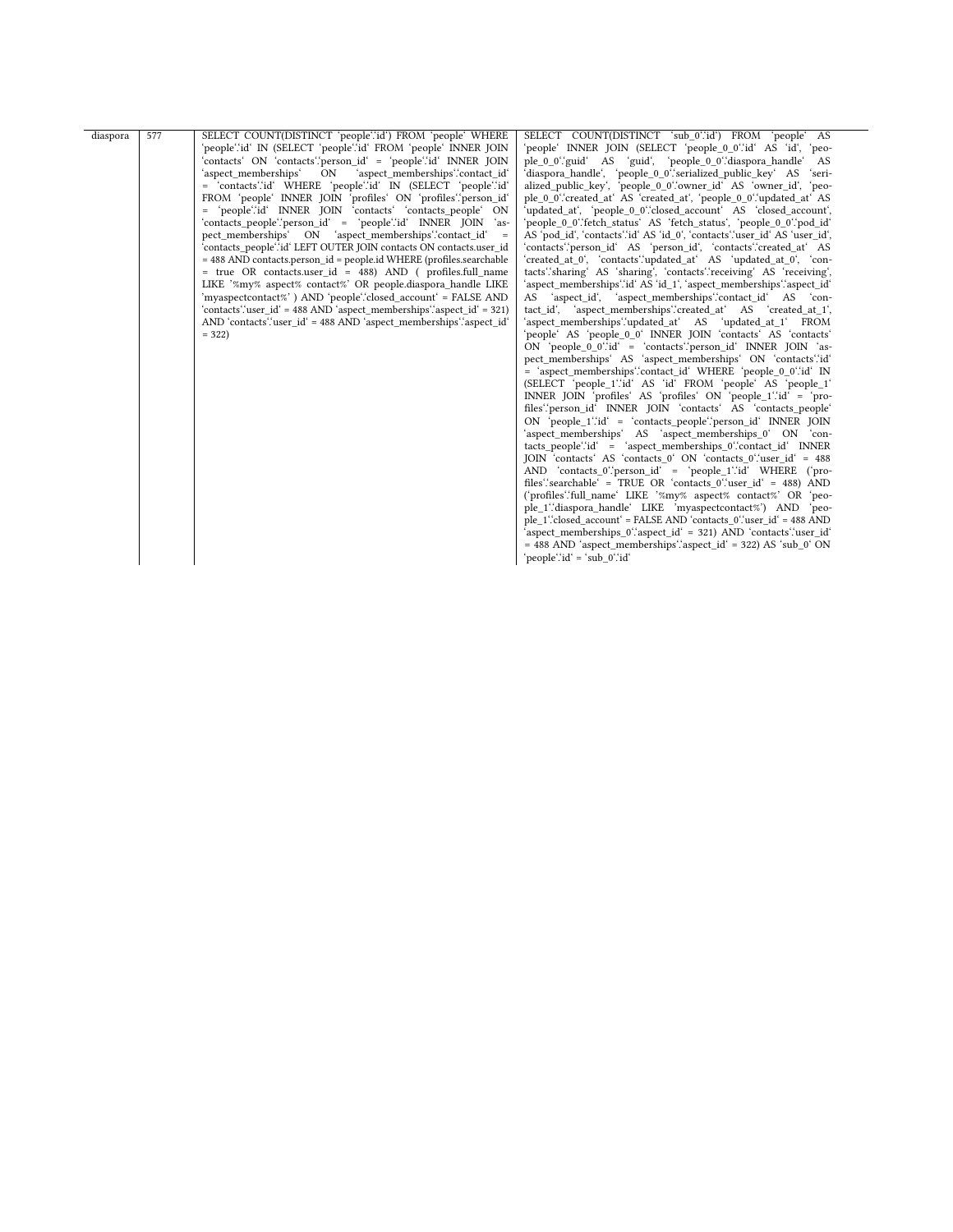| diaspora | 577 | SELECT COUNT(DISTINCT ‘people‘.‘id‘) FROM ‘people‘ WHERE ‘people‘.‘id‘ IN (SELECT ‘people‘.‘id‘ FROM ‘people‘ INNER JOIN ‘contacts‘ ON ‘contacts‘.‘person_id‘ = ‘people‘.‘id‘ INNER JOIN ‘aspect_memberships‘ ON ‘aspect_memberships‘.‘contact_id‘ = ‘contacts‘.‘id‘ WHERE ‘people‘.‘id‘ IN (SELECT ‘people‘.‘id‘ FROM ‘people‘ INNER JOIN ‘profiles‘ ON ‘profiles‘.‘person_id‘ = ‘people‘.‘id‘ INNER JOIN ‘contacts‘ ‘contacts_people‘ ON ‘contacts_people‘.‘person_id‘ = ‘people‘.‘id‘ INNER JOIN ‘aspect_memberships‘ ON ‘aspect_memberships‘.‘contact_id‘ = ‘contacts_people‘.‘id‘ LEFT OUTER JOIN contacts ON contacts.user_id = 488 AND contacts.person_id = people.id WHERE (profiles.searchable = true OR contacts.user_id = 488) AND ( profiles.full_name LIKE '%my% aspect% contact%' OR people.diaspora_handle LIKE 'myaspectcontact%' ) AND ‘people‘.‘closed_account‘ = FALSE AND ‘contacts‘.‘user_id‘ = 488 AND ‘aspect_memberships‘.‘aspect_id‘ = 321) AND ‘contacts‘.‘user_id‘ = 488 AND ‘aspect_memberships‘.‘aspect_id‘ = 322) | SELECT COUNT(DISTINCT ‘sub_0‘.‘id‘) FROM ‘people‘ AS ‘people‘ INNER JOIN (SELECT ‘people_0_0‘.‘id‘ AS ‘id‘, ‘people_0_0‘.‘guid‘ AS ‘guid‘, ‘people_0_0‘.‘diaspora_handle‘ AS ‘diaspora_handle‘, ‘people_0_0‘.‘serialized_public_key‘ AS ‘serialized_public_key‘, ‘people_0_0‘.‘owner_id‘ AS ‘owner_id‘, ‘people_0_0‘.‘created_at‘ AS ‘created_at‘, ‘people_0_0‘.‘updated_at‘ AS ‘updated_at‘, ‘people_0_0‘.‘closed_account‘ AS ‘closed_account‘, ‘people_0_0‘.‘fetch_status‘ AS ‘fetch_status‘, ‘people_0_0‘.‘pod_id‘ AS ‘pod_id‘, ‘contacts‘.‘id‘ AS ‘id_0‘, ‘contacts‘.‘user_id‘ AS ‘user_id‘, ‘contacts‘.‘person_id‘ AS ‘person_id‘, ‘contacts‘.‘created_at‘ AS ‘created_at_0‘, ‘contacts‘.‘updated_at‘ AS ‘updated_at_0‘, ‘contacts‘.‘sharing‘ AS ‘sharing‘, ‘contacts‘.‘receiving‘ AS ‘receiving‘, ‘aspect_memberships‘.‘id‘ AS ‘id_1‘, ‘aspect_memberships‘.‘aspect_id‘ AS ‘aspect_id‘, ‘aspect_memberships‘.‘contact_id‘ AS ‘contact_id‘, ‘aspect_memberships‘.‘created_at‘ AS ‘created_at_1‘, ‘aspect_memberships‘.‘updated_at‘ AS ‘updated_at_1‘ FROM ‘people‘ AS ‘people_0_0‘ INNER JOIN ‘contacts‘ AS ‘contacts‘ ON ‘people_0_0‘.‘id‘ = ‘contacts‘.‘person_id‘ INNER JOIN ‘aspect_memberships‘ AS ‘aspect_memberships‘ ON ‘contacts‘.‘id‘ = ‘aspect_memberships‘.‘contact_id‘ WHERE ‘people_0_0‘.‘id‘ IN (SELECT ‘people_1‘.‘id‘ AS ‘id‘ FROM ‘people‘ AS ‘people_1‘ INNER JOIN ‘profiles‘ AS ‘profiles‘ ON ‘people_1‘.‘id‘ = ‘profiles‘.‘person_id‘ INNER JOIN ‘contacts‘ AS ‘contacts_people‘ ON ‘people_1‘.‘id‘ = ‘contacts_people‘.‘person_id‘ INNER JOIN ‘aspect_memberships‘ AS ‘aspect_memberships_0‘ ON ‘contacts_people‘.‘id‘ = ‘aspect_memberships_0‘.‘contact_id‘ INNER JOIN ‘contacts‘ AS ‘contacts_0‘ ON ‘contacts_0‘.‘user_id‘ = 488 AND ‘contacts_0‘.‘person_id‘ = ‘people_1‘.‘id‘ WHERE (‘profiles‘.‘searchable‘ = TRUE OR ‘contacts_0‘.‘user_id‘ = 488) AND (‘profiles‘.‘full_name‘ LIKE '%my% aspect% contact%' OR ‘people_1‘.‘diaspora_handle‘ LIKE 'myaspectcontact%') AND ‘people_1‘.‘closed_account‘ = FALSE AND ‘contacts_0‘.‘user_id‘ = 488 AND ‘aspect_memberships_0‘.‘aspect_id‘ = 321) AND ‘contacts‘.‘user_id‘ = 488 AND ‘aspect_memberships‘.‘aspect_id‘ = 322) AS ‘sub_0‘ ON ‘people‘.‘id‘ = ‘sub_0‘.‘id‘ |
|---|---|---|---|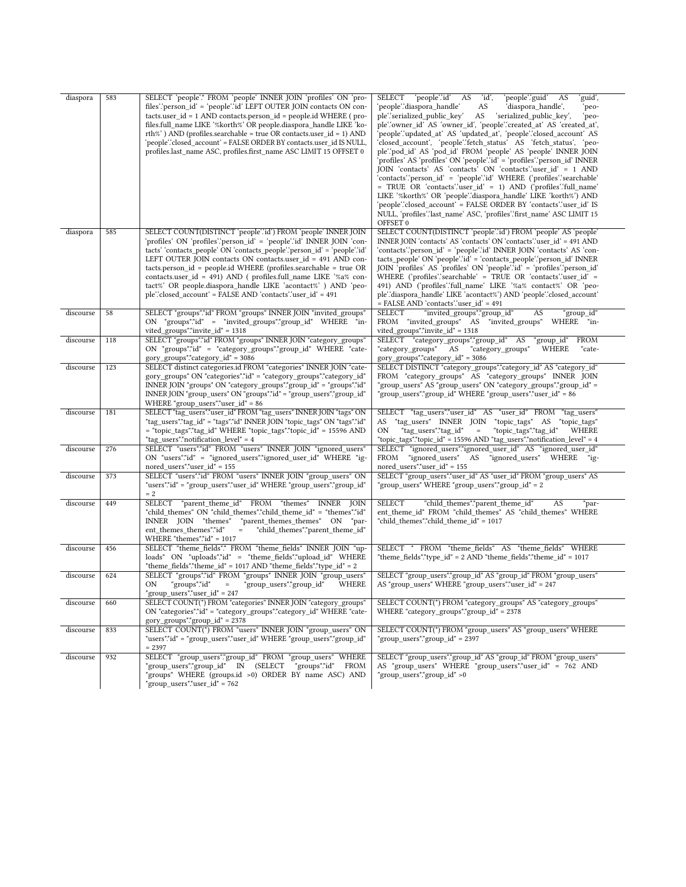| | | | |
|---|---|---|---|
| diaspora | 583 | SELECT `people`.* FROM `people` INNER JOIN `profiles` ON `profiles`.`person_id` = `people`.`id` LEFT OUTER JOIN contacts ON contacts.user_id = 1 AND contacts.person_id = people.id WHERE ( profiles.full_name LIKE '%korth%' OR people.diaspora_handle LIKE 'korth%' ) AND (profiles.searchable = true OR contacts.user_id = 1) AND `people`.`closed_account` = FALSE ORDER BY contacts.user_id IS NULL, profiles.last_name ASC, profiles.first_name ASC LIMIT 15 OFFSET 0 | SELECT `people`.`id` AS `id`, `people`.`guid` AS `guid`, `people`.`diaspora_handle` AS `diaspora_handle`, `people`.`serialized_public_key` AS `serialized_public_key`, `people`.`owner_id` AS `owner_id`, `people`.`created_at` AS `created_at`, `people`.`updated_at` AS `updated_at`, `people`.`closed_account` AS `closed_account`, `people`.`fetch_status` AS `fetch_status`, `people`.`pod_id` AS `pod_id` FROM `people` AS `people` INNER JOIN `profiles` AS `profiles` ON `people`.`id` = `profiles`.`person_id` INNER JOIN `contacts` AS `contacts` ON `contacts`.`user_id` = 1 AND `contacts`.`person_id` = `people`.`id` WHERE (`profiles`.`searchable` = TRUE OR `contacts`.`user_id` = 1) AND (`profiles`.`full_name` LIKE '%korth%' OR `people`.`diaspora_handle` LIKE 'korth%') AND `people`.`closed_account` = FALSE ORDER BY `contacts`.`user_id` IS NULL, `profiles`.`last_name` ASC, `profiles`.`first_name` ASC LIMIT 15 OFFSET 0 |
| diaspora | 585 | SELECT COUNT(DISTINCT `people`.`id`) FROM `people` INNER JOIN `profiles` ON `profiles`.`person_id` = `people`.`id` INNER JOIN `contacts` `contacts_people` ON `contacts_people`.`person_id` = `people`.`id` LEFT OUTER JOIN contacts ON contacts.user_id = 491 AND contacts.person_id = people.id WHERE (profiles.searchable = true OR contacts.user_id = 491) AND ( profiles.full_name LIKE '%a% contact%' OR people.diaspora_handle LIKE 'acontact%' ) AND `people`.`closed_account` = FALSE AND `contacts`.`user_id` = 491 | SELECT COUNT(DISTINCT `people`.`id`) FROM `people` AS `people` INNER JOIN `contacts` AS `contacts` ON `contacts`.`user_id` = 491 AND `contacts`.`person_id` = `people`.`id` INNER JOIN `contacts` AS `contacts_people` ON `people`.`id` = `contacts_people`.`person_id` INNER JOIN `profiles` AS `profiles` ON `people`.`id` = `profiles`.`person_id` WHERE (`profiles`.`searchable` = TRUE OR `contacts`.`user_id` = 491) AND (`profiles`.`full_name` LIKE '%a% contact%' OR `people`.`diaspora_handle` LIKE 'acontact%') AND `people`.`closed_account` = FALSE AND `contacts`.`user_id` = 491 |
| discourse | 58 | SELECT "groups"."id" FROM "groups" INNER JOIN "invited_groups" ON "groups"."id" = "invited_groups"."group_id" WHERE "invited_groups"."invite_id" = 1318 | SELECT "invited_groups"."group_id" AS "group_id" FROM "invited_groups" AS "invited_groups" WHERE "invited_groups"."invite_id" = 1318 |
| discourse | 118 | SELECT "groups"."id" FROM "groups" INNER JOIN "category_groups" ON "groups"."id" = "category_groups"."group_id" WHERE "category_groups"."category_id" = 3086 | SELECT "category_groups"."group_id" AS "group_id" FROM "category_groups" AS "category_groups" WHERE "category_groups"."category_id" = 3086 |
| discourse | 123 | SELECT distinct categories.id FROM "categories" INNER JOIN "category_groups" ON "categories"."id" = "category_groups"."category_id" INNER JOIN "groups" ON "category_groups"."group_id" = "groups"."id" INNER JOIN "group_users" ON "groups"."id" = "group_users"."group_id" WHERE "group_users"."user_id" = 86 | SELECT DISTINCT "category_groups"."category_id" AS "category_id" FROM "category_groups" AS "category_groups" INNER JOIN "group_users" AS "group_users" ON "category_groups"."group_id" = "group_users"."group_id" WHERE "group_users"."user_id" = 86 |
| discourse | 181 | SELECT "tag_users"."user_id" FROM "tag_users" INNER JOIN "tags" ON "tag_users"."tag_id" = "tags"."id" INNER JOIN "topic_tags" ON "tags"."id" = "topic_tags"."tag_id" WHERE "topic_tags"."topic_id" = 15596 AND "tag_users"."notification_level" = 4 | SELECT "tag_users"."user_id" AS "user_id" FROM "tag_users" AS "tag_users" INNER JOIN "topic_tags" AS "topic_tags" ON "tag_users"."tag_id" = "topic_tags"."tag_id" WHERE "topic_tags"."topic_id" = 15596 AND "tag_users"."notification_level" = 4 |
| discourse | 276 | SELECT "users"."id" FROM "users" INNER JOIN "ignored_users" ON "users"."id" = "ignored_users"."ignored_user_id" WHERE "ignored_users"."user_id" = 155 | SELECT "ignored_users"."ignored_user_id" AS "ignored_user_id" FROM "ignored_users" AS "ignored_users" WHERE "ignored_users"."user_id" = 155 |
| discourse | 373 | SELECT "users"."id" FROM "users" INNER JOIN "group_users" ON "users"."id" = "group_users"."user_id" WHERE "group_users"."group_id" = 2 | SELECT "group_users"."user_id" AS "user_id" FROM "group_users" AS "group_users" WHERE "group_users"."group_id" = 2 |
| discourse | 449 | SELECT "parent_theme_id" FROM "themes" INNER JOIN "child_themes" ON "child_themes"."child_theme_id" = "themes"."id" INNER JOIN "themes" "parent_themes_themes" ON "parent_themes_themes"."id" = "child_themes"."parent_theme_id" WHERE "themes"."id" = 1017 | SELECT "child_themes"."parent_theme_id" AS "parent_theme_id" FROM "child_themes" AS "child_themes" WHERE "child_themes"."child_theme_id" = 1017 |
| discourse | 456 | SELECT "theme_fields".* FROM "theme_fields" INNER JOIN "uploads" ON "uploads"."id" = "theme_fields"."upload_id" WHERE "theme_fields"."theme_id" = 1017 AND "theme_fields"."type_id" = 2 | SELECT * FROM "theme_fields" AS "theme_fields" WHERE "theme_fields"."type_id" = 2 AND "theme_fields"."theme_id" = 1017 |
| discourse | 624 | SELECT "groups"."id" FROM "groups" INNER JOIN "group_users" ON "groups"."id" = "group_users"."group_id" WHERE "group_users"."user_id" = 247 | SELECT "group_users"."group_id" AS "group_id" FROM "group_users" AS "group_users" WHERE "group_users"."user_id" = 247 |
| discourse | 660 | SELECT COUNT(*) FROM "categories" INNER JOIN "category_groups" ON "categories"."id" = "category_groups"."category_id" WHERE "category_groups"."group_id" = 2378 | SELECT COUNT(*) FROM "category_groups" AS "category_groups" WHERE "category_groups"."group_id" = 2378 |
| discourse | 833 | SELECT COUNT(*) FROM "users" INNER JOIN "group_users" ON "users"."id" = "group_users"."user_id" WHERE "group_users"."group_id" = 2397 | SELECT COUNT(*) FROM "group_users" AS "group_users" WHERE "group_users"."group_id" = 2397 |
| discourse | 932 | SELECT "group_users"."group_id" FROM "group_users" WHERE "group_users"."group_id" IN (SELECT "groups"."id" FROM "groups" WHERE (groups.id >0) ORDER BY name ASC) AND "group_users"."user_id" = 762 | SELECT "group_users"."group_id" AS "group_id" FROM "group_users" AS "group_users" WHERE "group_users"."user_id" = 762 AND "group_users"."group_id" >0 |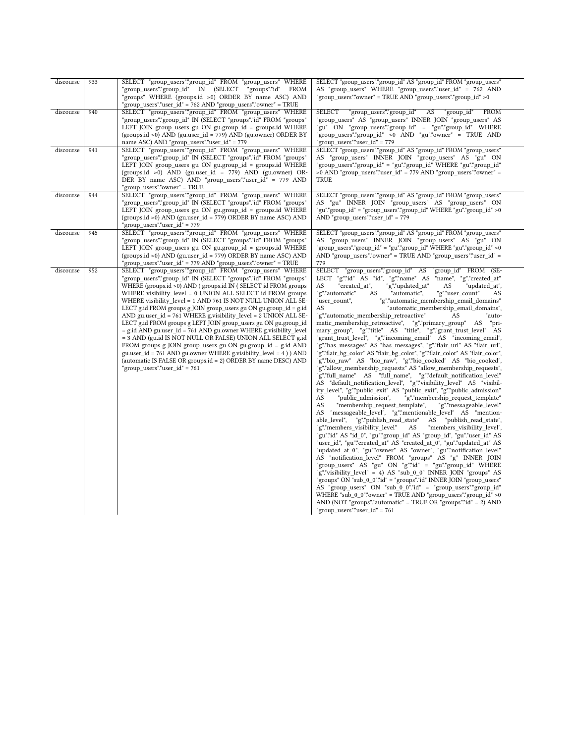| | | | |
|---|---|---|---|
| discourse | 933 | SELECT "group_users"."group_id" FROM "group_users" WHERE "group_users"."group_id" IN (SELECT "groups"."id" FROM "groups" WHERE (groups.id >0) ORDER BY name ASC) AND "group_users"."user_id" = 762 AND "group_users"."owner" = TRUE | SELECT "group_users"."group_id" AS "group_id" FROM "group_users" AS "group_users" WHERE "group_users"."user_id" = 762 AND "group_users"."owner" = TRUE AND "group_users"."group_id" >0 |
| discourse | 940 | SELECT "group_users"."group_id" FROM "group_users" WHERE "group_users"."group_id" IN (SELECT "groups"."id" FROM "groups" LEFT JOIN group_users gu ON gu.group_id = groups.id WHERE (groups.id >0) AND (gu.user_id = 779) AND (gu.owner) ORDER BY name ASC) AND "group_users"."user_id" = 779 | SELECT "group_users"."group_id" AS "group_id" FROM "group_users" AS "group_users" INNER JOIN "group_users" AS "gu" ON "group_users"."group_id" = "gu"."group_id" WHERE "group_users"."group_id" >0 AND "gu"."owner" = TRUE AND "group_users"."user_id" = 779 |
| discourse | 941 | SELECT "group_users"."group_id" FROM "group_users" WHERE "group_users"."group_id" IN (SELECT "groups"."id" FROM "groups" LEFT JOIN group_users gu ON gu.group_id = groups.id WHERE (groups.id >0) AND (gu.user_id = 779) AND (gu.owner) ORDER BY name ASC) AND "group_users"."user_id" = 779 AND "group_users"."owner" = TRUE | SELECT "group_users"."group_id" AS "group_id" FROM "group_users" AS "group_users" INNER JOIN "group_users" AS "gu" ON "group_users"."group_id" = "gu"."group_id" WHERE "gu"."group_id" >0 AND "group_users"."user_id" = 779 AND "group_users"."owner" = TRUE |
| discourse | 944 | SELECT "group_users"."group_id" FROM "group_users" WHERE "group_users"."group_id" IN (SELECT "groups"."id" FROM "groups" LEFT JOIN group_users gu ON gu.group_id = groups.id WHERE (groups.id >0) AND (gu.user_id = 779) ORDER BY name ASC) AND "group_users"."user_id" = 779 | SELECT "group_users"."group_id" AS "group_id" FROM "group_users" AS "gu" INNER JOIN "group_users" AS "group_users" ON "gu"."group_id" = "group_users"."group_id" WHERE "gu"."group_id" >0 AND "group_users"."user_id" = 779 |
| discourse | 945 | SELECT "group_users"."group_id" FROM "group_users" WHERE "group_users"."group_id" IN (SELECT "groups"."id" FROM "groups" LEFT JOIN group_users gu ON gu.group_id = groups.id WHERE (groups.id >0) AND (gu.user_id = 779) ORDER BY name ASC) AND "group_users"."user_id" = 779 AND "group_users"."owner" = TRUE | SELECT "group_users"."group_id" AS "group_id" FROM "group_users" AS "group_users" INNER JOIN "group_users" AS "gu" ON "group_users"."group_id" = "gu"."group_id" WHERE "gu"."group_id" >0 AND "group_users"."owner" = TRUE AND "group_users"."user_id" = 779 |
| discourse | 952 | SELECT "group_users"."group_id" FROM "group_users" WHERE "group_users"."group_id" IN (SELECT "groups"."id" FROM "groups" WHERE (groups.id >0) AND ( groups.id IN ( SELECT id FROM groups WHERE visibility_level = 0 UNION ALL SELECT id FROM groups WHERE visibility_level = 1 AND 761 IS NOT NULL UNION ALL SELECT g.id FROM groups g JOIN group_users gu ON gu.group_id = g.id AND gu.user_id = 761 WHERE g.visibility_level = 2 UNION ALL SELECT g.id FROM groups g LEFT JOIN group_users gu ON gu.group_id = g.id AND gu.user_id = 761 AND gu.owner WHERE g.visibility_level = 3 AND (gu.id IS NOT NULL OR FALSE) UNION ALL SELECT g.id FROM groups g JOIN group_users gu ON gu.group_id = g.id AND gu.user_id = 761 AND gu.owner WHERE g.visibility_level = 4 ) ) AND (automatic IS FALSE OR groups.id = 2) ORDER BY name DESC) AND "group_users"."user_id" = 761 | SELECT "group_users"."group_id" AS "group_id" FROM (SELECT "g"."id" AS "id", "g"."name" AS "name", "g"."created_at" AS "created_at", "g"."updated_at" AS "updated_at", "g"."automatic" AS "automatic", "g"."user_count" AS "user_count", "g"."automatic_membership_email_domains" AS "automatic_membership_email_domains", "g"."automatic_membership_retroactive" AS "automatic_membership_retroactive", "g"."primary_group" AS "primary_group", "g"."title" AS "title", "g"."grant_trust_level" AS "grant_trust_level", "g"."incoming_email" AS "incoming_email", "g"."has_messages" AS "has_messages", "g"."flair_url" AS "flair_url", "g"."flair_bg_color" AS "flair_bg_color", "g"."flair_color" AS "flair_color", "g"."bio_raw" AS "bio_raw", "g"."bio_cooked" AS "bio_cooked", "g"."allow_membership_requests" AS "allow_membership_requests", "g"."full_name" AS "full_name", "g"."default_notification_level" AS "default_notification_level", "g"."visibility_level" AS "visibility_level", "g"."public_exit" AS "public_exit", "g"."public_admission" AS "public_admission", "g"."membership_request_template" AS "membership_request_template", "g"."messageable_level" AS "messageable_level", "g"."mentionable_level" AS "mentionable_level", "g"."publish_read_state" AS "publish_read_state", "g"."members_visibility_level" AS "members_visibility_level", "gu"."id" AS "id_0", "gu"."group_id" AS "group_id", "gu"."user_id" AS "user_id", "gu"."created_at" AS "created_at_0", "gu"."updated_at" AS "updated_at_0", "gu"."owner" AS "owner", "gu"."notification_level" AS "notification_level" FROM "groups" AS "g" INNER JOIN "group_users" AS "gu" ON "g"."id" = "gu"."group_id" WHERE "g"."visibility_level" = 4) AS "sub_0_0" INNER JOIN "groups" AS "groups" ON "sub_0_0"."id" = "groups"."id" INNER JOIN "group_users" AS "group_users" ON "sub_0_0"."id" = "group_users"."group_id" WHERE "sub_0_0"."owner" = TRUE AND "group_users"."group_id" >0 AND (NOT "groups"."automatic" = TRUE OR "groups"."id" = 2) AND "group_users"."user_id" = 761 |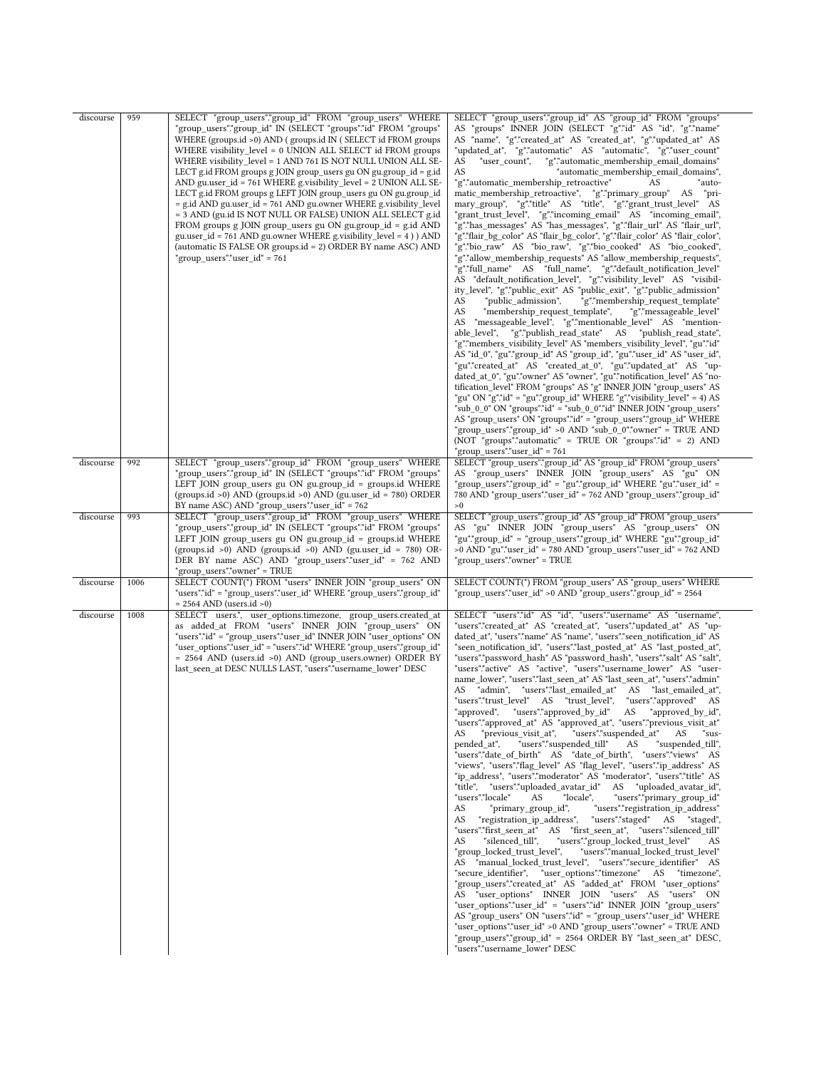| discourse | 959 | SELECT "group_users"."group_id" FROM "group_users" WHERE "group_users"."group_id" IN (SELECT "groups"."id" FROM "groups" WHERE (groups.id >0) AND ( groups.id IN ( SELECT id FROM groups WHERE visibility_level = 0 UNION ALL SELECT id FROM groups WHERE visibility_level = 1 AND 761 IS NOT NULL UNION ALL SELECT g.id FROM groups g JOIN group_users gu ON gu.group_id = g.id AND gu.user_id = 761 WHERE g.visibility_level = 2 UNION ALL SELECT g.id FROM groups g LEFT JOIN group_users gu ON gu.group_id = g.id AND gu.user_id = 761 AND gu.owner WHERE g.visibility_level = 3 AND (gu.id IS NOT NULL OR FALSE) UNION ALL SELECT g.id FROM groups g JOIN group_users gu ON gu.group_id = g.id AND gu.user_id = 761 AND gu.owner WHERE g.visibility_level = 4 ) ) AND (automatic IS FALSE OR groups.id = 2) ORDER BY name ASC) AND "group_users"."user_id" = 761 | SELECT "group_users"."group_id" AS "group_id" FROM "groups" AS "groups" INNER JOIN (SELECT "g"."id" AS "id", "g"."name" AS "name", "g"."created_at" AS "created_at", "g"."updated_at" AS "updated_at", "g"."automatic" AS "automatic", "g"."user_count" AS "user_count", "g"."automatic_membership_email_domains" AS "automatic_membership_email_domains", "g"."automatic_membership_retroactive" AS "automatic_membership_retroactive", "g"."primary_group" AS "primary_group", "g"."title" AS "title", "g"."grant_trust_level" AS "grant_trust_level", "g"."incoming_email" AS "incoming_email", "g"."has_messages" AS "has_messages", "g"."flair_url" AS "flair_url", "g"."flair_bg_color" AS "flair_bg_color", "g"."flair_color" AS "flair_color", "g"."bio_raw" AS "bio_raw", "g"."bio_cooked" AS "bio_cooked", "g"."allow_membership_requests" AS "allow_membership_requests", "g"."full_name" AS "full_name", "g"."default_notification_level" AS "default_notification_level", "g"."visibility_level" AS "visibility_level", "g"."public_exit" AS "public_exit", "g"."public_admission" AS "public_admission", "g"."membership_request_template" AS "membership_request_template", "g"."messageable_level" AS "messageable_level", "g"."mentionable_level" AS "mentionable_level", "g"."publish_read_state" AS "publish_read_state", "g"."members_visibility_level" AS "members_visibility_level", "gu"."id" AS "id_0", "gu"."group_id" AS "group_id", "gu"."user_id" AS "user_id", "gu"."created_at" AS "created_at_0", "gu"."updated_at" AS "updated_at_0", "gu"."owner" AS "owner", "gu"."notification_level" AS "notification_level" FROM "groups" AS "g" INNER JOIN "group_users" AS "gu" ON "g"."id" = "gu"."group_id" WHERE "g"."visibility_level" = 4) AS "sub_0_0" ON "groups"."id" = "sub_0_0"."id" INNER JOIN "group_users" AS "group_users" ON "groups"."id" = "group_users"."group_id" WHERE "group_users"."group_id" >0 AND "sub_0_0"."owner" = TRUE AND (NOT "groups"."automatic" = TRUE OR "groups"."id" = 2) AND "group_users"."user_id" = 761 |
|---|---|---|---|
| discourse | 992 | SELECT "group_users"."group_id" FROM "group_users" WHERE "group_users"."group_id" IN (SELECT "groups"."id" FROM "groups" LEFT JOIN group_users gu ON gu.group_id = groups.id WHERE (groups.id >0) AND (groups.id >0) AND (gu.user_id = 780) ORDER BY name ASC) AND "group_users"."user_id" = 762 | SELECT "group_users"."group_id" AS "group_id" FROM "group_users" AS "group_users" INNER JOIN "group_users" AS "gu" ON "group_users"."group_id" = "gu"."group_id" WHERE "gu"."user_id" = 780 AND "group_users"."user_id" = 762 AND "group_users"."group_id" >0 |
| discourse | 993 | SELECT "group_users"."group_id" FROM "group_users" WHERE "group_users"."group_id" IN (SELECT "groups"."id" FROM "groups" LEFT JOIN group_users gu ON gu.group_id = groups.id WHERE (groups.id >0) AND (groups.id >0) AND (gu.user_id = 780) ORDER BY name ASC) AND "group_users"."user_id" = 762 AND "group_users"."owner" = TRUE | SELECT "group_users"."group_id" AS "group_id" FROM "group_users" AS "gu" INNER JOIN "group_users" AS "group_users" ON "gu"."group_id" = "group_users"."group_id" WHERE "gu"."group_id" >0 AND "gu"."user_id" = 780 AND "group_users"."user_id" = 762 AND "group_users"."owner" = TRUE |
| discourse | 1006 | SELECT COUNT(*) FROM "users" INNER JOIN "group_users" ON "users"."id" = "group_users"."user_id" WHERE "group_users"."group_id" = 2564 AND (users.id >0) | SELECT COUNT(*) FROM "group_users" AS "group_users" WHERE "group_users"."user_id" >0 AND "group_users"."group_id" = 2564 |
| discourse | 1008 | SELECT users.*, user_options.timezone, group_users.created_at as added_at FROM "users" INNER JOIN "group_users" ON "users"."id" = "group_users"."user_id" INNER JOIN "user_options" ON "user_options"."user_id" = "users"."id" WHERE "group_users"."group_id" = 2564 AND (users.id >0) AND (group_users.owner) ORDER BY last_seen_at DESC NULLS LAST, "users"."username_lower" DESC | SELECT "users"."id" AS "id", "users"."username" AS "username", "users"."created_at" AS "created_at", "users"."updated_at" AS "updated_at", "users"."name" AS "name", "users"."seen_notification_id" AS "seen_notification_id", "users"."last_posted_at" AS "last_posted_at", "users"."password_hash" AS "password_hash", "users"."salt" AS "salt", "users"."active" AS "active", "users"."username_lower" AS "username_lower", "users"."last_seen_at" AS "last_seen_at", "users"."admin" AS "admin", "users"."last_emailed_at" AS "last_emailed_at", "users"."trust_level" AS "trust_level", "users"."approved" AS "approved", "users"."approved_by_id" AS "approved_by_id", "users"."approved_at" AS "approved_at", "users"."previous_visit_at" AS "previous_visit_at", "users"."suspended_at" AS "suspended_at", "users"."suspended_till" AS "suspended_till", "users"."date_of_birth" AS "date_of_birth", "users"."views" AS "views", "users"."flag_level" AS "flag_level", "users"."ip_address" AS "ip_address", "users"."moderator" AS "moderator", "users"."title" AS "title", "users"."uploaded_avatar_id" AS "uploaded_avatar_id", "users"."locale" AS "locale", "users"."primary_group_id" AS "primary_group_id", "users"."registration_ip_address" AS "registration_ip_address", "users"."staged" AS "staged", "users"."first_seen_at" AS "first_seen_at", "users"."silenced_till" AS "silenced_till", "users"."group_locked_trust_level" AS "group_locked_trust_level", "users"."manual_locked_trust_level" AS "manual_locked_trust_level", "users"."secure_identifier" AS "secure_identifier", "user_options"."timezone" AS "timezone", "group_users"."created_at" AS "added_at" FROM "user_options" AS "user_options" INNER JOIN "users" AS "users" ON "user_options"."user_id" = "users"."id" INNER JOIN "group_users" AS "group_users" ON "users"."id" = "group_users"."user_id" WHERE "user_options"."user_id" >0 AND "group_users"."owner" = TRUE AND "group_users"."group_id" = 2564 ORDER BY "last_seen_at" DESC, "users"."username_lower" DESC |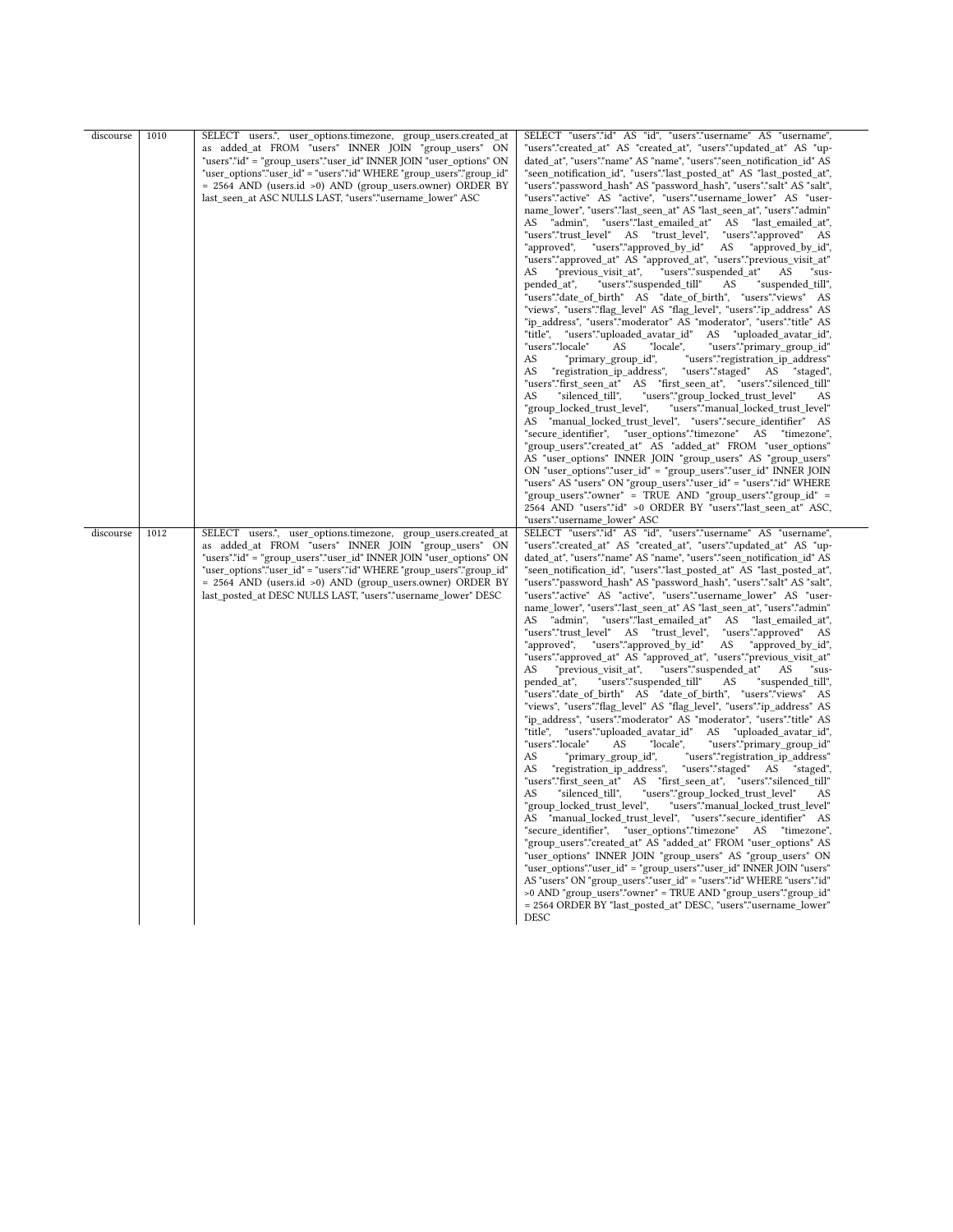| discourse | 1010 | SELECT users.*, user_options.timezone, group_users.created_at as added_at FROM "users" INNER JOIN "group_users" ON "users"."id" = "group_users"."user_id" INNER JOIN "user_options" ON "user_options"."user_id" = "users"."id" WHERE "group_users"."group_id" = 2564 AND (users.id >0) AND (group_users.owner) ORDER BY last_seen_at ASC NULLS LAST, "users"."username_lower" ASC | SELECT "users"."id" AS "id", "users"."username" AS "username", "users"."created_at" AS "created_at", "users"."updated_at" AS "updated_at", "users"."name" AS "name", "users"."seen_notification_id" AS "seen_notification_id", "users"."last_posted_at" AS "last_posted_at", "users"."password_hash" AS "password_hash", "users"."salt" AS "salt", "users"."active" AS "active", "users"."username_lower" AS "username_lower", "users"."last_seen_at" AS "last_seen_at", "users"."admin" AS "admin", "users"."last_emailed_at" AS "last_emailed_at", "users"."trust_level" AS "trust_level", "users"."approved" AS "approved", "users"."approved_by_id" AS "approved_by_id", "users"."approved_at" AS "approved_at", "users"."previous_visit_at" AS "previous_visit_at", "users"."suspended_at" AS "suspended_at", "users"."suspended_till" AS "suspended_till", "users"."date_of_birth" AS "date_of_birth", "users"."views" AS "views", "users"."flag_level" AS "flag_level", "users"."ip_address" AS "ip_address", "users"."moderator" AS "moderator", "users"."title" AS "title", "users"."uploaded_avatar_id" AS "uploaded_avatar_id", "users"."locale" AS "locale", "users"."primary_group_id" AS "primary_group_id", "users"."registration_ip_address" AS "registration_ip_address", "users"."staged" AS "staged", "users"."first_seen_at" AS "first_seen_at", "users"."silenced_till" AS "silenced_till", "users"."group_locked_trust_level" AS "group_locked_trust_level", "users"."manual_locked_trust_level" AS "manual_locked_trust_level", "users"."secure_identifier" AS "secure_identifier", "user_options"."timezone" AS "timezone", "group_users"."created_at" AS "added_at" FROM "user_options" AS "user_options" INNER JOIN "group_users" AS "group_users" ON "user_options"."user_id" = "group_users"."user_id" INNER JOIN "users" AS "users" ON "group_users"."user_id" = "users"."id" WHERE "group_users"."owner" = TRUE AND "group_users"."group_id" = 2564 AND "users"."id" >0 ORDER BY "users"."last_seen_at" ASC, "users"."username_lower" ASC |
|---|---|---|---|
| discourse | 1012 | SELECT users.*, user_options.timezone, group_users.created_at as added_at FROM "users" INNER JOIN "group_users" ON "users"."id" = "group_users"."user_id" INNER JOIN "user_options" ON "user_options"."user_id" = "users"."id" WHERE "group_users"."group_id" = 2564 AND (users.id >0) AND (group_users.owner) ORDER BY last_posted_at DESC NULLS LAST, "users"."username_lower" DESC | SELECT "users"."id" AS "id", "users"."username" AS "username", "users"."created_at" AS "created_at", "users"."updated_at" AS "updated_at", "users"."name" AS "name", "users"."seen_notification_id" AS "seen_notification_id", "users"."last_posted_at" AS "last_posted_at", "users"."password_hash" AS "password_hash", "users"."salt" AS "salt", "users"."active" AS "active", "users"."username_lower" AS "username_lower", "users"."last_seen_at" AS "last_seen_at", "users"."admin" AS "admin", "users"."last_emailed_at" AS "last_emailed_at", "users"."trust_level" AS "trust_level", "users"."approved" AS "approved", "users"."approved_by_id" AS "approved_by_id", "users"."approved_at" AS "approved_at", "users"."previous_visit_at" AS "previous_visit_at", "users"."suspended_at" AS "suspended_at", "users"."suspended_till" AS "suspended_till", "users"."date_of_birth" AS "date_of_birth", "users"."views" AS "views", "users"."flag_level" AS "flag_level", "users"."ip_address" AS "ip_address", "users"."moderator" AS "moderator", "users"."title" AS "title", "users"."uploaded_avatar_id" AS "uploaded_avatar_id", "users"."locale" AS "locale", "users"."primary_group_id" AS "primary_group_id", "users"."registration_ip_address" AS "registration_ip_address", "users"."staged" AS "staged", "users"."first_seen_at" AS "first_seen_at", "users"."silenced_till" AS "silenced_till", "users"."group_locked_trust_level" AS "group_locked_trust_level", "users"."manual_locked_trust_level" AS "manual_locked_trust_level", "users"."secure_identifier" AS "secure_identifier", "user_options"."timezone" AS "timezone", "group_users"."created_at" AS "added_at" FROM "user_options" AS "user_options" INNER JOIN "group_users" AS "group_users" ON "user_options"."user_id" = "group_users"."user_id" INNER JOIN "users" AS "users" ON "group_users"."user_id" = "users"."id" WHERE "users"."id" >0 AND "group_users"."owner" = TRUE AND "group_users"."group_id" = 2564 ORDER BY "last_posted_at" DESC, "users"."username_lower" DESC |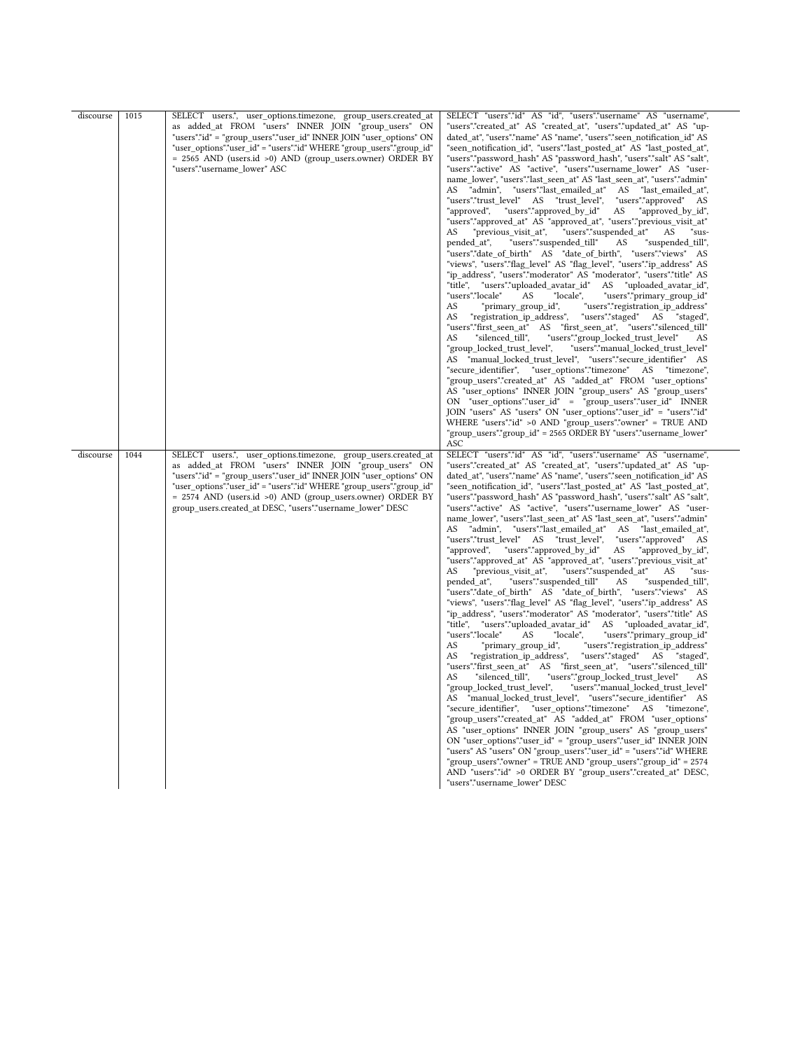| discourse | 1015 | SELECT users.*, user_options.timezone, group_users.created_at as added_at FROM "users" INNER JOIN "group_users" ON "users"."id" = "group_users"."user_id" INNER JOIN "user_options" ON "user_options"."user_id" = "users"."id" WHERE "group_users"."group_id" = 2565 AND (users.id >0) AND (group_users.owner) ORDER BY "users"."username_lower" ASC | SELECT "users"."id" AS "id", "users"."username" AS "username", "users"."created_at" AS "created_at", "users"."updated_at" AS "updated_at", "users"."name" AS "name", "users"."seen_notification_id" AS "seen_notification_id", "users"."last_posted_at" AS "last_posted_at", "users"."password_hash" AS "password_hash", "users"."salt" AS "salt", "users"."active" AS "active", "users"."username_lower" AS "username_lower", "users"."last_seen_at" AS "last_seen_at", "users"."admin" AS "admin", "users"."last_emailed_at" AS "last_emailed_at", "users"."trust_level" AS "trust_level", "users"."approved" AS "approved", "users"."approved_by_id" AS "approved_by_id", "users"."approved_at" AS "approved_at", "users"."previous_visit_at" AS "previous_visit_at", "users"."suspended_at" AS "suspended_at", "users"."suspended_till" AS "suspended_till", "users"."date_of_birth" AS "date_of_birth", "users"."views" AS "views", "users"."flag_level" AS "flag_level", "users"."ip_address" AS "ip_address", "users"."moderator" AS "moderator", "users"."title" AS "title", "users"."uploaded_avatar_id" AS "uploaded_avatar_id", "users"."locale" AS "locale", "users"."primary_group_id" AS "primary_group_id", "users"."registration_ip_address" AS "registration_ip_address", "users"."staged" AS "staged", "users"."first_seen_at" AS "first_seen_at", "users"."silenced_till" AS "silenced_till", "users"."group_locked_trust_level" AS "group_locked_trust_level", "users"."manual_locked_trust_level" AS "manual_locked_trust_level", "users"."secure_identifier" AS "secure_identifier", "user_options"."timezone" AS "timezone", "group_users"."created_at" AS "added_at" FROM "user_options" AS "user_options" INNER JOIN "group_users" AS "group_users" ON "user_options"."user_id" = "group_users"."user_id" INNER JOIN "users" AS "users" ON "user_options"."user_id" = "users"."id" WHERE "users"."id" >0 AND "group_users"."owner" = TRUE AND "group_users"."group_id" = 2565 ORDER BY "users"."username_lower" ASC |
|---|---|---|---|
| discourse | 1044 | SELECT users.*, user_options.timezone, group_users.created_at as added_at FROM "users" INNER JOIN "group_users" ON "users"."id" = "group_users"."user_id" INNER JOIN "user_options" ON "user_options"."user_id" = "users"."id" WHERE "group_users"."group_id" = 2574 AND (users.id >0) AND (group_users.owner) ORDER BY group_users.created_at DESC, "users"."username_lower" DESC | SELECT "users"."id" AS "id", "users"."username" AS "username", "users"."created_at" AS "created_at", "users"."updated_at" AS "updated_at", "users"."name" AS "name", "users"."seen_notification_id" AS "seen_notification_id", "users"."last_posted_at" AS "last_posted_at", "users"."password_hash" AS "password_hash", "users"."salt" AS "salt", "users"."active" AS "active", "users"."username_lower" AS "username_lower", "users"."last_seen_at" AS "last_seen_at", "users"."admin" AS "admin", "users"."last_emailed_at" AS "last_emailed_at", "users"."trust_level" AS "trust_level", "users"."approved" AS "approved", "users"."approved_by_id" AS "approved_by_id", "users"."approved_at" AS "approved_at", "users"."previous_visit_at" AS "previous_visit_at", "users"."suspended_at" AS "suspended_at", "users"."suspended_till" AS "suspended_till", "users"."date_of_birth" AS "date_of_birth", "users"."views" AS "views", "users"."flag_level" AS "flag_level", "users"."ip_address" AS "ip_address", "users"."moderator" AS "moderator", "users"."title" AS "title", "users"."uploaded_avatar_id" AS "uploaded_avatar_id", "users"."locale" AS "locale", "users"."primary_group_id" AS "primary_group_id", "users"."registration_ip_address" AS "registration_ip_address", "users"."staged" AS "staged", "users"."first_seen_at" AS "first_seen_at", "users"."silenced_till" AS "silenced_till", "users"."group_locked_trust_level" AS "group_locked_trust_level", "users"."manual_locked_trust_level" AS "manual_locked_trust_level", "users"."secure_identifier" AS "secure_identifier", "user_options"."timezone" AS "timezone", "group_users"."created_at" AS "added_at" FROM "user_options" AS "user_options" INNER JOIN "group_users" AS "group_users" ON "user_options"."user_id" = "group_users"."user_id" INNER JOIN "users" AS "users" ON "group_users"."user_id" = "users"."id" WHERE "group_users"."owner" = TRUE AND "group_users"."group_id" = 2574 AND "users"."id" >0 ORDER BY "group_users"."created_at" DESC, "users"."username_lower" DESC |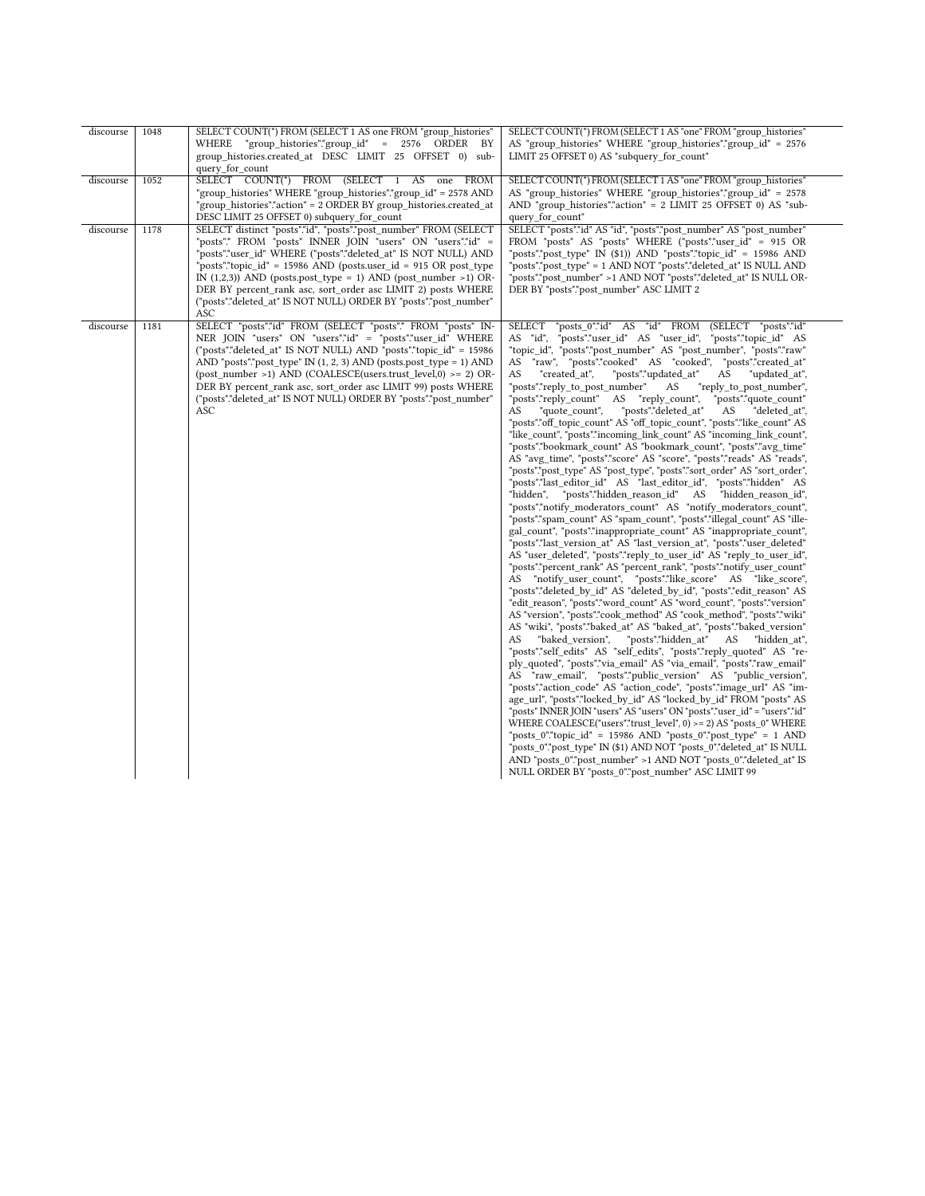| | | | |
|---|---|---|---|
| discourse | 1048 | SELECT COUNT(*) FROM (SELECT 1 AS one FROM "group_histories" WHERE "group_histories"."group_id" = 2576 ORDER BY group_histories.created_at DESC LIMIT 25 OFFSET 0) subquery_for_count | SELECT COUNT(*) FROM (SELECT 1 AS "one" FROM "group_histories" AS "group_histories" WHERE "group_histories"."group_id" = 2576 LIMIT 25 OFFSET 0) AS "subquery_for_count" |
| discourse | 1052 | SELECT COUNT(*) FROM (SELECT 1 AS one FROM "group_histories" WHERE "group_histories"."group_id" = 2578 AND "group_histories"."action" = 2 ORDER BY group_histories.created_at DESC LIMIT 25 OFFSET 0) subquery_for_count | SELECT COUNT(*) FROM (SELECT 1 AS "one" FROM "group_histories" AS "group_histories" WHERE "group_histories"."group_id" = 2578 AND "group_histories"."action" = 2 LIMIT 25 OFFSET 0) AS "subquery_for_count" |
| discourse | 1178 | SELECT distinct "posts"."id", "posts"."post_number" FROM (SELECT "posts".* FROM "posts" INNER JOIN "users" ON "users"."id" = "posts"."user_id" WHERE ("posts"."deleted_at" IS NOT NULL) AND "posts"."topic_id" = 15986 AND (posts.user_id = 915 OR post_type IN (1,2,3)) AND (posts.post_type = 1) AND (post_number >1) ORDER BY percent_rank asc, sort_order asc LIMIT 2) posts WHERE ("posts"."deleted_at" IS NOT NULL) ORDER BY "posts"."post_number" ASC | SELECT "posts"."id" AS "id", "posts"."post_number" AS "post_number" FROM "posts" AS "posts" WHERE ("posts"."user_id" = 915 OR "posts"."post_type" IN ($1)) AND "posts"."topic_id" = 15986 AND "posts"."post_type" = 1 AND NOT "posts"."deleted_at" IS NULL AND "posts"."post_number" >1 AND NOT "posts"."deleted_at" IS NULL ORDER BY "posts"."post_number" ASC LIMIT 2 |
| discourse | 1181 | SELECT "posts"."id" FROM (SELECT "posts".* FROM "posts" INNER JOIN "users" ON "users"."id" = "posts"."user_id" WHERE ("posts"."deleted_at" IS NOT NULL) AND "posts"."topic_id" = 15986 AND "posts"."post_type" IN (1, 2, 3) AND (posts.post_type = 1) AND (post_number >1) AND (COALESCE(users.trust_level,0) >= 2) ORDER BY percent_rank asc, sort_order asc LIMIT 99) posts WHERE ("posts"."deleted_at" IS NOT NULL) ORDER BY "posts"."post_number" ASC | SELECT "posts_0"."id" AS "id" FROM (SELECT "posts"."id" AS "id", "posts"."user_id" AS "user_id", "posts"."topic_id" AS "topic_id", "posts"."post_number" AS "post_number", "posts"."raw" AS "raw", "posts"."cooked" AS "cooked", "posts"."created_at" AS "created_at", "posts"."updated_at" AS "updated_at", "posts"."reply_to_post_number" AS "reply_to_post_number", "posts"."reply_count" AS "reply_count", "posts"."quote_count" AS "quote_count", "posts"."deleted_at" AS "deleted_at", "posts"."off_topic_count" AS "off_topic_count", "posts"."like_count" AS "like_count", "posts"."incoming_link_count" AS "incoming_link_count", "posts"."bookmark_count" AS "bookmark_count", "posts"."avg_time" AS "avg_time", "posts"."score" AS "score", "posts"."reads" AS "reads", "posts"."post_type" AS "post_type", "posts"."sort_order" AS "sort_order", "posts"."last_editor_id" AS "last_editor_id", "posts"."hidden" AS "hidden", "posts"."hidden_reason_id" AS "hidden_reason_id", "posts"."notify_moderators_count" AS "notify_moderators_count", "posts"."spam_count" AS "spam_count", "posts"."illegal_count" AS "illegal_count", "posts"."inappropriate_count" AS "inappropriate_count", "posts"."last_version_at" AS "last_version_at", "posts"."user_deleted" AS "user_deleted", "posts"."reply_to_user_id" AS "reply_to_user_id", "posts"."percent_rank" AS "percent_rank", "posts"."notify_user_count" AS "notify_user_count", "posts"."like_score" AS "like_score", "posts"."deleted_by_id" AS "deleted_by_id", "posts"."edit_reason" AS "edit_reason", "posts"."word_count" AS "word_count", "posts"."version" AS "version", "posts"."cook_method" AS "cook_method", "posts"."wiki" AS "wiki", "posts"."baked_at" AS "baked_at", "posts"."baked_version" AS "baked_version", "posts"."hidden_at" AS "hidden_at", "posts"."self_edits" AS "self_edits", "posts"."reply_quoted" AS "reply_quoted", "posts"."via_email" AS "via_email", "posts"."raw_email" AS "raw_email", "posts"."public_version" AS "public_version", "posts"."action_code" AS "action_code", "posts"."image_url" AS "image_url", "posts"."locked_by_id" AS "locked_by_id" FROM "posts" AS "posts" INNER JOIN "users" AS "users" ON "posts"."user_id" = "users"."id" WHERE COALESCE("users"."trust_level", 0) >= 2) AS "posts_0" WHERE "posts_0"."topic_id" = 15986 AND "posts_0"."post_type" = 1 AND "posts_0"."post_type" IN ($1) AND NOT "posts_0"."deleted_at" IS NULL AND "posts_0"."post_number" >1 AND NOT "posts_0"."deleted_at" IS NULL ORDER BY "posts_0"."post_number" ASC LIMIT 99 |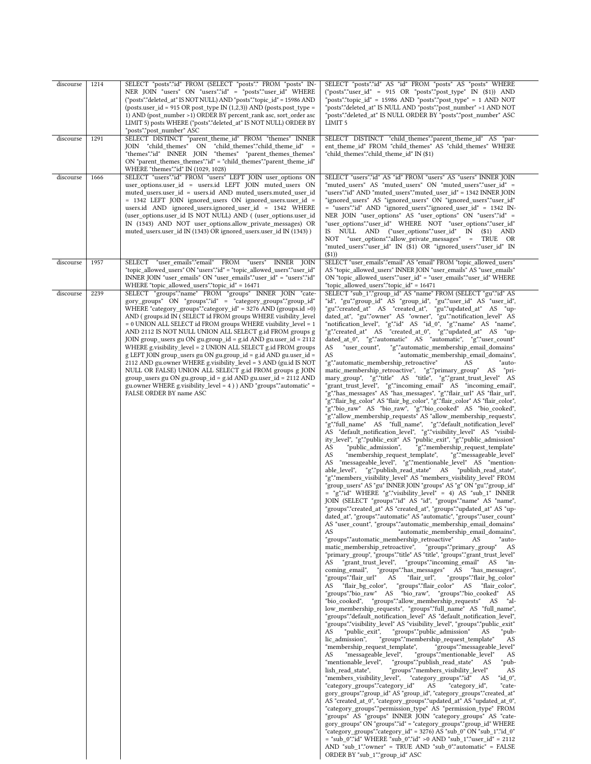| discourse | 1214 | SELECT "posts"."id" FROM (SELECT "posts".* FROM "posts" INNER JOIN "users" ON "users"."id" = "posts"."user_id" WHERE ("posts"."deleted_at" IS NOT NULL) AND "posts"."topic_id" = 15986 AND (posts.user_id = 915 OR post_type IN (1,2,3)) AND (posts.post_type = 1) AND (post_number >1) ORDER BY percent_rank asc, sort_order asc LIMIT 5) posts WHERE ("posts"."deleted_at" IS NOT NULL) ORDER BY "posts"."post_number" ASC | SELECT "posts"."id" AS "id" FROM "posts" AS "posts" WHERE ("posts"."user_id" = 915 OR "posts"."post_type" IN ($1)) AND "posts"."topic_id" = 15986 AND "posts"."post_type" = 1 AND NOT "posts"."deleted_at" IS NULL AND "posts"."post_number" >1 AND NOT "posts"."deleted_at" IS NULL ORDER BY "posts"."post_number" ASC LIMIT 5 |
|---|---|---|---|
| discourse | 1291 | SELECT DISTINCT "parent_theme_id" FROM "themes" INNER JOIN "child_themes" ON "child_themes"."child_theme_id" = "themes"."id" INNER JOIN "themes" "parent_themes_themes" ON "parent_themes_themes"."id" = "child_themes"."parent_theme_id" WHERE "themes"."id" IN (1029, 1028) | SELECT DISTINCT "child_themes"."parent_theme_id" AS "parent_theme_id" FROM "child_themes" AS "child_themes" WHERE "child_themes"."child_theme_id" IN ($1) |
| discourse | 1666 | SELECT "users"."id" FROM "users" LEFT JOIN user_options ON user_options.user_id = users.id LEFT JOIN muted_users ON muted_users.user_id = users.id AND muted_users.muted_user_id = 1342 LEFT JOIN ignored_users ON ignored_users.user_id = users.id AND ignored_users.ignored_user_id = 1342 WHERE (user_options.user_id IS NOT NULL) AND ( (user_options.user_id IN (1343) AND NOT user_options.allow_private_messages) OR muted_users.user_id IN (1343) OR ignored_users.user_id IN (1343) ) | SELECT "users"."id" AS "id" FROM "users" AS "users" INNER JOIN "muted_users" AS "muted_users" ON "muted_users"."user_id" = "users"."id" AND "muted_users"."muted_user_id" = 1342 INNER JOIN "ignored_users" AS "ignored_users" ON "ignored_users"."user_id" = "users"."id" AND "ignored_users"."ignored_user_id" = 1342 INNER JOIN "user_options" AS "user_options" ON "users"."id" = "user_options"."user_id" WHERE NOT "user_options"."user_id" IS NULL AND ("user_options"."user_id" IN ($1) AND NOT "user_options"."allow_private_messages" = TRUE OR "muted_users"."user_id" IN ($1) OR "ignored_users"."user_id" IN ($1)) |
| discourse | 1957 | SELECT "user_emails"."email" FROM "users" INNER JOIN "topic_allowed_users" ON "users"."id" = "topic_allowed_users"."user_id" INNER JOIN "user_emails" ON "user_emails"."user_id" = "users"."id" WHERE "topic_allowed_users"."topic_id" = 16471 | SELECT "user_emails"."email" AS "email" FROM "topic_allowed_users" AS "topic_allowed_users" INNER JOIN "user_emails" AS "user_emails" ON "topic_allowed_users"."user_id" = "user_emails"."user_id" WHERE "topic_allowed_users"."topic_id" = 16471 |
| discourse | 2239 | SELECT "groups"."name" FROM "groups" INNER JOIN "category_groups" ON "groups"."id" = "category_groups"."group_id" WHERE "category_groups"."category_id" = 3276 AND (groups.id >0) AND ( groups.id IN ( SELECT id FROM groups WHERE visibility_level = 0 UNION ALL SELECT id FROM groups WHERE visibility_level = 1 AND 2112 IS NOT NULL UNION ALL SELECT g.id FROM groups g JOIN group_users gu ON gu.group_id = g.id AND gu.user_id = 2112 WHERE g.visibility_level = 2 UNION ALL SELECT g.id FROM groups g LEFT JOIN group_users gu ON gu.group_id = g.id AND gu.user_id = 2112 AND gu.owner WHERE g.visibility_level = 3 AND (gu.id IS NOT NULL OR FALSE) UNION ALL SELECT g.id FROM groups g JOIN group_users gu ON gu.group_id = g.id AND gu.user_id = 2112 AND gu.owner WHERE g.visibility_level = 4 ) ) AND "groups"."automatic" = FALSE ORDER BY name ASC | SELECT "sub_1"."group_id" AS "name" FROM (SELECT "gu"."id" AS "id", "gu"."group_id" AS "group_id", "gu"."user_id" AS "user_id", "gu"."created_at" AS "created_at", "gu"."updated_at" AS "updated_at", "gu"."owner" AS "owner", "gu"."notification_level" AS "notification_level", "g"."id" AS "id_0", "g"."name" AS "name", "g"."created_at" AS "created_at_0", "g"."updated_at" AS "updated_at_0", "g"."automatic" AS "automatic", "g"."user_count" AS "user_count", "g"."automatic_membership_email_domains" AS "automatic_membership_email_domains", "g"."automatic_membership_retroactive" AS "automatic_membership_retroactive", "g"."primary_group" AS "primary_group", "g"."title" AS "title", "g"."grant_trust_level" AS "grant_trust_level", "g"."incoming_email" AS "incoming_email", "g"."has_messages" AS "has_messages", "g"."flair_url" AS "flair_url", "g"."flair_bg_color" AS "flair_bg_color", "g"."flair_color" AS "flair_color", "g"."bio_raw" AS "bio_raw", "g"."bio_cooked" AS "bio_cooked", "g"."allow_membership_requests" AS "allow_membership_requests", "g"."full_name" AS "full_name", "g"."default_notification_level" AS "default_notification_level", "g"."visibility_level" AS "visibility_level", "g"."public_exit" AS "public_exit", "g"."public_admission" AS "public_admission", "g"."membership_request_template" AS "membership_request_template", "g"."messageable_level" AS "messageable_level", "g"."mentionable_level" AS "mentionable_level", "g"."publish_read_state" AS "publish_read_state", "g"."members_visibility_level" AS "members_visibility_level" FROM "group_users" AS "gu" INNER JOIN "groups" AS "g" ON "gu"."group_id" = "g"."id" WHERE "g"."visibility_level" = 4) AS "sub_1" INNER JOIN (SELECT "groups"."id" AS "id", "groups"."name" AS "name", "groups"."created_at" AS "created_at", "groups"."updated_at" AS "updated_at", "groups"."automatic" AS "automatic", "groups"."user_count" AS "user_count", "groups"."automatic_membership_email_domains" AS "automatic_membership_email_domains", "groups"."automatic_membership_retroactive" AS "automatic_membership_retroactive", "groups"."primary_group" AS "primary_group", "groups"."title" AS "title", "groups"."grant_trust_level" AS "grant_trust_level", "groups"."incoming_email" AS "incoming_email", "groups"."has_messages" AS "has_messages", "groups"."flair_url" AS "flair_url", "groups"."flair_bg_color" AS "flair_bg_color", "groups"."flair_color" AS "flair_color", "groups"."bio_raw" AS "bio_raw", "groups"."bio_cooked" AS "bio_cooked", "groups"."allow_membership_requests" AS "allow_membership_requests", "groups"."full_name" AS "full_name", "groups"."default_notification_level" AS "default_notification_level", "groups"."visibility_level" AS "visibility_level", "groups"."public_exit" AS "public_exit", "groups"."public_admission" AS "public_admission", "groups"."membership_request_template" AS "membership_request_template", "groups"."messageable_level" AS "messageable_level", "groups"."mentionable_level" AS "mentionable_level", "groups"."publish_read_state" AS "publish_read_state", "groups"."members_visibility_level" AS "members_visibility_level", "category_groups"."id" AS "id_0", "category_groups"."category_id" AS "category_id", "category_groups"."group_id" AS "group_id", "category_groups"."created_at" AS "created_at_0", "category_groups"."updated_at" AS "updated_at_0", "category_groups"."permission_type" AS "permission_type" FROM "groups" AS "groups" INNER JOIN "category_groups" AS "category_groups" ON "groups"."id" = "category_groups"."group_id" WHERE "category_groups"."category_id" = 3276) AS "sub_0" ON "sub_1"."id_0" = "sub_0"."id" WHERE "sub_0"."id" >0 AND "sub_1"."user_id" = 2112 AND "sub_1"."owner" = TRUE AND "sub_0"."automatic" = FALSE ORDER BY "sub_1"."group_id" ASC |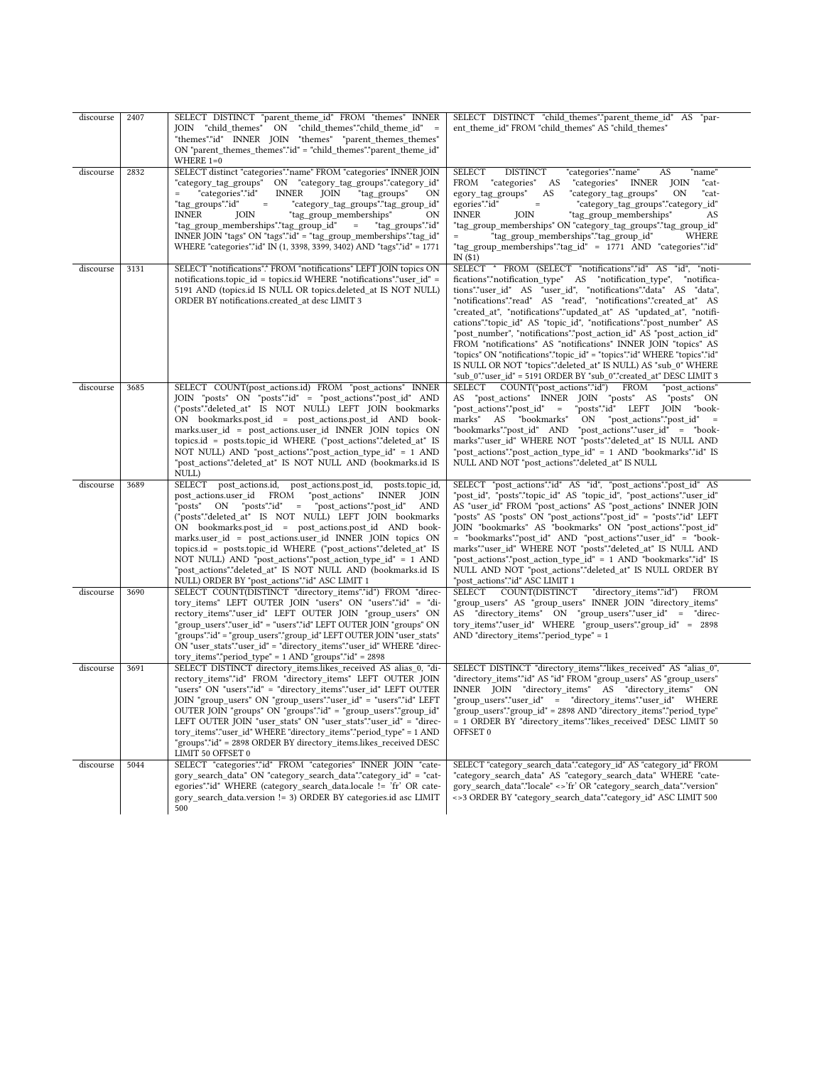| discourse | 2407 | SELECT DISTINCT "parent_theme_id" FROM "themes" INNER JOIN "child_themes" ON "child_themes"."child_theme_id" = "themes"."id" INNER JOIN "themes" "parent_themes_themes" ON "parent_themes_themes"."id" = "child_themes"."parent_theme_id" WHERE 1=0 | SELECT DISTINCT "child_themes"."parent_theme_id" AS "parent_theme_id" FROM "child_themes" AS "child_themes" |
|---|---|---|---|
| discourse | 2832 | SELECT distinct "categories"."name" FROM "categories" INNER JOIN "category_tag_groups" ON "category_tag_groups"."category_id" = "categories"."id" INNER JOIN "tag_groups" ON "tag_groups"."id" = "category_tag_groups"."tag_group_id" INNER JOIN "tag_group_memberships" ON "tag_group_memberships"."tag_group_id" = "tag_groups"."id" INNER JOIN "tags" ON "tags"."id" = "tag_group_memberships"."tag_id" WHERE "categories"."id" IN (1, 3398, 3399, 3402) AND "tags"."id" = 1771 | SELECT DISTINCT "categories"."name" AS "name" FROM "categories" AS "categories" INNER JOIN "category_tag_groups" AS "category_tag_groups" ON "categories"."id" = "category_tag_groups"."category_id" INNER JOIN "tag_group_memberships" AS "tag_group_memberships" ON "category_tag_groups"."tag_group_id" = "tag_group_memberships"."tag_group_id" WHERE "tag_group_memberships"."tag_id" = 1771 AND "categories"."id" IN ($1) |
| discourse | 3131 | SELECT "notifications".* FROM "notifications" LEFT JOIN topics ON notifications.topic_id = topics.id WHERE "notifications"."user_id" = 5191 AND (topics.id IS NULL OR topics.deleted_at IS NOT NULL) ORDER BY notifications.created_at desc LIMIT 3 | SELECT * FROM (SELECT "notifications"."id" AS "id", "notifications"."notification_type" AS "notification_type", "notifications"."user_id" AS "user_id", "notifications"."data" AS "data", "notifications"."read" AS "read", "notifications"."created_at" AS "created_at", "notifications"."updated_at" AS "updated_at", "notifications"."topic_id" AS "topic_id", "notifications"."post_number" AS "post_number", "notifications"."post_action_id" AS "post_action_id" FROM "notifications" AS "notifications" INNER JOIN "topics" AS "topics" ON "notifications"."topic_id" = "topics"."id" WHERE "topics"."id" IS NULL OR NOT "topics"."deleted_at" IS NULL) AS "sub_0" WHERE "sub_0"."user_id" = 5191 ORDER BY "sub_0"."created_at" DESC LIMIT 3 |
| discourse | 3685 | SELECT COUNT(post_actions.id) FROM "post_actions" INNER JOIN "posts" ON "posts"."id" = "post_actions"."post_id" AND ("posts"."deleted_at" IS NOT NULL) LEFT JOIN bookmarks ON bookmarks.post_id = post_actions.post_id AND bookmarks.user_id = post_actions.user_id INNER JOIN topics ON topics.id = posts.topic_id WHERE ("post_actions"."deleted_at" IS NOT NULL) AND "post_actions"."post_action_type_id" = 1 AND "post_actions"."deleted_at" IS NOT NULL AND (bookmarks.id IS NULL) | SELECT COUNT("post_actions"."id") FROM "post_actions" AS "post_actions" INNER JOIN "posts" AS "posts" ON "post_actions"."post_id" = "posts"."id" LEFT JOIN "bookmarks" AS "bookmarks" ON "post_actions"."post_id" = "bookmarks"."post_id" AND "post_actions"."user_id" = "bookmarks"."user_id" WHERE NOT "posts"."deleted_at" IS NULL AND "post_actions"."post_action_type_id" = 1 AND "bookmarks"."id" IS NULL AND NOT "post_actions"."deleted_at" IS NULL |
| discourse | 3689 | SELECT post_actions.id, post_actions.post_id, posts.topic_id, post_actions.user_id FROM "post_actions" INNER JOIN "posts" ON "posts"."id" = "post_actions"."post_id" AND ("posts"."deleted_at" IS NOT NULL) LEFT JOIN bookmarks ON bookmarks.post_id = post_actions.post_id AND bookmarks.user_id = post_actions.user_id INNER JOIN topics ON topics.id = posts.topic_id WHERE ("post_actions"."deleted_at" IS NOT NULL) AND "post_actions"."post_action_type_id" = 1 AND "post_actions"."deleted_at" IS NOT NULL AND (bookmarks.id IS NULL) ORDER BY "post_actions"."id" ASC LIMIT 1 | SELECT "post_actions"."id" AS "id", "post_actions"."post_id" AS "post_id", "posts"."topic_id" AS "topic_id", "post_actions"."user_id" AS "user_id" FROM "post_actions" AS "post_actions" INNER JOIN "posts" AS "posts" ON "post_actions"."post_id" = "posts"."id" LEFT JOIN "bookmarks" AS "bookmarks" ON "post_actions"."post_id" = "bookmarks"."post_id" AND "post_actions"."user_id" = "bookmarks"."user_id" WHERE NOT "posts"."deleted_at" IS NULL AND "post_actions"."post_action_type_id" = 1 AND "bookmarks"."id" IS NULL AND NOT "post_actions"."deleted_at" IS NULL ORDER BY "post_actions"."id" ASC LIMIT 1 |
| discourse | 3690 | SELECT COUNT(DISTINCT "directory_items"."id") FROM "directory_items" LEFT OUTER JOIN "users" ON "users"."id" = "directory_items"."user_id" LEFT OUTER JOIN "group_users" ON "group_users"."user_id" = "users"."id" LEFT OUTER JOIN "groups" ON "groups"."id" = "group_users"."group_id" LEFT OUTER JOIN "user_stats" ON "user_stats"."user_id" = "directory_items"."user_id" WHERE "directory_items"."period_type" = 1 AND "groups"."id" = 2898 | SELECT COUNT(DISTINCT "directory_items"."id") FROM "group_users" AS "group_users" INNER JOIN "directory_items" AS "directory_items" ON "group_users"."user_id" = "directory_items"."user_id" WHERE "group_users"."group_id" = 2898 AND "directory_items"."period_type" = 1 |
| discourse | 3691 | SELECT DISTINCT directory_items.likes_received AS alias_0, "directory_items"."id" FROM "directory_items" LEFT OUTER JOIN "users" ON "users"."id" = "directory_items"."user_id" LEFT OUTER JOIN "group_users" ON "group_users"."user_id" = "users"."id" LEFT OUTER JOIN "groups" ON "groups"."id" = "group_users"."group_id" LEFT OUTER JOIN "user_stats" ON "user_stats"."user_id" = "directory_items"."user_id" WHERE "directory_items"."period_type" = 1 AND "groups"."id" = 2898 ORDER BY directory_items.likes_received DESC LIMIT 50 OFFSET 0 | SELECT DISTINCT "directory_items"."likes_received" AS "alias_0", "directory_items"."id" AS "id" FROM "group_users" AS "group_users" INNER JOIN "directory_items" AS "directory_items" ON "group_users"."user_id" = "directory_items"."user_id" WHERE "group_users"."group_id" = 2898 AND "directory_items"."period_type" = 1 ORDER BY "directory_items"."likes_received" DESC LIMIT 50 OFFSET 0 |
| discourse | 5044 | SELECT "categories"."id" FROM "categories" INNER JOIN "category_search_data" ON "category_search_data"."category_id" = "categories"."id" WHERE (category_search_data.locale != 'fr' OR category_search_data.version != 3) ORDER BY categories.id asc LIMIT 500 | SELECT "category_search_data"."category_id" AS "category_id" FROM "category_search_data" AS "category_search_data" WHERE "category_search_data"."locale" <>'fr' OR "category_search_data"."version" <>3 ORDER BY "category_search_data"."category_id" ASC LIMIT 500 |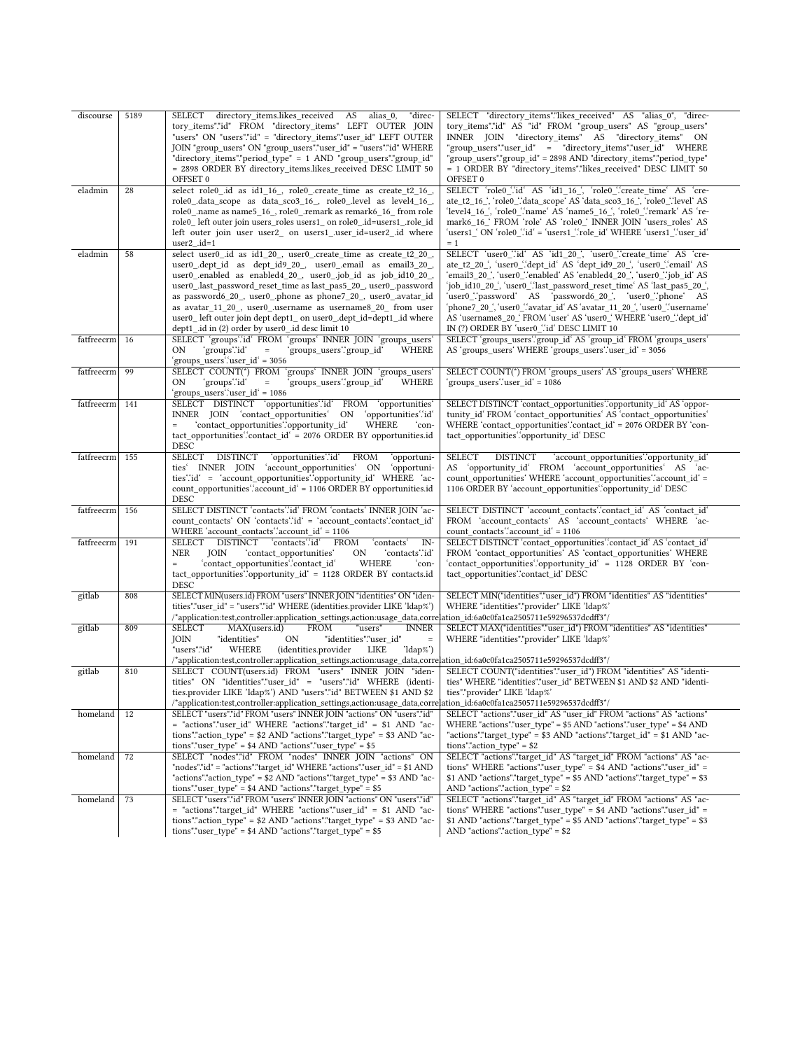| | | | |
|---|---|---|---|
| discourse | 5189 | SELECT directory_items.likes_received AS alias_0, "directory_items"."id" FROM "directory_items" LEFT OUTER JOIN "users" ON "users"."id" = "directory_items"."user_id" LEFT OUTER JOIN "group_users" ON "group_users"."user_id" = "users"."id" WHERE "directory_items"."period_type" = 1 AND "group_users"."group_id" = 2898 ORDER BY directory_items.likes_received DESC LIMIT 50 OFFSET 0 | SELECT "directory_items"."likes_received" AS "alias_0", "directory_items"."id" AS "id" FROM "group_users" AS "group_users" INNER JOIN "directory_items" AS "directory_items" ON "group_users"."user_id" = "directory_items"."user_id" WHERE "group_users"."group_id" = 2898 AND "directory_items"."period_type" = 1 ORDER BY "directory_items"."likes_received" DESC LIMIT 50 OFFSET 0 |
| eladmin | 28 | select role0_.id as id1_16_, role0_.create_time as create_t2_16_, role0_.data_scope as data_sco3_16_, role0_.level as level4_16_, role0_.name as name5_16_, role0_.remark as remark6_16_ from role role0_ left outer join users_roles users1_ on role0_.id=users1_.role_id left outer join user user2_ on users1_.user_id=user2_.id where user2_.id=1 | SELECT \`role0_\`.\`id\` AS \`id1_16_\`, \`role0_\`.\`create_time\` AS \`create_t2_16_\`, \`role0_\`.\`data_scope\` AS \`data_sco3_16_\`, \`role0_\`.\`level\` AS \`level4_16_\`, \`role0_\`.\`name\` AS \`name5_16_\`, \`role0_\`.\`remark\` AS \`remark6_16_\` FROM \`role\` AS \`role0_\` INNER JOIN \`users_roles\` AS \`users1_\` ON \`role0_\`.\`id\` = \`users1_\`.\`role_id\` WHERE \`users1_\`.\`user_id\` = 1 |
| eladmin | 58 | select user0_.id as id1_20_, user0_.create_time as create_t2_20_, user0_.dept_id as dept_id9_20_, user0_.email as email3_20_, user0_.enabled as enabled4_20_, user0_.job_id as job_id10_20_, user0_.last_password_reset_time as last_pas5_20_, user0_.password as password6_20_, user0_.phone as phone7_20_, user0_.avatar_id as avatar_11_20_, user0_.username as username8_20_ from user user0_ left outer join dept dept1_ on user0_.dept_id=dept1_.id where dept1_.id in (2) order by user0_.id desc limit 10 | SELECT \`user0_\`.\`id\` AS \`id1_20_\`, \`user0_\`.\`create_time\` AS \`create_t2_20_\`, \`user0_\`.\`dept_id\` AS \`dept_id9_20_\`, \`user0_\`.\`email\` AS \`email3_20_\`, \`user0_\`.\`enabled\` AS \`enabled4_20_\`, \`user0_\`.\`job_id\` AS \`job_id10_20_\`, \`user0_\`.\`last_password_reset_time\` AS \`last_pas5_20_\`, \`user0_\`.\`password\` AS \`password6_20_\`, \`user0_\`.\`phone\` AS \`phone7_20_\`, \`user0_\`.\`avatar_id\` AS \`avatar_11_20_\`, \`user0_\`.\`username\` AS \`username8_20_\` FROM \`user\` AS \`user0_\` WHERE \`user0_\`.\`dept_id\` IN (?) ORDER BY \`user0_\`.\`id\` DESC LIMIT 10 |
| fatfreecrm | 16 | SELECT \`groups\`.\`id\` FROM \`groups\` INNER JOIN \`groups_users\` ON \`groups\`.\`id\` = \`groups_users\`.\`group_id\` WHERE \`groups_users\`.\`user_id\` = 3056 | SELECT \`groups_users\`.\`group_id\` AS \`group_id\` FROM \`groups_users\` AS \`groups_users\` WHERE \`groups_users\`.\`user_id\` = 3056 |
| fatfreecrm | 99 | SELECT COUNT(*) FROM \`groups\` INNER JOIN \`groups_users\` ON \`groups\`.\`id\` = \`groups_users\`.\`group_id\` WHERE \`groups_users\`.\`user_id\` = 1086 | SELECT COUNT(*) FROM \`groups_users\` AS \`groups_users\` WHERE \`groups_users\`.\`user_id\` = 1086 |
| fatfreecrm | 141 | SELECT DISTINCT \`opportunities\`.\`id\` FROM \`opportunities\` INNER JOIN \`contact_opportunities\` ON \`opportunities\`.\`id\` = \`contact_opportunities\`.\`opportunity_id\` WHERE \`contact_opportunities\`.\`contact_id\` = 2076 ORDER BY opportunities.id DESC | SELECT DISTINCT \`contact_opportunities\`.\`opportunity_id\` AS \`opportunity_id\` FROM \`contact_opportunities\` AS \`contact_opportunities\` WHERE \`contact_opportunities\`.\`contact_id\` = 2076 ORDER BY \`contact_opportunities\`.\`opportunity_id\` DESC |
| fatfreecrm | 155 | SELECT DISTINCT \`opportunities\`.\`id\` FROM \`opportunities\` INNER JOIN \`account_opportunities\` ON \`opportunities\`.\`id\` = \`account_opportunities\`.\`opportunity_id\` WHERE \`account_opportunities\`.\`account_id\` = 1106 ORDER BY opportunities.id DESC | SELECT DISTINCT \`account_opportunities\`.\`opportunity_id\` AS \`opportunity_id\` FROM \`account_opportunities\` AS \`account_opportunities\` WHERE \`account_opportunities\`.\`account_id\` = 1106 ORDER BY \`account_opportunities\`.\`opportunity_id\` DESC |
| fatfreecrm | 156 | SELECT DISTINCT \`contacts\`.\`id\` FROM \`contacts\` INNER JOIN \`account_contacts\` ON \`contacts\`.\`id\` = \`account_contacts\`.\`contact_id\` WHERE \`account_contacts\`.\`account_id\` = 1106 | SELECT DISTINCT \`account_contacts\`.\`contact_id\` AS \`contact_id\` FROM \`account_contacts\` AS \`account_contacts\` WHERE \`account_contacts\`.\`account_id\` = 1106 |
| fatfreecrm | 191 | SELECT DISTINCT \`contacts\`.\`id\` FROM \`contacts\` INNER JOIN \`contact_opportunities\` ON \`contacts\`.\`id\` = \`contact_opportunities\`.\`contact_id\` WHERE \`contact_opportunities\`.\`opportunity_id\` = 1128 ORDER BY contacts.id DESC | SELECT DISTINCT \`contact_opportunities\`.\`contact_id\` AS \`contact_id\` FROM \`contact_opportunities\` AS \`contact_opportunities\` WHERE \`contact_opportunities\`.\`opportunity_id\` = 1128 ORDER BY \`contact_opportunities\`.\`contact_id\` DESC |
| gitlab | 808 | SELECT MIN(users.id) FROM "users" INNER JOIN "identities" ON "identities"."user_id" = "users"."id" WHERE (identities.provider LIKE 'ldap%') /\*application:test,controller:application_settings,action:usage_data,correlation_id:6a0c0fa1ca2505711e59296537dcdff3\*/ | SELECT MIN("identities"."user_id") FROM "identities" AS "identities" WHERE "identities"."provider" LIKE 'ldap%' |
| gitlab | 809 | SELECT MAX(users.id) FROM "users" INNER JOIN "identities" ON "identities"."user_id" = "users"."id" WHERE (identities.provider LIKE 'ldap%') /\*application:test,controller:application_settings,action:usage_data,correlation_id:6a0c0fa1ca2505711e59296537dcdff3\*/ | SELECT MAX("identities"."user_id") FROM "identities" AS "identities" WHERE "identities"."provider" LIKE 'ldap%' |
| gitlab | 810 | SELECT COUNT(users.id) FROM "users" INNER JOIN "identities" ON "identities"."user_id" = "users"."id" WHERE (identities.provider LIKE 'ldap%') AND "users"."id" BETWEEN $1 AND $2 /\*application:test,controller:application_settings,action:usage_data,correlation_id:6a0c0fa1ca2505711e59296537dcdff3\*/ | SELECT COUNT("identities"."user_id") FROM "identities" AS "identities" WHERE "identities"."user_id" BETWEEN $1 AND $2 AND "identities"."provider" LIKE 'ldap%' |
| homeland | 12 | SELECT "users"."id" FROM "users" INNER JOIN "actions" ON "users"."id" = "actions"."user_id" WHERE "actions"."target_id" = $1 AND "actions"."action_type" = $2 AND "actions"."target_type" = $3 AND "actions"."user_type" = $4 AND "actions"."user_type" = $5 | SELECT "actions"."user_id" AS "user_id" FROM "actions" AS "actions" WHERE "actions"."user_type" = $5 AND "actions"."user_type" = $4 AND "actions"."target_type" = $3 AND "actions"."target_id" = $1 AND "actions"."action_type" = $2 |
| homeland | 72 | SELECT "nodes"."id" FROM "nodes" INNER JOIN "actions" ON "nodes"."id" = "actions"."target_id" WHERE "actions"."user_id" = $1 AND "actions"."action_type" = $2 AND "actions"."target_type" = $3 AND "actions"."user_type" = $4 AND "actions"."target_type" = $5 | SELECT "actions"."target_id" AS "target_id" FROM "actions" AS "actions" WHERE "actions"."user_type" = $4 AND "actions"."user_id" = $1 AND "actions"."target_type" = $5 AND "actions"."target_type" = $3 AND "actions"."action_type" = $2 |
| homeland | 73 | SELECT "users"."id" FROM "users" INNER JOIN "actions" ON "users"."id" = "actions"."target_id" WHERE "actions"."user_id" = $1 AND "actions"."action_type" = $2 AND "actions"."target_type" = $3 AND "actions"."user_type" = $4 AND "actions"."target_type" = $5 | SELECT "actions"."target_id" AS "target_id" FROM "actions" AS "actions" WHERE "actions"."user_type" = $4 AND "actions"."user_id" = $1 AND "actions"."target_type" = $5 AND "actions"."target_type" = $3 AND "actions"."action_type" = $2 |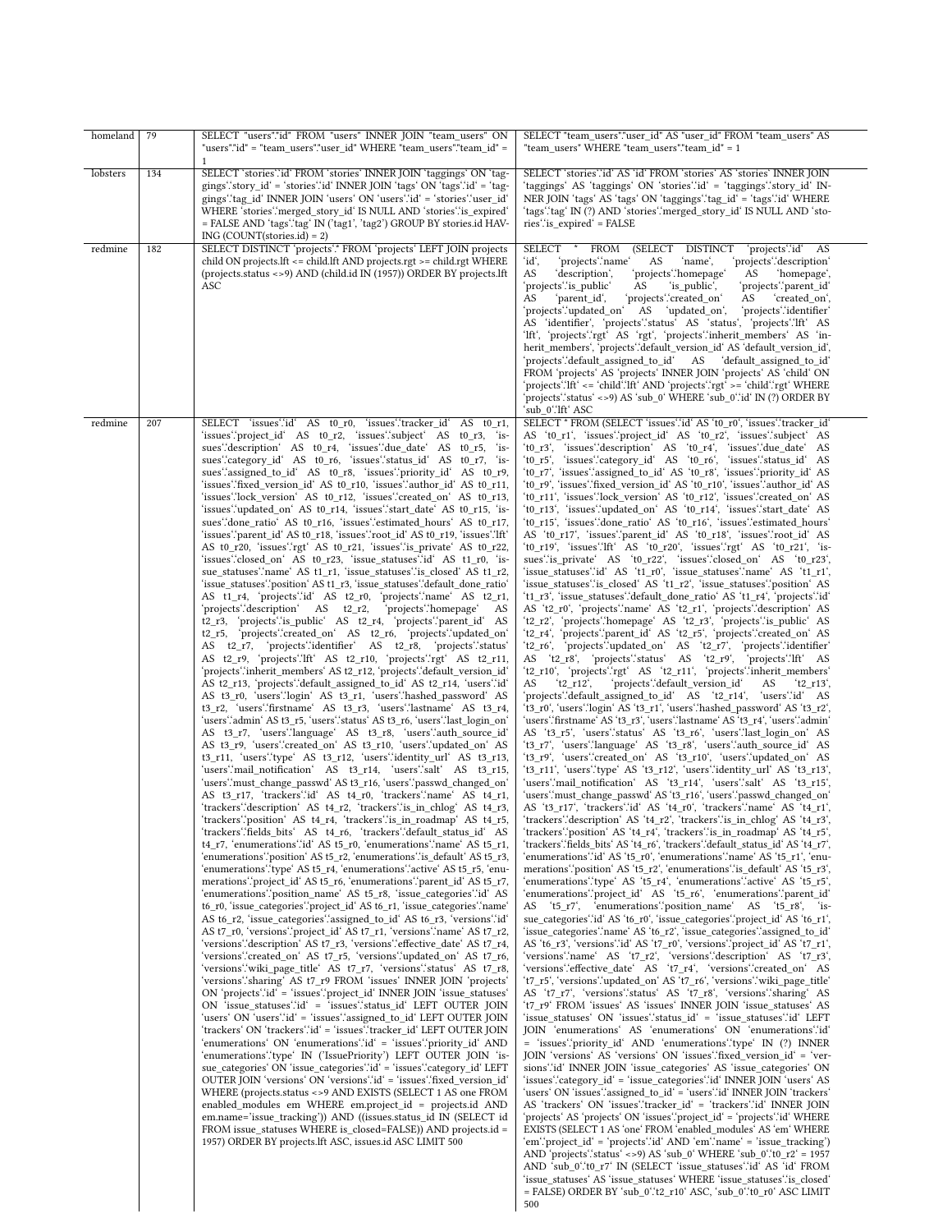| homeland | 79 | SELECT "users"."id" FROM "users" INNER JOIN "team_users" ON "users"."id" = "team_users"."user_id" WHERE "team_users"."team_id" = 1 | SELECT "team_users"."user_id" AS "user_id" FROM "team_users" AS "team_users" WHERE "team_users"."team_id" = 1 |
|---|---|---|---|
| lobsters | 134 | SELECT `stories`.`id` FROM `stories` INNER JOIN `taggings` ON `taggings`.`story_id` = `stories`.`id` INNER JOIN `tags` ON `tags`.`id` = `taggings`.`tag_id` INNER JOIN `users` ON `users`.`id` = `stories`.`user_id` WHERE `stories`.`merged_story_id` IS NULL AND `stories`.`is_expired` = FALSE AND `tags`.`tag` IN ('tag1', 'tag2') GROUP BY stories.id HAVING (COUNT(stories.id) = 2) | SELECT `stories`.`id` AS `id` FROM `stories` AS `stories` INNER JOIN `taggings` AS `taggings` ON `stories`.`id` = `taggings`.`story_id` INNER JOIN `tags` AS `tags` ON `taggings`.`tag_id` = `tags`.`id` WHERE `tags`.`tag` IN (?) AND `stories`.`merged_story_id` IS NULL AND `stories`.`is_expired` = FALSE |
| redmine | 182 | SELECT DISTINCT `projects`.* FROM `projects` LEFT JOIN projects child ON projects.lft <= child.lft AND projects.rgt >= child.rgt WHERE (projects.status <>9) AND (child.id IN (1957)) ORDER BY projects.lft ASC | SELECT * FROM (SELECT DISTINCT `projects`.`id` AS `id`, `projects`.`name` AS `name`, `projects`.`description` AS `description`, `projects`.`homepage` AS `homepage`, `projects`.`is_public` AS `is_public`, `projects`.`parent_id` AS `parent_id`, `projects`.`created_on` AS `created_on`, `projects`.`updated_on` AS `updated_on`, `projects`.`identifier` AS `identifier`, `projects`.`status` AS `status`, `projects`.`lft` AS `lft`, `projects`.`rgt` AS `rgt`, `projects`.`inherit_members` AS `inherit_members`, `projects`.`default_version_id` AS `default_version_id`, `projects`.`default_assigned_to_id` AS `default_assigned_to_id` FROM `projects` AS `projects` INNER JOIN `projects` AS `child` ON `projects`.`lft` <= `child`.`lft` AND `projects`.`rgt` >= `child`.`rgt` WHERE `projects`.`status` <>9) AS `sub_0` WHERE `sub_0`.`id` IN (?) ORDER BY `sub_0`.`lft` ASC |
| redmine | 207 | SELECT `issues`.`id` AS t0_r0, `issues`.`tracker_id` AS t0_r1, `issues`.`project_id` AS t0_r2, `issues`.`subject` AS t0_r3, `issues`.`description` AS t0_r4, `issues`.`due_date` AS t0_r5, `issues`.`category_id` AS t0_r6, `issues`.`status_id` AS t0_r7, `issues`.`assigned_to_id` AS t0_r8, `issues`.`priority_id` AS t0_r9, `issues`.`fixed_version_id` AS t0_r10, `issues`.`author_id` AS t0_r11, `issues`.`lock_version` AS t0_r12, `issues`.`created_on` AS t0_r13, `issues`.`updated_on` AS t0_r14, `issues`.`start_date` AS t0_r15, `issues`.`done_ratio` AS t0_r16, `issues`.`estimated_hours` AS t0_r17, `issues`.`parent_id` AS t0_r18, `issues`.`root_id` AS t0_r19, `issues`.`lft` AS t0_r20, `issues`.`rgt` AS t0_r21, `issues`.`is_private` AS t0_r22, `issues`.`closed_on` AS t0_r23, `issue_statuses`.`id` AS t1_r0, `issue_statuses`.`name` AS t1_r1, `issue_statuses`.`is_closed` AS t1_r2, `issue_statuses`.`position` AS t1_r3, `issue_statuses`.`default_done_ratio` AS t1_r4, `projects`.`id` AS t2_r0, `projects`.`name` AS t2_r1, `projects`.`description` AS t2_r2, `projects`.`homepage` AS t2_r3, `projects`.`is_public` AS t2_r4, `projects`.`parent_id` AS t2_r5, `projects`.`created_on` AS t2_r6, `projects`.`updated_on` AS t2_r7, `projects`.`identifier` AS t2_r8, `projects`.`status` AS t2_r9, `projects`.`lft` AS t2_r10, `projects`.`rgt` AS t2_r11, `projects`.`inherit_members` AS t2_r12, `projects`.`default_version_id` AS t2_r13, `projects`.`default_assigned_to_id` AS t2_r14, `users`.`id` AS t3_r0, `users`.`login` AS t3_r1, `users`.`hashed_password` AS t3_r2, `users`.`firstname` AS t3_r3, `users`.`lastname` AS t3_r4, `users`.`admin` AS t3_r5, `users`.`status` AS t3_r6, `users`.`last_login_on` AS t3_r7, `users`.`language` AS t3_r8, `users`.`auth_source_id` AS t3_r9, `users`.`created_on` AS t3_r10, `users`.`updated_on` AS t3_r11, `users`.`type` AS t3_r12, `users`.`identity_url` AS t3_r13, `users`.`mail_notification` AS t3_r14, `users`.`salt` AS t3_r15, `users`.`must_change_passwd` AS t3_r16, `users`.`passwd_changed_on` AS t3_r17, `trackers`.`id` AS t4_r0, `trackers`.`name` AS t4_r1, `trackers`.`description` AS t4_r2, `trackers`.`is_in_chlog` AS t4_r3, `trackers`.`position` AS t4_r4, `trackers`.`is_in_roadmap` AS t4_r5, `trackers`.`fields_bits` AS t4_r6, `trackers`.`default_status_id` AS t4_r7, `enumerations`.`id` AS t5_r0, `enumerations`.`name` AS t5_r1, `enumerations`.`position` AS t5_r2, `enumerations`.`is_default` AS t5_r3, `enumerations`.`type` AS t5_r4, `enumerations`.`active` AS t5_r5, `enumerations`.`project_id` AS t5_r6, `enumerations`.`parent_id` AS t5_r7, `enumerations`.`position_name` AS t5_r8, `issue_categories`.`id` AS t6_r0, `issue_categories`.`project_id` AS t6_r1, `issue_categories`.`name` AS t6_r2, `issue_categories`.`assigned_to_id` AS t6_r3, `versions`.`id` AS t7_r0, `versions`.`project_id` AS t7_r1, `versions`.`name` AS t7_r2, `versions`.`description` AS t7_r3, `versions`.`effective_date` AS t7_r4, `versions`.`created_on` AS t7_r5, `versions`.`updated_on` AS t7_r6, `versions`.`wiki_page_title` AS t7_r7, `versions`.`status` AS t7_r8, `versions`.`sharing` AS t7_r9 FROM `issues` INNER JOIN `projects` ON `projects`.`id` = `issues`.`project_id` INNER JOIN `issue_statuses` ON `issue_statuses`.`id` = `issues`.`status_id` LEFT OUTER JOIN `users` ON `users`.`id` = `issues`.`assigned_to_id` LEFT OUTER JOIN `trackers` ON `trackers`.`id` = `issues`.`tracker_id` LEFT OUTER JOIN `enumerations` ON `enumerations`.`id` = `issues`.`priority_id` AND `enumerations`.`type` IN ('IssuePriority') LEFT OUTER JOIN `issue_categories` ON `issue_categories`.`id` = `issues`.`category_id` LEFT OUTER JOIN `versions` ON `versions`.`id` = `issues`.`fixed_version_id` WHERE (projects.status <>9 AND EXISTS (SELECT 1 AS one FROM enabled_modules em WHERE em.project_id = projects.id AND em.name='issue_tracking')) AND ((issues.status_id IN (SELECT id FROM issue_statuses WHERE is_closed=FALSE)) AND projects.id = 1957) ORDER BY projects.lft ASC, issues.id ASC LIMIT 500 | SELECT * FROM (SELECT `issues`.`id` AS `t0_r0`, `issues`.`tracker_id` AS `t0_r1`, `issues`.`project_id` AS `t0_r2`, `issues`.`subject` AS `t0_r3`, `issues`.`description` AS `t0_r4`, `issues`.`due_date` AS `t0_r5`, `issues`.`category_id` AS `t0_r6`, `issues`.`status_id` AS `t0_r7`, `issues`.`assigned_to_id` AS `t0_r8`, `issues`.`priority_id` AS `t0_r9`, `issues`.`fixed_version_id` AS `t0_r10`, `issues`.`author_id` AS `t0_r11`, `issues`.`lock_version` AS `t0_r12`, `issues`.`created_on` AS `t0_r13`, `issues`.`updated_on` AS `t0_r14`, `issues`.`start_date` AS `t0_r15`, `issues`.`done_ratio` AS `t0_r16`, `issues`.`estimated_hours` AS `t0_r17`, `issues`.`parent_id` AS `t0_r18`, `issues`.`root_id` AS `t0_r19`, `issues`.`lft` AS `t0_r20`, `issues`.`rgt` AS `t0_r21`, `issues`.`is_private` AS `t0_r22`, `issues`.`closed_on` AS `t0_r23`, `issue_statuses`.`id` AS `t1_r0`, `issue_statuses`.`name` AS `t1_r1`, `issue_statuses`.`is_closed` AS `t1_r2`, `issue_statuses`.`position` AS `t1_r3`, `issue_statuses`.`default_done_ratio` AS `t1_r4`, `projects`.`id` AS `t2_r0`, `projects`.`name` AS `t2_r1`, `projects`.`description` AS `t2_r2`, `projects`.`homepage` AS `t2_r3`, `projects`.`is_public` AS `t2_r4`, `projects`.`parent_id` AS `t2_r5`, `projects`.`created_on` AS `t2_r6`, `projects`.`updated_on` AS `t2_r7`, `projects`.`identifier` AS `t2_r8`, `projects`.`status` AS `t2_r9`, `projects`.`lft` AS `t2_r10`, `projects`.`rgt` AS `t2_r11`, `projects`.`inherit_members` AS `t2_r12`, `projects`.`default_version_id` AS `t2_r13`, `projects`.`default_assigned_to_id` AS `t2_r14`, `users`.`id` AS `t3_r0`, `users`.`login` AS `t3_r1`, `users`.`hashed_password` AS `t3_r2`, `users`.`firstname` AS `t3_r3`, `users`.`lastname` AS `t3_r4`, `users`.`admin` AS `t3_r5`, `users`.`status` AS `t3_r6`, `users`.`last_login_on` AS `t3_r7`, `users`.`language` AS `t3_r8`, `users`.`auth_source_id` AS `t3_r9`, `users`.`created_on` AS `t3_r10`, `users`.`updated_on` AS `t3_r11`, `users`.`type` AS `t3_r12`, `users`.`identity_url` AS `t3_r13`, `users`.`mail_notification` AS `t3_r14`, `users`.`salt` AS `t3_r15`, `users`.`must_change_passwd` AS `t3_r16`, `users`.`passwd_changed_on` AS `t3_r17`, `trackers`.`id` AS `t4_r0`, `trackers`.`name` AS `t4_r1`, `trackers`.`description` AS `t4_r2`, `trackers`.`is_in_chlog` AS `t4_r3`, `trackers`.`position` AS `t4_r4`, `trackers`.`is_in_roadmap` AS `t4_r5`, `trackers`.`fields_bits` AS `t4_r6`, `trackers`.`default_status_id` AS `t4_r7`, `enumerations`.`id` AS `t5_r0`, `enumerations`.`name` AS `t5_r1`, `enumerations`.`position` AS `t5_r2`, `enumerations`.`is_default` AS `t5_r3`, `enumerations`.`type` AS `t5_r4`, `enumerations`.`active` AS `t5_r5`, `enumerations`.`project_id` AS `t5_r6`, `enumerations`.`parent_id` AS `t5_r7`, `enumerations`.`position_name` AS `t5_r8`, `issue_categories`.`id` AS `t6_r0`, `issue_categories`.`project_id` AS `t6_r1`, `issue_categories`.`name` AS `t6_r2`, `issue_categories`.`assigned_to_id` AS `t6_r3`, `versions`.`id` AS `t7_r0`, `versions`.`project_id` AS `t7_r1`, `versions`.`name` AS `t7_r2`, `versions`.`description` AS `t7_r3`, `versions`.`effective_date` AS `t7_r4`, `versions`.`created_on` AS `t7_r5`, `versions`.`updated_on` AS `t7_r6`, `versions`.`wiki_page_title` AS `t7_r7`, `versions`.`status` AS `t7_r8`, `versions`.`sharing` AS `t7_r9` FROM `issues` AS `issues` INNER JOIN `issue_statuses` AS `issue_statuses` ON `issue_statuses`.`id` = `issues`.`status_id` LEFT JOIN `enumerations` AS `enumerations` ON `enumerations`.`id` = `issues`.`priority_id` AND `enumerations`.`type` IN (?) INNER JOIN `versions` AS `versions` ON `issues`.`fixed_version_id` = `versions`.`id` INNER JOIN `issue_categories` AS `issue_categories` ON `issues`.`category_id` = `issue_categories`.`id` INNER JOIN `users` AS `users` ON `issues`.`assigned_to_id` = `users`.`id` INNER JOIN `trackers` AS `trackers` ON `issues`.`tracker_id` = `trackers`.`id` INNER JOIN `projects` AS `projects` ON `issues`.`project_id` = `projects`.`id` WHERE EXISTS (SELECT 1 AS `one` FROM `enabled_modules` AS `em` WHERE `em`.`project_id` = `projects`.`id` AND `em`.`name` = 'issue_tracking') AND `projects`.`status` <>9) AS `sub_0` WHERE `sub_0`.`t0_r2` = 1957 AND `sub_0`.`t0_r7` IN (SELECT `issue_statuses`.`id` AS `id` FROM `issue_statuses` AS `issue_statuses` WHERE `issue_statuses`.`is_closed` = FALSE) ORDER BY `sub_0`.`t2_r10` ASC, `sub_0`.`t0_r0` ASC LIMIT 500 |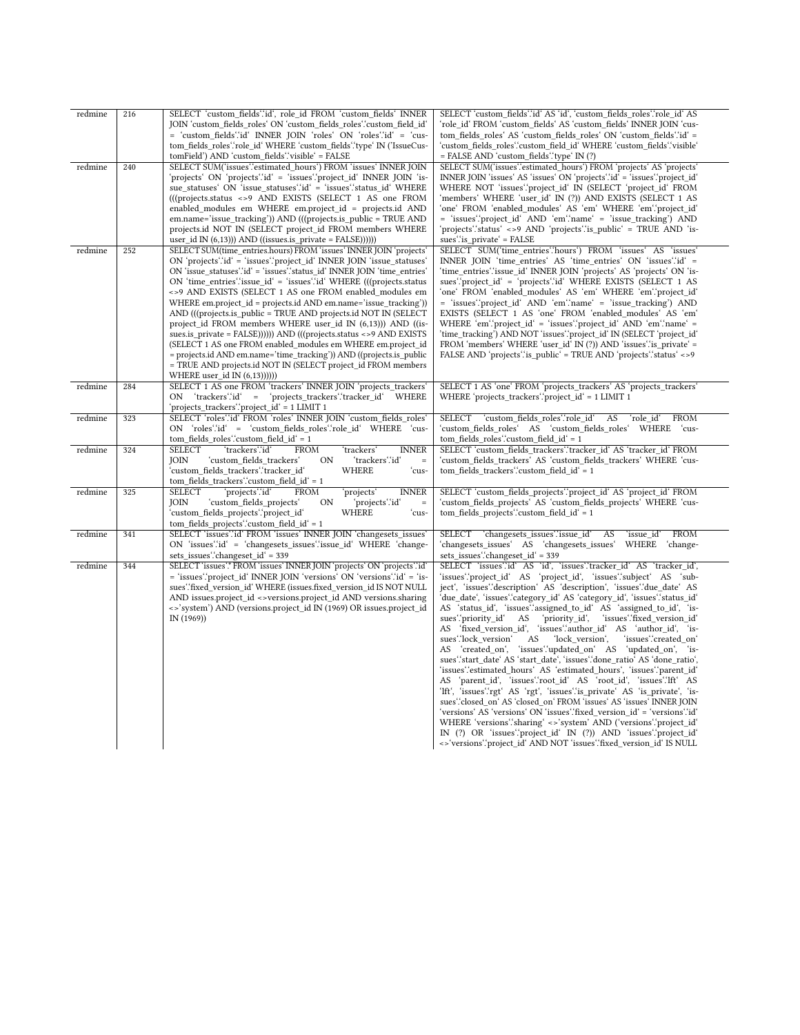| | | | |
|---|---|---|---|
| redmine | 216 | SELECT 'custom_fields'.'id', role_id FROM 'custom_fields' INNER JOIN 'custom_fields_roles' ON 'custom_fields_roles'.'custom_field_id' = 'custom_fields'.'id' INNER JOIN 'roles' ON 'roles'.'id' = 'custom_fields_roles'.'role_id' WHERE 'custom_fields'.'type' IN ('IssueCustomField') AND 'custom_fields'.'visible' = FALSE | SELECT 'custom_fields'.'id' AS 'id', 'custom_fields_roles'.'role_id' AS 'role_id' FROM 'custom_fields' AS 'custom_fields' INNER JOIN 'custom_fields_roles' AS 'custom_fields_roles' ON 'custom_fields'.'id' = 'custom_fields_roles'.'custom_field_id' WHERE 'custom_fields'.'visible' = FALSE AND 'custom_fields'.'type' IN (?) |
| redmine | 240 | SELECT SUM('issues'.'estimated_hours') FROM 'issues' INNER JOIN 'projects' ON 'projects'.'id' = 'issues'.'project_id' INNER JOIN 'issue_statuses' ON 'issue_statuses'.'id' = 'issues'.'status_id' WHERE (((projects.status <>9 AND EXISTS (SELECT 1 AS one FROM enabled_modules em WHERE em.project_id = projects.id AND em.name='issue_tracking')) AND (((projects.is_public = TRUE AND projects.id NOT IN (SELECT project_id FROM members WHERE user_id IN (6,13))) AND ((issues.is_private = FALSE)))))) | SELECT SUM('issues'.'estimated_hours') FROM 'projects' AS 'projects' INNER JOIN 'issues' AS 'issues' ON 'projects'.'id' = 'issues'.'project_id' WHERE NOT 'issues'.'project_id' IN (SELECT 'project_id' FROM 'members' WHERE 'user_id' IN (?)) AND EXISTS (SELECT 1 AS 'one' FROM 'enabled_modules' AS 'em' WHERE 'em'.'project_id' = 'issues'.'project_id' AND 'em'.'name' = 'issue_tracking') AND 'projects'.'status' <>9 AND 'projects'.'is_public' = TRUE AND 'issues'.'is_private' = FALSE |
| redmine | 252 | SELECT SUM(time_entries.hours) FROM 'issues' INNER JOIN 'projects' ON 'projects'.'id' = 'issues'.'project_id' INNER JOIN 'issue_statuses' ON 'issue_statuses'.'id' = 'issues'.'status_id' INNER JOIN 'time_entries' ON 'time_entries'.'issue_id' = 'issues'.'id' WHERE (((projects.status <>9 AND EXISTS (SELECT 1 AS one FROM enabled_modules em WHERE em.project_id = projects.id AND em.name='issue_tracking')) AND (((projects.is_public = TRUE AND projects.id NOT IN (SELECT project_id FROM members WHERE user_id IN (6,13))) AND ((issues.is_private = FALSE)))))) AND (((projects.status <>9 AND EXISTS (SELECT 1 AS one FROM enabled_modules em WHERE em.project_id = projects.id AND em.name='time_tracking')) AND ((projects.is_public = TRUE AND projects.id NOT IN (SELECT project_id FROM members WHERE user_id IN (6,13)))))) | SELECT SUM('time_entries'.'hours') FROM 'issues' AS 'issues' INNER JOIN 'time_entries' AS 'time_entries' ON 'issues'.'id' = 'time_entries'.'issue_id' INNER JOIN 'projects' AS 'projects' ON 'issues'.'project_id' = 'projects'.'id' WHERE EXISTS (SELECT 1 AS 'one' FROM 'enabled_modules' AS 'em' WHERE 'em'.'project_id' = 'issues'.'project_id' AND 'em'.'name' = 'issue_tracking') AND EXISTS (SELECT 1 AS 'one' FROM 'enabled_modules' AS 'em' WHERE 'em'.'project_id' = 'issues'.'project_id' AND 'em'.'name' = 'time_tracking') AND NOT 'issues'.'project_id' IN (SELECT 'project_id' FROM 'members' WHERE 'user_id' IN (?)) AND 'issues'.'is_private' = FALSE AND 'projects'.'is_public' = TRUE AND 'projects'.'status' <>9 |
| redmine | 284 | SELECT 1 AS one FROM 'trackers' INNER JOIN 'projects_trackers' ON 'trackers'.'id' = 'projects_trackers'.'tracker_id' WHERE 'projects_trackers'.'project_id' = 1 LIMIT 1 | SELECT 1 AS 'one' FROM 'projects_trackers' AS 'projects_trackers' WHERE 'projects_trackers'.'project_id' = 1 LIMIT 1 |
| redmine | 323 | SELECT 'roles'.'id' FROM 'roles' INNER JOIN 'custom_fields_roles' ON 'roles'.'id' = 'custom_fields_roles'.'role_id' WHERE 'custom_fields_roles'.'custom_field_id' = 1 | SELECT 'custom_fields_roles'.'role_id' AS 'role_id' FROM 'custom_fields_roles' AS 'custom_fields_roles' WHERE 'custom_fields_roles'.'custom_field_id' = 1 |
| redmine | 324 | SELECT 'trackers'.'id' FROM 'trackers' INNER JOIN 'custom_fields_trackers' ON 'trackers'.'id' = 'custom_fields_trackers'.'tracker_id' WHERE 'custom_fields_trackers'.'custom_field_id' = 1 | SELECT 'custom_fields_trackers'.'tracker_id' AS 'tracker_id' FROM 'custom_fields_trackers' AS 'custom_fields_trackers' WHERE 'custom_fields_trackers'.'custom_field_id' = 1 |
| redmine | 325 | SELECT 'projects'.'id' FROM 'projects' INNER JOIN 'custom_fields_projects' ON 'projects'.'id' = 'custom_fields_projects'.'project_id' WHERE 'custom_fields_projects'.'custom_field_id' = 1 | SELECT 'custom_fields_projects'.'project_id' AS 'project_id' FROM 'custom_fields_projects' AS 'custom_fields_projects' WHERE 'custom_fields_projects'.'custom_field_id' = 1 |
| redmine | 341 | SELECT 'issues'.'id' FROM 'issues' INNER JOIN 'changesets_issues' ON 'issues'.'id' = 'changesets_issues'.'issue_id' WHERE 'changesets_issues'.'changeset_id' = 339 | SELECT 'changesets_issues'.'issue_id' AS 'issue_id' FROM 'changesets_issues' AS 'changesets_issues' WHERE 'changesets_issues'.'changeset_id' = 339 |
| redmine | 344 | SELECT 'issues'.* FROM 'issues' INNER JOIN 'projects' ON 'projects'.'id' = 'issues'.'project_id' INNER JOIN 'versions' ON 'versions'.'id' = 'issues'.'fixed_version_id' WHERE (issues.fixed_version_id IS NOT NULL AND issues.project_id <>versions.project_id AND versions.sharing <>'system') AND (versions.project_id IN (1969) OR issues.project_id IN (1969)) | SELECT 'issues'.'id' AS 'id', 'issues'.'tracker_id' AS 'tracker_id', 'issues'.'project_id' AS 'project_id', 'issues'.'subject' AS 'subject', 'issues'.'description' AS 'description', 'issues'.'due_date' AS 'due_date', 'issues'.'category_id' AS 'category_id', 'issues'.'status_id' AS 'status_id', 'issues'.'assigned_to_id' AS 'assigned_to_id', 'issues'.'priority_id' AS 'priority_id', 'issues'.'fixed_version_id' AS 'fixed_version_id', 'issues'.'author_id' AS 'author_id', 'issues'.'lock_version' AS 'lock_version', 'issues'.'created_on' AS 'created_on', 'issues'.'updated_on' AS 'updated_on', 'issues'.'start_date' AS 'start_date', 'issues'.'done_ratio' AS 'done_ratio', 'issues'.'estimated_hours' AS 'estimated_hours', 'issues'.'parent_id' AS 'parent_id', 'issues'.'root_id' AS 'root_id', 'issues'.'lft' AS 'lft', 'issues'.'rgt' AS 'rgt', 'issues'.'is_private' AS 'is_private', 'issues'.'closed_on' AS 'closed_on' FROM 'issues' AS 'issues' INNER JOIN 'versions' AS 'versions' ON 'issues'.'fixed_version_id' = 'versions'.'id' WHERE 'versions'.'sharing' <>'system' AND ('versions'.'project_id' IN (?) OR 'issues'.'project_id' IN (?)) AND 'issues'.'project_id' <>'versions'.'project_id' AND NOT 'issues'.'fixed_version_id' IS NULL |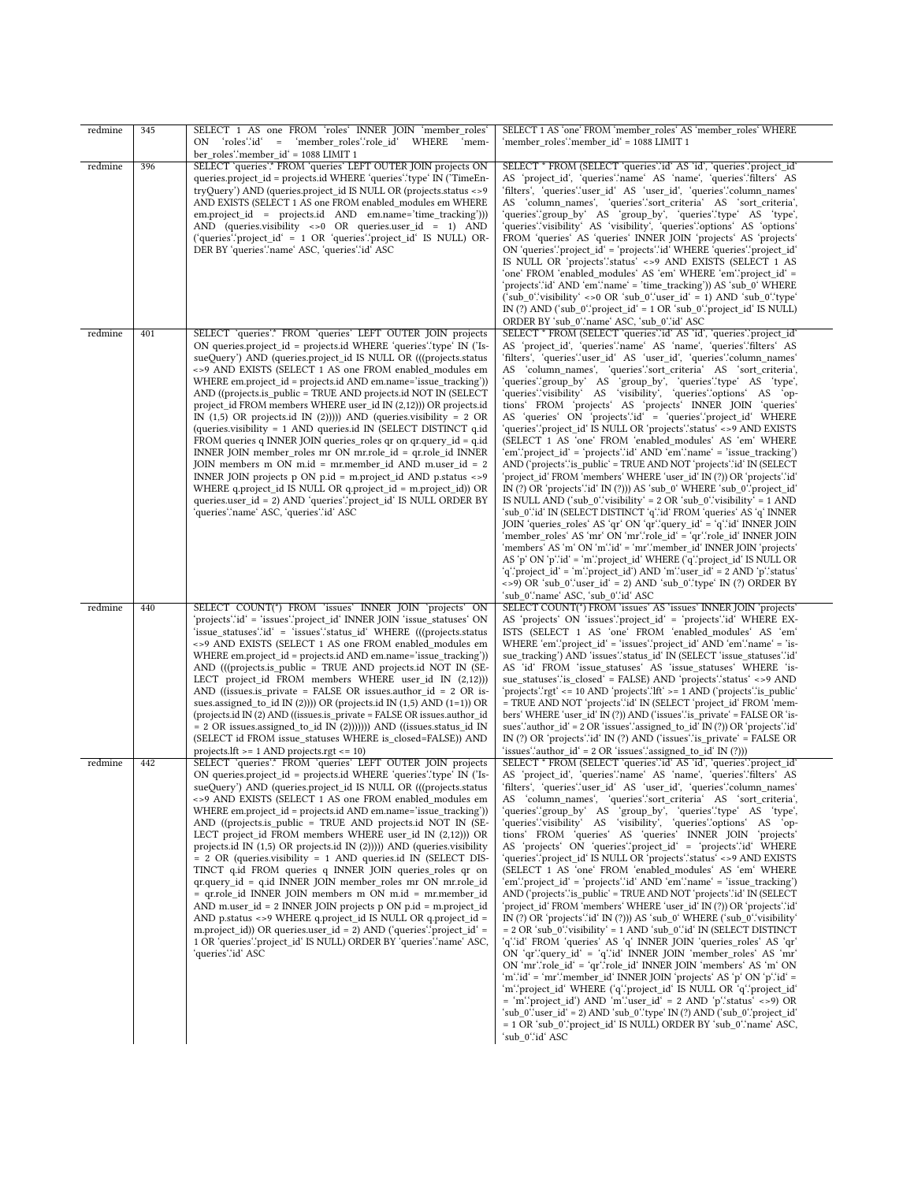| redmine | 345 | SELECT 1 AS one FROM `roles` INNER JOIN `member_roles` ON `roles`.`id` = `member_roles`.`role_id` WHERE `member_roles`.`member_id` = 1088 LIMIT 1 | SELECT 1 AS `one` FROM `member_roles` AS `member_roles` WHERE `member_roles`.`member_id` = 1088 LIMIT 1 |
|---|---|---|---|
| redmine | 396 | SELECT `queries`.* FROM `queries` LEFT OUTER JOIN projects ON queries.project_id = projects.id WHERE `queries`.`type` IN ('TimeEntryQuery') AND (queries.project_id IS NULL OR (projects.status <>9 AND EXISTS (SELECT 1 AS one FROM enabled_modules em WHERE em.project_id = projects.id AND em.name='time_tracking'))) AND (queries.visibility <>0 OR queries.user_id = 1) AND (`queries`.`project_id` = 1 OR `queries`.`project_id` IS NULL) ORDER BY `queries`.`name` ASC, `queries`.`id` ASC | SELECT * FROM (SELECT `queries`.`id` AS `id`, `queries`.`project_id` AS `project_id`, `queries`.`name` AS `name`, `queries`.`filters` AS `filters`, `queries`.`user_id` AS `user_id`, `queries`.`column_names` AS `column_names`, `queries`.`sort_criteria` AS `sort_criteria`, `queries`.`group_by` AS `group_by`, `queries`.`type` AS `type`, `queries`.`visibility` AS `visibility`, `queries`.`options` AS `options` FROM `queries` AS `queries` INNER JOIN `projects` AS `projects` ON `queries`.`project_id` = `projects`.`id` WHERE `queries`.`project_id` IS NULL OR `projects`.`status` <>9 AND EXISTS (SELECT 1 AS `one` FROM `enabled_modules` AS `em` WHERE `em`.`project_id` = `projects`.`id` AND `em`.`name` = 'time_tracking')) AS `sub_0` WHERE (`sub_0`.`visibility` <>0 OR `sub_0`.`user_id` = 1) AND `sub_0`.`type` IN (?) AND (`sub_0`.`project_id` = 1 OR `sub_0`.`project_id` IS NULL) ORDER BY `sub_0`.`name` ASC, `sub_0`.`id` ASC |
| redmine | 401 | SELECT `queries`.* FROM `queries` LEFT OUTER JOIN projects ON queries.project_id = projects.id WHERE `queries`.`type` IN ('IssueQuery') AND (queries.project_id IS NULL OR (((projects.status <>9 AND EXISTS (SELECT 1 AS one FROM enabled_modules em WHERE em.project_id = projects.id AND em.name='issue_tracking')) AND ((projects.is_public = TRUE AND projects.id NOT IN (SELECT project_id FROM members WHERE user_id IN (2,12))) OR projects.id IN (1,5) OR projects.id IN (2))))) AND (queries.visibility = 2 OR (queries.visibility = 1 AND queries.id IN (SELECT DISTINCT q.id FROM queries q INNER JOIN queries_roles qr on qr.query_id = q.id INNER JOIN member_roles mr ON mr.role_id = qr.role_id INNER JOIN members m ON m.id = mr.member_id AND m.user_id = 2 INNER JOIN projects p ON p.id = m.project_id AND p.status <>9 WHERE q.project_id IS NULL OR q.project_id = m.project_id)) OR queries.user_id = 2) AND `queries`.`project_id` IS NULL ORDER BY `queries`.`name` ASC, `queries`.`id` ASC | SELECT * FROM (SELECT `queries`.`id` AS `id`, `queries`.`project_id` AS `project_id`, `queries`.`name` AS `name`, `queries`.`filters` AS `filters`, `queries`.`user_id` AS `user_id`, `queries`.`column_names` AS `column_names`, `queries`.`sort_criteria` AS `sort_criteria`, `queries`.`group_by` AS `group_by`, `queries`.`type` AS `type`, `queries`.`visibility` AS `visibility`, `queries`.`options` AS `options` FROM `projects` AS `projects` INNER JOIN `queries` AS `queries` ON `projects`.`id` = `queries`.`project_id` WHERE `queries`.`project_id` IS NULL OR `projects`.`status` <>9 AND EXISTS (SELECT 1 AS `one` FROM `enabled_modules` AS `em` WHERE `em`.`project_id` = `projects`.`id` AND `em`.`name` = 'issue_tracking') AND (`projects`.`is_public` = TRUE AND NOT `projects`.`id` IN (SELECT `project_id` FROM `members` WHERE `user_id` IN (?)) OR `projects`.`id` IN (?) OR `projects`.`id` IN (?))) AS `sub_0` WHERE `sub_0`.`project_id` IS NULL AND (`sub_0`.`visibility` = 2 OR `sub_0`.`visibility` = 1 AND `sub_0`.`id` IN (SELECT DISTINCT `q`.`id` FROM `queries` AS `q` INNER JOIN `queries_roles` AS `qr` ON `qr`.`query_id` = `q`.`id` INNER JOIN `member_roles` AS `mr` ON `mr`.`role_id` = `qr`.`role_id` INNER JOIN `members` AS `m` ON `m`.`id` = `mr`.`member_id` INNER JOIN `projects` AS `p` ON `p`.`id` = `m`.`project_id` WHERE (`q`.`project_id` IS NULL OR `q`.`project_id` = `m`.`project_id`) AND `m`.`user_id` = 2 AND `p`.`status` <>9) OR `sub_0`.`user_id` = 2) AND `sub_0`.`type` IN (?) ORDER BY `sub_0`.`name` ASC, `sub_0`.`id` ASC |
| redmine | 440 | SELECT COUNT(*) FROM `issues` INNER JOIN `projects` ON `projects`.`id` = `issues`.`project_id` INNER JOIN `issue_statuses` ON `issue_statuses`.`id` = `issues`.`status_id` WHERE (((projects.status <>9 AND EXISTS (SELECT 1 AS one FROM enabled_modules em WHERE em.project_id = projects.id AND em.name='issue_tracking')) AND (((projects.is_public = TRUE AND projects.id NOT IN (SELECT project_id FROM members WHERE user_id IN (2,12))) AND ((issues.is_private = FALSE OR issues.author_id = 2 OR issues.assigned_to_id IN (2)))) OR (projects.id IN (1,5) AND (1=1)) OR (projects.id IN (2) AND ((issues.is_private = FALSE OR issues.author_id = 2 OR issues.assigned_to_id IN (2))))))) AND (issues.status_id IN (SELECT id FROM issue_statuses WHERE is_closed=FALSE)) AND projects.lft >= 1 AND projects.rgt <= 10) | SELECT COUNT(*) FROM `issues` AS `issues` INNER JOIN `projects` AS `projects` ON `issues`.`project_id` = `projects`.`id` WHERE EXISTS (SELECT 1 AS `one` FROM `enabled_modules` AS `em` WHERE `em`.`project_id` = `issues`.`project_id` AND `em`.`name` = 'issue_tracking') AND `issues`.`status_id` IN (SELECT `issue_statuses`.`id` AS `id` FROM `issue_statuses` AS `issue_statuses` WHERE `issue_statuses`.`is_closed` = FALSE) AND `projects`.`status` <>9 AND `projects`.`rgt` <= 10 AND `projects`.`lft` >= 1 AND (`projects`.`is_public` = TRUE AND NOT `projects`.`id` IN (SELECT `project_id` FROM `members` WHERE `user_id` IN (?)) AND (`issues`.`is_private` = FALSE OR `issues`.`author_id` = 2 OR `issues`.`assigned_to_id` IN (?)) OR `projects`.`id` IN (?) OR `projects`.`id` IN (?) AND (`issues`.`is_private` = FALSE OR `issues`.`author_id` = 2 OR `issues`.`assigned_to_id` IN (?))) |
| redmine | 442 | SELECT `queries`.* FROM `queries` LEFT OUTER JOIN projects ON queries.project_id = projects.id WHERE `queries`.`type` IN ('IssueQuery') AND (queries.project_id IS NULL OR (((projects.status <>9 AND EXISTS (SELECT 1 AS one FROM enabled_modules em WHERE em.project_id = projects.id AND em.name='issue_tracking')) AND ((projects.is_public = TRUE AND projects.id NOT IN (SELECT project_id FROM members WHERE user_id IN (2,12))) OR projects.id IN (1,5) OR projects.id IN (2))))) AND (queries.visibility = 2 OR (queries.visibility = 1 AND queries.id IN (SELECT DISTINCT q.id FROM queries q INNER JOIN queries_roles qr on qr.query_id = q.id INNER JOIN member_roles mr ON mr.role_id = qr.role_id INNER JOIN members m ON m.id = mr.member_id AND m.user_id = 2 INNER JOIN projects p ON p.id = m.project_id AND p.status <>9 WHERE q.project_id IS NULL OR q.project_id = m.project_id)) OR queries.user_id = 2) AND (`queries`.`project_id` = 1 OR `queries`.`project_id` IS NULL) ORDER BY `queries`.`name` ASC, `queries`.`id` ASC | SELECT * FROM (SELECT `queries`.`id` AS `id`, `queries`.`project_id` AS `project_id`, `queries`.`name` AS `name`, `queries`.`filters` AS `filters`, `queries`.`user_id` AS `user_id`, `queries`.`column_names` AS `column_names`, `queries`.`sort_criteria` AS `sort_criteria`, `queries`.`group_by` AS `group_by`, `queries`.`type` AS `type`, `queries`.`visibility` AS `visibility`, `queries`.`options` AS `options` FROM `queries` AS `queries` INNER JOIN `projects` AS `projects` ON `queries`.`project_id` = `projects`.`id` WHERE `queries`.`project_id` IS NULL OR `projects`.`status` <>9 AND EXISTS (SELECT 1 AS `one` FROM `enabled_modules` AS `em` WHERE `em`.`project_id` = `projects`.`id` AND `em`.`name` = 'issue_tracking') AND (`projects`.`is_public` = TRUE AND NOT `projects`.`id` IN (SELECT `project_id` FROM `members` WHERE `user_id` IN (?)) OR `projects`.`id` IN (?) OR `projects`.`id` IN (?))) AS `sub_0` WHERE (`sub_0`.`visibility` = 2 OR `sub_0`.`visibility` = 1 AND `sub_0`.`id` IN (SELECT DISTINCT `q`.`id` FROM `queries` AS `q` INNER JOIN `queries_roles` AS `qr` ON `qr`.`query_id` = `q`.`id` INNER JOIN `member_roles` AS `mr` ON `mr`.`role_id` = `qr`.`role_id` INNER JOIN `members` AS `m` ON `m`.`id` = `mr`.`member_id` INNER JOIN `projects` AS `p` ON `p`.`id` = `m`.`project_id` WHERE (`q`.`project_id` IS NULL OR `q`.`project_id` = `m`.`project_id`) AND `m`.`user_id` = 2 AND `p`.`status` <>9) OR `sub_0`.`user_id` = 2) AND `sub_0`.`type` IN (?) AND (`sub_0`.`project_id` = 1 OR `sub_0`.`project_id` IS NULL) ORDER BY `sub_0`.`name` ASC, `sub_0`.`id` ASC |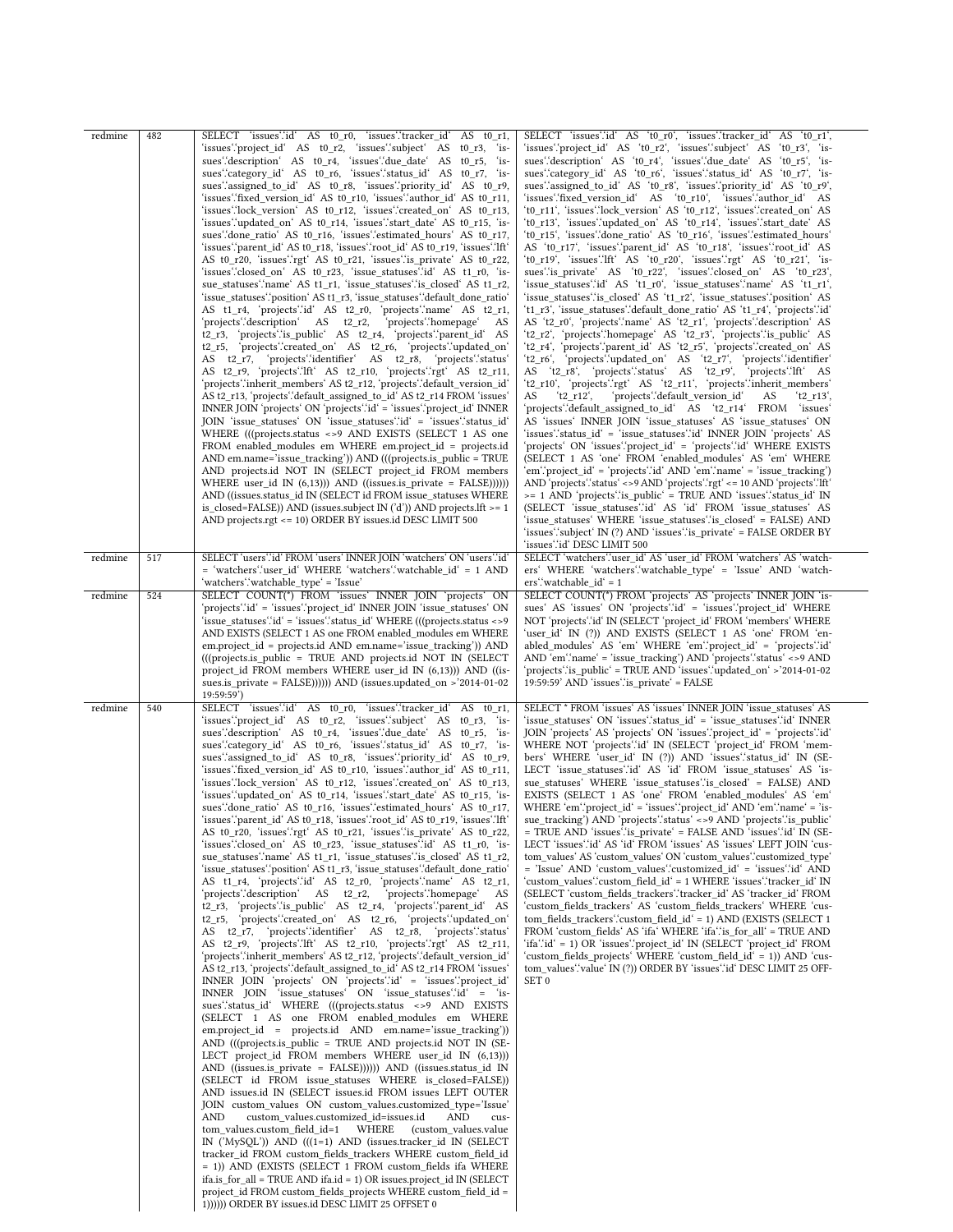| redmine | 482 | SELECT `issues`.`id` AS t0_r0, `issues`.`tracker_id` AS t0_r1, `issues`.`project_id` AS t0_r2, `issues`.`subject` AS t0_r3, `issues`.`description` AS t0_r4, `issues`.`due_date` AS t0_r5, `issues`.`category_id` AS t0_r6, `issues`.`status_id` AS t0_r7, `issues`.`assigned_to_id` AS t0_r8, `issues`.`priority_id` AS t0_r9, `issues`.`fixed_version_id` AS t0_r10, `issues`.`author_id` AS t0_r11, `issues`.`lock_version` AS t0_r12, `issues`.`created_on` AS t0_r13, `issues`.`updated_on` AS t0_r14, `issues`.`start_date` AS t0_r15, `issues`.`done_ratio` AS t0_r16, `issues`.`estimated_hours` AS t0_r17, `issues`.`parent_id` AS t0_r18, `issues`.`root_id` AS t0_r19, `issues`.`lft` AS t0_r20, `issues`.`rgt` AS t0_r21, `issues`.`is_private` AS t0_r22, `issues`.`closed_on` AS t0_r23, `issue_statuses`.`id` AS t1_r0, `issue_statuses`.`name` AS t1_r1, `issue_statuses`.`is_closed` AS t1_r2, `issue_statuses`.`position` AS t1_r3, `issue_statuses`.`default_done_ratio` AS t1_r4, `projects`.`id` AS t2_r0, `projects`.`name` AS t2_r1, `projects`.`description` AS t2_r2, `projects`.`homepage` AS t2_r3, `projects`.`is_public` AS t2_r4, `projects`.`parent_id` AS t2_r5, `projects`.`created_on` AS t2_r6, `projects`.`updated_on` AS t2_r7, `projects`.`identifier` AS t2_r8, `projects`.`status` AS t2_r9, `projects`.`lft` AS t2_r10, `projects`.`rgt` AS t2_r11, `projects`.`inherit_members` AS t2_r12, `projects`.`default_version_id` AS t2_r13, `projects`.`default_assigned_to_id` AS t2_r14 FROM `issues` INNER JOIN `projects` ON `projects`.`id` = `issues`.`project_id` INNER JOIN `issue_statuses` ON `issue_statuses`.`id` = `issues`.`status_id` WHERE (((projects.status <>9 AND EXISTS (SELECT 1 AS one FROM enabled_modules em WHERE em.project_id = projects.id AND em.name='issue_tracking')) AND (((projects.is_public = TRUE AND projects.id NOT IN (SELECT project_id FROM members WHERE user_id IN (6,13))) AND ((issues.is_private = FALSE)))))) AND ((issues.status_id IN (SELECT id FROM issue_statuses WHERE is_closed=FALSE)) AND (issues.subject IN ('d')) AND projects.lft >= 1 AND projects.rgt <= 10) ORDER BY issues.id DESC LIMIT 500 | SELECT `issues`.`id` AS `t0_r0`, `issues`.`tracker_id` AS `t0_r1`, `issues`.`project_id` AS `t0_r2`, `issues`.`subject` AS `t0_r3`, `issues`.`description` AS `t0_r4`, `issues`.`due_date` AS `t0_r5`, `issues`.`category_id` AS `t0_r6`, `issues`.`status_id` AS `t0_r7`, `issues`.`assigned_to_id` AS `t0_r8`, `issues`.`priority_id` AS `t0_r9`, `issues`.`fixed_version_id` AS `t0_r10`, `issues`.`author_id` AS `t0_r11`, `issues`.`lock_version` AS `t0_r12`, `issues`.`created_on` AS `t0_r13`, `issues`.`updated_on` AS `t0_r14`, `issues`.`start_date` AS `t0_r15`, `issues`.`done_ratio` AS `t0_r16`, `issues`.`estimated_hours` AS `t0_r17`, `issues`.`parent_id` AS `t0_r18`, `issues`.`root_id` AS `t0_r19`, `issues`.`lft` AS `t0_r20`, `issues`.`rgt` AS `t0_r21`, `issues`.`is_private` AS `t0_r22`, `issues`.`closed_on` AS `t0_r23`, `issue_statuses`.`id` AS `t1_r0`, `issue_statuses`.`name` AS `t1_r1`, `issue_statuses`.`is_closed` AS `t1_r2`, `issue_statuses`.`position` AS `t1_r3`, `issue_statuses`.`default_done_ratio` AS `t1_r4`, `projects`.`id` AS `t2_r0`, `projects`.`name` AS `t2_r1`, `projects`.`description` AS `t2_r2`, `projects`.`homepage` AS `t2_r3`, `projects`.`is_public` AS `t2_r4`, `projects`.`parent_id` AS `t2_r5`, `projects`.`created_on` AS `t2_r6`, `projects`.`updated_on` AS `t2_r7`, `projects`.`identifier` AS `t2_r8`, `projects`.`status` AS `t2_r9`, `projects`.`lft` AS `t2_r10`, `projects`.`rgt` AS `t2_r11`, `projects`.`inherit_members` AS `t2_r12`, `projects`.`default_version_id` AS `t2_r13`, `projects`.`default_assigned_to_id` AS `t2_r14` FROM `issues` AS `issues` INNER JOIN `issue_statuses` AS `issue_statuses` ON `issues`.`status_id` = `issue_statuses`.`id` INNER JOIN `projects` AS `projects` ON `issues`.`project_id` = `projects`.`id` WHERE EXISTS (SELECT 1 AS `one` FROM `enabled_modules` AS `em` WHERE `em`.`project_id` = `projects`.`id` AND `em`.`name` = 'issue_tracking') AND `projects`.`status` <>9 AND `projects`.`rgt` <= 10 AND `projects`.`lft` >= 1 AND `projects`.`is_public` = TRUE AND `issues`.`status_id` IN (SELECT `issue_statuses`.`id` AS `id` FROM `issue_statuses` AS `issue_statuses` WHERE `issue_statuses`.`is_closed` = FALSE) AND `issues`.`subject` IN (?) AND `issues`.`is_private` = FALSE ORDER BY `issues`.`id` DESC LIMIT 500 |
|---|---|---|---|
| redmine | 517 | SELECT `users`.`id` FROM `users` INNER JOIN `watchers` ON `users`.`id` = `watchers`.`user_id` WHERE `watchers`.`watchable_id` = 1 AND `watchers`.`watchable_type` = 'Issue' | SELECT `watchers`.`user_id` AS `user_id` FROM `watchers` AS `watchers` WHERE `watchers`.`watchable_type` = 'Issue' AND `watchers`.`watchable_id` = 1 |
| redmine | 524 | SELECT COUNT(*) FROM `issues` INNER JOIN `projects` ON `projects`.`id` = `issues`.`project_id` INNER JOIN `issue_statuses` ON `issue_statuses`.`id` = `issues`.`status_id` WHERE (((projects.status <>9 AND EXISTS (SELECT 1 AS one FROM enabled_modules em WHERE em.project_id = projects.id AND em.name='issue_tracking')) AND (((projects.is_public = TRUE AND projects.id NOT IN (SELECT project_id FROM members WHERE user_id IN (6,13))) AND ((issues.is_private = FALSE)))))) AND (issues.updated_on >'2014-01-02 19:59:59') | SELECT COUNT(*) FROM `projects` AS `projects` INNER JOIN `issues` AS `issues` ON `projects`.`id` = `issues`.`project_id` WHERE NOT `projects`.`id` IN (SELECT `project_id` FROM `members` WHERE `user_id` IN (?)) AND EXISTS (SELECT 1 AS `one` FROM `enabled_modules` AS `em` WHERE `em`.`project_id` = `projects`.`id` AND `em`.`name` = 'issue_tracking') AND `projects`.`status` <>9 AND `projects`.`is_public` = TRUE AND `issues`.`updated_on` >'2014-01-02 19:59:59' AND `issues`.`is_private` = FALSE |
| redmine | 540 | SELECT `issues`.`id` AS t0_r0, `issues`.`tracker_id` AS t0_r1, `issues`.`project_id` AS t0_r2, `issues`.`subject` AS t0_r3, `issues`.`description` AS t0_r4, `issues`.`due_date` AS t0_r5, `issues`.`category_id` AS t0_r6, `issues`.`status_id` AS t0_r7, `issues`.`assigned_to_id` AS t0_r8, `issues`.`priority_id` AS t0_r9, `issues`.`fixed_version_id` AS t0_r10, `issues`.`author_id` AS t0_r11, `issues`.`lock_version` AS t0_r12, `issues`.`created_on` AS t0_r13, `issues`.`updated_on` AS t0_r14, `issues`.`start_date` AS t0_r15, `issues`.`done_ratio` AS t0_r16, `issues`.`estimated_hours` AS t0_r17, `issues`.`parent_id` AS t0_r18, `issues`.`root_id` AS t0_r19, `issues`.`lft` AS t0_r20, `issues`.`rgt` AS t0_r21, `issues`.`is_private` AS t0_r22, `issues`.`closed_on` AS t0_r23, `issue_statuses`.`id` AS t1_r0, `issue_statuses`.`name` AS t1_r1, `issue_statuses`.`is_closed` AS t1_r2, `issue_statuses`.`position` AS t1_r3, `issue_statuses`.`default_done_ratio` AS t1_r4, `projects`.`id` AS t2_r0, `projects`.`name` AS t2_r1, `projects`.`description` AS t2_r2, `projects`.`homepage` AS t2_r3, `projects`.`is_public` AS t2_r4, `projects`.`parent_id` AS t2_r5, `projects`.`created_on` AS t2_r6, `projects`.`updated_on` AS t2_r7, `projects`.`identifier` AS t2_r8, `projects`.`status` AS t2_r9, `projects`.`lft` AS t2_r10, `projects`.`rgt` AS t2_r11, `projects`.`inherit_members` AS t2_r12, `projects`.`default_version_id` AS t2_r13, `projects`.`default_assigned_to_id` AS t2_r14 FROM `issues` INNER JOIN `projects` ON `projects`.`id` = `issues`.`project_id` INNER JOIN `issue_statuses` ON `issue_statuses`.`id` = `issues`.`status_id` WHERE (((projects.status <>9 AND EXISTS (SELECT 1 AS one FROM enabled_modules em WHERE em.project_id = projects.id AND em.name='issue_tracking')) AND (((projects.is_public = TRUE AND projects.id NOT IN (SELECT project_id FROM members WHERE user_id IN (6,13))) AND ((issues.is_private = FALSE)))))) AND ((issues.status_id IN (SELECT id FROM issue_statuses WHERE is_closed=FALSE)) AND issues.id IN (SELECT issues.id FROM issues LEFT OUTER JOIN custom_values ON custom_values.customized_type='Issue' AND custom_values.customized_id=issues.id AND custom_values.custom_field_id=1 WHERE (custom_values.value IN ('MySQL')) AND (((1=1) AND (issues.tracker_id IN (SELECT tracker_id FROM custom_fields_trackers WHERE custom_field_id = 1)) AND (EXISTS (SELECT 1 FROM custom_fields ifa WHERE ifa.is_for_all = TRUE AND ifa.id = 1) OR issues.project_id IN (SELECT project_id FROM custom_fields_projects WHERE custom_field_id = 1)))))) ORDER BY issues.id DESC LIMIT 25 OFFSET 0 | SELECT * FROM `issues` AS `issues` INNER JOIN `issue_statuses` AS `issue_statuses` ON `issues`.`status_id` = `issue_statuses`.`id` INNER JOIN `projects` AS `projects` ON `issues`.`project_id` = `projects`.`id` WHERE NOT `projects`.`id` IN (SELECT `project_id` FROM `members` WHERE `user_id` IN (?)) AND `issues`.`status_id` IN (SELECT `issue_statuses`.`id` AS `id` FROM `issue_statuses` AS `issue_statuses` WHERE `issue_statuses`.`is_closed` = FALSE) AND EXISTS (SELECT 1 AS `one` FROM `enabled_modules` AS `em` WHERE `em`.`project_id` = `issues`.`project_id` AND `em`.`name` = 'issue_tracking') AND `projects`.`status` <>9 AND `projects`.`is_public` = TRUE AND `issues`.`is_private` = FALSE AND `issues`.`id` IN (SELECT `issues`.`id` AS `id` FROM `issues` AS `issues` LEFT JOIN `custom_values` AS `custom_values` ON `custom_values`.`customized_type` = 'Issue' AND `custom_values`.`customized_id` = `issues`.`id` AND `custom_values`.`custom_field_id` = 1 WHERE `issues`.`tracker_id` IN (SELECT `custom_fields_trackers`.`tracker_id` AS `tracker_id` FROM `custom_fields_trackers` AS `custom_fields_trackers` WHERE `custom_fields_trackers`.`custom_field_id` = 1) AND (EXISTS (SELECT 1 FROM `custom_fields` AS `ifa` WHERE `ifa`.`is_for_all` = TRUE AND `ifa`.`id` = 1) OR `issues`.`project_id` IN (SELECT `project_id` FROM `custom_fields_projects` WHERE `custom_field_id` = 1)) AND `custom_values`.`value` IN (?)) ORDER BY `issues`.`id` DESC LIMIT 25 OFFSET 0 |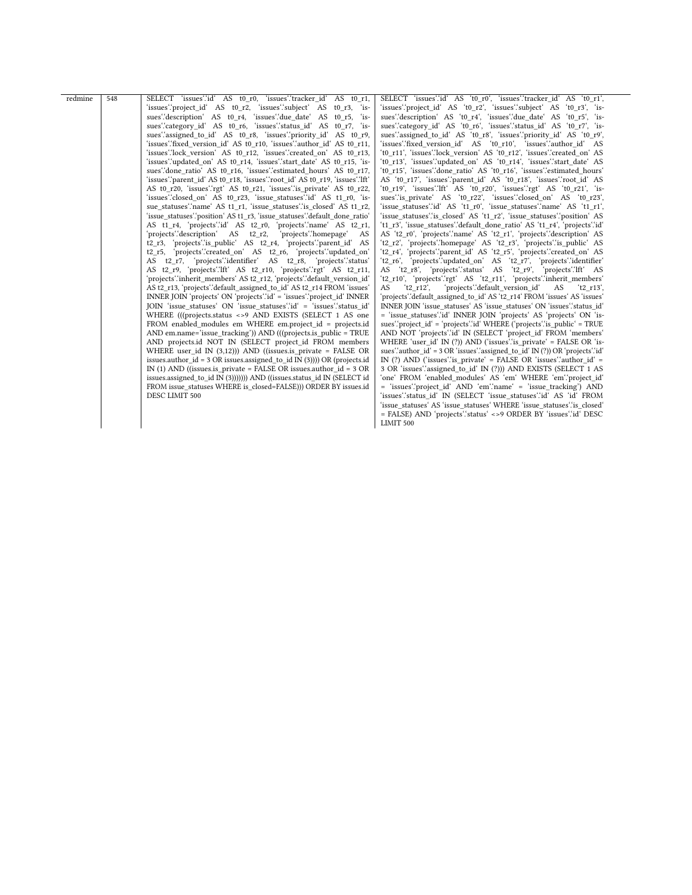| redmine | 548 | SELECT \`issues\`.\`id\` AS t0_r0, \`issues\`.\`tracker_id\` AS t0_r1, \`issues\`.\`project_id\` AS t0_r2, \`issues\`.\`subject\` AS t0_r3, \`issues\`.\`description\` AS t0_r4, \`issues\`.\`due_date\` AS t0_r5, \`issues\`.\`category_id\` AS t0_r6, \`issues\`.\`status_id\` AS t0_r7, \`issues\`.\`assigned_to_id\` AS t0_r8, \`issues\`.\`priority_id\` AS t0_r9, \`issues\`.\`fixed_version_id\` AS t0_r10, \`issues\`.\`author_id\` AS t0_r11, \`issues\`.\`lock_version\` AS t0_r12, \`issues\`.\`created_on\` AS t0_r13, \`issues\`.\`updated_on\` AS t0_r14, \`issues\`.\`start_date\` AS t0_r15, \`issues\`.\`done_ratio\` AS t0_r16, \`issues\`.\`estimated_hours\` AS t0_r17, \`issues\`.\`parent_id\` AS t0_r18, \`issues\`.\`root_id\` AS t0_r19, \`issues\`.\`lft\` AS t0_r20, \`issues\`.\`rgt\` AS t0_r21, \`issues\`.\`is_private\` AS t0_r22, \`issues\`.\`closed_on\` AS t0_r23, \`issue_statuses\`.\`id\` AS t1_r0, \`issue_statuses\`.\`name\` AS t1_r1, \`issue_statuses\`.\`is_closed\` AS t1_r2, \`issue_statuses\`.\`position\` AS t1_r3, \`issue_statuses\`.\`default_done_ratio\` AS t1_r4, \`projects\`.\`id\` AS t2_r0, \`projects\`.\`name\` AS t2_r1, \`projects\`.\`description\` AS t2_r2, \`projects\`.\`homepage\` AS t2_r3, \`projects\`.\`is_public\` AS t2_r4, \`projects\`.\`parent_id\` AS t2_r5, \`projects\`.\`created_on\` AS t2_r6, \`projects\`.\`updated_on\` AS t2_r7, \`projects\`.\`identifier\` AS t2_r8, \`projects\`.\`status\` AS t2_r9, \`projects\`.\`lft\` AS t2_r10, \`projects\`.\`rgt\` AS t2_r11, \`projects\`.\`inherit_members\` AS t2_r12, \`projects\`.\`default_version_id\` AS t2_r13, \`projects\`.\`default_assigned_to_id\` AS t2_r14 FROM \`issues\` INNER JOIN \`projects\` ON \`projects\`.\`id\` = \`issues\`.\`project_id\` INNER JOIN \`issue_statuses\` ON \`issue_statuses\`.\`id\` = \`issues\`.\`status_id\` WHERE (((projects.status <>9 AND EXISTS (SELECT 1 AS one FROM enabled_modules em WHERE em.project_id = projects.id AND em.name='issue_tracking')) AND (((projects.is_public = TRUE AND projects.id NOT IN (SELECT project_id FROM members WHERE user_id IN (3,12))) AND ((issues.is_private = FALSE OR issues.author_id = 3 OR issues.assigned_to_id IN (3)))) OR (projects.id IN (1) AND ((issues.is_private = FALSE OR issues.author_id = 3 OR issues.assigned_to_id IN (3))))))) AND ((issues.status_id IN (SELECT id FROM issue_statuses WHERE is_closed=FALSE))) ORDER BY issues.id DESC LIMIT 500 | SELECT \`issues\`.\`id\` AS \`t0_r0\`, \`issues\`.\`tracker_id\` AS \`t0_r1\`, \`issues\`.\`project_id\` AS \`t0_r2\`, \`issues\`.\`subject\` AS \`t0_r3\`, \`issues\`.\`description\` AS \`t0_r4\`, \`issues\`.\`due_date\` AS \`t0_r5\`, \`issues\`.\`category_id\` AS \`t0_r6\`, \`issues\`.\`status_id\` AS \`t0_r7\`, \`issues\`.\`assigned_to_id\` AS \`t0_r8\`, \`issues\`.\`priority_id\` AS \`t0_r9\`, \`issues\`.\`fixed_version_id\` AS \`t0_r10\`, \`issues\`.\`author_id\` AS \`t0_r11\`, \`issues\`.\`lock_version\` AS \`t0_r12\`, \`issues\`.\`created_on\` AS \`t0_r13\`, \`issues\`.\`updated_on\` AS \`t0_r14\`, \`issues\`.\`start_date\` AS \`t0_r15\`, \`issues\`.\`done_ratio\` AS \`t0_r16\`, \`issues\`.\`estimated_hours\` AS \`t0_r17\`, \`issues\`.\`parent_id\` AS \`t0_r18\`, \`issues\`.\`root_id\` AS \`t0_r19\`, \`issues\`.\`lft\` AS \`t0_r20\`, \`issues\`.\`rgt\` AS \`t0_r21\`, \`issues\`.\`is_private\` AS \`t0_r22\`, \`issues\`.\`closed_on\` AS \`t0_r23\`, \`issue_statuses\`.\`id\` AS \`t1_r0\`, \`issue_statuses\`.\`name\` AS \`t1_r1\`, \`issue_statuses\`.\`is_closed\` AS \`t1_r2\`, \`issue_statuses\`.\`position\` AS \`t1_r3\`, \`issue_statuses\`.\`default_done_ratio\` AS \`t1_r4\`, \`projects\`.\`id\` AS \`t2_r0\`, \`projects\`.\`name\` AS \`t2_r1\`, \`projects\`.\`description\` AS \`t2_r2\`, \`projects\`.\`homepage\` AS \`t2_r3\`, \`projects\`.\`is_public\` AS \`t2_r4\`, \`projects\`.\`parent_id\` AS \`t2_r5\`, \`projects\`.\`created_on\` AS \`t2_r6\`, \`projects\`.\`updated_on\` AS \`t2_r7\`, \`projects\`.\`identifier\` AS \`t2_r8\`, \`projects\`.\`status\` AS \`t2_r9\`, \`projects\`.\`lft\` AS \`t2_r10\`, \`projects\`.\`rgt\` AS \`t2_r11\`, \`projects\`.\`inherit_members\` AS \`t2_r12\`, \`projects\`.\`default_version_id\` AS \`t2_r13\`, \`projects\`.\`default_assigned_to_id\` AS \`t2_r14\` FROM \`issues\` AS \`issues\` INNER JOIN \`issue_statuses\` AS \`issue_statuses\` ON \`issues\`.\`status_id\` = \`issue_statuses\`.\`id\` INNER JOIN \`projects\` AS \`projects\` ON \`issues\`.\`project_id\` = \`projects\`.\`id\` WHERE (\`projects\`.\`is_public\` = TRUE AND NOT \`projects\`.\`id\` IN (SELECT \`project_id\` FROM \`members\` WHERE \`user_id\` IN (?)) AND (\`issues\`.\`is_private\` = FALSE OR \`issues\`.\`author_id\` = 3 OR \`issues\`.\`assigned_to_id\` IN (?)) OR \`projects\`.\`id\` IN (?) AND (\`issues\`.\`is_private\` = FALSE OR \`issues\`.\`author_id\` = 3 OR \`issues\`.\`assigned_to_id\` IN (?))) AND EXISTS (SELECT 1 AS \`one\` FROM \`enabled_modules\` AS \`em\` WHERE \`em\`.\`project_id\` = \`issues\`.\`project_id\` AND \`em\`.\`name\` = 'issue_tracking') AND \`issues\`.\`status_id\` IN (SELECT \`issue_statuses\`.\`id\` AS \`id\` FROM \`issue_statuses\` AS \`issue_statuses\` WHERE \`issue_statuses\`.\`is_closed\` = FALSE) AND \`projects\`.\`status\` <>9 ORDER BY \`issues\`.\`id\` DESC LIMIT 500 |
|---|---|---|---|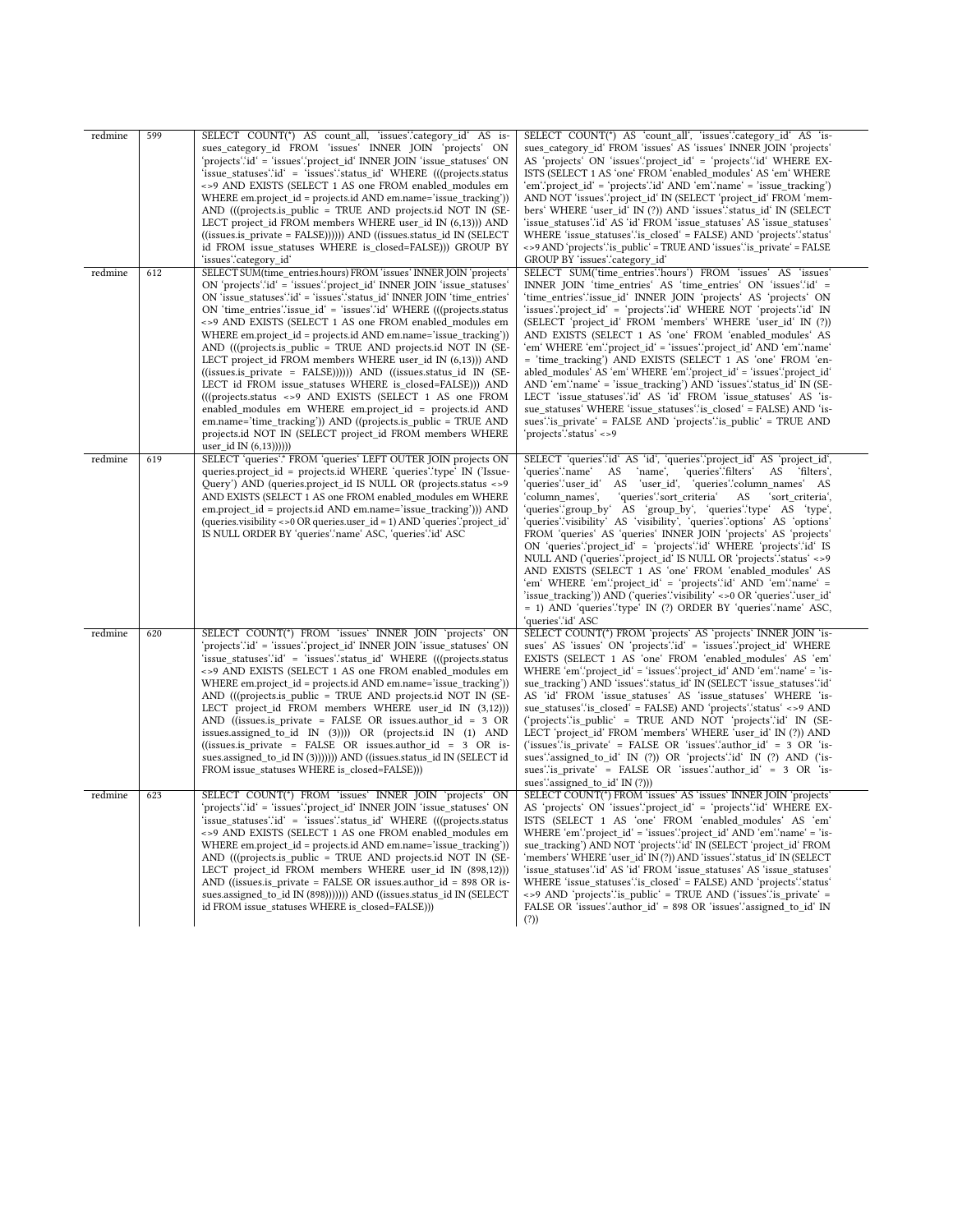| redmine | 599 | SELECT COUNT(*) AS count_all, `issues`.`category_id` AS issues_category_id FROM `issues` INNER JOIN `projects` ON `projects`.`id` = `issues`.`project_id` INNER JOIN `issue_statuses` ON `issue_statuses`.`id` = `issues`.`status_id` WHERE (((projects.status <>9 AND EXISTS (SELECT 1 AS one FROM enabled_modules em WHERE em.project_id = projects.id AND em.name='issue_tracking')) AND (((projects.is_public = TRUE AND projects.id NOT IN (SELECT project_id FROM members WHERE user_id IN (6,13))) AND ((issues.is_private = FALSE)))))) AND ((issues.status_id IN (SELECT id FROM issue_statuses WHERE is_closed=FALSE))) GROUP BY `issues`.`category_id` | SELECT COUNT(*) AS `count_all`, `issues`.`category_id` AS `issues_category_id` FROM `issues` AS `issues` INNER JOIN `projects` AS `projects` ON `issues`.`project_id` = `projects`.`id` WHERE EXISTS (SELECT 1 AS `one` FROM `enabled_modules` AS `em` WHERE `em`.`project_id` = `projects`.`id` AND `em`.`name` = 'issue_tracking') AND NOT `issues`.`project_id` IN (SELECT `project_id` FROM `members` WHERE `user_id` IN (?)) AND `issues`.`status_id` IN (SELECT `issue_statuses`.`id` AS `id` FROM `issue_statuses` AS `issue_statuses` WHERE `issue_statuses`.`is_closed` = FALSE) AND `projects`.`status` <>9 AND `projects`.`is_public` = TRUE AND `issues`.`is_private` = FALSE GROUP BY `issues`.`category_id` |
|---|---|---|---|
| redmine | 612 | SELECT SUM(time_entries.hours) FROM `issues` INNER JOIN `projects` ON `projects`.`id` = `issues`.`project_id` INNER JOIN `issue_statuses` ON `issue_statuses`.`id` = `issues`.`status_id` INNER JOIN `time_entries` ON `time_entries`.`issue_id` = `issues`.`id` WHERE (((projects.status <>9 AND EXISTS (SELECT 1 AS one FROM enabled_modules em WHERE em.project_id = projects.id AND em.name='issue_tracking')) AND (((projects.is_public = TRUE AND projects.id NOT IN (SELECT project_id FROM members WHERE user_id IN (6,13))) AND ((issues.is_private = FALSE)))))) AND ((issues.status_id IN (SELECT id FROM issue_statuses WHERE is_closed=FALSE))) AND (((projects.status <>9 AND EXISTS (SELECT 1 AS one FROM enabled_modules em WHERE em.project_id = projects.id AND em.name='time_tracking')) AND ((projects.is_public = TRUE AND projects.id NOT IN (SELECT project_id FROM members WHERE user_id IN (6,13)))))) | SELECT SUM(`time_entries`.`hours`) FROM `issues` AS `issues` INNER JOIN `time_entries` AS `time_entries` ON `issues`.`id` = `time_entries`.`issue_id` INNER JOIN `projects` AS `projects` ON `issues`.`project_id` = `projects`.`id` WHERE NOT `projects`.`id` IN (SELECT `project_id` FROM `members` WHERE `user_id` IN (?)) AND EXISTS (SELECT 1 AS `one` FROM `enabled_modules` AS `em` WHERE `em`.`project_id` = `issues`.`project_id` AND `em`.`name` = 'time_tracking') AND EXISTS (SELECT 1 AS `one` FROM `enabled_modules` AS `em` WHERE `em`.`project_id` = `issues`.`project_id` AND `em`.`name` = 'issue_tracking') AND `issues`.`status_id` IN (SELECT `issue_statuses`.`id` AS `id` FROM `issue_statuses` AS `issue_statuses` WHERE `issue_statuses`.`is_closed` = FALSE) AND `issues`.`is_private` = FALSE AND `projects`.`is_public` = TRUE AND `projects`.`status` <>9 |
| redmine | 619 | SELECT `queries`.* FROM `queries` LEFT OUTER JOIN projects ON queries.project_id = projects.id WHERE `queries`.`type` IN ('IssueQuery') AND (queries.project_id IS NULL OR (projects.status <>9 AND EXISTS (SELECT 1 AS one FROM enabled_modules em WHERE em.project_id = projects.id AND em.name='issue_tracking'))) AND (queries.visibility <>0 OR queries.user_id = 1) AND `queries`.`project_id` IS NULL ORDER BY `queries`.`name` ASC, `queries`.`id` ASC | SELECT `queries`.`id` AS `id`, `queries`.`project_id` AS `project_id`, `queries`.`name` AS `name`, `queries`.`filters` AS `filters`, `queries`.`user_id` AS `user_id`, `queries`.`column_names` AS `column_names`, `queries`.`sort_criteria` AS `sort_criteria`, `queries`.`group_by` AS `group_by`, `queries`.`type` AS `type`, `queries`.`visibility` AS `visibility`, `queries`.`options` AS `options` FROM `queries` AS `queries` INNER JOIN `projects` AS `projects` ON `queries`.`project_id` = `projects`.`id` WHERE `projects`.`id` IS NULL AND (`queries`.`project_id` IS NULL OR `projects`.`status` <>9 AND EXISTS (SELECT 1 AS `one` FROM `enabled_modules` AS `em` WHERE `em`.`project_id` = `projects`.`id` AND `em`.`name` = 'issue_tracking')) AND (`queries`.`visibility` <>0 OR `queries`.`user_id` = 1) AND `queries`.`type` IN (?) ORDER BY `queries`.`name` ASC, `queries`.`id` ASC |
| redmine | 620 | SELECT COUNT(*) FROM `issues` INNER JOIN `projects` ON `projects`.`id` = `issues`.`project_id` INNER JOIN `issue_statuses` ON `issue_statuses`.`id` = `issues`.`status_id` WHERE (((projects.status <>9 AND EXISTS (SELECT 1 AS one FROM enabled_modules em WHERE em.project_id = projects.id AND em.name='issue_tracking')) AND (((projects.is_public = TRUE AND projects.id NOT IN (SELECT project_id FROM members WHERE user_id IN (3,12))) AND ((issues.is_private = FALSE OR issues.author_id = 3 OR issues.assigned_to_id IN (3)))) OR (projects.id IN (1) AND ((issues.is_private = FALSE OR issues.author_id = 3 OR issues.assigned_to_id IN (3))))))) AND ((issues.status_id IN (SELECT id FROM issue_statuses WHERE is_closed=FALSE))) | SELECT COUNT(*) FROM `projects` AS `projects` INNER JOIN `issues` AS `issues` ON `projects`.`id` = `issues`.`project_id` WHERE EXISTS (SELECT 1 AS `one` FROM `enabled_modules` AS `em` WHERE `em`.`project_id` = `issues`.`project_id` AND `em`.`name` = 'issue_tracking') AND `issues`.`status_id` IN (SELECT `issue_statuses`.`id` AS `id` FROM `issue_statuses` AS `issue_statuses` WHERE `issue_statuses`.`is_closed` = FALSE) AND `projects`.`status` <>9 AND (`projects`.`is_public` = TRUE AND NOT `projects`.`id` IN (SELECT `project_id` FROM `members` WHERE `user_id` IN (?)) AND (`issues`.`is_private` = FALSE OR `issues`.`author_id` = 3 OR `issues`.`assigned_to_id` IN (?)) OR `projects`.`id` IN (?) AND (`issues`.`is_private` = FALSE OR `issues`.`author_id` = 3 OR `issues`.`assigned_to_id` IN (?))) |
| redmine | 623 | SELECT COUNT(*) FROM `issues` INNER JOIN `projects` ON `projects`.`id` = `issues`.`project_id` INNER JOIN `issue_statuses` ON `issue_statuses`.`id` = `issues`.`status_id` WHERE (((projects.status <>9 AND EXISTS (SELECT 1 AS one FROM enabled_modules em WHERE em.project_id = projects.id AND em.name='issue_tracking')) AND (((projects.is_public = TRUE AND projects.id NOT IN (SELECT project_id FROM members WHERE user_id IN (898,12))) AND ((issues.is_private = FALSE OR issues.author_id = 898 OR issues.assigned_to_id IN (898))))))) AND ((issues.status_id IN (SELECT id FROM issue_statuses WHERE is_closed=FALSE))) | SELECT COUNT(*) FROM `issues` AS `issues` INNER JOIN `projects` AS `projects` ON `issues`.`project_id` = `projects`.`id` WHERE EXISTS (SELECT 1 AS `one` FROM `enabled_modules` AS `em` WHERE `em`.`project_id` = `issues`.`project_id` AND `em`.`name` = 'issue_tracking') AND NOT `projects`.`id` IN (SELECT `project_id` FROM `members` WHERE `user_id` IN (?)) AND `issues`.`status_id` IN (SELECT `issue_statuses`.`id` AS `id` FROM `issue_statuses` AS `issue_statuses` WHERE `issue_statuses`.`is_closed` = FALSE) AND `projects`.`status` <>9 AND `projects`.`is_public` = TRUE AND (`issues`.`is_private` = FALSE OR `issues`.`author_id` = 898 OR `issues`.`assigned_to_id` IN (?)) |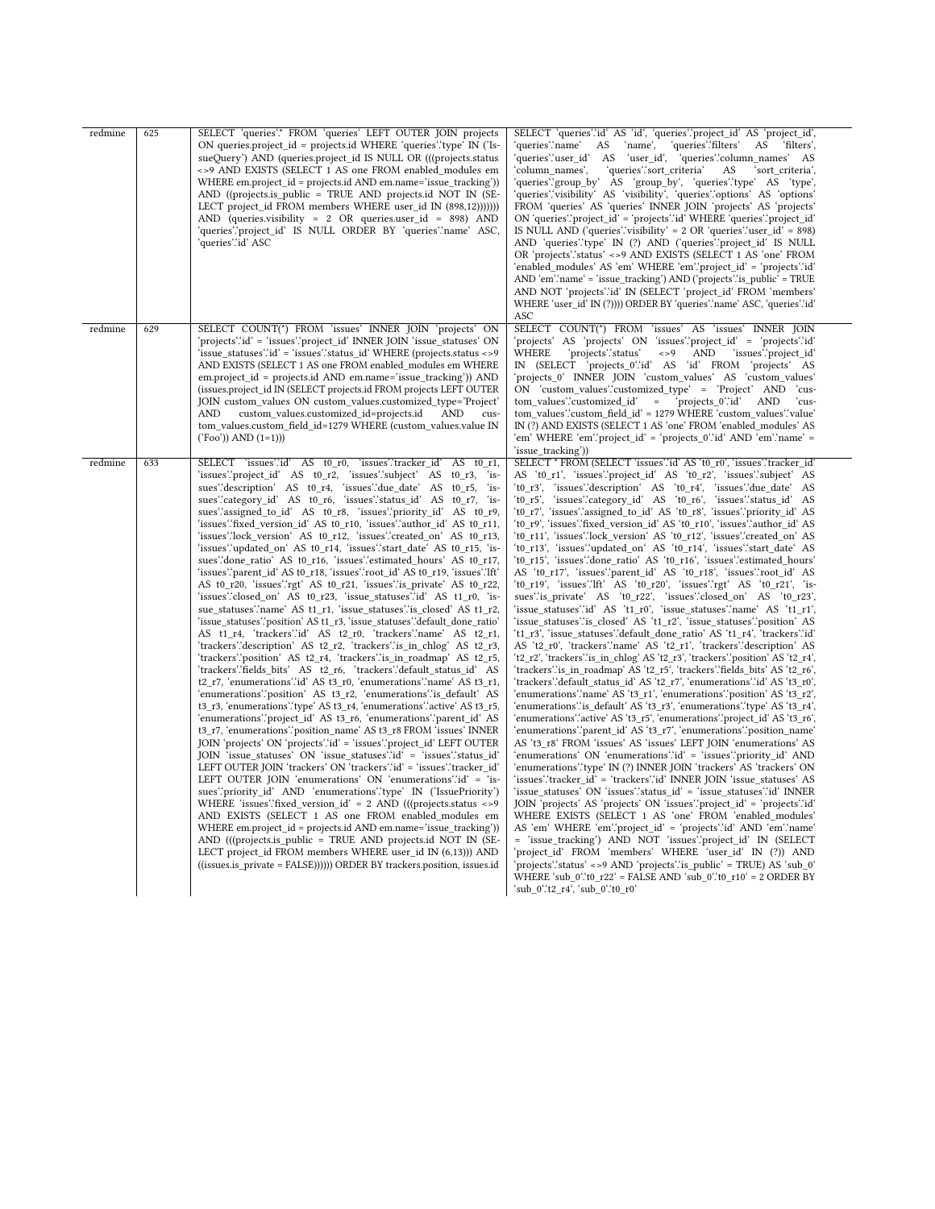| redmine | 625 | SELECT `queries`.* FROM `queries` LEFT OUTER JOIN projects ON queries.project_id = projects.id WHERE `queries`.`type` IN ('IssueQuery') AND (queries.project_id IS NULL OR (((projects.status <>9 AND EXISTS (SELECT 1 AS one FROM enabled_modules em WHERE em.project_id = projects.id AND em.name='issue_tracking')) AND ((projects.is_public = TRUE AND projects.id NOT IN (SELECT project_id FROM members WHERE user_id IN (898,12))))))) AND (queries.visibility = 2 OR queries.user_id = 898) AND `queries`.`project_id` IS NULL ORDER BY `queries`.`name` ASC, `queries`.`id` ASC | SELECT `queries`.`id` AS `id`, `queries`.`project_id` AS `project_id`, `queries`.`name` AS `name`, `queries`.`filters` AS `filters`, `queries`.`user_id` AS `user_id`, `queries`.`column_names` AS `column_names`, `queries`.`sort_criteria` AS `sort_criteria`, `queries`.`group_by` AS `group_by`, `queries`.`type` AS `type`, `queries`.`visibility` AS `visibility`, `queries`.`options` AS `options` FROM `queries` AS `queries` INNER JOIN `projects` AS `projects` ON `queries`.`project_id` = `projects`.`id` WHERE `queries`.`project_id` IS NULL AND (`queries`.`visibility` = 2 OR `queries`.`user_id` = 898) AND `queries`.`type` IN (?) AND (`queries`.`project_id` IS NULL OR `projects`.`status` <>9 AND EXISTS (SELECT 1 AS `one` FROM `enabled_modules` AS `em` WHERE `em`.`project_id` = `projects`.`id` AND `em`.`name` = 'issue_tracking') AND (`projects`.`is_public` = TRUE AND NOT `projects`.`id` IN (SELECT `project_id` FROM `members` WHERE `user_id` IN (?)))) ORDER BY `queries`.`name` ASC, `queries`.`id` ASC |
|---|---|---|---|
| redmine | 629 | SELECT COUNT(*) FROM `issues` INNER JOIN `projects` ON `projects`.`id` = `issues`.`project_id` INNER JOIN `issue_statuses` ON `issue_statuses`.`id` = `issues`.`status_id` WHERE (projects.status <>9 AND EXISTS (SELECT 1 AS one FROM enabled_modules em WHERE em.project_id = projects.id AND em.name='issue_tracking')) AND (issues.project_id IN (SELECT projects.id FROM projects LEFT OUTER JOIN custom_values ON custom_values.customized_type='Project' AND custom_values.customized_id=projects.id AND custom_values.custom_field_id=1279 WHERE (custom_values.value IN ('Foo')) AND (1=1))) | SELECT COUNT(*) FROM `issues` AS `issues` INNER JOIN `projects` AS `projects` ON `issues`.`project_id` = `projects`.`id` WHERE `projects`.`status` <>9 AND `issues`.`project_id` IN (SELECT `projects_0`.`id` AS `id` FROM `projects` AS `projects_0` INNER JOIN `custom_values` AS `custom_values` ON `custom_values`.`customized_type` = 'Project' AND `custom_values`.`customized_id` = `projects_0`.`id` AND `custom_values`.`custom_field_id` = 1279 WHERE `custom_values`.`value` IN (?) AND EXISTS (SELECT 1 AS `one` FROM `enabled_modules` AS `em` WHERE `em`.`project_id` = `projects_0`.`id` AND `em`.`name` = 'issue_tracking')) |
| redmine | 633 | SELECT `issues`.`id` AS t0_r0, `issues`.`tracker_id` AS t0_r1, `issues`.`project_id` AS t0_r2, `issues`.`subject` AS t0_r3, `issues`.`description` AS t0_r4, `issues`.`due_date` AS t0_r5, `issues`.`category_id` AS t0_r6, `issues`.`status_id` AS t0_r7, `issues`.`assigned_to_id` AS t0_r8, `issues`.`priority_id` AS t0_r9, `issues`.`fixed_version_id` AS t0_r10, `issues`.`author_id` AS t0_r11, `issues`.`lock_version` AS t0_r12, `issues`.`created_on` AS t0_r13, `issues`.`updated_on` AS t0_r14, `issues`.`start_date` AS t0_r15, `issues`.`done_ratio` AS t0_r16, `issues`.`estimated_hours` AS t0_r17, `issues`.`parent_id` AS t0_r18, `issues`.`root_id` AS t0_r19, `issues`.`lft` AS t0_r20, `issues`.`rgt` AS t0_r21, `issues`.`is_private` AS t0_r22, `issues`.`closed_on` AS t0_r23, `issue_statuses`.`id` AS t1_r0, `issue_statuses`.`name` AS t1_r1, `issue_statuses`.`is_closed` AS t1_r2, `issue_statuses`.`position` AS t1_r3, `issue_statuses`.`default_done_ratio` AS t1_r4, `trackers`.`id` AS t2_r0, `trackers`.`name` AS t2_r1, `trackers`.`description` AS t2_r2, `trackers`.`is_in_chlog` AS t2_r3, `trackers`.`position` AS t2_r4, `trackers`.`is_in_roadmap` AS t2_r5, `trackers`.`fields_bits` AS t2_r6, `trackers`.`default_status_id` AS t2_r7, `enumerations`.`id` AS t3_r0, `enumerations`.`name` AS t3_r1, `enumerations`.`position` AS t3_r2, `enumerations`.`is_default` AS t3_r3, `enumerations`.`type` AS t3_r4, `enumerations`.`active` AS t3_r5, `enumerations`.`project_id` AS t3_r6, `enumerations`.`parent_id` AS t3_r7, `enumerations`.`position_name` AS t3_r8 FROM `issues` INNER JOIN `projects` ON `projects`.`id` = `issues`.`project_id` LEFT OUTER JOIN `issue_statuses` ON `issue_statuses`.`id` = `issues`.`status_id` LEFT OUTER JOIN `trackers` ON `trackers`.`id` = `issues`.`tracker_id` LEFT OUTER JOIN `enumerations` ON `enumerations`.`id` = `issues`.`priority_id` AND `enumerations`.`type` IN ('IssuePriority') WHERE `issues`.`fixed_version_id` = 2 AND (((projects.status <>9 AND EXISTS (SELECT 1 AS one FROM enabled_modules em WHERE em.project_id = projects.id AND em.name='issue_tracking')) AND (((projects.is_public = TRUE AND projects.id NOT IN (SELECT project_id FROM members WHERE user_id IN (6,13))) AND ((issues.is_private = FALSE)))))) ORDER BY trackers.position, issues.id | SELECT * FROM (SELECT `issues`.`id` AS `t0_r0`, `issues`.`tracker_id` AS `t0_r1`, `issues`.`project_id` AS `t0_r2`, `issues`.`subject` AS `t0_r3`, `issues`.`description` AS `t0_r4`, `issues`.`due_date` AS `t0_r5`, `issues`.`category_id` AS `t0_r6`, `issues`.`status_id` AS `t0_r7`, `issues`.`assigned_to_id` AS `t0_r8`, `issues`.`priority_id` AS `t0_r9`, `issues`.`fixed_version_id` AS `t0_r10`, `issues`.`author_id` AS `t0_r11`, `issues`.`lock_version` AS `t0_r12`, `issues`.`created_on` AS `t0_r13`, `issues`.`updated_on` AS `t0_r14`, `issues`.`start_date` AS `t0_r15`, `issues`.`done_ratio` AS `t0_r16`, `issues`.`estimated_hours` AS `t0_r17`, `issues`.`parent_id` AS `t0_r18`, `issues`.`root_id` AS `t0_r19`, `issues`.`lft` AS `t0_r20`, `issues`.`rgt` AS `t0_r21`, `issues`.`is_private` AS `t0_r22`, `issues`.`closed_on` AS `t0_r23`, `issue_statuses`.`id` AS `t1_r0`, `issue_statuses`.`name` AS `t1_r1`, `issue_statuses`.`is_closed` AS `t1_r2`, `issue_statuses`.`position` AS `t1_r3`, `issue_statuses`.`default_done_ratio` AS `t1_r4`, `trackers`.`id` AS `t2_r0`, `trackers`.`name` AS `t2_r1`, `trackers`.`description` AS `t2_r2`, `trackers`.`is_in_chlog` AS `t2_r3`, `trackers`.`position` AS `t2_r4`, `trackers`.`is_in_roadmap` AS `t2_r5`, `trackers`.`fields_bits` AS `t2_r6`, `trackers`.`default_status_id` AS `t2_r7`, `enumerations`.`id` AS `t3_r0`, `enumerations`.`name` AS `t3_r1`, `enumerations`.`position` AS `t3_r2`, `enumerations`.`is_default` AS `t3_r3`, `enumerations`.`type` AS `t3_r4`, `enumerations`.`active` AS `t3_r5`, `enumerations`.`project_id` AS `t3_r6`, `enumerations`.`parent_id` AS `t3_r7`, `enumerations`.`position_name` AS `t3_r8` FROM `issues` AS `issues` LEFT JOIN `enumerations` AS `enumerations` ON `enumerations`.`id` = `issues`.`priority_id` AND `enumerations`.`type` IN (?) INNER JOIN `trackers` AS `trackers` ON `issues`.`tracker_id` = `trackers`.`id` INNER JOIN `issue_statuses` AS `issue_statuses` ON `issues`.`status_id` = `issue_statuses`.`id` INNER JOIN `projects` AS `projects` ON `issues`.`project_id` = `projects`.`id` WHERE EXISTS (SELECT 1 AS `one` FROM `enabled_modules` AS `em` WHERE `em`.`project_id` = `projects`.`id` AND `em`.`name` = 'issue_tracking') AND NOT `issues`.`project_id` IN (SELECT `project_id` FROM `members` WHERE `user_id` IN (?)) AND `projects`.`status` <>9 AND `projects`.`is_public` = TRUE) AS `sub_0` WHERE `sub_0`.`t0_r22` = FALSE AND `sub_0`.`t0_r10` = 2 ORDER BY `sub_0`.`t2_r4`, `sub_0`.`t0_r0` |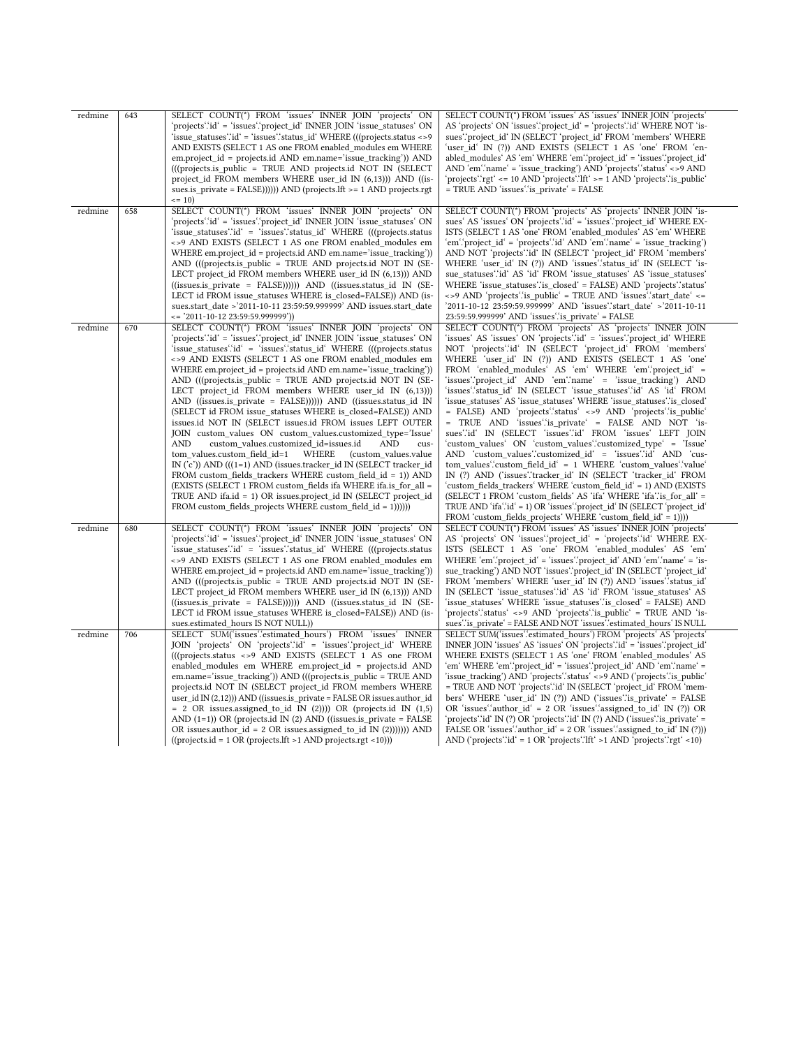| redmine | 643 | SELECT COUNT(*) FROM 'issues' INNER JOIN 'projects' ON 'projects'.'id' = 'issues'.'project_id' INNER JOIN 'issue_statuses' ON 'issue_statuses'.'id' = 'issues'.'status_id' WHERE (((projects.status <>9 AND EXISTS (SELECT 1 AS one FROM enabled_modules em WHERE em.project_id = projects.id AND em.name='issue_tracking')) AND (((projects.is_public = TRUE AND projects.id NOT IN (SELECT project_id FROM members WHERE user_id IN (6,13))) AND ((issues.is_private = FALSE)))))) AND (projects.lft >= 1 AND projects.rgt <= 10) | SELECT COUNT(*) FROM 'issues' AS 'issues' INNER JOIN 'projects' AS 'projects' ON 'issues'.'project_id' = 'projects'.'id' WHERE NOT 'issues'.'project_id' IN (SELECT 'project_id' FROM 'members' WHERE 'user_id' IN (?)) AND EXISTS (SELECT 1 AS 'one' FROM 'enabled_modules' AS 'em' WHERE 'em'.'project_id' = 'issues'.'project_id' AND 'em'.'name' = 'issue_tracking') AND 'projects'.'status' <>9 AND 'projects'.'rgt' <= 10 AND 'projects'.'lft' >= 1 AND 'projects'.'is_public' = TRUE AND 'issues'.'is_private' = FALSE |
|---|---|---|---|
| redmine | 658 | SELECT COUNT(*) FROM 'issues' INNER JOIN 'projects' ON 'projects'.'id' = 'issues'.'project_id' INNER JOIN 'issue_statuses' ON 'issue_statuses'.'id' = 'issues'.'status_id' WHERE (((projects.status <>9 AND EXISTS (SELECT 1 AS one FROM enabled_modules em WHERE em.project_id = projects.id AND em.name='issue_tracking')) AND (((projects.is_public = TRUE AND projects.id NOT IN (SELECT project_id FROM members WHERE user_id IN (6,13))) AND ((issues.is_private = FALSE)))))) AND ((issues.status_id IN (SELECT id FROM issue_statuses WHERE is_closed=FALSE)) AND (issues.start_date >'2011-10-11 23:59:59.999999' AND issues.start_date <= '2011-10-12 23:59:59.999999')) | SELECT COUNT(*) FROM 'projects' AS 'projects' INNER JOIN 'issues' AS 'issues' ON 'projects'.'id' = 'issues'.'project_id' WHERE EXISTS (SELECT 1 AS 'one' FROM 'enabled_modules' AS 'em' WHERE 'em'.'project_id' = 'projects'.'id' AND 'em'.'name' = 'issue_tracking') AND NOT 'projects'.'id' IN (SELECT 'project_id' FROM 'members' WHERE 'user_id' IN (?)) AND 'issues'.'status_id' IN (SELECT 'issue_statuses'.'id' AS 'id' FROM 'issue_statuses' AS 'issue_statuses' WHERE 'issue_statuses'.'is_closed' = FALSE) AND 'projects'.'status' <>9 AND 'projects'.'is_public' = TRUE AND 'issues'.'start_date' <= '2011-10-12 23:59:59.999999' AND 'issues'.'start_date' >'2011-10-11 23:59:59.999999' AND 'issues'.'is_private' = FALSE |
| redmine | 670 | SELECT COUNT(*) FROM 'issues' INNER JOIN 'projects' ON 'projects'.'id' = 'issues'.'project_id' INNER JOIN 'issue_statuses' ON 'issue_statuses'.'id' = 'issues'.'status_id' WHERE (((projects.status <>9 AND EXISTS (SELECT 1 AS one FROM enabled_modules em WHERE em.project_id = projects.id AND em.name='issue_tracking')) AND (((projects.is_public = TRUE AND projects.id NOT IN (SELECT project_id FROM members WHERE user_id IN (6,13))) AND ((issues.is_private = FALSE)))))) AND ((issues.status_id IN (SELECT id FROM issue_statuses WHERE is_closed=FALSE)) AND issues.id NOT IN (SELECT issues.id FROM issues LEFT OUTER JOIN custom_values ON custom_values.customized_type='Issue' AND custom_values.customized_id=issues.id AND custom_values.custom_field_id=1 WHERE (custom_values.value IN ('c')) AND (((1=1) AND (issues.tracker_id IN (SELECT tracker_id FROM custom_fields_trackers WHERE custom_field_id = 1)) AND (EXISTS (SELECT 1 FROM custom_fields ifa WHERE ifa.is_for_all = TRUE AND ifa.id = 1) OR issues.project_id IN (SELECT project_id FROM custom_fields_projects WHERE custom_field_id = 1)))))) | SELECT COUNT(*) FROM 'projects' AS 'projects' INNER JOIN 'issues' AS 'issues' ON 'projects'.'id' = 'issues'.'project_id' WHERE NOT 'projects'.'id' IN (SELECT 'project_id' FROM 'members' WHERE 'user_id' IN (?)) AND EXISTS (SELECT 1 AS 'one' FROM 'enabled_modules' AS 'em' WHERE 'em'.'project_id' = 'issues'.'project_id' AND 'em'.'name' = 'issue_tracking') AND 'issues'.'status_id' IN (SELECT 'issue_statuses'.'id' AS 'id' FROM 'issue_statuses' AS 'issue_statuses' WHERE 'issue_statuses'.'is_closed' = FALSE) AND 'projects'.'status' <>9 AND 'projects'.'is_public' = TRUE AND 'issues'.'is_private' = FALSE AND NOT 'issues'.'id' IN (SELECT 'issues'.'id' FROM 'issues' LEFT JOIN 'custom_values' ON 'custom_values'.'customized_type' = 'Issue' AND 'custom_values'.'customized_id' = 'issues'.'id' AND 'custom_values'.'custom_field_id' = 1 WHERE 'custom_values'.'value' IN (?) AND ('issues'.'tracker_id' IN (SELECT 'tracker_id' FROM 'custom_fields_trackers' WHERE 'custom_field_id' = 1) AND (EXISTS (SELECT 1 FROM 'custom_fields' AS 'ifa' WHERE 'ifa'.'is_for_all' = TRUE AND 'ifa'.'id' = 1) OR 'issues'.'project_id' IN (SELECT 'project_id' FROM 'custom_fields_projects' WHERE 'custom_field_id' = 1)))) |
| redmine | 680 | SELECT COUNT(*) FROM 'issues' INNER JOIN 'projects' ON 'projects'.'id' = 'issues'.'project_id' INNER JOIN 'issue_statuses' ON 'issue_statuses'.'id' = 'issues'.'status_id' WHERE (((projects.status <>9 AND EXISTS (SELECT 1 AS one FROM enabled_modules em WHERE em.project_id = projects.id AND em.name='issue_tracking')) AND (((projects.is_public = TRUE AND projects.id NOT IN (SELECT project_id FROM members WHERE user_id IN (6,13))) AND ((issues.is_private = FALSE)))))) AND ((issues.status_id IN (SELECT id FROM issue_statuses WHERE is_closed=FALSE)) AND (issues.estimated_hours IS NOT NULL)) | SELECT COUNT(*) FROM 'issues' AS 'issues' INNER JOIN 'projects' AS 'projects' ON 'issues'.'project_id' = 'projects'.'id' WHERE EXISTS (SELECT 1 AS 'one' FROM 'enabled_modules' AS 'em' WHERE 'em'.'project_id' = 'issues'.'project_id' AND 'em'.'name' = 'issue_tracking') AND NOT 'issues'.'project_id' IN (SELECT 'project_id' FROM 'members' WHERE 'user_id' IN (?)) AND 'issues'.'status_id' IN (SELECT 'issue_statuses'.'id' AS 'id' FROM 'issue_statuses' AS 'issue_statuses' WHERE 'issue_statuses'.'is_closed' = FALSE) AND 'projects'.'status' <>9 AND 'projects'.'is_public' = TRUE AND 'issues'.'is_private' = FALSE AND NOT 'issues'.'estimated_hours' IS NULL |
| redmine | 706 | SELECT SUM('issues'.'estimated_hours') FROM 'issues' INNER JOIN 'projects' ON 'projects'.'id' = 'issues'.'project_id' WHERE (((projects.status <>9 AND EXISTS (SELECT 1 AS one FROM enabled_modules em WHERE em.project_id = projects.id AND em.name='issue_tracking')) AND (((projects.is_public = TRUE AND projects.id NOT IN (SELECT project_id FROM members WHERE user_id IN (2,12))) AND ((issues.is_private = FALSE OR issues.author_id = 2 OR issues.assigned_to_id IN (2)))) OR (projects.id IN (1,5) AND (1=1)) OR (projects.id IN (2) AND ((issues.is_private = FALSE OR issues.author_id = 2 OR issues.assigned_to_id IN (2))))))) AND ((projects.id = 1 OR (projects.lft >1 AND projects.rgt <10))) | SELECT SUM('issues'.'estimated_hours') FROM 'projects' AS 'projects' INNER JOIN 'issues' AS 'issues' ON 'projects'.'id' = 'issues'.'project_id' WHERE EXISTS (SELECT 1 AS 'one' FROM 'enabled_modules' AS 'em' WHERE 'em'.'project_id' = 'issues'.'project_id' AND 'em'.'name' = 'issue_tracking') AND 'projects'.'status' <>9 AND ('projects'.'is_public' = TRUE AND NOT 'projects'.'id' IN (SELECT 'project_id' FROM 'members' WHERE 'user_id' IN (?)) AND ('issues'.'is_private' = FALSE OR 'issues'.'author_id' = 2 OR 'issues'.'assigned_to_id' IN (?)) OR 'projects'.'id' IN (?) OR 'projects'.'id' IN (?) AND ('issues'.'is_private' = FALSE OR 'issues'.'author_id' = 2 OR 'issues'.'assigned_to_id' IN (?))) AND ('projects'.'id' = 1 OR 'projects'.'lft' >1 AND 'projects'.'rgt' <10) |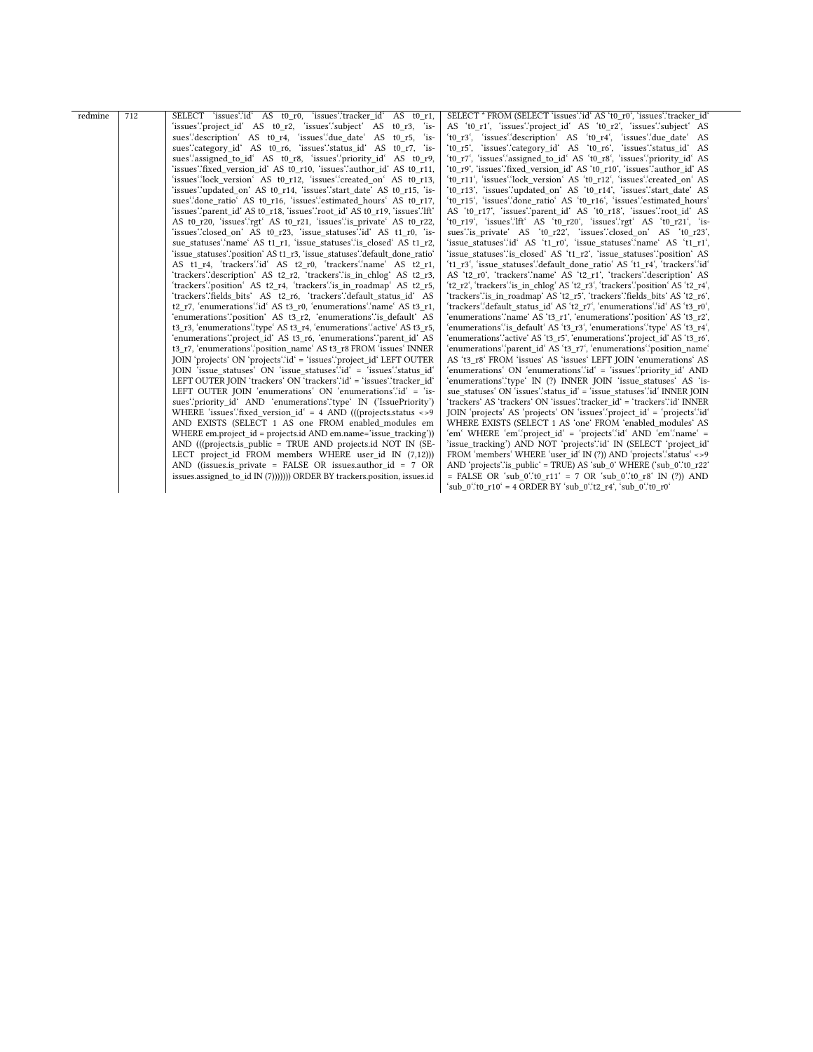| redmine | 712 | SELECT \`issues\`.\`id\` AS t0_r0, \`issues\`.\`tracker_id\` AS t0_r1, \`issues\`.\`project_id\` AS t0_r2, \`issues\`.\`subject\` AS t0_r3, \`issues\`.\`description\` AS t0_r4, \`issues\`.\`due_date\` AS t0_r5, \`issues\`.\`category_id\` AS t0_r6, \`issues\`.\`status_id\` AS t0_r7, \`issues\`.\`assigned_to_id\` AS t0_r8, \`issues\`.\`priority_id\` AS t0_r9, \`issues\`.\`fixed_version_id\` AS t0_r10, \`issues\`.\`author_id\` AS t0_r11, \`issues\`.\`lock_version\` AS t0_r12, \`issues\`.\`created_on\` AS t0_r13, \`issues\`.\`updated_on\` AS t0_r14, \`issues\`.\`start_date\` AS t0_r15, \`issues\`.\`done_ratio\` AS t0_r16, \`issues\`.\`estimated_hours\` AS t0_r17, \`issues\`.\`parent_id\` AS t0_r18, \`issues\`.\`root_id\` AS t0_r19, \`issues\`.\`lft\` AS t0_r20, \`issues\`.\`rgt\` AS t0_r21, \`issues\`.\`is_private\` AS t0_r22, \`issues\`.\`closed_on\` AS t0_r23, \`issue_statuses\`.\`id\` AS t1_r0, \`issue_statuses\`.\`name\` AS t1_r1, \`issue_statuses\`.\`is_closed\` AS t1_r2, \`issue_statuses\`.\`position\` AS t1_r3, \`issue_statuses\`.\`default_done_ratio\` AS t1_r4, \`trackers\`.\`id\` AS t2_r0, \`trackers\`.\`name\` AS t2_r1, \`trackers\`.\`description\` AS t2_r2, \`trackers\`.\`is_in_chlog\` AS t2_r3, \`trackers\`.\`position\` AS t2_r4, \`trackers\`.\`is_in_roadmap\` AS t2_r5, \`trackers\`.\`fields_bits\` AS t2_r6, \`trackers\`.\`default_status_id\` AS t2_r7, \`enumerations\`.\`id\` AS t3_r0, \`enumerations\`.\`name\` AS t3_r1, \`enumerations\`.\`position\` AS t3_r2, \`enumerations\`.\`is_default\` AS t3_r3, \`enumerations\`.\`type\` AS t3_r4, \`enumerations\`.\`active\` AS t3_r5, \`enumerations\`.\`project_id\` AS t3_r6, \`enumerations\`.\`parent_id\` AS t3_r7, \`enumerations\`.\`position_name\` AS t3_r8 FROM \`issues\` INNER JOIN \`projects\` ON \`projects\`.\`id\` = \`issues\`.\`project_id\` LEFT OUTER JOIN \`issue_statuses\` ON \`issue_statuses\`.\`id\` = \`issues\`.\`status_id\` LEFT OUTER JOIN \`trackers\` ON \`trackers\`.\`id\` = \`issues\`.\`tracker_id\` LEFT OUTER JOIN \`enumerations\` ON \`enumerations\`.\`id\` = \`issues\`.\`priority_id\` AND \`enumerations\`.\`type\` IN ('IssuePriority') WHERE \`issues\`.\`fixed_version_id\` = 4 AND (((projects.status <>9 AND EXISTS (SELECT 1 AS one FROM enabled_modules em WHERE em.project_id = projects.id AND em.name='issue_tracking')) AND (((projects.is_public = TRUE AND projects.id NOT IN (SELECT project_id FROM members WHERE user_id IN (7,12))) AND ((issues.is_private = FALSE OR issues.author_id = 7 OR issues.assigned_to_id IN (7))))))) ORDER BY trackers.position, issues.id | SELECT * FROM (SELECT \`issues\`.\`id\` AS \`t0_r0\`, \`issues\`.\`tracker_id\` AS \`t0_r1\`, \`issues\`.\`project_id\` AS \`t0_r2\`, \`issues\`.\`subject\` AS \`t0_r3\`, \`issues\`.\`description\` AS \`t0_r4\`, \`issues\`.\`due_date\` AS \`t0_r5\`, \`issues\`.\`category_id\` AS \`t0_r6\`, \`issues\`.\`status_id\` AS \`t0_r7\`, \`issues\`.\`assigned_to_id\` AS \`t0_r8\`, \`issues\`.\`priority_id\` AS \`t0_r9\`, \`issues\`.\`fixed_version_id\` AS \`t0_r10\`, \`issues\`.\`author_id\` AS \`t0_r11\`, \`issues\`.\`lock_version\` AS \`t0_r12\`, \`issues\`.\`created_on\` AS \`t0_r13\`, \`issues\`.\`updated_on\` AS \`t0_r14\`, \`issues\`.\`start_date\` AS \`t0_r15\`, \`issues\`.\`done_ratio\` AS \`t0_r16\`, \`issues\`.\`estimated_hours\` AS \`t0_r17\`, \`issues\`.\`parent_id\` AS \`t0_r18\`, \`issues\`.\`root_id\` AS \`t0_r19\`, \`issues\`.\`lft\` AS \`t0_r20\`, \`issues\`.\`rgt\` AS \`t0_r21\`, \`issues\`.\`is_private\` AS \`t0_r22\`, \`issues\`.\`closed_on\` AS \`t0_r23\`, \`issue_statuses\`.\`id\` AS \`t1_r0\`, \`issue_statuses\`.\`name\` AS \`t1_r1\`, \`issue_statuses\`.\`is_closed\` AS \`t1_r2\`, \`issue_statuses\`.\`position\` AS \`t1_r3\`, \`issue_statuses\`.\`default_done_ratio\` AS \`t1_r4\`, \`trackers\`.\`id\` AS \`t2_r0\`, \`trackers\`.\`name\` AS \`t2_r1\`, \`trackers\`.\`description\` AS \`t2_r2\`, \`trackers\`.\`is_in_chlog\` AS \`t2_r3\`, \`trackers\`.\`position\` AS \`t2_r4\`, \`trackers\`.\`is_in_roadmap\` AS \`t2_r5\`, \`trackers\`.\`fields_bits\` AS \`t2_r6\`, \`trackers\`.\`default_status_id\` AS \`t2_r7\`, \`enumerations\`.\`id\` AS \`t3_r0\`, \`enumerations\`.\`name\` AS \`t3_r1\`, \`enumerations\`.\`position\` AS \`t3_r2\`, \`enumerations\`.\`is_default\` AS \`t3_r3\`, \`enumerations\`.\`type\` AS \`t3_r4\`, \`enumerations\`.\`active\` AS \`t3_r5\`, \`enumerations\`.\`project_id\` AS \`t3_r6\`, \`enumerations\`.\`parent_id\` AS \`t3_r7\`, \`enumerations\`.\`position_name\` AS \`t3_r8\` FROM \`issues\` AS \`issues\` LEFT JOIN \`enumerations\` AS \`enumerations\` ON \`enumerations\`.\`id\` = \`issues\`.\`priority_id\` AND \`enumerations\`.\`type\` IN (?) INNER JOIN \`issue_statuses\` AS \`issue_statuses\` ON \`issues\`.\`status_id\` = \`issue_statuses\`.\`id\` INNER JOIN \`trackers\` AS \`trackers\` ON \`issues\`.\`tracker_id\` = \`trackers\`.\`id\` INNER JOIN \`projects\` AS \`projects\` ON \`issues\`.\`project_id\` = \`projects\`.\`id\` WHERE EXISTS (SELECT 1 AS \`one\` FROM \`enabled_modules\` AS \`em\` WHERE \`em\`.\`project_id\` = \`projects\`.\`id\` AND \`em\`.\`name\` = 'issue_tracking') AND NOT \`projects\`.\`id\` IN (SELECT \`project_id\` FROM \`members\` WHERE \`user_id\` IN (?)) AND \`projects\`.\`status\` <>9 AND \`projects\`.\`is_public\` = TRUE) AS \`sub_0\` WHERE (\`sub_0\`.\`t0_r22\` = FALSE OR \`sub_0\`.\`t0_r11\` = 7 OR \`sub_0\`.\`t0_r8\` IN (?)) AND \`sub_0\`.\`t0_r10\` = 4 ORDER BY \`sub_0\`.\`t2_r4\`, \`sub_0\`.\`t0_r0\` |
|---|---|---|---|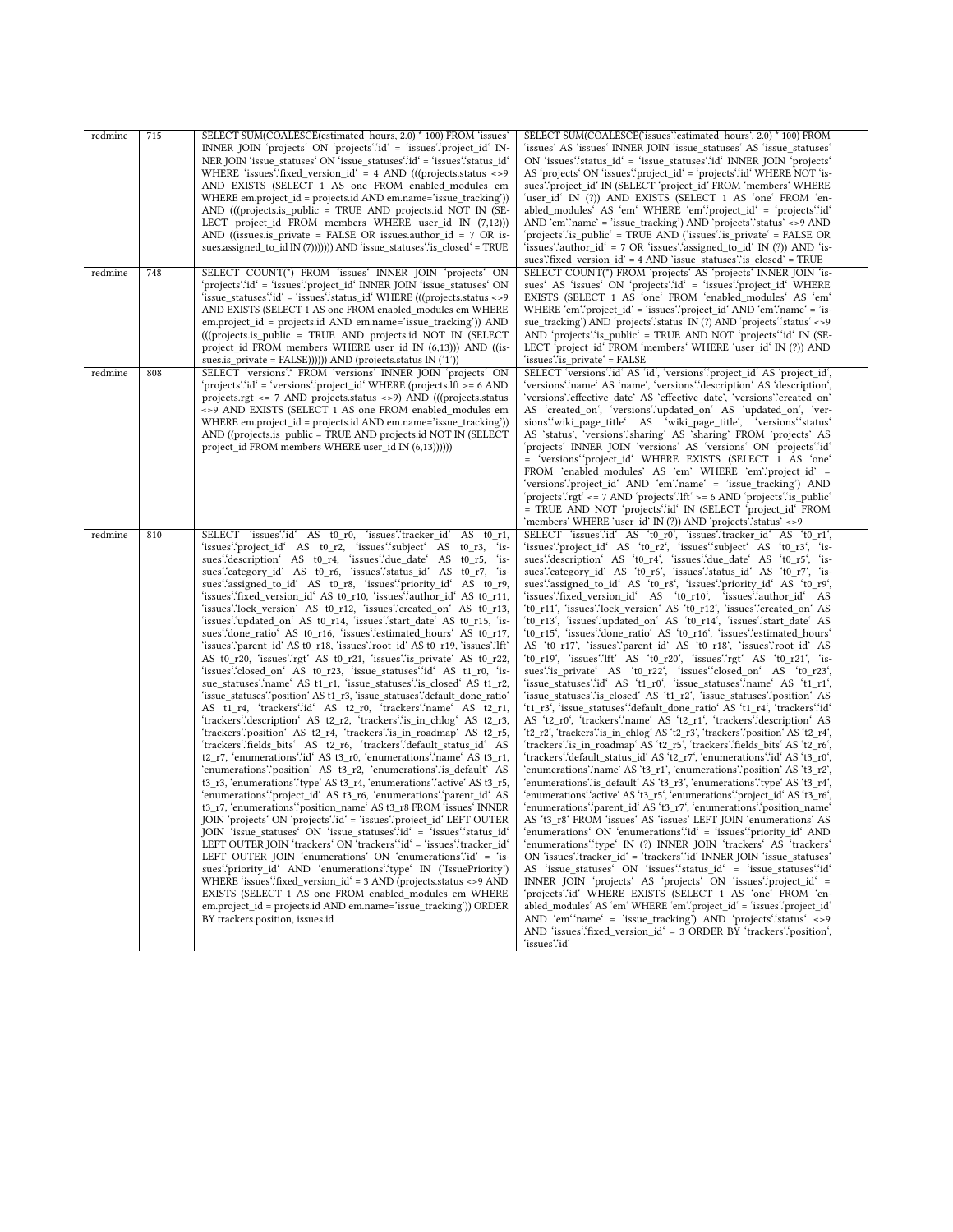| | | | |
|---|---|---|---|
| redmine | 715 | SELECT SUM(COALESCE(estimated_hours, 2.0) * 100) FROM 'issues' INNER JOIN 'projects' ON 'projects'.'id' = 'issues'.'project_id' INNER JOIN 'issue_statuses' ON 'issue_statuses'.'id' = 'issues'.'status_id' WHERE 'issues'.'fixed_version_id' = 4 AND (((projects.status <>9 AND EXISTS (SELECT 1 AS one FROM enabled_modules em WHERE em.project_id = projects.id AND em.name='issue_tracking')) AND (((projects.is_public = TRUE AND projects.id NOT IN (SELECT project_id FROM members WHERE user_id IN (7,12))) AND ((issues.is_private = FALSE OR issues.author_id = 7 OR issues.assigned_to_id IN (7))))))) AND 'issue_statuses'.'is_closed' = TRUE | SELECT SUM(COALESCE('issues'.'estimated_hours', 2.0) * 100) FROM 'issues' AS 'issues' INNER JOIN 'issue_statuses' AS 'issue_statuses' ON 'issues'.'status_id' = 'issue_statuses'.'id' INNER JOIN 'projects' AS 'projects' ON 'issues'.'project_id' = 'projects'.'id' WHERE NOT 'issues'.'project_id' IN (SELECT 'project_id' FROM 'members' WHERE 'user_id' IN (?)) AND EXISTS (SELECT 1 AS 'one' FROM 'enabled_modules' AS 'em' WHERE 'em'.'project_id' = 'projects'.'id' AND 'em'.'name' = 'issue_tracking') AND 'projects'.'status' <>9 AND 'projects'.'is_public' = TRUE AND ('issues'.'is_private' = FALSE OR 'issues'.'author_id' = 7 OR 'issues'.'assigned_to_id' IN (?)) AND 'issues'.'fixed_version_id' = 4 AND 'issue_statuses'.'is_closed' = TRUE |
| redmine | 748 | SELECT COUNT(*) FROM 'issues' INNER JOIN 'projects' ON 'projects'.'id' = 'issues'.'project_id' INNER JOIN 'issue_statuses' ON 'issue_statuses'.'id' = 'issues'.'status_id' WHERE (((projects.status <>9 AND EXISTS (SELECT 1 AS one FROM enabled_modules em WHERE em.project_id = projects.id AND em.name='issue_tracking')) AND (((projects.is_public = TRUE AND projects.id NOT IN (SELECT project_id FROM members WHERE user_id IN (6,13))) AND ((issues.is_private = FALSE)))))) AND (projects.status IN ('1')) | SELECT COUNT(*) FROM 'projects' AS 'projects' INNER JOIN 'issues' AS 'issues' ON 'projects'.'id' = 'issues'.'project_id' WHERE EXISTS (SELECT 1 AS 'one' FROM 'enabled_modules' AS 'em' WHERE 'em'.'project_id' = 'issues'.'project_id' AND 'em'.'name' = 'issue_tracking') AND 'projects'.'status' IN (?) AND 'projects'.'status' <>9 AND 'projects'.'is_public' = TRUE AND NOT 'projects'.'id' IN (SELECT 'project_id' FROM 'members' WHERE 'user_id' IN (?)) AND 'issues'.'is_private' = FALSE |
| redmine | 808 | SELECT 'versions'.* FROM 'versions' INNER JOIN 'projects' ON 'projects'.'id' = 'versions'.'project_id' WHERE (projects.lft >= 6 AND projects.rgt <= 7 AND projects.status <>9) AND (((projects.status <>9 AND EXISTS (SELECT 1 AS one FROM enabled_modules em WHERE em.project_id = projects.id AND em.name='issue_tracking')) AND ((projects.is_public = TRUE AND projects.id NOT IN (SELECT project_id FROM members WHERE user_id IN (6,13)))))) | SELECT 'versions'.'id' AS 'id', 'versions'.'project_id' AS 'project_id', 'versions'.'name' AS 'name', 'versions'.'description' AS 'description', 'versions'.'effective_date' AS 'effective_date', 'versions'.'created_on' AS 'created_on', 'versions'.'updated_on' AS 'updated_on', 'versions'.'wiki_page_title' AS 'wiki_page_title', 'versions'.'status' AS 'status', 'versions'.'sharing' AS 'sharing' FROM 'projects' AS 'projects' INNER JOIN 'versions' AS 'versions' ON 'projects'.'id' = 'versions'.'project_id' WHERE EXISTS (SELECT 1 AS 'one' FROM 'enabled_modules' AS 'em' WHERE 'em'.'project_id' = 'versions'.'project_id' AND 'em'.'name' = 'issue_tracking') AND 'projects'.'rgt' <= 7 AND 'projects'.'lft' >= 6 AND 'projects'.'is_public' = TRUE AND NOT 'projects'.'id' IN (SELECT 'project_id' FROM 'members' WHERE 'user_id' IN (?)) AND 'projects'.'status' <>9 |
| redmine | 810 | SELECT 'issues'.'id' AS t0_r0, 'issues'.'tracker_id' AS t0_r1, 'issues'.'project_id' AS t0_r2, 'issues'.'subject' AS t0_r3, 'issues'.'description' AS t0_r4, 'issues'.'due_date' AS t0_r5, 'issues'.'category_id' AS t0_r6, 'issues'.'status_id' AS t0_r7, 'issues'.'assigned_to_id' AS t0_r8, 'issues'.'priority_id' AS t0_r9, 'issues'.'fixed_version_id' AS t0_r10, 'issues'.'author_id' AS t0_r11, 'issues'.'lock_version' AS t0_r12, 'issues'.'created_on' AS t0_r13, 'issues'.'updated_on' AS t0_r14, 'issues'.'start_date' AS t0_r15, 'issues'.'done_ratio' AS t0_r16, 'issues'.'estimated_hours' AS t0_r17, 'issues'.'parent_id' AS t0_r18, 'issues'.'root_id' AS t0_r19, 'issues'.'lft' AS t0_r20, 'issues'.'rgt' AS t0_r21, 'issues'.'is_private' AS t0_r22, 'issues'.'closed_on' AS t0_r23, 'issue_statuses'.'id' AS t1_r0, 'issue_statuses'.'name' AS t1_r1, 'issue_statuses'.'is_closed' AS t1_r2, 'issue_statuses'.'position' AS t1_r3, 'issue_statuses'.'default_done_ratio' AS t1_r4, 'trackers'.'id' AS t2_r0, 'trackers'.'name' AS t2_r1, 'trackers'.'description' AS t2_r2, 'trackers'.'is_in_chlog' AS t2_r3, 'trackers'.'position' AS t2_r4, 'trackers'.'is_in_roadmap' AS t2_r5, 'trackers'.'fields_bits' AS t2_r6, 'trackers'.'default_status_id' AS t2_r7, 'enumerations'.'id' AS t3_r0, 'enumerations'.'name' AS t3_r1, 'enumerations'.'position' AS t3_r2, 'enumerations'.'is_default' AS t3_r3, 'enumerations'.'type' AS t3_r4, 'enumerations'.'active' AS t3_r5, 'enumerations'.'project_id' AS t3_r6, 'enumerations'.'parent_id' AS t3_r7, 'enumerations'.'position_name' AS t3_r8 FROM 'issues' INNER JOIN 'projects' ON 'projects'.'id' = 'issues'.'project_id' LEFT OUTER JOIN 'issue_statuses' ON 'issue_statuses'.'id' = 'issues'.'status_id' LEFT OUTER JOIN 'trackers' ON 'trackers'.'id' = 'issues'.'tracker_id' LEFT OUTER JOIN 'enumerations' ON 'enumerations'.'id' = 'issues'.'priority_id' AND 'enumerations'.'type' IN ('IssuePriority') WHERE 'issues'.'fixed_version_id' = 3 AND (projects.status <>9 AND EXISTS (SELECT 1 AS one FROM enabled_modules em WHERE em.project_id = projects.id AND em.name='issue_tracking')) ORDER BY trackers.position, issues.id | SELECT 'issues'.'id' AS 't0_r0', 'issues'.'tracker_id' AS 't0_r1', 'issues'.'project_id' AS 't0_r2', 'issues'.'subject' AS 't0_r3', 'issues'.'description' AS 't0_r4', 'issues'.'due_date' AS 't0_r5', 'issues'.'category_id' AS 't0_r6', 'issues'.'status_id' AS 't0_r7', 'issues'.'assigned_to_id' AS 't0_r8', 'issues'.'priority_id' AS 't0_r9', 'issues'.'fixed_version_id' AS 't0_r10', 'issues'.'author_id' AS 't0_r11', 'issues'.'lock_version' AS 't0_r12', 'issues'.'created_on' AS 't0_r13', 'issues'.'updated_on' AS 't0_r14', 'issues'.'start_date' AS 't0_r15', 'issues'.'done_ratio' AS 't0_r16', 'issues'.'estimated_hours' AS 't0_r17', 'issues'.'parent_id' AS 't0_r18', 'issues'.'root_id' AS 't0_r19', 'issues'.'lft' AS 't0_r20', 'issues'.'rgt' AS 't0_r21', 'issues'.'is_private' AS 't0_r22', 'issues'.'closed_on' AS 't0_r23', 'issue_statuses'.'id' AS 't1_r0', 'issue_statuses'.'name' AS 't1_r1', 'issue_statuses'.'is_closed' AS 't1_r2', 'issue_statuses'.'position' AS 't1_r3', 'issue_statuses'.'default_done_ratio' AS 't1_r4', 'trackers'.'id' AS 't2_r0', 'trackers'.'name' AS 't2_r1', 'trackers'.'description' AS 't2_r2', 'trackers'.'is_in_chlog' AS 't2_r3', 'trackers'.'position' AS 't2_r4', 'trackers'.'is_in_roadmap' AS 't2_r5', 'trackers'.'fields_bits' AS 't2_r6', 'trackers'.'default_status_id' AS 't2_r7', 'enumerations'.'id' AS 't3_r0', 'enumerations'.'name' AS 't3_r1', 'enumerations'.'position' AS 't3_r2', 'enumerations'.'is_default' AS 't3_r3', 'enumerations'.'type' AS 't3_r4', 'enumerations'.'active' AS 't3_r5', 'enumerations'.'project_id' AS 't3_r6', 'enumerations'.'parent_id' AS 't3_r7', 'enumerations'.'position_name' AS 't3_r8' FROM 'issues' AS 'issues' LEFT JOIN 'enumerations' AS 'enumerations' ON 'enumerations'.'id' = 'issues'.'priority_id' AND 'enumerations'.'type' IN (?) INNER JOIN 'trackers' AS 'trackers' ON 'issues'.'tracker_id' = 'trackers'.'id' INNER JOIN 'issue_statuses' AS 'issue_statuses' ON 'issues'.'status_id' = 'issue_statuses'.'id' INNER JOIN 'projects' AS 'projects' ON 'issues'.'project_id' = 'projects'.'id' WHERE EXISTS (SELECT 1 AS 'one' FROM 'enabled_modules' AS 'em' WHERE 'em'.'project_id' = 'issues'.'project_id' AND 'em'.'name' = 'issue_tracking') AND 'projects'.'status' <>9 AND 'issues'.'fixed_version_id' = 3 ORDER BY 'trackers'.'position', 'issues'.'id' |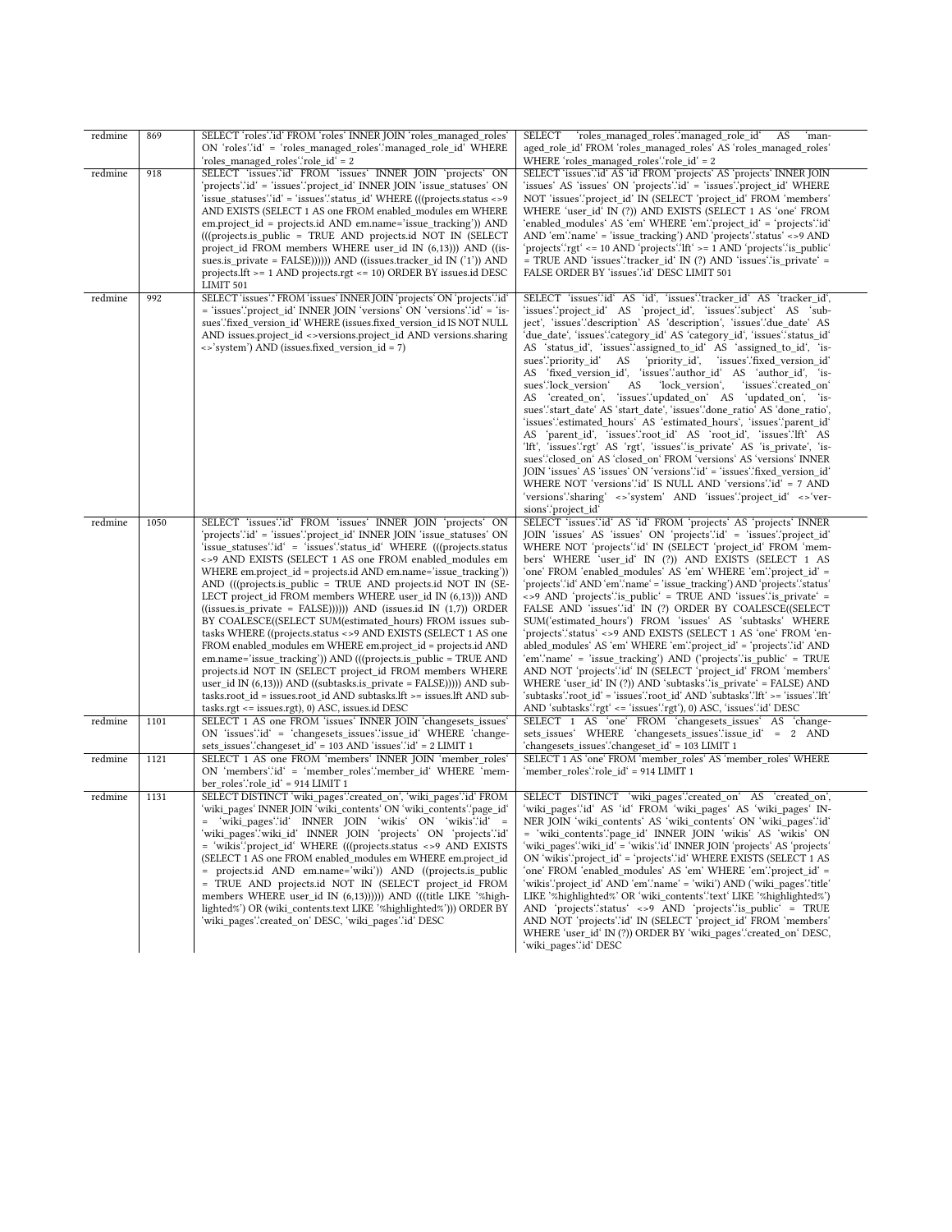| redmine | 869 | SELECT `roles`.`id` FROM `roles` INNER JOIN `roles_managed_roles` ON `roles`.`id` = `roles_managed_roles`.`managed_role_id` WHERE `roles_managed_roles`.`role_id` = 2 | SELECT `roles_managed_roles`.`managed_role_id` AS `managed_role_id` FROM `roles_managed_roles` AS `roles_managed_roles` WHERE `roles_managed_roles`.`role_id` = 2 |
|---|---|---|---|
| redmine | 918 | SELECT `issues`.`id` FROM `issues` INNER JOIN `projects` ON `projects`.`id` = `issues`.`project_id` INNER JOIN `issue_statuses` ON `issue_statuses`.`id` = `issues`.`status_id` WHERE (((projects.status <>9 AND EXISTS (SELECT 1 AS one FROM enabled_modules em WHERE em.project_id = projects.id AND em.name='issue_tracking')) AND (((projects.is_public = TRUE AND projects.id NOT IN (SELECT project_id FROM members WHERE user_id IN (6,13))) AND ((issues.is_private = FALSE)))))) AND ((issues.tracker_id IN ('1')) AND projects.lft >= 1 AND projects.rgt <= 10) ORDER BY issues.id DESC LIMIT 501 | SELECT `issues`.`id` AS `id` FROM `projects` AS `projects` INNER JOIN `issues` AS `issues` ON `projects`.`id` = `issues`.`project_id` WHERE NOT `issues`.`project_id` IN (SELECT `project_id` FROM `members` WHERE `user_id` IN (?)) AND EXISTS (SELECT 1 AS `one` FROM `enabled_modules` AS `em` WHERE `em`.`project_id` = `projects`.`id` AND `em`.`name` = 'issue_tracking') AND `projects`.`status` <>9 AND `projects`.`rgt` <= 10 AND `projects`.`lft` >= 1 AND `projects`.`is_public` = TRUE AND `issues`.`tracker_id` IN (?) AND `issues`.`is_private` = FALSE ORDER BY `issues`.`id` DESC LIMIT 501 |
| redmine | 992 | SELECT `issues`.* FROM `issues` INNER JOIN `projects` ON `projects`.`id` = `issues`.`project_id` INNER JOIN `versions` ON `versions`.`id` = `issues`.`fixed_version_id` WHERE (issues.fixed_version_id IS NOT NULL AND issues.project_id <>versions.project_id AND versions.sharing <>'system') AND (issues.fixed_version_id = 7) | SELECT `issues`.`id` AS `id`, `issues`.`tracker_id` AS `tracker_id`, `issues`.`project_id` AS `project_id`, `issues`.`subject` AS `subject`, `issues`.`description` AS `description`, `issues`.`due_date` AS `due_date`, `issues`.`category_id` AS `category_id`, `issues`.`status_id` AS `status_id`, `issues`.`assigned_to_id` AS `assigned_to_id`, `issues`.`priority_id` AS `priority_id`, `issues`.`fixed_version_id` AS `fixed_version_id`, `issues`.`author_id` AS `author_id`, `issues`.`lock_version` AS `lock_version`, `issues`.`created_on` AS `created_on`, `issues`.`updated_on` AS `updated_on`, `issues`.`start_date` AS `start_date`, `issues`.`done_ratio` AS `done_ratio`, `issues`.`estimated_hours` AS `estimated_hours`, `issues`.`parent_id` AS `parent_id`, `issues`.`root_id` AS `root_id`, `issues`.`lft` AS `lft`, `issues`.`rgt` AS `rgt`, `issues`.`is_private` AS `is_private`, `issues`.`closed_on` AS `closed_on` FROM `versions` AS `versions` INNER JOIN `issues` AS `issues` ON `versions`.`id` = `issues`.`fixed_version_id` WHERE NOT `versions`.`id` IS NOT NULL AND `versions`.`id` = 7 AND `versions`.`sharing` <>'system' AND `issues`.`project_id` <>`versions`.`project_id` |
| redmine | 1050 | SELECT `issues`.`id` FROM `issues` INNER JOIN `projects` ON `projects`.`id` = `issues`.`project_id` INNER JOIN `issue_statuses` ON `issue_statuses`.`id` = `issues`.`status_id` WHERE (((projects.status <>9 AND EXISTS (SELECT 1 AS one FROM enabled_modules em WHERE em.project_id = projects.id AND em.name='issue_tracking')) AND (((projects.is_public = TRUE AND projects.id NOT IN (SELECT project_id FROM members WHERE user_id IN (6,13))) AND ((issues.is_private = FALSE)))))) AND (issues.id IN (1,7)) ORDER BY COALESCE((SELECT SUM(estimated_hours) FROM issues subtasks WHERE ((projects.status <>9 AND EXISTS (SELECT 1 AS one FROM enabled_modules em WHERE em.project_id = projects.id AND em.name='issue_tracking')) AND (((projects.is_public = TRUE AND projects.id NOT IN (SELECT project_id FROM members WHERE user_id IN (6,13))) AND ((subtasks.is_private = FALSE))))) AND subtasks.root_id = issues.root_id AND subtasks.lft >= issues.lft AND subtasks.rgt <= issues.rgt), 0) ASC, issues.id DESC | SELECT `issues`.`id` AS `id` FROM `projects` AS `projects` INNER JOIN `issues` AS `issues` ON `projects`.`id` = `issues`.`project_id` WHERE NOT `projects`.`id` IN (SELECT `project_id` FROM `members` WHERE `user_id` IN (?)) AND EXISTS (SELECT 1 AS `one` FROM `enabled_modules` AS `em` WHERE `em`.`project_id` = `projects`.`id` AND `em`.`name` = 'issue_tracking') AND `projects`.`status` <>9 AND `projects`.`is_public` = TRUE AND `issues`.`is_private` = FALSE AND `issues`.`id` IN (?) ORDER BY COALESCE((SELECT SUM(`estimated_hours`) FROM `issues` AS `subtasks` WHERE `projects`.`status` <>9 AND EXISTS (SELECT 1 AS `one` FROM `enabled_modules` AS `em` WHERE `em`.`project_id` = `projects`.`id` AND `em`.`name` = 'issue_tracking') AND (`projects`.`is_public` = TRUE AND NOT `projects`.`id` IN (SELECT `project_id` FROM `members` WHERE `user_id` IN (?)) AND `subtasks`.`is_private` = FALSE) AND `subtasks`.`root_id` = `issues`.`root_id` AND `subtasks`.`lft` >= `issues`.`lft` AND `subtasks`.`rgt` <= `issues`.`rgt`), 0) ASC, `issues`.`id` DESC |
| redmine | 1101 | SELECT 1 AS one FROM `issues` INNER JOIN `changesets_issues` ON `issues`.`id` = `changesets_issues`.`issue_id` WHERE `changesets_issues`.`changeset_id` = 103 AND `issues`.`id` = 2 LIMIT 1 | SELECT 1 AS `one` FROM `changesets_issues` AS `changesets_issues` WHERE `changesets_issues`.`issue_id` = 2 AND `changesets_issues`.`changeset_id` = 103 LIMIT 1 |
| redmine | 1121 | SELECT 1 AS one FROM `members` INNER JOIN `member_roles` ON `members`.`id` = `member_roles`.`member_id` WHERE `member_roles`.`role_id` = 914 LIMIT 1 | SELECT 1 AS `one` FROM `member_roles` AS `member_roles` WHERE `member_roles`.`role_id` = 914 LIMIT 1 |
| redmine | 1131 | SELECT DISTINCT `wiki_pages`.`created_on`, `wiki_pages`.`id` FROM `wiki_pages` INNER JOIN `wiki_contents` ON `wiki_contents`.`page_id` = `wiki_pages`.`id` INNER JOIN `wikis` ON `wikis`.`id` = `wiki_pages`.`wiki_id` INNER JOIN `projects` ON `projects`.`id` = `wikis`.`project_id` WHERE (((projects.status <>9 AND EXISTS (SELECT 1 AS one FROM enabled_modules em WHERE em.project_id = projects.id AND em.name='wiki')) AND ((projects.is_public = TRUE AND projects.id NOT IN (SELECT project_id FROM members WHERE user_id IN (6,13)))))) AND (((title LIKE '%highlighted%') OR (wiki_contents.text LIKE '%highlighted%'))) ORDER BY `wiki_pages`.`created_on` DESC, `wiki_pages`.`id` DESC | SELECT DISTINCT `wiki_pages`.`created_on` AS `created_on`, `wiki_pages`.`id` AS `id` FROM `wiki_pages` AS `wiki_pages` INNER JOIN `wiki_contents` AS `wiki_contents` ON `wiki_pages`.`id` = `wiki_contents`.`page_id` INNER JOIN `wikis` AS `wikis` ON `wiki_pages`.`wiki_id` = `wikis`.`id` INNER JOIN `projects` AS `projects` ON `wikis`.`project_id` = `projects`.`id` WHERE EXISTS (SELECT 1 AS `one` FROM `enabled_modules` AS `em` WHERE `em`.`project_id` = `wikis`.`project_id` AND `em`.`name` = 'wiki') AND (`wiki_pages`.`title` LIKE '%highlighted%' OR `wiki_contents`.`text` LIKE '%highlighted%') AND `projects`.`status` <>9 AND `projects`.`is_public` = TRUE AND NOT `projects`.`id` IN (SELECT `project_id` FROM `members` WHERE `user_id` IN (?)) ORDER BY `wiki_pages`.`created_on` DESC, `wiki_pages`.`id` DESC |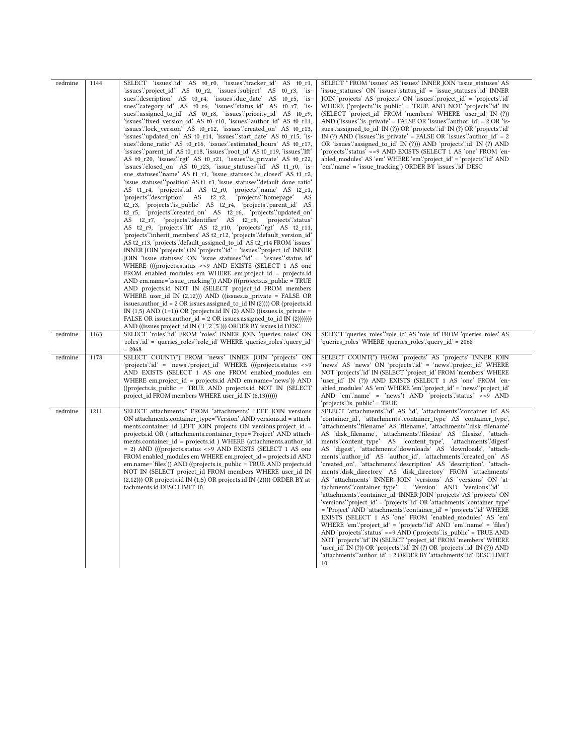| redmine | 1144 | SELECT \`issues\`.\`id\` AS t0_r0, \`issues\`.\`tracker_id\` AS t0_r1, \`issues\`.\`project_id\` AS t0_r2, \`issues\`.\`subject\` AS t0_r3, \`issues\`.\`description\` AS t0_r4, \`issues\`.\`due_date\` AS t0_r5, \`issues\`.\`category_id\` AS t0_r6, \`issues\`.\`status_id\` AS t0_r7, \`issues\`.\`assigned_to_id\` AS t0_r8, \`issues\`.\`priority_id\` AS t0_r9, \`issues\`.\`fixed_version_id\` AS t0_r10, \`issues\`.\`author_id\` AS t0_r11, \`issues\`.\`lock_version\` AS t0_r12, \`issues\`.\`created_on\` AS t0_r13, \`issues\`.\`updated_on\` AS t0_r14, \`issues\`.\`start_date\` AS t0_r15, \`issues\`.\`done_ratio\` AS t0_r16, \`issues\`.\`estimated_hours\` AS t0_r17, \`issues\`.\`parent_id\` AS t0_r18, \`issues\`.\`root_id\` AS t0_r19, \`issues\`.\`lft\` AS t0_r20, \`issues\`.\`rgt\` AS t0_r21, \`issues\`.\`is_private\` AS t0_r22, \`issues\`.\`closed_on\` AS t0_r23, \`issue_statuses\`.\`id\` AS t1_r0, \`issue_statuses\`.\`name\` AS t1_r1, \`issue_statuses\`.\`is_closed\` AS t1_r2, \`issue_statuses\`.\`position\` AS t1_r3, \`issue_statuses\`.\`default_done_ratio\` AS t1_r4, \`projects\`.\`id\` AS t2_r0, \`projects\`.\`name\` AS t2_r1, \`projects\`.\`description\` AS t2_r2, \`projects\`.\`homepage\` AS t2_r3, \`projects\`.\`is_public\` AS t2_r4, \`projects\`.\`parent_id\` AS t2_r5, \`projects\`.\`created_on\` AS t2_r6, \`projects\`.\`updated_on\` AS t2_r7, \`projects\`.\`identifier\` AS t2_r8, \`projects\`.\`status\` AS t2_r9, \`projects\`.\`lft\` AS t2_r10, \`projects\`.\`rgt\` AS t2_r11, \`projects\`.\`inherit_members\` AS t2_r12, \`projects\`.\`default_version_id\` AS t2_r13, \`projects\`.\`default_assigned_to_id\` AS t2_r14 FROM \`issues\` INNER JOIN \`projects\` ON \`projects\`.\`id\` = \`issues\`.\`project_id\` INNER JOIN \`issue_statuses\` ON \`issue_statuses\`.\`id\` = \`issues\`.\`status_id\` WHERE (((projects.status <>9 AND EXISTS (SELECT 1 AS one FROM enabled_modules em WHERE em.project_id = projects.id AND em.name='issue_tracking')) AND (((projects.is_public = TRUE AND projects.id NOT IN (SELECT project_id FROM members WHERE user_id IN (2,12))) AND ((issues.is_private = FALSE OR issues.author_id = 2 OR issues.assigned_to_id IN (2)))) OR (projects.id IN (1,5) AND (1=1)) OR (projects.id IN (2) AND ((issues.is_private = FALSE OR issues.author_id = 2 OR issues.assigned_to_id IN (2))))))) AND ((issues.project_id IN ('1','2','5'))) ORDER BY issues.id DESC | SELECT * FROM \`issues\` AS \`issues\` INNER JOIN \`issue_statuses\` AS \`issue_statuses\` ON \`issues\`.\`status_id\` = \`issue_statuses\`.\`id\` INNER JOIN \`projects\` AS \`projects\` ON \`issues\`.\`project_id\` = \`projects\`.\`id\` WHERE (\`projects\`.\`is_public\` = TRUE AND NOT \`projects\`.\`id\` IN (SELECT \`project_id\` FROM \`members\` WHERE \`user_id\` IN (?)) AND (\`issues\`.\`is_private\` = FALSE OR \`issues\`.\`author_id\` = 2 OR \`issues\`.\`assigned_to_id\` IN (?)) OR \`projects\`.\`id\` IN (?) OR \`projects\`.\`id\` IN (?) AND (\`issues\`.\`is_private\` = FALSE OR \`issues\`.\`author_id\` = 2 OR \`issues\`.\`assigned_to_id\` IN (?))) AND \`projects\`.\`id\` IN (?) AND \`projects\`.\`status\` <>9 AND EXISTS (SELECT 1 AS \`one\` FROM \`enabled_modules\` AS \`em\` WHERE \`em\`.\`project_id\` = \`projects\`.\`id\` AND \`em\`.\`name\` = 'issue_tracking') ORDER BY \`issues\`.\`id\` DESC |
|---|---|---|---|
| redmine | 1163 | SELECT \`roles\`.\`id\` FROM \`roles\` INNER JOIN \`queries_roles\` ON \`roles\`.\`id\` = \`queries_roles\`.\`role_id\` WHERE \`queries_roles\`.\`query_id\` = 2068 | SELECT \`queries_roles\`.\`role_id\` AS \`role_id\` FROM \`queries_roles\` AS \`queries_roles\` WHERE \`queries_roles\`.\`query_id\` = 2068 |
| redmine | 1178 | SELECT COUNT(*) FROM \`news\` INNER JOIN \`projects\` ON \`projects\`.\`id\` = \`news\`.\`project_id\` WHERE (((projects.status <>9 AND EXISTS (SELECT 1 AS one FROM enabled_modules em WHERE em.project_id = projects.id AND em.name='news')) AND ((projects.is_public = TRUE AND projects.id NOT IN (SELECT project_id FROM members WHERE user_id IN (6,13)))))) | SELECT COUNT(*) FROM \`projects\` AS \`projects\` INNER JOIN \`news\` AS \`news\` ON \`projects\`.\`id\` = \`news\`.\`project_id\` WHERE NOT \`projects\`.\`id\` IN (SELECT \`project_id\` FROM \`members\` WHERE \`user_id\` IN (?)) AND EXISTS (SELECT 1 AS \`one\` FROM \`enabled_modules\` AS \`em\` WHERE \`em\`.\`project_id\` = \`news\`.\`project_id\` AND \`em\`.\`name\` = 'news') AND \`projects\`.\`status\` <>9 AND \`projects\`.\`is_public\` = TRUE |
| redmine | 1211 | SELECT attachments.* FROM \`attachments\` LEFT JOIN versions ON attachments.container_type='Version' AND versions.id = attachments.container_id LEFT JOIN projects ON versions.project_id = projects.id OR ( attachments.container_type='Project' AND attachments.container_id = projects.id ) WHERE (attachments.author_id = 2) AND (((projects.status <>9 AND EXISTS (SELECT 1 AS one FROM enabled_modules em WHERE em.project_id = projects.id AND em.name='files')) AND ((projects.is_public = TRUE AND projects.id NOT IN (SELECT project_id FROM members WHERE user_id IN (2,12))) OR projects.id IN (1,5) OR projects.id IN (2)))) ORDER BY attachments.id DESC LIMIT 10 | SELECT \`attachments\`.\`id\` AS \`id\`, \`attachments\`.\`container_id\` AS \`container_id\`, \`attachments\`.\`container_type\` AS \`container_type\`, \`attachments\`.\`filename\` AS \`filename\`, \`attachments\`.\`disk_filename\` AS \`disk_filename\`, \`attachments\`.\`filesize\` AS \`filesize\`, \`attachments\`.\`content_type\` AS \`content_type\`, \`attachments\`.\`digest\` AS \`digest\`, \`attachments\`.\`downloads\` AS \`downloads\`, \`attachments\`.\`author_id\` AS \`author_id\`, \`attachments\`.\`created_on\` AS \`created_on\`, \`attachments\`.\`description\` AS \`description\`, \`attachments\`.\`disk_directory\` AS \`disk_directory\` FROM \`attachments\` AS \`attachments\` INNER JOIN \`versions\` AS \`versions\` ON \`attachments\`.\`container_type\` = 'Version' AND \`versions\`.\`id\` = \`attachments\`.\`container_id\` INNER JOIN \`projects\` AS \`projects\` ON \`versions\`.\`project_id\` = \`projects\`.\`id\` OR \`attachments\`.\`container_type\` = 'Project' AND \`attachments\`.\`container_id\` = \`projects\`.\`id\` WHERE EXISTS (SELECT 1 AS \`one\` FROM \`enabled_modules\` AS \`em\` WHERE \`em\`.\`project_id\` = \`projects\`.\`id\` AND \`em\`.\`name\` = 'files') AND \`projects\`.\`status\` <>9 AND (\`projects\`.\`is_public\` = TRUE AND NOT \`projects\`.\`id\` IN (SELECT \`project_id\` FROM \`members\` WHERE \`user_id\` IN (?)) OR \`projects\`.\`id\` IN (?) OR \`projects\`.\`id\` IN (?)) AND \`attachments\`.\`author_id\` = 2 ORDER BY \`attachments\`.\`id\` DESC LIMIT 10 |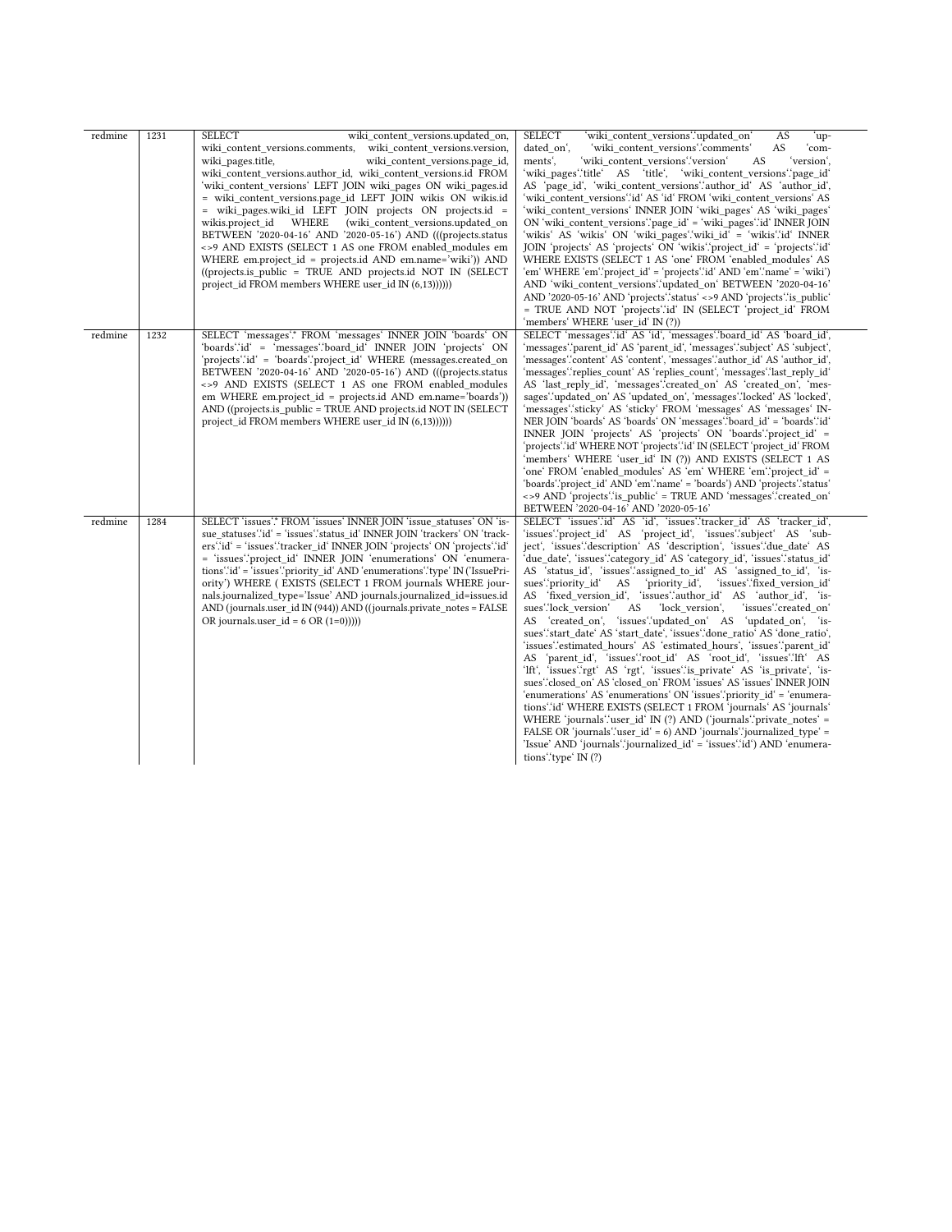| redmine | 1231 | SELECT wiki_content_versions.updated_on, wiki_content_versions.comments, wiki_content_versions.version, wiki_pages.title, wiki_content_versions.page_id, wiki_content_versions.author_id, wiki_content_versions.id FROM `wiki_content_versions` LEFT JOIN wiki_pages ON wiki_pages.id = wiki_content_versions.page_id LEFT JOIN wikis ON wikis.id = wiki_pages.wiki_id LEFT JOIN projects ON projects.id = wikis.project_id WHERE (wiki_content_versions.updated_on BETWEEN '2020-04-16' AND '2020-05-16') AND (((projects.status <>9 AND EXISTS (SELECT 1 AS one FROM enabled_modules em WHERE em.project_id = projects.id AND em.name='wiki')) AND ((projects.is_public = TRUE AND projects.id NOT IN (SELECT project_id FROM members WHERE user_id IN (6,13)))))) | SELECT `wiki_content_versions`.`updated_on` AS `updated_on`, `wiki_content_versions`.`comments` AS `comments`, `wiki_content_versions`.`version` AS `version`, `wiki_pages`.`title` AS `title`, `wiki_content_versions`.`page_id` AS `page_id`, `wiki_content_versions`.`author_id` AS `author_id`, `wiki_content_versions`.`id` AS `id` FROM `wiki_content_versions` AS `wiki_content_versions` INNER JOIN `wiki_pages` AS `wiki_pages` ON `wiki_content_versions`.`page_id` = `wiki_pages`.`id` INNER JOIN `wikis` AS `wikis` ON `wiki_pages`.`wiki_id` = `wikis`.`id` INNER JOIN `projects` AS `projects` ON `wikis`.`project_id` = `projects`.`id` WHERE EXISTS (SELECT 1 AS `one` FROM `enabled_modules` AS `em` WHERE `em`.`project_id` = `projects`.`id` AND `em`.`name` = 'wiki') AND `wiki_content_versions`.`updated_on` BETWEEN '2020-04-16' AND '2020-05-16' AND `projects`.`status` <>9 AND `projects`.`is_public` = TRUE AND NOT `projects`.`id` IN (SELECT `project_id` FROM `members` WHERE `user_id` IN (?)) |
|---|---|---|---|
| redmine | 1232 | SELECT `messages`.* FROM `messages` INNER JOIN `boards` ON `boards`.`id` = `messages`.`board_id` INNER JOIN `projects` ON `projects`.`id` = `boards`.`project_id` WHERE (messages.created_on BETWEEN '2020-04-16' AND '2020-05-16') AND (((projects.status <>9 AND EXISTS (SELECT 1 AS one FROM enabled_modules em WHERE em.project_id = projects.id AND em.name='boards')) AND ((projects.is_public = TRUE AND projects.id NOT IN (SELECT project_id FROM members WHERE user_id IN (6,13)))))) | SELECT `messages`.`id` AS `id`, `messages`.`board_id` AS `board_id`, `messages`.`parent_id` AS `parent_id`, `messages`.`subject` AS `subject`, `messages`.`content` AS `content`, `messages`.`author_id` AS `author_id`, `messages`.`replies_count` AS `replies_count`, `messages`.`last_reply_id` AS `last_reply_id`, `messages`.`created_on` AS `created_on`, `messages`.`updated_on` AS `updated_on`, `messages`.`locked` AS `locked`, `messages`.`sticky` AS `sticky` FROM `messages` AS `messages` INNER JOIN `boards` AS `boards` ON `messages`.`board_id` = `boards`.`id` INNER JOIN `projects` AS `projects` ON `boards`.`project_id` = `projects`.`id` WHERE NOT `projects`.`id` IN (SELECT `project_id` FROM `members` WHERE `user_id` IN (?)) AND EXISTS (SELECT 1 AS `one` FROM `enabled_modules` AS `em` WHERE `em`.`project_id` = `boards`.`project_id` AND `em`.`name` = 'boards') AND `projects`.`status` <>9 AND `projects`.`is_public` = TRUE AND `messages`.`created_on` BETWEEN '2020-04-16' AND '2020-05-16' |
| redmine | 1284 | SELECT `issues`.* FROM `issues` INNER JOIN `issue_statuses` ON `issue_statuses`.`id` = `issues`.`status_id` INNER JOIN `trackers` ON `trackers`.`id` = `issues`.`tracker_id` INNER JOIN `projects` ON `projects`.`id` = `issues`.`project_id` INNER JOIN `enumerations` ON `enumerations`.`id` = `issues`.`priority_id` AND `enumerations`.`type` IN ('IssuePriority') WHERE ( EXISTS (SELECT 1 FROM journals WHERE journals.journalized_type='Issue' AND journals.journalized_id=issues.id AND (journals.user_id IN (944)) AND ((journals.private_notes = FALSE OR journals.user_id = 6 OR (1=0))))) | SELECT `issues`.`id` AS `id`, `issues`.`tracker_id` AS `tracker_id`, `issues`.`project_id` AS `project_id`, `issues`.`subject` AS `subject`, `issues`.`description` AS `description`, `issues`.`due_date` AS `due_date`, `issues`.`category_id` AS `category_id`, `issues`.`status_id` AS `status_id`, `issues`.`assigned_to_id` AS `assigned_to_id`, `issues`.`priority_id` AS `priority_id`, `issues`.`fixed_version_id` AS `fixed_version_id`, `issues`.`author_id` AS `author_id`, `issues`.`lock_version` AS `lock_version`, `issues`.`created_on` AS `created_on`, `issues`.`updated_on` AS `updated_on`, `issues`.`start_date` AS `start_date`, `issues`.`done_ratio` AS `done_ratio`, `issues`.`estimated_hours` AS `estimated_hours`, `issues`.`parent_id` AS `parent_id`, `issues`.`root_id` AS `root_id`, `issues`.`lft` AS `lft`, `issues`.`rgt` AS `rgt`, `issues`.`is_private` AS `is_private`, `issues`.`closed_on` AS `closed_on` FROM `issues` AS `issues` INNER JOIN `enumerations` AS `enumerations` ON `issues`.`priority_id` = `enumerations`.`id` WHERE EXISTS (SELECT 1 FROM `journals` AS `journals` WHERE `journals`.`user_id` IN (?) AND (`journals`.`private_notes` = FALSE OR `journals`.`user_id` = 6) AND `journals`.`journalized_type` = 'Issue' AND `journals`.`journalized_id` = `issues`.`id`) AND `enumerations`.`type` IN (?) |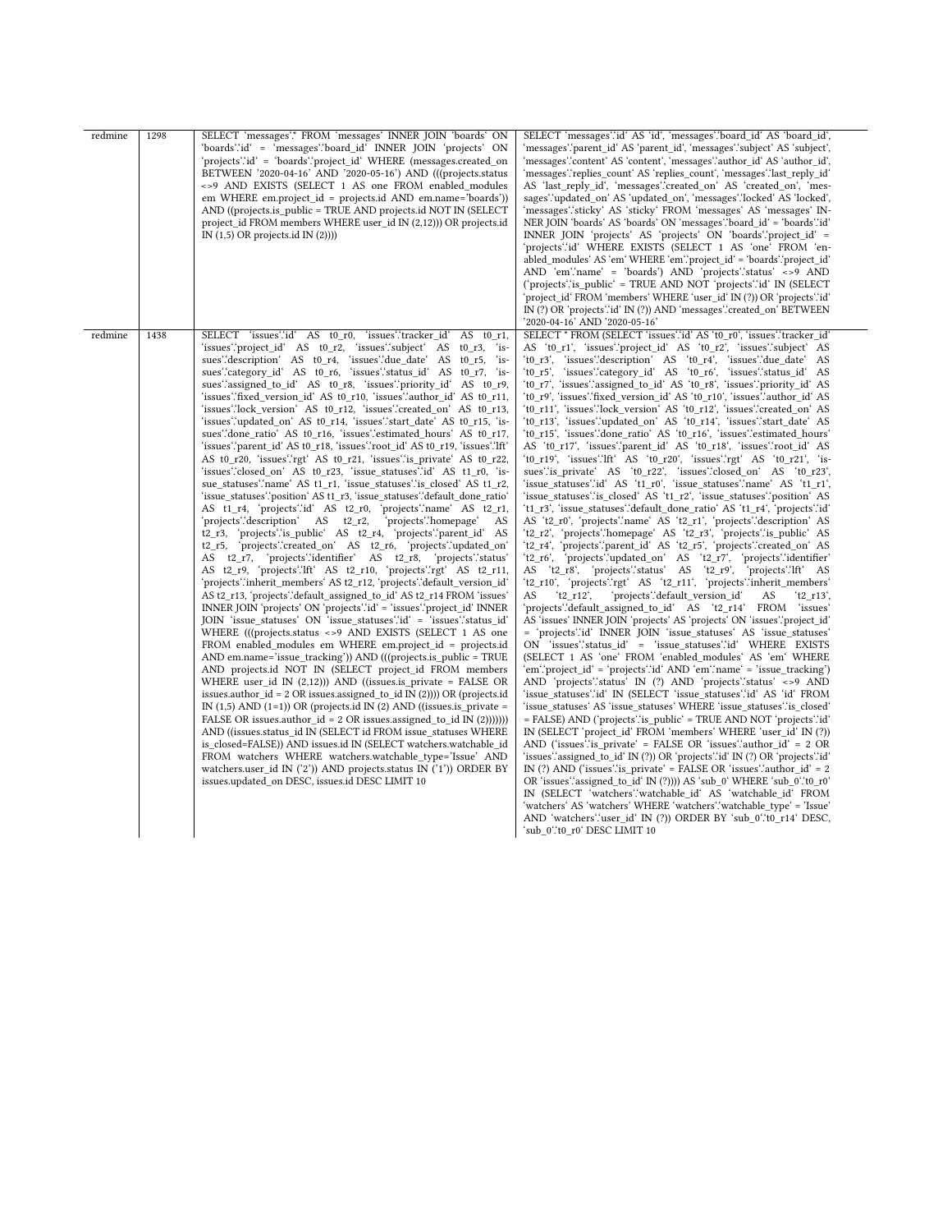| redmine | 1298 | SELECT `messages`.* FROM `messages` INNER JOIN `boards` ON `boards`.`id` = `messages`.`board_id` INNER JOIN `projects` ON `projects`.`id` = `boards`.`project_id` WHERE (messages.created_on BETWEEN '2020-04-16' AND '2020-05-16') AND (((projects.status <>9 AND EXISTS (SELECT 1 AS one FROM enabled_modules em WHERE em.project_id = projects.id AND em.name='boards')) AND ((projects.is_public = TRUE AND projects.id NOT IN (SELECT project_id FROM members WHERE user_id IN (2,12))) OR projects.id IN (1,5) OR projects.id IN (2)))) | SELECT `messages`.`id` AS `id`, `messages`.`board_id` AS `board_id`, `messages`.`parent_id` AS `parent_id`, `messages`.`subject` AS `subject`, `messages`.`content` AS `content`, `messages`.`author_id` AS `author_id`, `messages`.`replies_count` AS `replies_count`, `messages`.`last_reply_id` AS `last_reply_id`, `messages`.`created_on` AS `created_on`, `messages`.`updated_on` AS `updated_on`, `messages`.`locked` AS `locked`, `messages`.`sticky` AS `sticky` FROM `messages` AS `messages` INNER JOIN `boards` AS `boards` ON `messages`.`board_id` = `boards`.`id` INNER JOIN `projects` AS `projects` ON `boards`.`project_id` = `projects`.`id` WHERE EXISTS (SELECT 1 AS `one` FROM `enabled_modules` AS `em` WHERE `em`.`project_id` = `boards`.`project_id` AND `em`.`name` = 'boards') AND `projects`.`status` <>9 AND (`projects`.`is_public` = TRUE AND NOT `projects`.`id` IN (SELECT `project_id` FROM `members` WHERE `user_id` IN (?)) OR `projects`.`id` IN (?) OR `projects`.`id` IN (?)) AND `messages`.`created_on` BETWEEN '2020-04-16' AND '2020-05-16' |
|---|---|---|---|
| redmine | 1438 | SELECT `issues`.`id` AS t0_r0, `issues`.`tracker_id` AS t0_r1, `issues`.`project_id` AS t0_r2, `issues`.`subject` AS t0_r3, `issues`.`description` AS t0_r4, `issues`.`due_date` AS t0_r5, `issues`.`category_id` AS t0_r6, `issues`.`status_id` AS t0_r7, `issues`.`assigned_to_id` AS t0_r8, `issues`.`priority_id` AS t0_r9, `issues`.`fixed_version_id` AS t0_r10, `issues`.`author_id` AS t0_r11, `issues`.`lock_version` AS t0_r12, `issues`.`created_on` AS t0_r13, `issues`.`updated_on` AS t0_r14, `issues`.`start_date` AS t0_r15, `issues`.`done_ratio` AS t0_r16, `issues`.`estimated_hours` AS t0_r17, `issues`.`parent_id` AS t0_r18, `issues`.`root_id` AS t0_r19, `issues`.`lft` AS t0_r20, `issues`.`rgt` AS t0_r21, `issues`.`is_private` AS t0_r22, `issues`.`closed_on` AS t0_r23, `issue_statuses`.`id` AS t1_r0, `issue_statuses`.`name` AS t1_r1, `issue_statuses`.`is_closed` AS t1_r2, `issue_statuses`.`position` AS t1_r3, `issue_statuses`.`default_done_ratio` AS t1_r4, `projects`.`id` AS t2_r0, `projects`.`name` AS t2_r1, `projects`.`description` AS t2_r2, `projects`.`homepage` AS t2_r3, `projects`.`is_public` AS t2_r4, `projects`.`parent_id` AS t2_r5, `projects`.`created_on` AS t2_r6, `projects`.`updated_on` AS t2_r7, `projects`.`identifier` AS t2_r8, `projects`.`status` AS t2_r9, `projects`.`lft` AS t2_r10, `projects`.`rgt` AS t2_r11, `projects`.`inherit_members` AS t2_r12, `projects`.`default_version_id` AS t2_r13, `projects`.`default_assigned_to_id` AS t2_r14 FROM `issues` INNER JOIN `projects` ON `projects`.`id` = `issues`.`project_id` INNER JOIN `issue_statuses` ON `issue_statuses`.`id` = `issues`.`status_id` WHERE (((projects.status <>9 AND EXISTS (SELECT 1 AS one FROM enabled_modules em WHERE em.project_id = projects.id AND em.name='issue_tracking')) AND (((projects.is_public = TRUE AND projects.id NOT IN (SELECT project_id FROM members WHERE user_id IN (2,12))) AND ((issues.is_private = FALSE OR issues.author_id = 2 OR issues.assigned_to_id IN (2)))) OR (projects.id IN (1,5) AND (1=1)) OR (projects.id IN (2) AND ((issues.is_private = FALSE OR issues.author_id = 2 OR issues.assigned_to_id IN (2))))))) AND ((issues.status_id IN (SELECT id FROM issue_statuses WHERE is_closed=FALSE)) AND issues.id IN (SELECT watchers.watchable_id FROM watchers WHERE watchers.watchable_type='Issue' AND watchers.user_id IN ('2')) AND projects.status IN ('1')) ORDER BY issues.updated_on DESC, issues.id DESC LIMIT 10 | SELECT * FROM (SELECT `issues`.`id` AS `t0_r0`, `issues`.`tracker_id` AS `t0_r1`, `issues`.`project_id` AS `t0_r2`, `issues`.`subject` AS `t0_r3`, `issues`.`description` AS `t0_r4`, `issues`.`due_date` AS `t0_r5`, `issues`.`category_id` AS `t0_r6`, `issues`.`status_id` AS `t0_r7`, `issues`.`assigned_to_id` AS `t0_r8`, `issues`.`priority_id` AS `t0_r9`, `issues`.`fixed_version_id` AS `t0_r10`, `issues`.`author_id` AS `t0_r11`, `issues`.`lock_version` AS `t0_r12`, `issues`.`created_on` AS `t0_r13`, `issues`.`updated_on` AS `t0_r14`, `issues`.`start_date` AS `t0_r15`, `issues`.`done_ratio` AS `t0_r16`, `issues`.`estimated_hours` AS `t0_r17`, `issues`.`parent_id` AS `t0_r18`, `issues`.`root_id` AS `t0_r19`, `issues`.`lft` AS `t0_r20`, `issues`.`rgt` AS `t0_r21`, `issues`.`is_private` AS `t0_r22`, `issues`.`closed_on` AS `t0_r23`, `issue_statuses`.`id` AS `t1_r0`, `issue_statuses`.`name` AS `t1_r1`, `issue_statuses`.`is_closed` AS `t1_r2`, `issue_statuses`.`position` AS `t1_r3`, `issue_statuses`.`default_done_ratio` AS `t1_r4`, `projects`.`id` AS `t2_r0`, `projects`.`name` AS `t2_r1`, `projects`.`description` AS `t2_r2`, `projects`.`homepage` AS `t2_r3`, `projects`.`is_public` AS `t2_r4`, `projects`.`parent_id` AS `t2_r5`, `projects`.`created_on` AS `t2_r6`, `projects`.`updated_on` AS `t2_r7`, `projects`.`identifier` AS `t2_r8`, `projects`.`status` AS `t2_r9`, `projects`.`lft` AS `t2_r10`, `projects`.`rgt` AS `t2_r11`, `projects`.`inherit_members` AS `t2_r12`, `projects`.`default_version_id` AS `t2_r13`, `projects`.`default_assigned_to_id` AS `t2_r14` FROM `issues` AS `issues` INNER JOIN `projects` AS `projects` ON `issues`.`project_id` = `projects`.`id` INNER JOIN `issue_statuses` AS `issue_statuses` ON `issues`.`status_id` = `issue_statuses`.`id` WHERE EXISTS (SELECT 1 AS `one` FROM `enabled_modules` AS `em` WHERE `em`.`project_id` = `projects`.`id` AND `em`.`name` = 'issue_tracking') AND `projects`.`status` IN (?) AND `projects`.`status` <>9 AND `issue_statuses`.`id` IN (SELECT `issue_statuses`.`id` AS `id` FROM `issue_statuses` AS `issue_statuses` WHERE `issue_statuses`.`is_closed` = FALSE) AND (`projects`.`is_public` = TRUE AND NOT `projects`.`id` IN (SELECT `project_id` FROM `members` WHERE `user_id` IN (?)) AND (`issues`.`is_private` = FALSE OR `issues`.`author_id` = 2 OR `issues`.`assigned_to_id` IN (?)) OR `projects`.`id` IN (?) OR `projects`.`id` IN (?) AND (`issues`.`is_private` = FALSE OR `issues`.`author_id` = 2 OR `issues`.`assigned_to_id` IN (?)))) AS `sub_0` WHERE `sub_0`.`t0_r0` IN (SELECT `watchers`.`watchable_id` AS `watchable_id` FROM `watchers` AS `watchers` WHERE `watchers`.`watchable_type` = 'Issue' AND `watchers`.`user_id` IN (?)) ORDER BY `sub_0`.`t0_r14` DESC, `sub_0`.`t0_r0` DESC LIMIT 10 |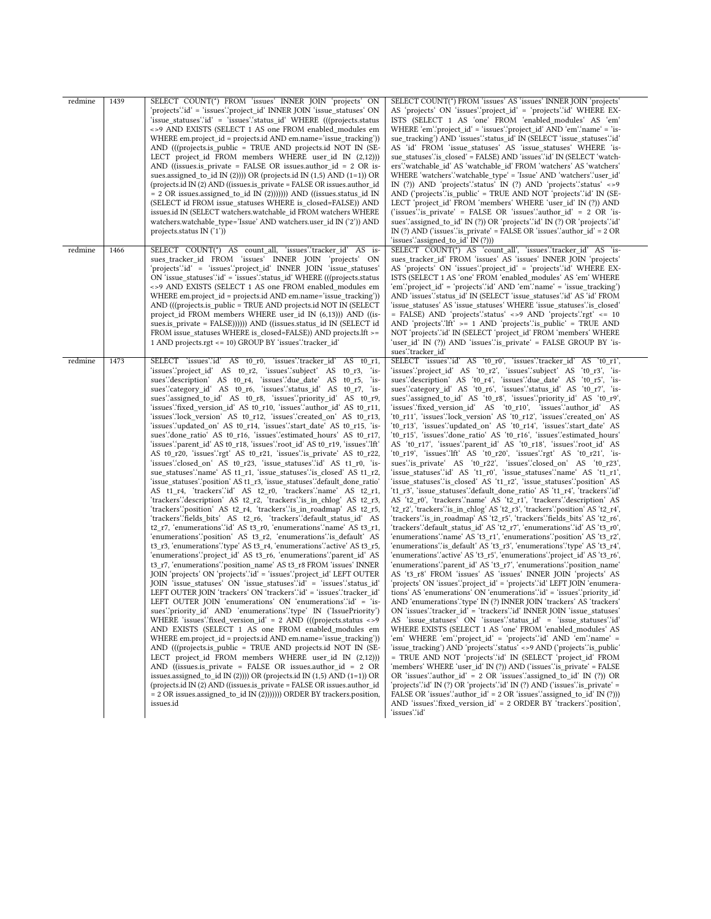| redmine | 1439 | SELECT COUNT(*) FROM `issues` INNER JOIN `projects` ON `projects`.`id` = `issues`.`project_id` INNER JOIN `issue_statuses` ON `issue_statuses`.`id` = `issues`.`status_id` WHERE (((projects.status <>9 AND EXISTS (SELECT 1 AS one FROM enabled_modules em WHERE em.project_id = projects.id AND em.name='issue_tracking')) AND (((projects.is_public = TRUE AND projects.id NOT IN (SELECT project_id FROM members WHERE user_id IN (2,12))) AND ((issues.is_private = FALSE OR issues.author_id = 2 OR issues.assigned_to_id IN (2)))) OR (projects.id IN (1,5) AND (1=1)) OR (projects.id IN (2) AND ((issues.is_private = FALSE OR issues.author_id = 2 OR issues.assigned_to_id IN (2))))))) AND ((issues.status_id IN (SELECT id FROM issue_statuses WHERE is_closed=FALSE)) AND issues.id IN (SELECT watchers.watchable_id FROM watchers WHERE watchers.watchable_type='Issue' AND watchers.user_id IN ('2')) AND projects.status IN ('1')) | SELECT COUNT(*) FROM `issues` AS `issues` INNER JOIN `projects` AS `projects` ON `issues`.`project_id` = `projects`.`id` WHERE EXISTS (SELECT 1 AS `one` FROM `enabled_modules` AS `em` WHERE `em`.`project_id` = `issues`.`project_id` AND `em`.`name` = `issue_tracking`) AND `issues`.`status_id` IN (SELECT `issue_statuses`.`id` AS `id` FROM `issue_statuses` AS `issue_statuses` WHERE `issue_statuses`.`is_closed` = FALSE) AND `issues`.`id` IN (SELECT `watchers`.`watchable_id` AS `watchable_id` FROM `watchers` AS `watchers` WHERE `watchers`.`watchable_type` = 'Issue' AND `watchers`.`user_id` IN (?)) AND `projects`.`status` IN (?) AND `projects`.`status` <>9 AND (`projects`.`is_public` = TRUE AND NOT `projects`.`id` IN (SELECT `project_id` FROM `members` WHERE `user_id` IN (?)) AND (`issues`.`is_private` = FALSE OR `issues`.`author_id` = 2 OR `issues`.`assigned_to_id` IN (?)) OR `projects`.`id` IN (?) OR `projects`.`id` IN (?) AND (`issues`.`is_private` = FALSE OR `issues`.`author_id` = 2 OR `issues`.`assigned_to_id` IN (?))) |
|---|---|---|---|
| redmine | 1466 | SELECT COUNT(*) AS count_all, `issues`.`tracker_id` AS issues_tracker_id FROM `issues` INNER JOIN `projects` ON `projects`.`id` = `issues`.`project_id` INNER JOIN `issue_statuses` ON `issue_statuses`.`id` = `issues`.`status_id` WHERE (((projects.status <>9 AND EXISTS (SELECT 1 AS one FROM enabled_modules em WHERE em.project_id = projects.id AND em.name='issue_tracking')) AND (((projects.is_public = TRUE AND projects.id NOT IN (SELECT project_id FROM members WHERE user_id IN (6,13))) AND ((issues.is_private = FALSE)))))) AND ((issues.status_id IN (SELECT id FROM issue_statuses WHERE is_closed=FALSE)) AND projects.lft >= 1 AND projects.rgt <= 10) GROUP BY `issues`.`tracker_id` | SELECT COUNT(*) AS `count_all`, `issues`.`tracker_id` AS `issues_tracker_id` FROM `issues` AS `issues` INNER JOIN `projects` AS `projects` ON `issues`.`project_id` = `projects`.`id` WHERE EXISTS (SELECT 1 AS `one` FROM `enabled_modules` AS `em` WHERE `em`.`project_id` = `projects`.`id` AND `em`.`name` = `issue_tracking`) AND `issues`.`status_id` IN (SELECT `issue_statuses`.`id` AS `id` FROM `issue_statuses` AS `issue_statuses` WHERE `issue_statuses`.`is_closed` = FALSE) AND `projects`.`status` <>9 AND `projects`.`rgt` <= 10 AND `projects`.`lft` >= 1 AND `projects`.`is_public` = TRUE AND NOT `projects`.`id` IN (SELECT `project_id` FROM `members` WHERE `user_id` IN (?)) AND `issues`.`is_private` = FALSE GROUP BY `issues`.`tracker_id` |
| redmine | 1473 | SELECT `issues`.`id` AS t0_r0, `issues`.`tracker_id` AS t0_r1, `issues`.`project_id` AS t0_r2, `issues`.`subject` AS t0_r3, `issues`.`description` AS t0_r4, `issues`.`due_date` AS t0_r5, `issues`.`category_id` AS t0_r6, `issues`.`status_id` AS t0_r7, `issues`.`assigned_to_id` AS t0_r8, `issues`.`priority_id` AS t0_r9, `issues`.`fixed_version_id` AS t0_r10, `issues`.`author_id` AS t0_r11, `issues`.`lock_version` AS t0_r12, `issues`.`created_on` AS t0_r13, `issues`.`updated_on` AS t0_r14, `issues`.`start_date` AS t0_r15, `issues`.`done_ratio` AS t0_r16, `issues`.`estimated_hours` AS t0_r17, `issues`.`parent_id` AS t0_r18, `issues`.`root_id` AS t0_r19, `issues`.`lft` AS t0_r20, `issues`.`rgt` AS t0_r21, `issues`.`is_private` AS t0_r22, `issues`.`closed_on` AS t0_r23, `issue_statuses`.`id` AS t1_r0, `issue_statuses`.`name` AS t1_r1, `issue_statuses`.`is_closed` AS t1_r2, `issue_statuses`.`position` AS t1_r3, `issue_statuses`.`default_done_ratio` AS t1_r4, `trackers`.`id` AS t2_r0, `trackers`.`name` AS t2_r1, `trackers`.`description` AS t2_r2, `trackers`.`is_in_chlog` AS t2_r3, `trackers`.`position` AS t2_r4, `trackers`.`is_in_roadmap` AS t2_r5, `trackers`.`fields_bits` AS t2_r6, `trackers`.`default_status_id` AS t2_r7, `enumerations`.`id` AS t3_r0, `enumerations`.`name` AS t3_r1, `enumerations`.`position` AS t3_r2, `enumerations`.`is_default` AS t3_r3, `enumerations`.`type` AS t3_r4, `enumerations`.`active` AS t3_r5, `enumerations`.`project_id` AS t3_r6, `enumerations`.`parent_id` AS t3_r7, `enumerations`.`position_name` AS t3_r8 FROM `issues` INNER JOIN `projects` ON `projects`.`id` = `issues`.`project_id` LEFT OUTER JOIN `issue_statuses` ON `issue_statuses`.`id` = `issues`.`status_id` LEFT OUTER JOIN `trackers` ON `trackers`.`id` = `issues`.`tracker_id` LEFT OUTER JOIN `enumerations` ON `enumerations`.`id` = `issues`.`priority_id` AND `enumerations`.`type` IN ('IssuePriority') WHERE `issues`.`fixed_version_id` = 2 AND (((projects.status <>9 AND EXISTS (SELECT 1 AS one FROM enabled_modules em WHERE em.project_id = projects.id AND em.name='issue_tracking')) AND (((projects.is_public = TRUE AND projects.id NOT IN (SELECT project_id FROM members WHERE user_id IN (2,12))) AND ((issues.is_private = FALSE OR issues.author_id = 2 OR issues.assigned_to_id IN (2)))) OR (projects.id IN (1,5) AND (1=1)) OR (projects.id IN (2) AND ((issues.is_private = FALSE OR issues.author_id = 2 OR issues.assigned_to_id IN (2))))))) ORDER BY trackers.position, issues.id | SELECT `issues`.`id` AS `t0_r0`, `issues`.`tracker_id` AS `t0_r1`, `issues`.`project_id` AS `t0_r2`, `issues`.`subject` AS `t0_r3`, `issues`.`description` AS `t0_r4`, `issues`.`due_date` AS `t0_r5`, `issues`.`category_id` AS `t0_r6`, `issues`.`status_id` AS `t0_r7`, `issues`.`assigned_to_id` AS `t0_r8`, `issues`.`priority_id` AS `t0_r9`, `issues`.`fixed_version_id` AS `t0_r10`, `issues`.`author_id` AS `t0_r11`, `issues`.`lock_version` AS `t0_r12`, `issues`.`created_on` AS `t0_r13`, `issues`.`updated_on` AS `t0_r14`, `issues`.`start_date` AS `t0_r15`, `issues`.`done_ratio` AS `t0_r16`, `issues`.`estimated_hours` AS `t0_r17`, `issues`.`parent_id` AS `t0_r18`, `issues`.`root_id` AS `t0_r19`, `issues`.`lft` AS `t0_r20`, `issues`.`rgt` AS `t0_r21`, `issues`.`is_private` AS `t0_r22`, `issues`.`closed_on` AS `t0_r23`, `issue_statuses`.`id` AS `t1_r0`, `issue_statuses`.`name` AS `t1_r1`, `issue_statuses`.`is_closed` AS `t1_r2`, `issue_statuses`.`position` AS `t1_r3`, `issue_statuses`.`default_done_ratio` AS `t1_r4`, `trackers`.`id` AS `t2_r0`, `trackers`.`name` AS `t2_r1`, `trackers`.`description` AS `t2_r2`, `trackers`.`is_in_chlog` AS `t2_r3`, `trackers`.`position` AS `t2_r4`, `trackers`.`is_in_roadmap` AS `t2_r5`, `trackers`.`fields_bits` AS `t2_r6`, `trackers`.`default_status_id` AS `t2_r7`, `enumerations`.`id` AS `t3_r0`, `enumerations`.`name` AS `t3_r1`, `enumerations`.`position` AS `t3_r2`, `enumerations`.`is_default` AS `t3_r3`, `enumerations`.`type` AS `t3_r4`, `enumerations`.`active` AS `t3_r5`, `enumerations`.`project_id` AS `t3_r6`, `enumerations`.`parent_id` AS `t3_r7`, `enumerations`.`position_name` AS `t3_r8` FROM `issues` AS `issues` INNER JOIN `projects` AS `projects` ON `issues`.`project_id` = `projects`.`id` LEFT JOIN `enumerations` AS `enumerations` ON `enumerations`.`id` = `issues`.`priority_id` AND `enumerations`.`type` IN (?) INNER JOIN `trackers` AS `trackers` ON `issues`.`tracker_id` = `trackers`.`id` INNER JOIN `issue_statuses` AS `issue_statuses` ON `issues`.`status_id` = `issue_statuses`.`id` WHERE EXISTS (SELECT 1 AS `one` FROM `enabled_modules` AS `em` WHERE `em`.`project_id` = `projects`.`id` AND `em`.`name` = `issue_tracking`) AND `projects`.`status` <>9 AND (`projects`.`is_public` = TRUE AND NOT `projects`.`id` IN (SELECT `project_id` FROM `members` WHERE `user_id` IN (?)) AND (`issues`.`is_private` = FALSE OR `issues`.`author_id` = 2 OR `issues`.`assigned_to_id` IN (?)) OR `projects`.`id` IN (?) OR `projects`.`id` IN (?) AND (`issues`.`is_private` = FALSE OR `issues`.`author_id` = 2 OR `issues`.`assigned_to_id` IN (?))) AND `issues`.`fixed_version_id` = 2 ORDER BY `trackers`.`position`, `issues`.`id` |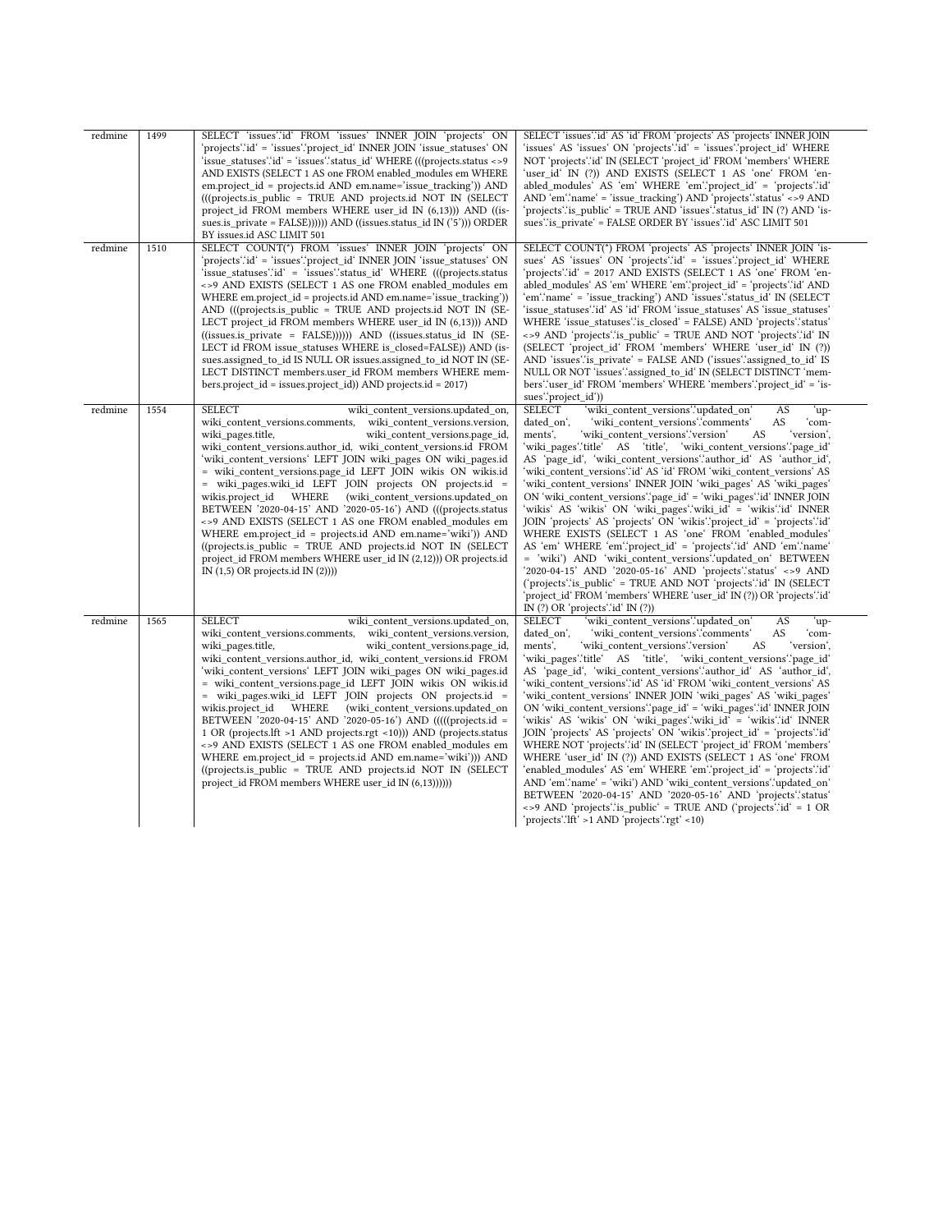| | | | |
|---|---|---|---|
| redmine | 1499 | SELECT 'issues'.'id' FROM 'issues' INNER JOIN 'projects' ON 'projects'.'id' = 'issues'.'project_id' INNER JOIN 'issue_statuses' ON 'issue_statuses'.'id' = 'issues'.'status_id' WHERE (((projects.status <>9 AND EXISTS (SELECT 1 AS one FROM enabled_modules em WHERE em.project_id = projects.id AND em.name='issue_tracking')) AND (((projects.is_public = TRUE AND projects.id NOT IN (SELECT project_id FROM members WHERE user_id IN (6,13))) AND ((issues.is_private = FALSE)))))) AND ((issues.status_id IN ('5'))) ORDER BY issues.id ASC LIMIT 501 | SELECT 'issues'.'id' AS 'id' FROM 'projects' AS 'projects' INNER JOIN 'issues' AS 'issues' ON 'projects'.'id' = 'issues'.'project_id' WHERE NOT 'projects'.'id' IN (SELECT 'project_id' FROM 'members' WHERE 'user_id' IN (?)) AND EXISTS (SELECT 1 AS 'one' FROM 'enabled_modules' AS 'em' WHERE 'em'.'project_id' = 'projects'.'id' AND 'em'.'name' = 'issue_tracking') AND 'projects'.'status' <>9 AND 'projects'.'is_public' = TRUE AND 'issues'.'status_id' IN (?) AND 'issues'.'is_private' = FALSE ORDER BY 'issues'.'id' ASC LIMIT 501 |
| redmine | 1510 | SELECT COUNT(*) FROM 'issues' INNER JOIN 'projects' ON 'projects'.'id' = 'issues'.'project_id' INNER JOIN 'issue_statuses' ON 'issue_statuses'.'id' = 'issues'.'status_id' WHERE (((projects.status <>9 AND EXISTS (SELECT 1 AS one FROM enabled_modules em WHERE em.project_id = projects.id AND em.name='issue_tracking')) AND (((projects.is_public = TRUE AND projects.id NOT IN (SELECT project_id FROM members WHERE user_id IN (6,13))) AND ((issues.is_private = FALSE)))))) AND ((issues.status_id IN (SELECT id FROM issue_statuses WHERE is_closed=FALSE)) AND (issues.assigned_to_id IS NULL OR issues.assigned_to_id NOT IN (SELECT DISTINCT members.user_id FROM members WHERE members.project_id = issues.project_id)) AND projects.id = 2017) | SELECT COUNT(*) FROM 'projects' AS 'projects' INNER JOIN 'issues' AS 'issues' ON 'projects'.'id' = 'issues'.'project_id' WHERE 'projects'.'id' = 2017 AND EXISTS (SELECT 1 AS 'one' FROM 'enabled_modules' AS 'em' WHERE 'em'.'project_id' = 'projects'.'id' AND 'em'.'name' = 'issue_tracking') AND 'issues'.'status_id' IN (SELECT 'issue_statuses'.'id' AS 'id' FROM 'issue_statuses' AS 'issue_statuses' WHERE 'issue_statuses'.'is_closed' = FALSE) AND 'projects'.'status' <>9 AND 'projects'.'is_public' = TRUE AND NOT 'projects'.'id' IN (SELECT 'project_id' FROM 'members' WHERE 'user_id' IN (?)) AND 'issues'.'is_private' = FALSE AND ('issues'.'assigned_to_id' IS NULL OR NOT 'issues'.'assigned_to_id' IN (SELECT DISTINCT 'members'.'user_id' FROM 'members' WHERE 'members'.'project_id' = 'issues'.'project_id')) |
| redmine | 1554 | SELECT wiki_content_versions.updated_on, wiki_content_versions.comments, wiki_content_versions.version, wiki_pages.title, wiki_content_versions.page_id, wiki_content_versions.author_id, wiki_content_versions.id FROM 'wiki_content_versions' LEFT JOIN wiki_pages ON wiki_pages.id = wiki_content_versions.page_id LEFT JOIN wikis ON wikis.id = wiki_pages.wiki_id LEFT JOIN projects ON projects.id = wikis.project_id WHERE (wiki_content_versions.updated_on BETWEEN '2020-04-15' AND '2020-05-16') AND (((projects.status <>9 AND EXISTS (SELECT 1 AS one FROM enabled_modules em WHERE em.project_id = projects.id AND em.name='wiki')) AND ((projects.is_public = TRUE AND projects.id NOT IN (SELECT project_id FROM members WHERE user_id IN (2,12))) OR projects.id IN (1,5) OR projects.id IN (2)))) | SELECT 'wiki_content_versions'.'updated_on' AS 'updated_on', 'wiki_content_versions'.'comments' AS 'comments', 'wiki_content_versions'.'version' AS 'version', 'wiki_pages'.'title' AS 'title', 'wiki_content_versions'.'page_id' AS 'page_id', 'wiki_content_versions'.'author_id' AS 'author_id', 'wiki_content_versions'.'id' AS 'id' FROM 'wiki_content_versions' AS 'wiki_content_versions' INNER JOIN 'wiki_pages' AS 'wiki_pages' ON 'wiki_content_versions'.'page_id' = 'wiki_pages'.'id' INNER JOIN 'wikis' AS 'wikis' ON 'wiki_pages'.'wiki_id' = 'wikis'.'id' INNER JOIN 'projects' AS 'projects' ON 'wikis'.'project_id' = 'projects'.'id' WHERE EXISTS (SELECT 1 AS 'one' FROM 'enabled_modules' AS 'em' WHERE 'em'.'project_id' = 'projects'.'id' AND 'em'.'name' = 'wiki') AND 'wiki_content_versions'.'updated_on' BETWEEN '2020-04-15' AND '2020-05-16' AND 'projects'.'status' <>9 AND ('projects'.'is_public' = TRUE AND NOT 'projects'.'id' IN (SELECT 'project_id' FROM 'members' WHERE 'user_id' IN (?)) OR 'projects'.'id' IN (?) OR 'projects'.'id' IN (?)) |
| redmine | 1565 | SELECT wiki_content_versions.updated_on, wiki_content_versions.comments, wiki_content_versions.version, wiki_pages.title, wiki_content_versions.page_id, wiki_content_versions.author_id, wiki_content_versions.id FROM 'wiki_content_versions' LEFT JOIN wiki_pages ON wiki_pages.id = wiki_content_versions.page_id LEFT JOIN wikis ON wikis.id = wiki_pages.wiki_id LEFT JOIN projects ON projects.id = wikis.project_id WHERE (wiki_content_versions.updated_on BETWEEN '2020-04-15' AND '2020-05-16') AND (((((projects.id = 1 OR (projects.lft >1 AND projects.rgt <10))) AND (projects.status <>9 AND EXISTS (SELECT 1 AS one FROM enabled_modules em WHERE em.project_id = projects.id AND em.name='wiki'))) AND ((projects.is_public = TRUE AND projects.id NOT IN (SELECT project_id FROM members WHERE user_id IN (6,13)))))) | SELECT 'wiki_content_versions'.'updated_on' AS 'updated_on', 'wiki_content_versions'.'comments' AS 'comments', 'wiki_content_versions'.'version' AS 'version', 'wiki_pages'.'title' AS 'title', 'wiki_content_versions'.'page_id' AS 'page_id', 'wiki_content_versions'.'author_id' AS 'author_id', 'wiki_content_versions'.'id' AS 'id' FROM 'wiki_content_versions' AS 'wiki_content_versions' INNER JOIN 'wiki_pages' AS 'wiki_pages' ON 'wiki_content_versions'.'page_id' = 'wiki_pages'.'id' INNER JOIN 'wikis' AS 'wikis' ON 'wiki_pages'.'wiki_id' = 'wikis'.'id' INNER JOIN 'projects' AS 'projects' ON 'wikis'.'project_id' = 'projects'.'id' WHERE NOT 'projects'.'id' IN (SELECT 'project_id' FROM 'members' WHERE 'user_id' IN (?)) AND EXISTS (SELECT 1 AS 'one' FROM 'enabled_modules' AS 'em' WHERE 'em'.'project_id' = 'projects'.'id' AND 'em'.'name' = 'wiki') AND 'wiki_content_versions'.'updated_on' BETWEEN '2020-04-15' AND '2020-05-16' AND 'projects'.'status' <>9 AND 'projects'.'is_public' = TRUE AND ('projects'.'id' = 1 OR 'projects'.'lft' >1 AND 'projects'.'rgt' <10) |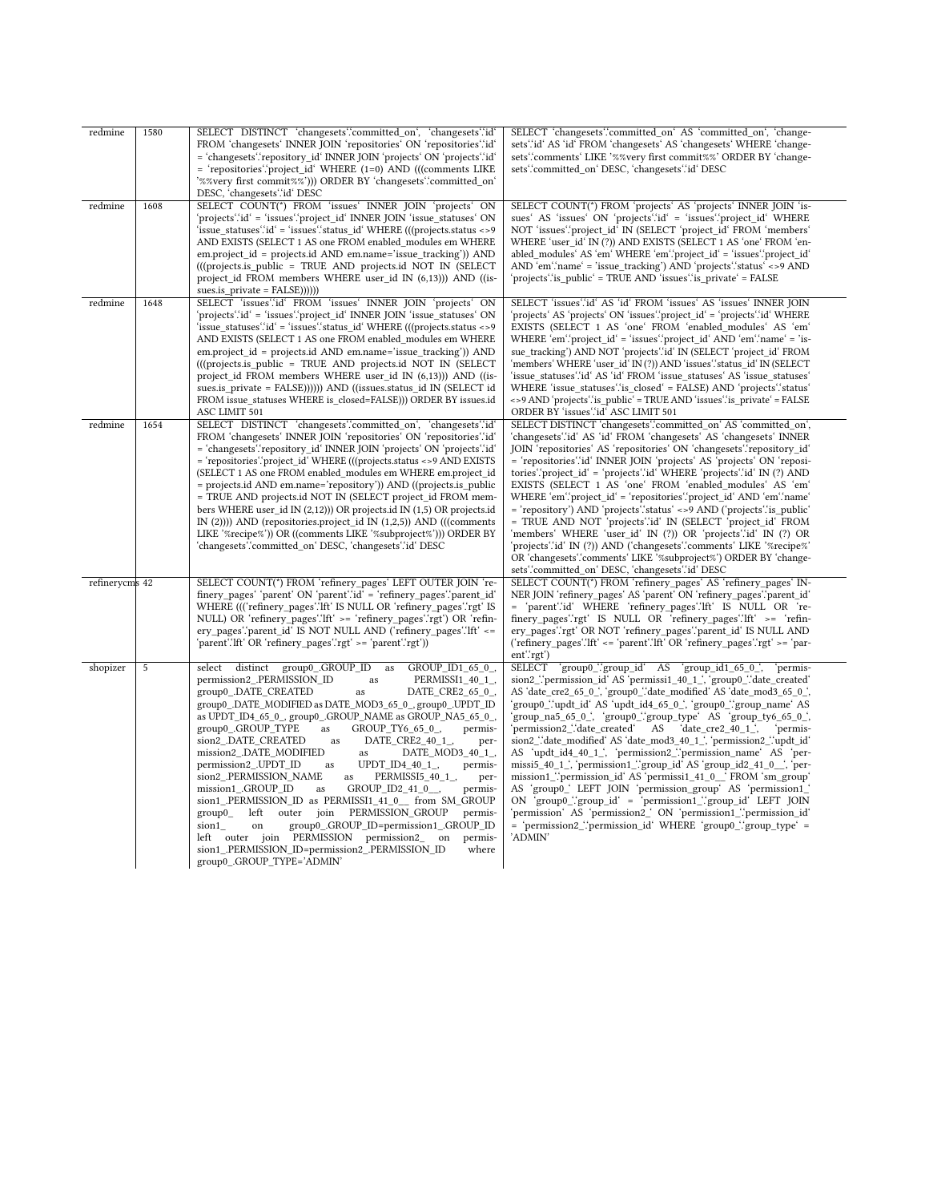| redmine | 1580 | SELECT DISTINCT `changesets`.`committed_on`, `changesets`.`id` FROM `changesets` INNER JOIN `repositories` ON `repositories`.`id` = `changesets`.`repository_id` INNER JOIN `projects` ON `projects`.`id` = `repositories`.`project_id` WHERE (1=0) AND (((comments LIKE '%%very first commit%%'))) ORDER BY `changesets`.`committed_on` DESC, `changesets`.`id` DESC | SELECT `changesets`.`committed_on` AS `committed_on`, `changesets`.`id` AS `id` FROM `changesets` AS `changesets` WHERE `changesets`.`comments` LIKE '%%very first commit%%' ORDER BY `changesets`.`committed_on` DESC, `changesets`.`id` DESC |
|---|---|---|---|
| redmine | 1608 | SELECT COUNT(*) FROM `issues` INNER JOIN `projects` ON `projects`.`id` = `issues`.`project_id` INNER JOIN `issue_statuses` ON `issue_statuses`.`id` = `issues`.`status_id` WHERE (((projects.status <>9 AND EXISTS (SELECT 1 AS one FROM enabled_modules em WHERE em.project_id = projects.id AND em.name='issue_tracking')) AND (((projects.is_public = TRUE AND projects.id NOT IN (SELECT project_id FROM members WHERE user_id IN (6,13))) AND ((issues.is_private = FALSE)))))) | SELECT COUNT(*) FROM `projects` AS `projects` INNER JOIN `issues` AS `issues` ON `projects`.`id` = `issues`.`project_id` WHERE NOT `issues`.`project_id` IN (SELECT `project_id` FROM `members` WHERE `user_id` IN (?)) AND EXISTS (SELECT 1 AS `one` FROM `enabled_modules` AS `em` WHERE `em`.`project_id` = `issues`.`project_id` AND `em`.`name` = 'issue_tracking') AND `projects`.`status` <>9 AND `projects`.`is_public` = TRUE AND `issues`.`is_private` = FALSE |
| redmine | 1648 | SELECT `issues`.`id` FROM `issues` INNER JOIN `projects` ON `projects`.`id` = `issues`.`project_id` INNER JOIN `issue_statuses` ON `issue_statuses`.`id` = `issues`.`status_id` WHERE (((projects.status <>9 AND EXISTS (SELECT 1 AS one FROM enabled_modules em WHERE em.project_id = projects.id AND em.name='issue_tracking')) AND (((projects.is_public = TRUE AND projects.id NOT IN (SELECT project_id FROM members WHERE user_id IN (6,13))) AND ((issues.is_private = FALSE)))))) AND ((issues.status_id IN (SELECT id FROM issue_statuses WHERE is_closed=FALSE))) ORDER BY issues.id ASC LIMIT 501 | SELECT `issues`.`id` AS `id` FROM `issues` AS `issues` INNER JOIN `projects` AS `projects` ON `issues`.`project_id` = `projects`.`id` WHERE EXISTS (SELECT 1 AS `one` FROM `enabled_modules` AS `em` WHERE `em`.`project_id` = `issues`.`project_id` AND `em`.`name` = 'issue_tracking') AND NOT `projects`.`id` IN (SELECT `project_id` FROM `members` WHERE `user_id` IN (?)) AND `issues`.`status_id` IN (SELECT `issue_statuses`.`id` AS `id` FROM `issue_statuses` AS `issue_statuses` WHERE `issue_statuses`.`is_closed` = FALSE) AND `projects`.`status` <>9 AND `projects`.`is_public` = TRUE AND `issues`.`is_private` = FALSE ORDER BY `issues`.`id` ASC LIMIT 501 |
| redmine | 1654 | SELECT DISTINCT `changesets`.`committed_on`, `changesets`.`id` FROM `changesets` INNER JOIN `repositories` ON `repositories`.`id` = `changesets`.`repository_id` INNER JOIN `projects` ON `projects`.`id` = `repositories`.`project_id` WHERE (((projects.status <>9 AND EXISTS (SELECT 1 AS one FROM enabled_modules em WHERE em.project_id = projects.id AND em.name='repository')) AND ((projects.is_public = TRUE AND projects.id NOT IN (SELECT project_id FROM members WHERE user_id IN (2,12))) OR projects.id IN (1,5) OR projects.id IN (2)))) AND (repositories.project_id IN (1,2,5)) AND (((comments LIKE '%recipe%')) OR ((comments LIKE '%subproject%'))) ORDER BY `changesets`.`committed_on` DESC, `changesets`.`id` DESC | SELECT DISTINCT `changesets`.`committed_on` AS `committed_on`, `changesets`.`id` AS `id` FROM `changesets` AS `changesets` INNER JOIN `repositories` AS `repositories` ON `changesets`.`repository_id` = `repositories`.`id` INNER JOIN `projects` AS `projects` ON `repositories`.`project_id` = `projects`.`id` WHERE `projects`.`id` IN (?) AND EXISTS (SELECT 1 AS `one` FROM `enabled_modules` AS `em` WHERE `em`.`project_id` = `repositories`.`project_id` AND `em`.`name` = 'repository') AND `projects`.`status` <>9 AND (`projects`.`is_public` = TRUE AND NOT `projects`.`id` IN (SELECT `project_id` FROM `members` WHERE `user_id` IN (?)) OR `projects`.`id` IN (?) OR `projects`.`id` IN (?)) AND (`changesets`.`comments` LIKE '%recipe%' OR `changesets`.`comments` LIKE '%subproject%') ORDER BY `changesets`.`committed_on` DESC, `changesets`.`id` DESC |
| refinerycms | 42 | SELECT COUNT(*) FROM `refinery_pages` LEFT OUTER JOIN `refinery_pages` `parent` ON `parent`.`id` = `refinery_pages`.`parent_id` WHERE (((`refinery_pages`.`lft` IS NULL OR `refinery_pages`.`rgt` IS NULL) OR `refinery_pages`.`lft` >= `refinery_pages`.`rgt`) OR `refinery_pages`.`parent_id` IS NOT NULL AND (`refinery_pages`.`lft` <= `parent`.`lft` OR `refinery_pages`.`rgt` >= `parent`.`rgt`)) | SELECT COUNT(*) FROM `refinery_pages` AS `refinery_pages` INNER JOIN `refinery_pages` AS `parent` ON `refinery_pages`.`parent_id` = `parent`.`id` WHERE `refinery_pages`.`lft` IS NULL OR `refinery_pages`.`rgt` IS NULL OR `refinery_pages`.`lft` >= `refinery_pages`.`rgt` OR NOT `refinery_pages`.`parent_id` IS NULL AND (`refinery_pages`.`lft` <= `parent`.`lft` OR `refinery_pages`.`rgt` >= `parent`.`rgt`) |
| shopizer | 5 | select distinct group0_.GROUP_ID as GROUP_ID1_65_0_, permission2_.PERMISSION_ID as PERMISSI1_40_1_, group0_.DATE_CREATED as DATE_CRE2_65_0_, group0_.DATE_MODIFIED as DATE_MOD3_65_0_, group0_.UPDT_ID as UPDT_ID4_65_0_, group0_.GROUP_NAME as GROUP_NA5_65_0_, group0_.GROUP_TYPE as GROUP_TY6_65_0_, permission2_.DATE_CREATED as DATE_CRE2_40_1_, permission2_.DATE_MODIFIED as DATE_MOD3_40_1_, permission2_.UPDT_ID as UPDT_ID4_40_1_, permission2_.PERMISSION_NAME as PERMISSI5_40_1_, permission1_.GROUP_ID as GROUP_ID2_41_0__, permission1_.PERMISSION_ID as PERMISSI1_41_0__ from SM_GROUP group0_ left outer join PERMISSION_GROUP permission1_ on group0_.GROUP_ID=permission1_.GROUP_ID left outer join PERMISSION permission2_ on permission1_.PERMISSION_ID=permission2_.PERMISSION_ID where group0_.GROUP_TYPE='ADMIN' | SELECT `group0_`.`group_id` AS `group_id1_65_0_`, `permission2_`.`permission_id` AS `permissi1_40_1_`, `group0_`.`date_created` AS `date_cre2_65_0_`, `group0_`.`date_modified` AS `date_mod3_65_0_`, `group0_`.`updt_id` AS `updt_id4_65_0_`, `group0_`.`group_name` AS `group_na5_65_0_`, `group0_`.`group_type` AS `group_ty6_65_0_`, `permission2_`.`date_created` AS `date_cre2_40_1_`, `permission2_`.`date_modified` AS `date_mod3_40_1_`, `permission2_`.`updt_id` AS `updt_id4_40_1_`, `permission2_`.`permission_name` AS `permissi5_40_1_`, `permission1_`.`group_id` AS `group_id2_41_0__`, `permission1_`.`permission_id` AS `permissi1_41_0__` FROM `sm_group` AS `group0_` LEFT JOIN `permission_group` AS `permission1_` ON `group0_`.`group_id` = `permission1_`.`group_id` LEFT JOIN `permission` AS `permission2_` ON `permission1_`.`permission_id` = `permission2_`.`permission_id` WHERE `group0_`.`group_type` = 'ADMIN' |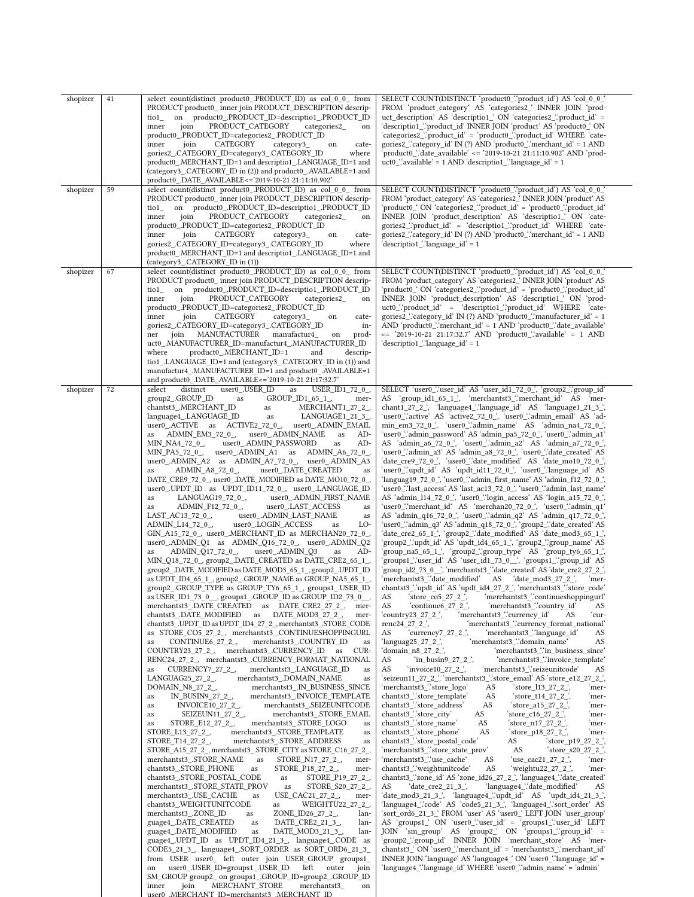| shopizer | 41 | select count(distinct product0_.PRODUCT_ID) as col_0_0_ from PRODUCT product0_ inner join PRODUCT_DESCRIPTION descriptio1_ on product0_.PRODUCT_ID=descriptio1_.PRODUCT_ID inner join PRODUCT_CATEGORY categories2_ on product0_.PRODUCT_ID=categories2_.PRODUCT_ID inner join CATEGORY category3_ on categories2_.CATEGORY_ID=category3_.CATEGORY_ID where product0_.MERCHANT_ID=1 and descriptio1_.LANGUAGE_ID=1 and (category3_.CATEGORY_ID in (2)) and product0_.AVAILABLE=1 and product0_.DATE_AVAILABLE<='2019-10-21 21:11:10.902' | SELECT COUNT(DISTINCT `product0_`.`product_id`) AS `col_0_0_` FROM `product_category` AS `categories2_` INNER JOIN `product_description` AS `descriptio1_` ON `categories2_`.`product_id` = `descriptio1_`.`product_id` INNER JOIN `product` AS `product0_` ON `categories2_`.`product_id` = `product0_`.`product_id` WHERE `categories2_`.`category_id` IN (?) AND `product0_`.`merchant_id` = 1 AND `product0_`.`date_available` <= '2019-10-21 21:11:10.902' AND `product0_`.`available` = 1 AND `descriptio1_`.`language_id` = 1 |
|---|---|---|---|
| shopizer | 59 | select count(distinct product0_.PRODUCT_ID) as col_0_0_ from PRODUCT product0_ inner join PRODUCT_DESCRIPTION descriptio1_ on product0_.PRODUCT_ID=descriptio1_.PRODUCT_ID inner join PRODUCT_CATEGORY categories2_ on product0_.PRODUCT_ID=categories2_.PRODUCT_ID inner join CATEGORY category3_ on categories2_.CATEGORY_ID=category3_.CATEGORY_ID where product0_.MERCHANT_ID=1 and descriptio1_.LANGUAGE_ID=1 and (category3_.CATEGORY_ID in (1)) | SELECT COUNT(DISTINCT `product0_`.`product_id`) AS `col_0_0_` FROM `product_category` AS `categories2_` INNER JOIN `product` AS `product0_` ON `categories2_`.`product_id` = `product0_`.`product_id` INNER JOIN `product_description` AS `descriptio1_` ON `categories2_`.`product_id` = `descriptio1_`.`product_id` WHERE `categories2_`.`category_id` IN (?) AND `product0_`.`merchant_id` = 1 AND `descriptio1_`.`language_id` = 1 |
| shopizer | 67 | select count(distinct product0_.PRODUCT_ID) as col_0_0_ from PRODUCT product0_ inner join PRODUCT_DESCRIPTION descriptio1_ on product0_.PRODUCT_ID=descriptio1_.PRODUCT_ID inner join PRODUCT_CATEGORY categories2_ on product0_.PRODUCT_ID=categories2_.PRODUCT_ID inner join CATEGORY category3_ on categories2_.CATEGORY_ID=category3_.CATEGORY_ID inner join MANUFACTURER manufactur4_ on product0_.MANUFACTURER_ID=manufactur4_.MANUFACTURER_ID where product0_.MERCHANT_ID=1 and descriptio1_.LANGUAGE_ID=1 and (category3_.CATEGORY_ID in (1)) and manufactur4_.MANUFACTURER_ID=1 and product0_.AVAILABLE=1 and product0_.DATE_AVAILABLE<='2019-10-21 21:17:32.7' | SELECT COUNT(DISTINCT `product0_`.`product_id`) AS `col_0_0_` FROM `product_category` AS `categories2_` INNER JOIN `product` AS `product0_` ON `categories2_`.`product_id` = `product0_`.`product_id` INNER JOIN `product_description` AS `descriptio1_` ON `product0_`.`product_id` = `descriptio1_`.`product_id` WHERE `categories2_`.`category_id` IN (?) AND `product0_`.`manufacturer_id` = 1 AND `product0_`.`merchant_id` = 1 AND `product0_`.`date_available` <= '2019-10-21 21:17:32.7' AND `product0_`.`available` = 1 AND `descriptio1_`.`language_id` = 1 |
| shopizer | 72 | select distinct user0_.USER_ID as USER_ID1_72_0_, group2_.GROUP_ID as GROUP_ID1_65_1_, merchantst3_.MERCHANT_ID as MERCHANT1_27_2_, language4_.LANGUAGE_ID as LANGUAGE1_21_3_, user0_.ACTIVE as ACTIVE2_72_0_, user0_.ADMIN_EMAIL as ADMIN_EM3_72_0_, user0_.ADMIN_NAME as ADMIN_NA4_72_0_, user0_.ADMIN_PASSWORD as ADMIN_PA5_72_0_, user0_.ADMIN_A1 as ADMIN_A6_72_0_, user0_.ADMIN_A2 as ADMIN_A7_72_0_, user0_.ADMIN_A3 as ADMIN_A8_72_0_, user0_.DATE_CREATED as DATE_CRE9_72_0_, user0_.DATE_MODIFIED as DATE_MO10_72_0_, user0_.UPDT_ID as UPDT_ID11_72_0_, user0_.LANGUAGE_ID as LANGUAG19_72_0_, user0_.ADMIN_FIRST_NAME as ADMIN_F12_72_0_, user0_.LAST_ACCESS as LAST_AC13_72_0_, user0_.ADMIN_LAST_NAME as ADMIN_L14_72_0_, user0_.LOGIN_ACCESS as LOGIN_A15_72_0_, user0_.MERCHANT_ID as MERCHAN20_72_0_, user0_.ADMIN_Q1 as ADMIN_Q16_72_0_, user0_.ADMIN_Q2 as ADMIN_Q17_72_0_, user0_.ADMIN_Q3 as ADMIN_Q18_72_0_, group2_.DATE_CREATED as DATE_CRE2_65_1_, group2_.DATE_MODIFIED as DATE_MOD3_65_1_, group2_.UPDT_ID as UPDT_ID4_65_1_, group2_.GROUP_NAME as GROUP_NA5_65_1_, group2_.GROUP_TYPE as GROUP_TY6_65_1_, groups1_.USER_ID as USER_ID1_73_0__, groups1_.GROUP_ID as GROUP_ID2_73_0__, merchantst3_.DATE_CREATED as DATE_CRE2_27_2_, merchantst3_.DATE_MODIFIED as DATE_MOD3_27_2_, merchantst3_.UPDT_ID as UPDT_ID4_27_2_, merchantst3_.STORE_CODE as STORE_CO5_27_2_, merchantst3_.CONTINUESHOPPINGURL as CONTINUE6_27_2_, merchantst3_.COUNTRY_ID as COUNTRY23_27_2_, merchantst3_.CURRENCY_ID as CURRENC24_27_2_, merchantst3_.CURRENCY_FORMAT_NATIONAL as CURRENCY7_27_2_, merchantst3_.LANGUAGE_ID as LANGUAG25_27_2_, merchantst3_.DOMAIN_NAME as DOMAIN_N8_27_2_, merchantst3_.IN_BUSINESS_SINCE as IN_BUSIN9_27_2_, merchantst3_.INVOICE_TEMPLATE as INVOICE10_27_2_, merchantst3_.SEIZEUNITCODE as SEIZEUN11_27_2_, merchantst3_.STORE_EMAIL as STORE_E12_27_2_, merchantst3_.STORE_LOGO as STORE_L13_27_2_, merchantst3_.STORE_TEMPLATE as STORE_T14_27_2_, merchantst3_.STORE_ADDRESS as STORE_A15_27_2_, merchantst3_.STORE_CITY as STORE_C16_27_2_, merchantst3_.STORE_NAME as STORE_N17_27_2_, merchantst3_.STORE_PHONE as STORE_P18_27_2_, merchantst3_.STORE_POSTAL_CODE as STORE_P19_27_2_, merchantst3_.STORE_STATE_PROV as STORE_S20_27_2_, merchantst3_.USE_CACHE as USE_CAC21_27_2_, merchantst3_.WEIGHTUNITCODE as WEIGHTU22_27_2_, merchantst3_.ZONE_ID as ZONE_ID26_27_2_, language4_.DATE_CREATED as DATE_CRE2_21_3_, language4_.DATE_MODIFIED as DATE_MOD3_21_3_, language4_.UPDT_ID as UPDT_ID4_21_3_, language4_.CODE as CODE5_21_3_, language4_.SORT_ORDER as SORT_ORD6_21_3_ from USER user0_ left outer join USER_GROUP groups1_ on user0_.USER_ID=groups1_.USER_ID left outer join SM_GROUP group2_ on groups1_.GROUP_ID=group2_.GROUP_ID inner join MERCHANT_STORE merchantst3_ on user0_.MERCHANT_ID=merchantst3_.MERCHANT_ID | SELECT `user0_`.`user_id` AS `user_id1_72_0_`, `group2_`.`group_id` AS `group_id1_65_1_`, `merchantst3_`.`merchant_id` AS `merchant1_27_2_`, `language4_`.`language_id` AS `language1_21_3_`, `user0_`.`active` AS `active2_72_0_`, `user0_`.`admin_email` AS `admin_em3_72_0_`, `user0_`.`admin_name` AS `admin_na4_72_0_`, `user0_`.`admin_password` AS `admin_pa5_72_0_`, `user0_`.`admin_a1` AS `admin_a6_72_0_`, `user0_`.`admin_a2` AS `admin_a7_72_0_`, `user0_`.`admin_a3` AS `admin_a8_72_0_`, `user0_`.`date_created` AS `date_cre9_72_0_`, `user0_`.`date_modified` AS `date_mo10_72_0_`, `user0_`.`updt_id` AS `updt_id11_72_0_`, `user0_`.`language_id` AS `languag19_72_0_`, `user0_`.`admin_first_name` AS `admin_f12_72_0_`, `user0_`.`last_access` AS `last_ac13_72_0_`, `user0_`.`admin_last_name` AS `admin_l14_72_0_`, `user0_`.`login_access` AS `login_a15_72_0_`, `user0_`.`merchant_id` AS `merchan20_72_0_`, `user0_`.`admin_q1` AS `admin_q16_72_0_`, `user0_`.`admin_q2` AS `admin_q17_72_0_`, `user0_`.`admin_q3` AS `admin_q18_72_0_`, `group2_`.`date_created` AS `date_cre2_65_1_`, `group2_`.`date_modified` AS `date_mod3_65_1_`, `group2_`.`updt_id` AS `updt_id4_65_1_`, `group2_`.`group_name` AS `group_na5_65_1_`, `group2_`.`group_type` AS `group_ty6_65_1_`, `groups1_`.`user_id` AS `user_id1_73_0__`, `groups1_`.`group_id` AS `group_id2_73_0__`, `merchantst3_`.`date_created` AS `date_cre2_27_2_`, `merchantst3_`.`date_modified` AS `date_mod3_27_2_`, `merchantst3_`.`updt_id` AS `updt_id4_27_2_`, `merchantst3_`.`store_code` AS `store_co5_27_2_`, `merchantst3_`.`continueshoppingurl` AS `continue6_27_2_`, `merchantst3_`.`country_id` AS `country23_27_2_`, `merchantst3_`.`currency_id` AS `currenc24_27_2_`, `merchantst3_`.`currency_format_national` AS `currency7_27_2_`, `merchantst3_`.`language_id` AS `languag25_27_2_`, `merchantst3_`.`domain_name` AS `domain_n8_27_2_`, `merchantst3_`.`in_business_since` AS `in_busin9_27_2_`, `merchantst3_`.`invoice_template` AS `invoice10_27_2_`, `merchantst3_`.`seizeunitcode` AS `seizeun11_27_2_`, `merchantst3_`.`store_email` AS `store_e12_27_2_`, `merchantst3_`.`store_logo` AS `store_l13_27_2_`, `merchantst3_`.`store_template` AS `store_t14_27_2_`, `merchantst3_`.`store_address` AS `store_a15_27_2_`, `merchantst3_`.`store_city` AS `store_c16_27_2_`, `merchantst3_`.`store_name` AS `store_n17_27_2_`, `merchantst3_`.`store_phone` AS `store_p18_27_2_`, `merchantst3_`.`store_postal_code` AS `store_p19_27_2_`, `merchantst3_`.`store_state_prov` AS `store_s20_27_2_`, `merchantst3_`.`use_cache` AS `use_cac21_27_2_`, `merchantst3_`.`weightunitcode` AS `weightu22_27_2_`, `merchantst3_`.`zone_id` AS `zone_id26_27_2_`, `language4_`.`date_created` AS `date_cre2_21_3_`, `language4_`.`date_modified` AS `date_mod3_21_3_`, `language4_`.`updt_id` AS `updt_id4_21_3_`, `language4_`.`code` AS `code5_21_3_`, `language4_`.`sort_order` AS `sort_ord6_21_3_` FROM `user` AS `user0_` LEFT JOIN `user_group` AS `groups1_` ON `user0_`.`user_id` = `groups1_`.`user_id` LEFT JOIN `sm_group` AS `group2_` ON `groups1_`.`group_id` = `group2_`.`group_id` INNER JOIN `merchant_store` AS `merchantst3_` ON `user0_`.`merchant_id` = `merchantst3_`.`merchant_id` INNER JOIN `language` AS `language4_` ON `user0_`.`language_id` = `language4_`.`language_id` WHERE `user0_`.`admin_name` = 'admin' |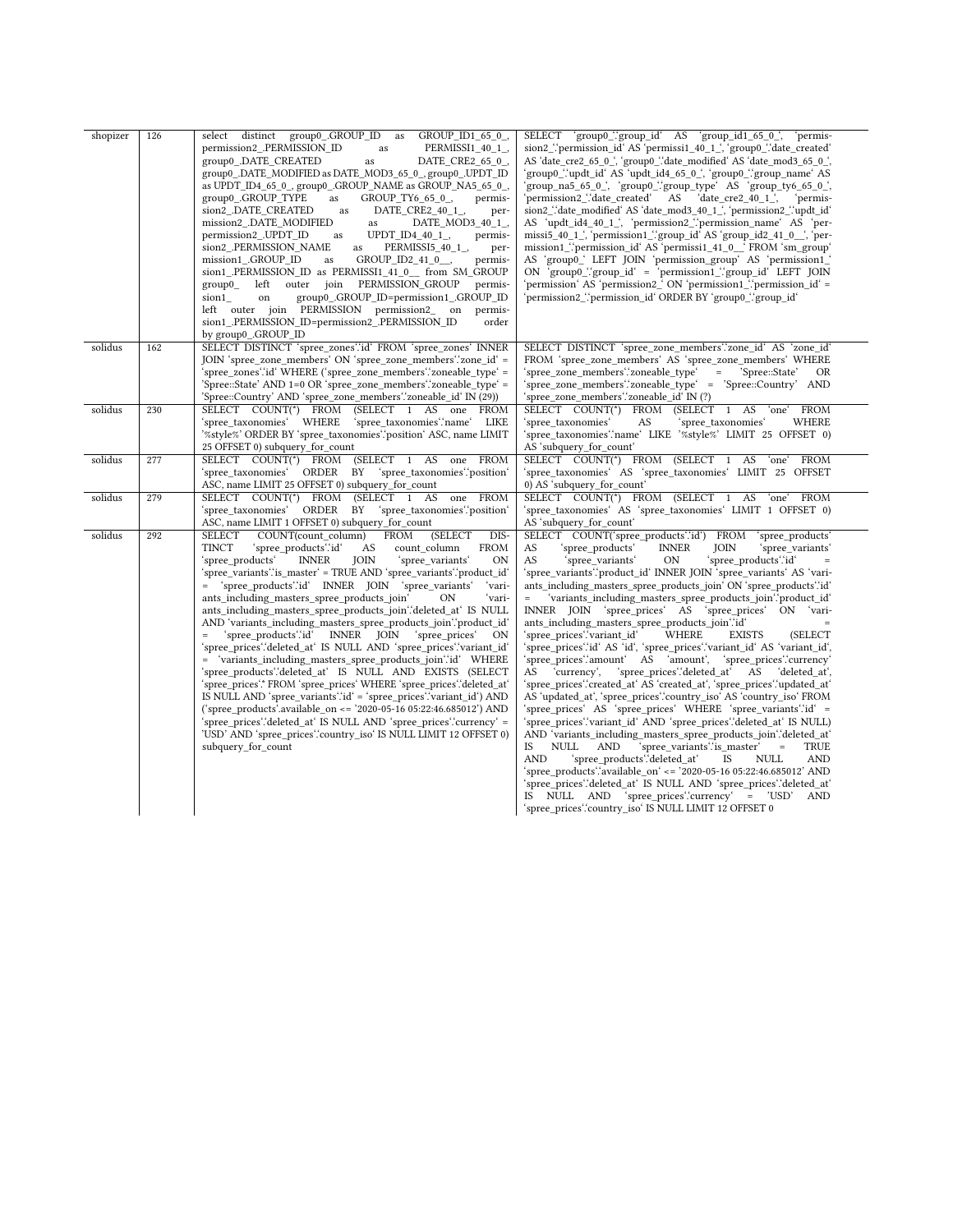| shopizer | 126 | select distinct group0_.GROUP_ID as GROUP_ID1_65_0_, permission2_.PERMISSION_ID as PERMISSI1_40_1_, group0_.DATE_CREATED as DATE_CRE2_65_0_, group0_.DATE_MODIFIED as DATE_MOD3_65_0_, group0_.UPDT_ID as UPDT_ID4_65_0_, group0_.GROUP_NAME as GROUP_NA5_65_0_, group0_.GROUP_TYPE as GROUP_TY6_65_0_, permission2_.DATE_CREATED as DATE_CRE2_40_1_, permission2_.DATE_MODIFIED as DATE_MOD3_40_1_, permission2_.UPDT_ID as UPDT_ID4_40_1_, permission2_.PERMISSION_NAME as PERMISSI5_40_1_, permission1_.GROUP_ID as GROUP_ID2_41_0__, permission1_.PERMISSION_ID as PERMISSI1_41_0__ from SM_GROUP group0_ left outer join PERMISSION_GROUP permission1_ on group0_.GROUP_ID=permission1_.GROUP_ID left outer join PERMISSION permission2_ on permission1_.PERMISSION_ID=permission2_.PERMISSION_ID order by group0_.GROUP_ID | SELECT 'group0_'.'group_id' AS 'group_id1_65_0_', 'permission2_'.'permission_id' AS 'permissi1_40_1_', 'group0_'.'date_created' AS 'date_cre2_65_0_', 'group0_'.'date_modified' AS 'date_mod3_65_0_', 'group0_'.'updt_id' AS 'updt_id4_65_0_', 'group0_'.'group_name' AS 'group_na5_65_0_', 'group0_'.'group_type' AS 'group_ty6_65_0_', 'permission2_'.'date_created' AS 'date_cre2_40_1_', 'permission2_'.'date_modified' AS 'date_mod3_40_1_', 'permission2_'.'updt_id' AS 'updt_id4_40_1_', 'permission2_'.'permission_name' AS 'permissi5_40_1_', 'permission1_'.'group_id' AS 'group_id2_41_0__', 'permission1_'.'permission_id' AS 'permissi1_41_0__' FROM 'sm_group' AS 'group0_' LEFT JOIN 'permission_group' AS 'permission1_' ON 'group0_'.'group_id' = 'permission1_'.'group_id' LEFT JOIN 'permission' AS 'permission2_' ON 'permission1_'.'permission_id' = 'permission2_'.'permission_id' ORDER BY 'group0_'.'group_id' |
|---|---|---|---|
| solidus | 162 | SELECT DISTINCT 'spree_zones'.'id' FROM 'spree_zones' INNER JOIN 'spree_zone_members' ON 'spree_zone_members'.'zone_id' = 'spree_zones'.'id' WHERE ('spree_zone_members'.'zoneable_type' = 'Spree::State' AND 1=0 OR 'spree_zone_members'.'zoneable_type' = 'Spree::Country' AND 'spree_zone_members'.'zoneable_id' IN (29)) | SELECT DISTINCT 'spree_zone_members'.'zone_id' AS 'zone_id' FROM 'spree_zone_members' AS 'spree_zone_members' WHERE 'spree_zone_members'.'zoneable_type' = 'Spree::State' OR 'spree_zone_members'.'zoneable_type' = 'Spree::Country' AND 'spree_zone_members'.'zoneable_id' IN (?) |
| solidus | 230 | SELECT COUNT(*) FROM (SELECT 1 AS one FROM 'spree_taxonomies' WHERE 'spree_taxonomies'.'name' LIKE '%style%' ORDER BY 'spree_taxonomies'.'position' ASC, name LIMIT 25 OFFSET 0) subquery_for_count | SELECT COUNT(*) FROM (SELECT 1 AS 'one' FROM 'spree_taxonomies' AS 'spree_taxonomies' WHERE 'spree_taxonomies'.'name' LIKE '%style%' LIMIT 25 OFFSET 0) AS 'subquery_for_count' |
| solidus | 277 | SELECT COUNT(*) FROM (SELECT 1 AS one FROM 'spree_taxonomies' ORDER BY 'spree_taxonomies'.'position' ASC, name LIMIT 25 OFFSET 0) subquery_for_count | SELECT COUNT(*) FROM (SELECT 1 AS 'one' FROM 'spree_taxonomies' AS 'spree_taxonomies' LIMIT 25 OFFSET 0) AS 'subquery_for_count' |
| solidus | 279 | SELECT COUNT(*) FROM (SELECT 1 AS one FROM 'spree_taxonomies' ORDER BY 'spree_taxonomies'.'position' ASC, name LIMIT 1 OFFSET 0) subquery_for_count | SELECT COUNT(*) FROM (SELECT 1 AS 'one' FROM 'spree_taxonomies' AS 'spree_taxonomies' LIMIT 1 OFFSET 0) AS 'subquery_for_count' |
| solidus | 292 | SELECT COUNT(count_column) FROM (SELECT DISTINCT 'spree_products'.'id' AS count_column FROM 'spree_products' INNER JOIN 'spree_variants' ON 'spree_variants'.'is_master' = TRUE AND 'spree_variants'.'product_id' = 'spree_products'.'id' INNER JOIN 'spree_variants' 'variants_including_masters_spree_products_join' ON 'variants_including_masters_spree_products_join'.'deleted_at' IS NULL AND 'variants_including_masters_spree_products_join'.'product_id' = 'spree_products'.'id' INNER JOIN 'spree_prices' ON 'spree_prices'.'deleted_at' IS NULL AND 'spree_prices'.'variant_id' = 'variants_including_masters_spree_products_join'.'id' WHERE 'spree_products'.'deleted_at' IS NULL AND EXISTS (SELECT 'spree_prices'.* FROM 'spree_prices' WHERE 'spree_prices'.'deleted_at' IS NULL AND 'spree_variants'.'id' = 'spree_prices'.'variant_id') AND ('spree_products'.available_on <= '2020-05-16 05:22:46.685012') AND 'spree_prices'.'deleted_at' IS NULL AND 'spree_prices'.'currency' = 'USD' AND 'spree_prices'.'country_iso' IS NULL LIMIT 12 OFFSET 0) subquery_for_count | SELECT COUNT('spree_products'.'id') FROM 'spree_products' AS 'spree_products' INNER JOIN 'spree_variants' AS 'spree_variants' ON 'spree_products'.'id' = 'spree_variants'.'product_id' INNER JOIN 'spree_variants' AS 'variants_including_masters_spree_products_join' ON 'spree_products'.'id' = 'variants_including_masters_spree_products_join'.'product_id' INNER JOIN 'spree_prices' AS 'spree_prices' ON 'variants_including_masters_spree_products_join'.'id' = 'spree_prices'.'variant_id' WHERE EXISTS (SELECT 'spree_prices'.'id' AS 'id', 'spree_prices'.'variant_id' AS 'variant_id', 'spree_prices'.'amount' AS 'amount', 'spree_prices'.'currency' AS 'currency', 'spree_prices'.'deleted_at' AS 'deleted_at', 'spree_prices'.'created_at' AS 'created_at', 'spree_prices'.'updated_at' AS 'updated_at', 'spree_prices'.'country_iso' AS 'country_iso' FROM 'spree_prices' AS 'spree_prices' WHERE 'spree_variants'.'id' = 'spree_prices'.'variant_id' AND 'spree_prices'.'deleted_at' IS NULL) AND 'variants_including_masters_spree_products_join'.'deleted_at' IS NULL AND 'spree_variants'.'is_master' = TRUE AND 'spree_products'.'deleted_at' IS NULL AND 'spree_products'.'available_on' <= '2020-05-16 05:22:46.685012' AND 'spree_prices'.'deleted_at' IS NULL AND 'spree_prices'.'currency' = 'USD' AND 'spree_prices'.'country_iso' IS NULL LIMIT 12 OFFSET 0 |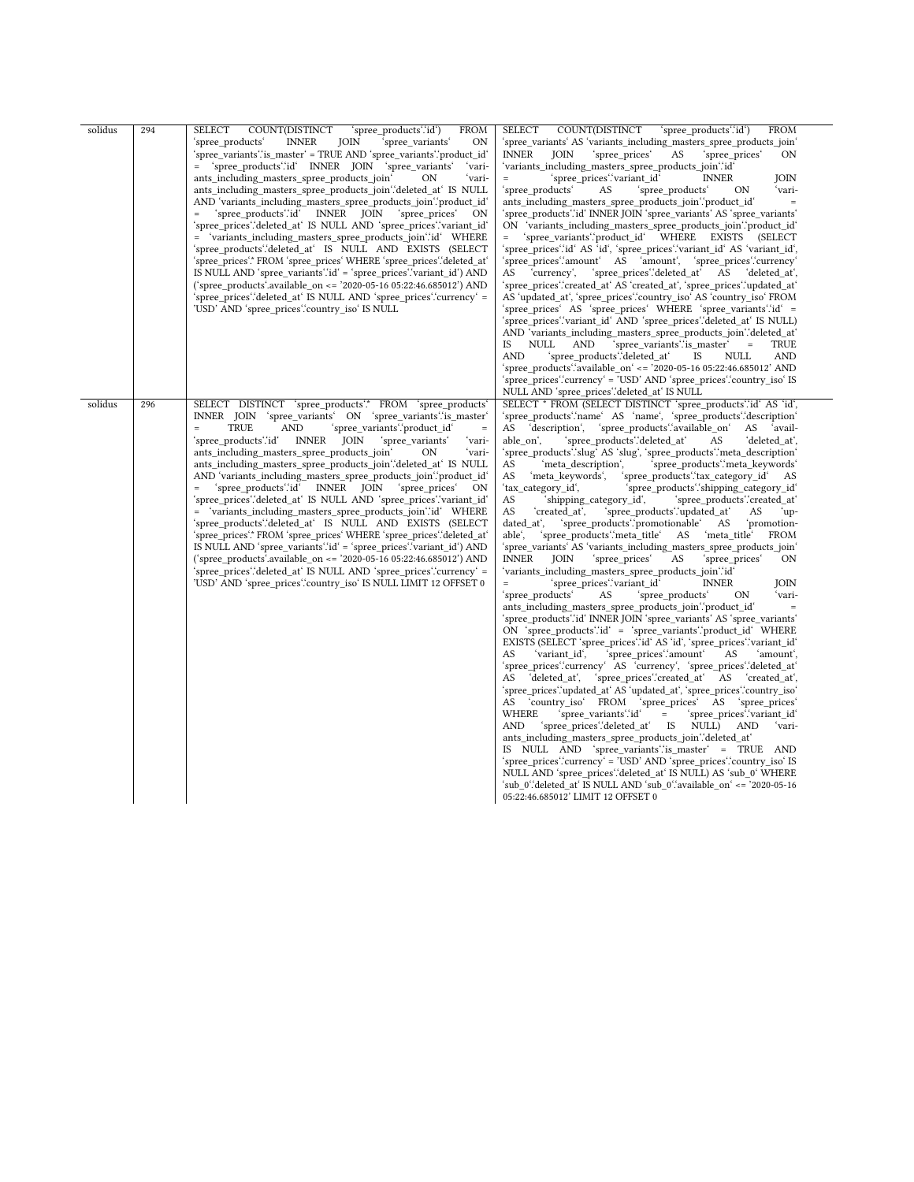| solidus | 294 | SELECT COUNT(DISTINCT `spree_products`.`id`) FROM `spree_products` INNER JOIN `spree_variants` ON `spree_variants`.`is_master` = TRUE AND `spree_variants`.`product_id` = `spree_products`.`id` INNER JOIN `spree_variants` `variants_including_masters_spree_products_join` ON `variants_including_masters_spree_products_join`.`deleted_at` IS NULL AND `variants_including_masters_spree_products_join`.`product_id` = `spree_products`.`id` INNER JOIN `spree_prices` ON `spree_prices`.`deleted_at` IS NULL AND `spree_prices`.`variant_id` = `variants_including_masters_spree_products_join`.`id` WHERE `spree_products`.`deleted_at` IS NULL AND EXISTS (SELECT `spree_prices`.* FROM `spree_prices` WHERE `spree_prices`.`deleted_at` IS NULL AND `spree_variants`.`id` = `spree_prices`.`variant_id`) AND (`spree_products`.available_on <= '2020-05-16 05:22:46.685012') AND `spree_prices`.`deleted_at` IS NULL AND `spree_prices`.`currency` = 'USD' AND `spree_prices`.`country_iso` IS NULL | SELECT COUNT(DISTINCT `spree_products`.`id`) FROM `spree_variants` AS `variants_including_masters_spree_products_join` INNER JOIN `spree_prices` AS `spree_prices` ON `variants_including_masters_spree_products_join`.`id` = `spree_prices`.`variant_id` INNER JOIN `spree_products` AS `spree_products` ON `variants_including_masters_spree_products_join`.`product_id` = `spree_products`.`id` INNER JOIN `spree_variants` AS `spree_variants` ON `variants_including_masters_spree_products_join`.`product_id` = `spree_variants`.`product_id` WHERE EXISTS (SELECT `spree_prices`.`id` AS `id`, `spree_prices`.`variant_id` AS `variant_id`, `spree_prices`.`amount` AS `amount`, `spree_prices`.`currency` AS `currency`, `spree_prices`.`deleted_at` AS `deleted_at`, `spree_prices`.`created_at` AS `created_at`, `spree_prices`.`updated_at` AS `updated_at`, `spree_prices`.`country_iso` AS `country_iso` FROM `spree_prices` AS `spree_prices` WHERE `spree_variants`.`id` = `spree_prices`.`variant_id` AND `spree_prices`.`deleted_at` IS NULL) AND `variants_including_masters_spree_products_join`.`deleted_at` IS NULL AND `spree_variants`.`is_master` = TRUE AND `spree_products`.`deleted_at` IS NULL AND `spree_products`.`available_on` <= '2020-05-16 05:22:46.685012' AND `spree_prices`.`currency` = 'USD' AND `spree_prices`.`country_iso` IS NULL AND `spree_prices`.`deleted_at` IS NULL |
|---|---|---|---|
| solidus | 296 | SELECT DISTINCT `spree_products`.* FROM `spree_products` INNER JOIN `spree_variants` ON `spree_variants`.`is_master` = TRUE AND `spree_variants`.`product_id` = `spree_products`.`id` INNER JOIN `spree_variants` `variants_including_masters_spree_products_join` ON `variants_including_masters_spree_products_join`.`deleted_at` IS NULL AND `variants_including_masters_spree_products_join`.`product_id` = `spree_products`.`id` INNER JOIN `spree_prices` ON `spree_prices`.`deleted_at` IS NULL AND `spree_prices`.`variant_id` = `variants_including_masters_spree_products_join`.`id` WHERE `spree_products`.`deleted_at` IS NULL AND EXISTS (SELECT `spree_prices`.* FROM `spree_prices` WHERE `spree_prices`.`deleted_at` IS NULL AND `spree_variants`.`id` = `spree_prices`.`variant_id`) AND (`spree_products`.available_on <= '2020-05-16 05:22:46.685012') AND `spree_prices`.`deleted_at` IS NULL AND `spree_prices`.`currency` = 'USD' AND `spree_prices`.`country_iso` IS NULL LIMIT 12 OFFSET 0 | SELECT * FROM (SELECT DISTINCT `spree_products`.`id` AS `id`, `spree_products`.`name` AS `name`, `spree_products`.`description` AS `description`, `spree_products`.`available_on` AS `available_on`, `spree_products`.`deleted_at` AS `deleted_at`, `spree_products`.`slug` AS `slug`, `spree_products`.`meta_description` AS `meta_description`, `spree_products`.`meta_keywords` AS `meta_keywords`, `spree_products`.`tax_category_id` AS `tax_category_id`, `spree_products`.`shipping_category_id` AS `shipping_category_id`, `spree_products`.`created_at` AS `created_at`, `spree_products`.`updated_at` AS `updated_at`, `spree_products`.`promotionable` AS `promotionable`, `spree_products`.`meta_title` AS `meta_title` FROM `spree_variants` AS `variants_including_masters_spree_products_join` INNER JOIN `spree_prices` AS `spree_prices` ON `variants_including_masters_spree_products_join`.`id` = `spree_prices`.`variant_id` INNER JOIN `spree_products` AS `spree_products` ON `variants_including_masters_spree_products_join`.`product_id` = `spree_products`.`id` INNER JOIN `spree_variants` AS `spree_variants` ON `spree_products`.`id` = `spree_variants`.`product_id` WHERE EXISTS (SELECT `spree_prices`.`id` AS `id`, `spree_prices`.`variant_id` AS `variant_id`, `spree_prices`.`amount` AS `amount`, `spree_prices`.`currency` AS `currency`, `spree_prices`.`deleted_at` AS `deleted_at`, `spree_prices`.`created_at` AS `created_at`, `spree_prices`.`updated_at` AS `updated_at`, `spree_prices`.`country_iso` AS `country_iso` FROM `spree_prices` AS `spree_prices` WHERE `spree_variants`.`id` = `spree_prices`.`variant_id` AND `spree_prices`.`deleted_at` IS NULL) AND `variants_including_masters_spree_products_join`.`deleted_at` IS NULL AND `spree_variants`.`is_master` = TRUE AND `spree_prices`.`currency` = 'USD' AND `spree_prices`.`country_iso` IS NULL AND `spree_prices`.`deleted_at` IS NULL) AS `sub_0` WHERE `sub_0`.`deleted_at` IS NULL AND `sub_0`.`available_on` <= '2020-05-16 05:22:46.685012' LIMIT 12 OFFSET 0 |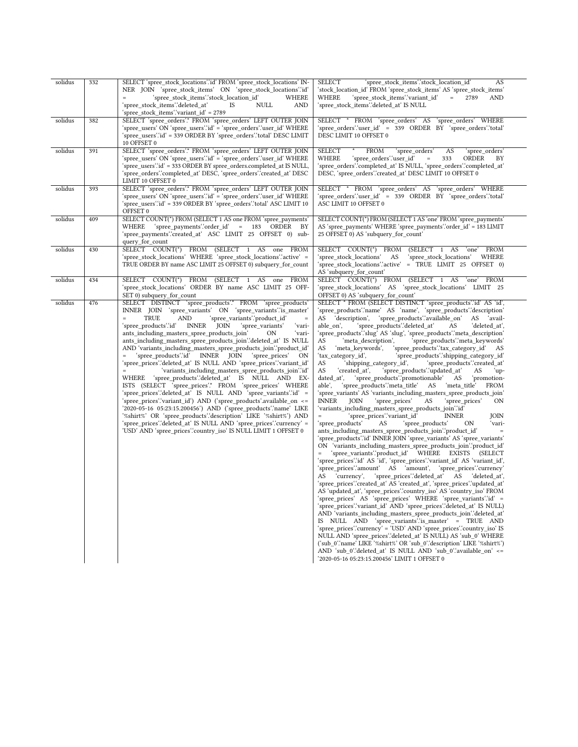| solidus | 332 | SELECT `spree_stock_locations`.`id` FROM `spree_stock_locations` INNER JOIN `spree_stock_items` ON `spree_stock_locations`.`id` = `spree_stock_items`.`stock_location_id` WHERE `spree_stock_items`.`deleted_at` IS NULL AND `spree_stock_items`.`variant_id` = 2789 | SELECT `spree_stock_items`.`stock_location_id` AS `stock_location_id` FROM `spree_stock_items` AS `spree_stock_items` WHERE `spree_stock_items`.`variant_id` = 2789 AND `spree_stock_items`.`deleted_at` IS NULL |
|---|---|---|---|
| solidus | 382 | SELECT `spree_orders`.* FROM `spree_orders` LEFT OUTER JOIN `spree_users` ON `spree_users`.`id` = `spree_orders`.`user_id` WHERE `spree_users`.`id` = 339 ORDER BY `spree_orders`.`total` DESC LIMIT 10 OFFSET 0 | SELECT * FROM `spree_orders` AS `spree_orders` WHERE `spree_orders`.`user_id` = 339 ORDER BY `spree_orders`.`total` DESC LIMIT 10 OFFSET 0 |
| solidus | 391 | SELECT `spree_orders`.* FROM `spree_orders` LEFT OUTER JOIN `spree_users` ON `spree_users`.`id` = `spree_orders`.`user_id` WHERE `spree_users`.`id` = 333 ORDER BY spree_orders.completed_at IS NULL, `spree_orders`.`completed_at` DESC, `spree_orders`.`created_at` DESC LIMIT 10 OFFSET 0 | SELECT * FROM `spree_orders` AS `spree_orders` WHERE `spree_orders`.`user_id` = 333 ORDER BY `spree_orders`.`completed_at` IS NULL, `spree_orders`.`completed_at` DESC, `spree_orders`.`created_at` DESC LIMIT 10 OFFSET 0 |
| solidus | 393 | SELECT `spree_orders`.* FROM `spree_orders` LEFT OUTER JOIN `spree_users` ON `spree_users`.`id` = `spree_orders`.`user_id` WHERE `spree_users`.`id` = 339 ORDER BY `spree_orders`.`total` ASC LIMIT 10 OFFSET 0 | SELECT * FROM `spree_orders` AS `spree_orders` WHERE `spree_orders`.`user_id` = 339 ORDER BY `spree_orders`.`total` ASC LIMIT 10 OFFSET 0 |
| solidus | 409 | SELECT COUNT(*) FROM (SELECT 1 AS one FROM `spree_payments` WHERE `spree_payments`.`order_id` = 183 ORDER BY `spree_payments`.`created_at` ASC LIMIT 25 OFFSET 0) subquery_for_count | SELECT COUNT(*) FROM (SELECT 1 AS `one` FROM `spree_payments` AS `spree_payments` WHERE `spree_payments`.`order_id` = 183 LIMIT 25 OFFSET 0) AS `subquery_for_count` |
| solidus | 430 | SELECT COUNT(*) FROM (SELECT 1 AS one FROM `spree_stock_locations` WHERE `spree_stock_locations`.`active` = TRUE ORDER BY name ASC LIMIT 25 OFFSET 0) subquery_for_count | SELECT COUNT(*) FROM (SELECT 1 AS `one` FROM `spree_stock_locations` AS `spree_stock_locations` WHERE `spree_stock_locations`.`active` = TRUE LIMIT 25 OFFSET 0) AS `subquery_for_count` |
| solidus | 434 | SELECT COUNT(*) FROM (SELECT 1 AS one FROM `spree_stock_locations` ORDER BY name ASC LIMIT 25 OFFSET 0) subquery_for_count | SELECT COUNT(*) FROM (SELECT 1 AS `one` FROM `spree_stock_locations` AS `spree_stock_locations` LIMIT 25 OFFSET 0) AS `subquery_for_count` |
| solidus | 476 | SELECT DISTINCT `spree_products`.* FROM `spree_products` INNER JOIN `spree_variants` ON `spree_variants`.`is_master` = TRUE AND `spree_variants`.`product_id` = `spree_products`.`id` INNER JOIN `spree_variants` `variants_including_masters_spree_products_join` ON `variants_including_masters_spree_products_join`.`deleted_at` IS NULL AND `variants_including_masters_spree_products_join`.`product_id` = `spree_products`.`id` INNER JOIN `spree_prices` ON `spree_prices`.`deleted_at` IS NULL AND `spree_prices`.`variant_id` = `variants_including_masters_spree_products_join`.`id` WHERE `spree_products`.`deleted_at` IS NULL AND EXISTS (SELECT `spree_prices`.* FROM `spree_prices` WHERE `spree_prices`.`deleted_at` IS NULL AND `spree_variants`.`id` = `spree_prices`.`variant_id`) AND (`spree_products`.available_on <= '2020-05-16 05:23:15.200456') AND (`spree_products`.`name` LIKE '%shirt%' OR `spree_products`.`description` LIKE '%shirt%') AND `spree_prices`.`deleted_at` IS NULL AND `spree_prices`.`currency` = 'USD' AND `spree_prices`.`country_iso` IS NULL LIMIT 1 OFFSET 0 | SELECT * FROM (SELECT DISTINCT `spree_products`.`id` AS `id`, `spree_products`.`name` AS `name`, `spree_products`.`description` AS `description`, `spree_products`.`available_on` AS `available_on`, `spree_products`.`deleted_at` AS `deleted_at`, `spree_products`.`slug` AS `slug`, `spree_products`.`meta_description` AS `meta_description`, `spree_products`.`meta_keywords` AS `meta_keywords`, `spree_products`.`tax_category_id` AS `tax_category_id`, `spree_products`.`shipping_category_id` AS `shipping_category_id`, `spree_products`.`created_at` AS `created_at`, `spree_products`.`updated_at` AS `updated_at`, `spree_products`.`promotionable` AS `promotionable`, `spree_products`.`meta_title` AS `meta_title` FROM `spree_variants` AS `variants_including_masters_spree_products_join` INNER JOIN `spree_prices` AS `spree_prices` ON `variants_including_masters_spree_products_join`.`id` = `spree_prices`.`variant_id` INNER JOIN `spree_products` AS `spree_products` ON `variants_including_masters_spree_products_join`.`product_id` = `spree_products`.`id` INNER JOIN `spree_variants` AS `spree_variants` ON `variants_including_masters_spree_products_join`.`product_id` = `spree_variants`.`product_id` WHERE EXISTS (SELECT `spree_prices`.`id` AS `id`, `spree_prices`.`variant_id` AS `variant_id`, `spree_prices`.`amount` AS `amount`, `spree_prices`.`currency` AS `currency`, `spree_prices`.`deleted_at` AS `deleted_at`, `spree_prices`.`created_at` AS `created_at`, `spree_prices`.`updated_at` AS `updated_at`, `spree_prices`.`country_iso` AS `country_iso` FROM `spree_prices` AS `spree_prices` WHERE `spree_variants`.`id` = `spree_prices`.`variant_id` AND `spree_prices`.`deleted_at` IS NULL) AND `variants_including_masters_spree_products_join`.`deleted_at` IS NULL AND `spree_variants`.`is_master` = TRUE AND `spree_prices`.`currency` = 'USD' AND `spree_prices`.`country_iso` IS NULL AND `spree_prices`.`deleted_at` IS NULL) AS `sub_0` WHERE (`sub_0`.`name` LIKE '%shirt%' OR `sub_0`.`description` LIKE '%shirt%') AND `sub_0`.`deleted_at` IS NULL AND `sub_0`.`available_on` <= '2020-05-16 05:23:15.200456' LIMIT 1 OFFSET 0 |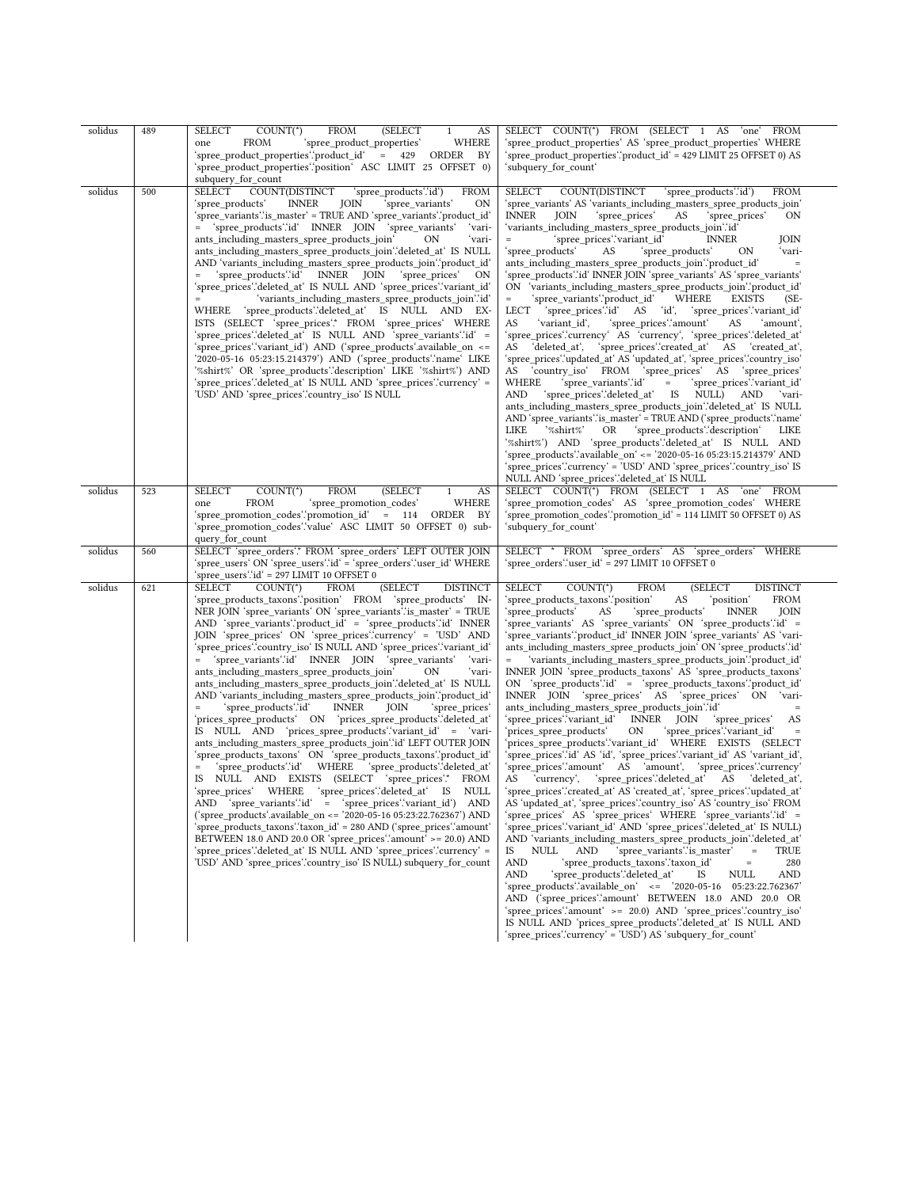| solidus | 489 | SELECT COUNT(*) FROM (SELECT 1 AS one FROM `spree_product_properties` WHERE `spree_product_properties`.`product_id` = 429 ORDER BY `spree_product_properties`.`position` ASC LIMIT 25 OFFSET 0) subquery_for_count | SELECT COUNT(*) FROM (SELECT 1 AS `one` FROM `spree_product_properties` AS `spree_product_properties` WHERE `spree_product_properties`.`product_id` = 429 LIMIT 25 OFFSET 0) AS `subquery_for_count` |
|---|---|---|---|
| solidus | 500 | SELECT COUNT(DISTINCT `spree_products`.`id`) FROM `spree_products` INNER JOIN `spree_variants` ON `spree_variants`.`is_master` = TRUE AND `spree_variants`.`product_id` = `spree_products`.`id` INNER JOIN `spree_variants` `variants_including_masters_spree_products_join` ON `variants_including_masters_spree_products_join`.`deleted_at` IS NULL AND `variants_including_masters_spree_products_join`.`product_id` = `spree_products`.`id` INNER JOIN `spree_prices` ON `spree_prices`.`deleted_at` IS NULL AND `spree_prices`.`variant_id` = `variants_including_masters_spree_products_join`.`id` WHERE `spree_products`.`deleted_at` IS NULL AND EXISTS (SELECT `spree_prices`.* FROM `spree_prices` WHERE `spree_prices`.`deleted_at` IS NULL AND `spree_variants`.`id` = `spree_prices`.`variant_id`) AND (`spree_products`.available_on <= '2020-05-16 05:23:15.214379') AND (`spree_products`.`name` LIKE '%shirt%' OR `spree_products`.`description` LIKE '%shirt%') AND `spree_prices`.`deleted_at` IS NULL AND `spree_prices`.`currency` = 'USD' AND `spree_prices`.`country_iso` IS NULL | SELECT COUNT(DISTINCT `spree_products`.`id`) FROM `spree_variants` AS `variants_including_masters_spree_products_join` INNER JOIN `spree_prices` AS `spree_prices` ON `variants_including_masters_spree_products_join`.`id` = `spree_prices`.`variant_id` INNER JOIN `spree_products` AS `spree_products` ON `variants_including_masters_spree_products_join`.`product_id` = `spree_products`.`id` INNER JOIN `spree_variants` AS `spree_variants` ON `variants_including_masters_spree_products_join`.`product_id` = `spree_variants`.`product_id` WHERE EXISTS (SELECT `spree_prices`.`id` AS `id`, `spree_prices`.`variant_id` AS `variant_id`, `spree_prices`.`amount` AS `amount`, `spree_prices`.`currency` AS `currency`, `spree_prices`.`deleted_at` AS `deleted_at`, `spree_prices`.`created_at` AS `created_at`, `spree_prices`.`updated_at` AS `updated_at`, `spree_prices`.`country_iso` AS `country_iso` FROM `spree_prices` AS `spree_prices` WHERE `spree_variants`.`id` = `spree_prices`.`variant_id` AND `spree_prices`.`deleted_at` IS NULL) AND `variants_including_masters_spree_products_join`.`deleted_at` IS NULL AND `spree_variants`.`is_master` = TRUE AND (`spree_products`.`name` LIKE '%shirt%' OR `spree_products`.`description` LIKE '%shirt%') AND `spree_products`.`deleted_at` IS NULL AND `spree_products`.`available_on` <= '2020-05-16 05:23:15.214379' AND `spree_prices`.`currency` = 'USD' AND `spree_prices`.`country_iso` IS NULL AND `spree_prices`.`deleted_at` IS NULL |
| solidus | 523 | SELECT COUNT(*) FROM (SELECT 1 AS one FROM `spree_promotion_codes` WHERE `spree_promotion_codes`.`promotion_id` = 114 ORDER BY `spree_promotion_codes`.`value` ASC LIMIT 50 OFFSET 0) subquery_for_count | SELECT COUNT(*) FROM (SELECT 1 AS `one` FROM `spree_promotion_codes` AS `spree_promotion_codes` WHERE `spree_promotion_codes`.`promotion_id` = 114 LIMIT 50 OFFSET 0) AS `subquery_for_count` |
| solidus | 560 | SELECT `spree_orders`.* FROM `spree_orders` LEFT OUTER JOIN `spree_users` ON `spree_users`.`id` = `spree_orders`.`user_id` WHERE `spree_users`.`id` = 297 LIMIT 10 OFFSET 0 | SELECT * FROM `spree_orders` AS `spree_orders` WHERE `spree_orders`.`user_id` = 297 LIMIT 10 OFFSET 0 |
| solidus | 621 | SELECT COUNT(*) FROM (SELECT DISTINCT `spree_products_taxons`.`position` FROM `spree_products` INNER JOIN `spree_variants` ON `spree_variants`.`is_master` = TRUE AND `spree_variants`.`product_id` = `spree_products`.`id` INNER JOIN `spree_prices` ON `spree_prices`.`currency` = 'USD' AND `spree_prices`.`country_iso` IS NULL AND `spree_prices`.`variant_id` = `spree_variants`.`id` INNER JOIN `spree_variants` `variants_including_masters_spree_products_join` ON `variants_including_masters_spree_products_join`.`deleted_at` IS NULL AND `variants_including_masters_spree_products_join`.`product_id` = `spree_products`.`id` INNER JOIN `spree_prices` `prices_spree_products` ON `prices_spree_products`.`deleted_at` IS NULL AND `prices_spree_products`.`variant_id` = `variants_including_masters_spree_products_join`.`id` LEFT OUTER JOIN `spree_products_taxons` ON `spree_products_taxons`.`product_id` = `spree_products`.`id` WHERE `spree_products`.`deleted_at` IS NULL AND EXISTS (SELECT `spree_prices`.* FROM `spree_prices` WHERE `spree_prices`.`deleted_at` IS NULL AND `spree_variants`.`id` = `spree_prices`.`variant_id`) AND (`spree_products`.available_on <= '2020-05-16 05:23:22.762367') AND `spree_products_taxons`.`taxon_id` = 280 AND (`spree_prices`.`amount` BETWEEN 18.0 AND 20.0 OR `spree_prices`.`amount` >= 20.0) AND `spree_prices`.`deleted_at` IS NULL AND `spree_prices`.`currency` = 'USD' AND `spree_prices`.`country_iso` IS NULL) subquery_for_count | SELECT COUNT(*) FROM (SELECT DISTINCT `spree_products_taxons`.`position` AS `position` FROM `spree_products` AS `spree_products` INNER JOIN `spree_variants` AS `spree_variants` ON `spree_products`.`id` = `spree_variants`.`product_id` INNER JOIN `spree_variants` AS `variants_including_masters_spree_products_join` ON `spree_products`.`id` = `variants_including_masters_spree_products_join`.`product_id` INNER JOIN `spree_products_taxons` AS `spree_products_taxons` ON `spree_products`.`id` = `spree_products_taxons`.`product_id` INNER JOIN `spree_prices` AS `spree_prices` ON `variants_including_masters_spree_products_join`.`id` = `spree_prices`.`variant_id` INNER JOIN `spree_prices` AS `prices_spree_products` ON `spree_prices`.`variant_id` = `prices_spree_products`.`variant_id` WHERE EXISTS (SELECT `spree_prices`.`id` AS `id`, `spree_prices`.`variant_id` AS `variant_id`, `spree_prices`.`amount` AS `amount`, `spree_prices`.`currency` AS `currency`, `spree_prices`.`deleted_at` AS `deleted_at`, `spree_prices`.`created_at` AS `created_at`, `spree_prices`.`updated_at` AS `updated_at`, `spree_prices`.`country_iso` AS `country_iso` FROM `spree_prices` AS `spree_prices` WHERE `spree_variants`.`id` = `spree_prices`.`variant_id` AND `spree_prices`.`deleted_at` IS NULL) AND `variants_including_masters_spree_products_join`.`deleted_at` IS NULL AND `spree_variants`.`is_master` = TRUE AND `spree_products_taxons`.`taxon_id` = 280 AND `spree_products`.`deleted_at` IS NULL AND `spree_products`.`available_on` <= '2020-05-16 05:23:22.762367' AND (`spree_prices`.`amount` BETWEEN 18.0 AND 20.0 OR `spree_prices`.`amount` >= 20.0) AND `spree_prices`.`country_iso` IS NULL AND `prices_spree_products`.`deleted_at` IS NULL AND `spree_prices`.`currency` = 'USD') AS `subquery_for_count` |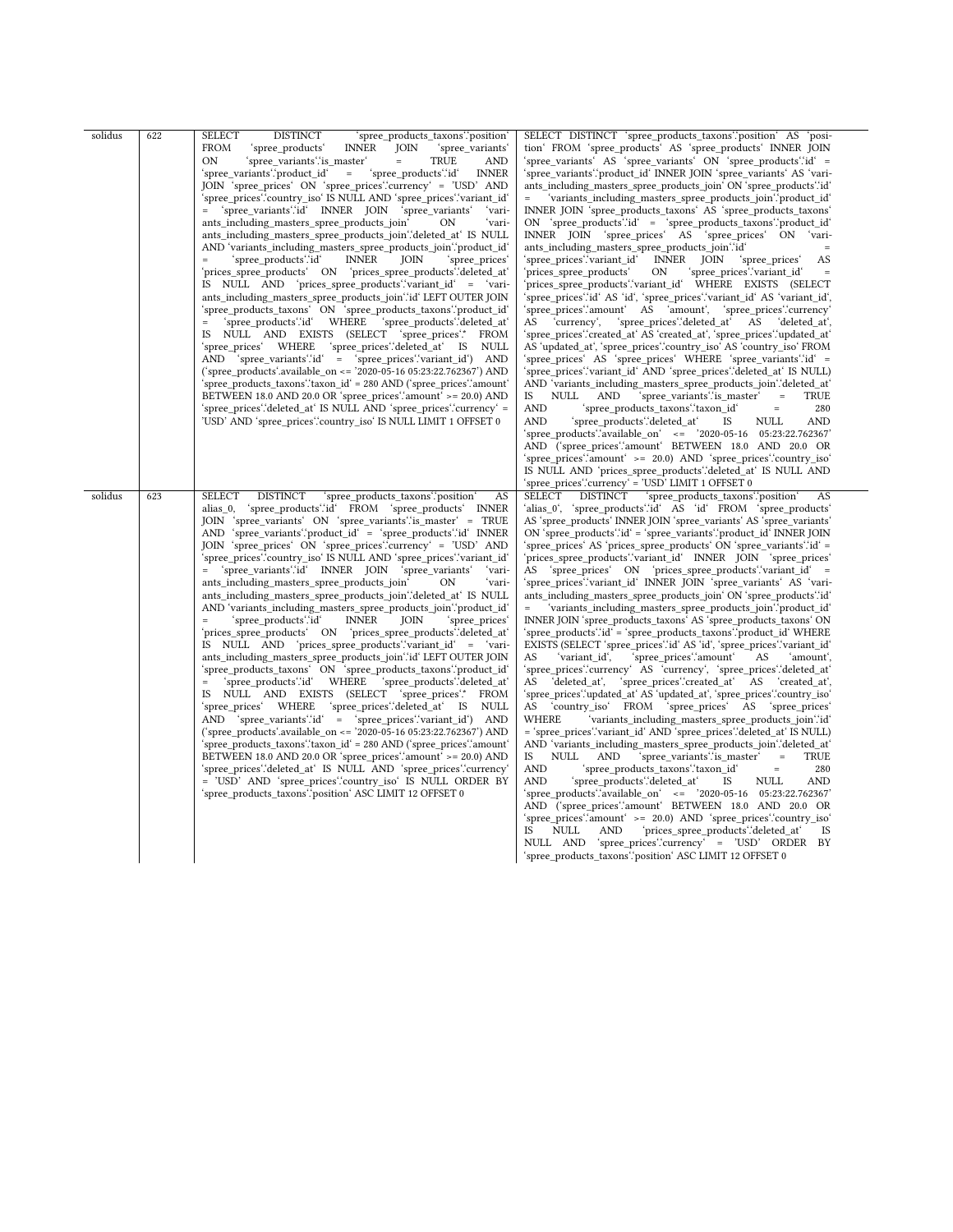| solidus | 622 | SELECT DISTINCT `spree_products_taxons`.`position` FROM `spree_products` INNER JOIN `spree_variants` ON `spree_variants`.`is_master` = TRUE AND `spree_variants`.`product_id` = `spree_products`.`id` INNER JOIN `spree_prices` ON `spree_prices`.`currency` = 'USD' AND `spree_prices`.`country_iso` IS NULL AND `spree_prices`.`variant_id` = `spree_variants`.`id` INNER JOIN `spree_variants` `variants_including_masters_spree_products_join` ON `variants_including_masters_spree_products_join`.`deleted_at` IS NULL AND `variants_including_masters_spree_products_join`.`product_id` = `spree_products`.`id` INNER JOIN `spree_prices` `prices_spree_products` ON `prices_spree_products`.`deleted_at` IS NULL AND `prices_spree_products`.`variant_id` = `variants_including_masters_spree_products_join`.`id` LEFT OUTER JOIN `spree_products_taxons` ON `spree_products_taxons`.`product_id` = `spree_products`.`id` WHERE `spree_products`.`deleted_at` IS NULL AND EXISTS (SELECT `spree_prices`.* FROM `spree_prices` WHERE `spree_prices`.`deleted_at` IS NULL AND `spree_variants`.`id` = `spree_prices`.`variant_id`) AND (`spree_products`.available_on <= '2020-05-16 05:23:22.762367') AND `spree_products_taxons`.`taxon_id` = 280 AND (`spree_prices`.`amount` BETWEEN 18.0 AND 20.0 OR `spree_prices`.`amount` >= 20.0) AND `spree_prices`.`deleted_at` IS NULL AND `spree_prices`.`currency` = 'USD' AND `spree_prices`.`country_iso` IS NULL LIMIT 1 OFFSET 0 | SELECT DISTINCT `spree_products_taxons`.`position` AS `position` FROM `spree_products` AS `spree_products` INNER JOIN `spree_variants` AS `spree_variants` ON `spree_products`.`id` = `spree_variants`.`product_id` INNER JOIN `spree_variants` AS `variants_including_masters_spree_products_join` ON `spree_products`.`id` = `variants_including_masters_spree_products_join`.`product_id` INNER JOIN `spree_products_taxons` AS `spree_products_taxons` ON `spree_products`.`id` = `spree_products_taxons`.`product_id` INNER JOIN `spree_prices` AS `spree_prices` ON `variants_including_masters_spree_products_join`.`id` = `spree_prices`.`variant_id` INNER JOIN `spree_prices` AS `prices_spree_products` ON `spree_prices`.`variant_id` = `prices_spree_products`.`variant_id` WHERE EXISTS (SELECT `spree_prices`.`id` AS `id`, `spree_prices`.`variant_id` AS `variant_id`, `spree_prices`.`amount` AS `amount`, `spree_prices`.`currency` AS `currency`, `spree_prices`.`deleted_at` AS `deleted_at`, `spree_prices`.`created_at` AS `created_at`, `spree_prices`.`updated_at` AS `updated_at`, `spree_prices`.`country_iso` AS `country_iso` FROM `spree_prices` AS `spree_prices` WHERE `spree_variants`.`id` = `spree_prices`.`variant_id` AND `spree_prices`.`deleted_at` IS NULL) AND `variants_including_masters_spree_products_join`.`deleted_at` IS NULL AND `spree_variants`.`is_master` = TRUE AND `spree_products_taxons`.`taxon_id` = 280 AND `spree_products`.`deleted_at` IS NULL AND `spree_products`.`available_on` <= '2020-05-16 05:23:22.762367' AND (`spree_prices`.`amount` BETWEEN 18.0 AND 20.0 OR `spree_prices`.`amount` >= 20.0) AND `spree_prices`.`country_iso` IS NULL AND `prices_spree_products`.`deleted_at` IS NULL AND `spree_prices`.`currency` = 'USD' LIMIT 1 OFFSET 0 |
|---|---|---|---|
| solidus | 623 | SELECT DISTINCT `spree_products_taxons`.`position` AS alias_0, `spree_products`.`id` FROM `spree_products` INNER JOIN `spree_variants` ON `spree_variants`.`is_master` = TRUE AND `spree_variants`.`product_id` = `spree_products`.`id` INNER JOIN `spree_prices` ON `spree_prices`.`currency` = 'USD' AND `spree_prices`.`country_iso` IS NULL AND `spree_prices`.`variant_id` = `spree_variants`.`id` INNER JOIN `spree_variants` `variants_including_masters_spree_products_join` ON `variants_including_masters_spree_products_join`.`deleted_at` IS NULL AND `variants_including_masters_spree_products_join`.`product_id` = `spree_products`.`id` INNER JOIN `spree_prices` `prices_spree_products` ON `prices_spree_products`.`deleted_at` IS NULL AND `prices_spree_products`.`variant_id` = `variants_including_masters_spree_products_join`.`id` LEFT OUTER JOIN `spree_products_taxons` ON `spree_products_taxons`.`product_id` = `spree_products`.`id` WHERE `spree_products`.`deleted_at` IS NULL AND EXISTS (SELECT `spree_prices`.* FROM `spree_prices` WHERE `spree_prices`.`deleted_at` IS NULL AND `spree_variants`.`id` = `spree_prices`.`variant_id`) AND (`spree_products`.available_on <= '2020-05-16 05:23:22.762367') AND `spree_products_taxons`.`taxon_id` = 280 AND (`spree_prices`.`amount` BETWEEN 18.0 AND 20.0 OR `spree_prices`.`amount` >= 20.0) AND `spree_prices`.`deleted_at` IS NULL AND `spree_prices`.`currency` = 'USD' AND `spree_prices`.`country_iso` IS NULL ORDER BY `spree_products_taxons`.`position` ASC LIMIT 12 OFFSET 0 | SELECT DISTINCT `spree_products_taxons`.`position` AS `alias_0`, `spree_products`.`id` AS `id` FROM `spree_products` AS `spree_products` INNER JOIN `spree_variants` AS `spree_variants` ON `spree_products`.`id` = `spree_variants`.`product_id` INNER JOIN `spree_prices` AS `prices_spree_products` ON `spree_variants`.`id` = `prices_spree_products`.`variant_id` INNER JOIN `spree_prices` AS `spree_prices` ON `prices_spree_products`.`variant_id` = `spree_prices`.`variant_id` INNER JOIN `spree_variants` AS `variants_including_masters_spree_products_join` ON `spree_products`.`id` = `variants_including_masters_spree_products_join`.`product_id` INNER JOIN `spree_products_taxons` AS `spree_products_taxons` ON `spree_products`.`id` = `spree_products_taxons`.`product_id` WHERE EXISTS (SELECT `spree_prices`.`id` AS `id`, `spree_prices`.`variant_id` AS `variant_id`, `spree_prices`.`amount` AS `amount`, `spree_prices`.`currency` AS `currency`, `spree_prices`.`deleted_at` AS `deleted_at`, `spree_prices`.`created_at` AS `created_at`, `spree_prices`.`updated_at` AS `updated_at`, `spree_prices`.`country_iso` AS `country_iso` FROM `spree_prices` AS `spree_prices` WHERE `variants_including_masters_spree_products_join`.`id` = `spree_prices`.`variant_id` AND `spree_prices`.`deleted_at` IS NULL) AND `variants_including_masters_spree_products_join`.`deleted_at` IS NULL AND `spree_variants`.`is_master` = TRUE AND `spree_products_taxons`.`taxon_id` = 280 AND `spree_products`.`deleted_at` IS NULL AND `spree_products`.`available_on` <= '2020-05-16 05:23:22.762367' AND (`spree_prices`.`amount` BETWEEN 18.0 AND 20.0 OR `spree_prices`.`amount` >= 20.0) AND `spree_prices`.`country_iso` IS NULL AND `prices_spree_products`.`deleted_at` IS NULL AND `spree_prices`.`currency` = 'USD' ORDER BY `spree_products_taxons`.`position` ASC LIMIT 12 OFFSET 0 |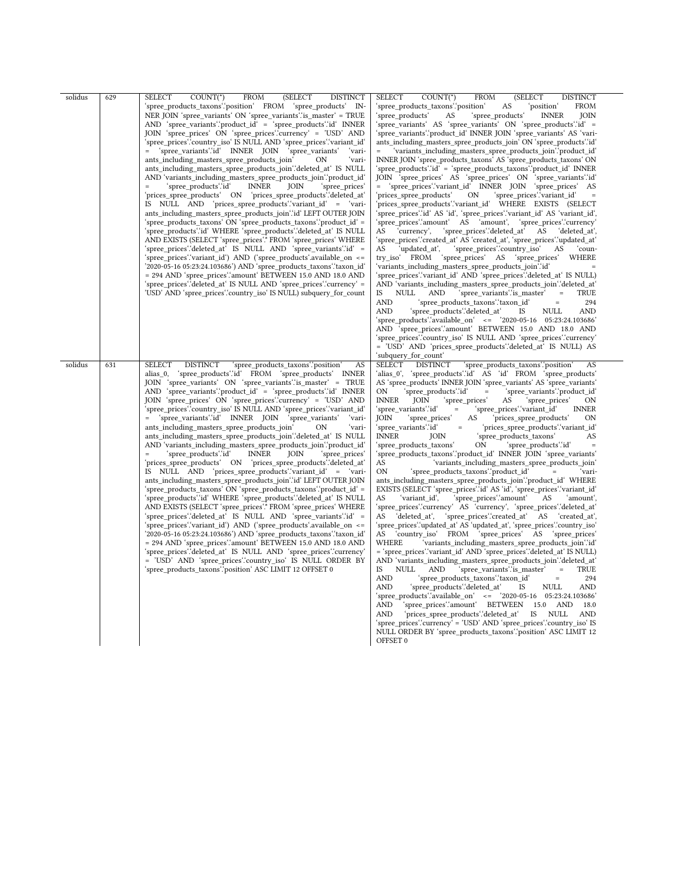| solidus | 629 | SELECT COUNT(*) FROM (SELECT DISTINCT `spree_products_taxons`.`position` FROM `spree_products` INNER JOIN `spree_variants` ON `spree_variants`.`is_master` = TRUE AND `spree_variants`.`product_id` = `spree_products`.`id` INNER JOIN `spree_prices` ON `spree_prices`.`currency` = 'USD' AND `spree_prices`.`country_iso` IS NULL AND `spree_prices`.`variant_id` = `spree_variants`.`id` INNER JOIN `spree_variants` `variants_including_masters_spree_products_join` ON `variants_including_masters_spree_products_join`.`deleted_at` IS NULL AND `variants_including_masters_spree_products_join`.`product_id` = `spree_products`.`id` INNER JOIN `spree_prices` `prices_spree_products` ON `prices_spree_products`.`deleted_at` IS NULL AND `prices_spree_products`.`variant_id` = `variants_including_masters_spree_products_join`.`id` LEFT OUTER JOIN `spree_products_taxons` ON `spree_products_taxons`.`product_id` = `spree_products`.`id` WHERE `spree_products`.`deleted_at` IS NULL AND EXISTS (SELECT `spree_prices`.* FROM `spree_prices` WHERE `spree_prices`.`deleted_at` IS NULL AND `spree_variants`.`id` = `spree_prices`.`variant_id`) AND (`spree_products`.available_on <= '2020-05-16 05:23:24.103686') AND `spree_products_taxons`.`taxon_id` = 294 AND `spree_prices`.`amount` BETWEEN 15.0 AND 18.0 AND `spree_prices`.`deleted_at` IS NULL AND `spree_prices`.`currency` = 'USD' AND `spree_prices`.`country_iso` IS NULL) subquery_for_count | SELECT COUNT(*) FROM (SELECT DISTINCT `spree_products_taxons`.`position` AS `position` FROM `spree_products` AS `spree_products` INNER JOIN `spree_variants` AS `spree_variants` ON `spree_products`.`id` = `spree_variants`.`product_id` INNER JOIN `spree_variants` AS `variants_including_masters_spree_products_join` ON `spree_products`.`id` = `variants_including_masters_spree_products_join`.`product_id` INNER JOIN `spree_products_taxons` AS `spree_products_taxons` ON `spree_products`.`id` = `spree_products_taxons`.`product_id` INNER JOIN `spree_prices` AS `spree_prices` ON `spree_variants`.`id` = `spree_prices`.`variant_id` INNER JOIN `spree_prices` AS `prices_spree_products` ON `spree_prices`.`variant_id` = `prices_spree_products`.`variant_id` WHERE EXISTS (SELECT `spree_prices`.`id` AS `id`, `spree_prices`.`variant_id` AS `variant_id`, `spree_prices`.`amount` AS `amount`, `spree_prices`.`currency` AS `currency`, `spree_prices`.`deleted_at` AS `deleted_at`, `spree_prices`.`created_at` AS `created_at`, `spree_prices`.`updated_at` AS `updated_at`, `spree_prices`.`country_iso` AS `country_iso` FROM `spree_prices` AS `spree_prices` WHERE `variants_including_masters_spree_products_join`.`id` = `spree_prices`.`variant_id` AND `spree_prices`.`deleted_at` IS NULL) AND `variants_including_masters_spree_products_join`.`deleted_at` IS NULL AND `spree_variants`.`is_master` = TRUE AND `spree_products_taxons`.`taxon_id` = 294 AND `spree_products`.`deleted_at` IS NULL AND `spree_products`.`available_on` <= '2020-05-16 05:23:24.103686' AND `spree_prices`.`amount` BETWEEN 15.0 AND 18.0 AND `spree_prices`.`country_iso` IS NULL AND `spree_prices`.`currency` = 'USD' AND `prices_spree_products`.`deleted_at` IS NULL) AS `subquery_for_count` |
|---|---|---|---|
| solidus | 631 | SELECT DISTINCT `spree_products_taxons`.`position` AS alias_0, `spree_products`.`id` FROM `spree_products` INNER JOIN `spree_variants` ON `spree_variants`.`is_master` = TRUE AND `spree_variants`.`product_id` = `spree_products`.`id` INNER JOIN `spree_prices` ON `spree_prices`.`currency` = 'USD' AND `spree_prices`.`country_iso` IS NULL AND `spree_prices`.`variant_id` = `spree_variants`.`id` INNER JOIN `spree_variants` `variants_including_masters_spree_products_join` ON `variants_including_masters_spree_products_join`.`deleted_at` IS NULL AND `variants_including_masters_spree_products_join`.`product_id` = `spree_products`.`id` INNER JOIN `spree_prices` `prices_spree_products` ON `prices_spree_products`.`deleted_at` IS NULL AND `prices_spree_products`.`variant_id` = `variants_including_masters_spree_products_join`.`id` LEFT OUTER JOIN `spree_products_taxons` ON `spree_products_taxons`.`product_id` = `spree_products`.`id` WHERE `spree_products`.`deleted_at` IS NULL AND EXISTS (SELECT `spree_prices`.* FROM `spree_prices` WHERE `spree_prices`.`deleted_at` IS NULL AND `spree_variants`.`id` = `spree_prices`.`variant_id`) AND (`spree_products`.available_on <= '2020-05-16 05:23:24.103686') AND `spree_products_taxons`.`taxon_id` = 294 AND `spree_prices`.`amount` BETWEEN 15.0 AND 18.0 AND `spree_prices`.`deleted_at` IS NULL AND `spree_prices`.`currency` = 'USD' AND `spree_prices`.`country_iso` IS NULL ORDER BY `spree_products_taxons`.`position` ASC LIMIT 12 OFFSET 0 | SELECT DISTINCT `spree_products_taxons`.`position` AS `alias_0`, `spree_products`.`id` AS `id` FROM `spree_products` AS `spree_products` INNER JOIN `spree_variants` AS `spree_variants` ON `spree_products`.`id` = `spree_variants`.`product_id` INNER JOIN `spree_prices` AS `spree_prices` ON `spree_variants`.`id` = `spree_prices`.`variant_id` INNER JOIN `spree_prices` AS `prices_spree_products` ON `spree_variants`.`id` = `prices_spree_products`.`variant_id` INNER JOIN `spree_products_taxons` AS `spree_products_taxons` ON `spree_products`.`id` = `spree_products_taxons`.`product_id` INNER JOIN `spree_variants` AS `variants_including_masters_spree_products_join` ON `spree_products_taxons`.`product_id` = `variants_including_masters_spree_products_join`.`product_id` WHERE EXISTS (SELECT `spree_prices`.`id` AS `id`, `spree_prices`.`variant_id` AS `variant_id`, `spree_prices`.`amount` AS `amount`, `spree_prices`.`currency` AS `currency`, `spree_prices`.`deleted_at` AS `deleted_at`, `spree_prices`.`created_at` AS `created_at`, `spree_prices`.`updated_at` AS `updated_at`, `spree_prices`.`country_iso` AS `country_iso` FROM `spree_prices` AS `spree_prices` WHERE `variants_including_masters_spree_products_join`.`id` = `spree_prices`.`variant_id` AND `spree_prices`.`deleted_at` IS NULL) AND `variants_including_masters_spree_products_join`.`deleted_at` IS NULL AND `spree_variants`.`is_master` = TRUE AND `spree_products_taxons`.`taxon_id` = 294 AND `spree_products`.`deleted_at` IS NULL AND `spree_products`.`available_on` <= '2020-05-16 05:23:24.103686' AND `spree_prices`.`amount` BETWEEN 15.0 AND 18.0 AND `prices_spree_products`.`deleted_at` IS NULL AND `spree_prices`.`currency` = 'USD' AND `spree_prices`.`country_iso` IS NULL ORDER BY `spree_products_taxons`.`position` ASC LIMIT 12 OFFSET 0 |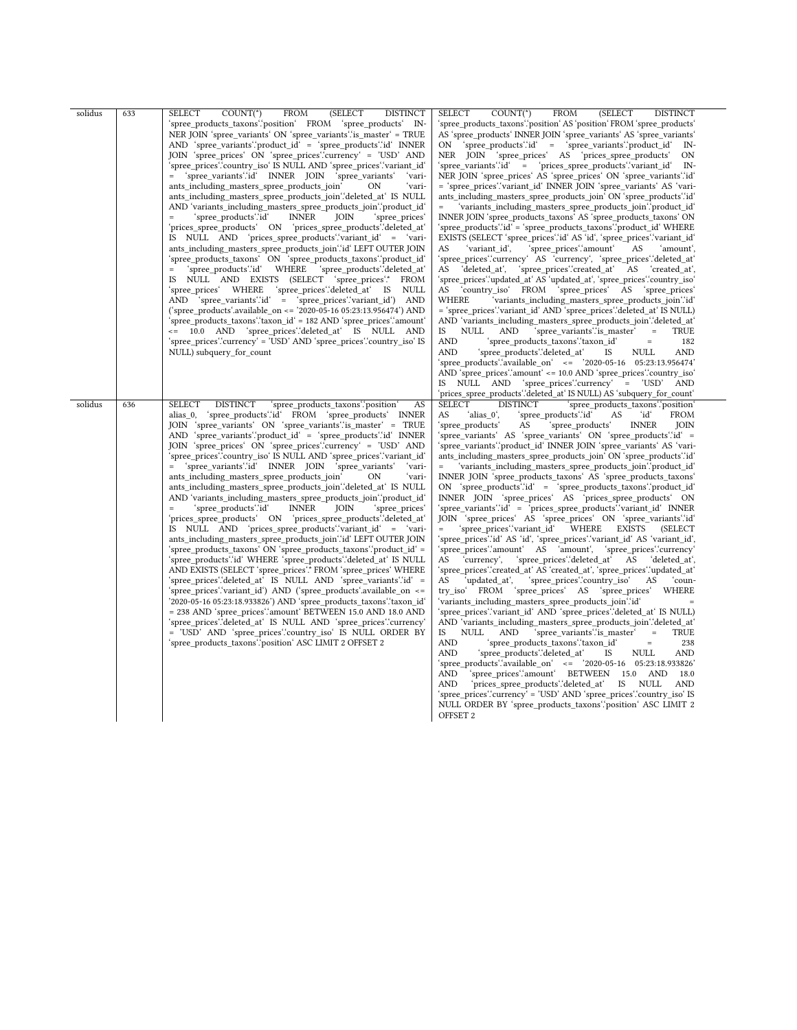| solidus | 633 | SELECT COUNT(*) FROM (SELECT DISTINCT `spree_products_taxons`.`position` FROM `spree_products` INNER JOIN `spree_variants` ON `spree_variants`.`is_master` = TRUE AND `spree_variants`.`product_id` = `spree_products`.`id` INNER JOIN `spree_prices` ON `spree_prices`.`currency` = 'USD' AND `spree_prices`.`country_iso` IS NULL AND `spree_prices`.`variant_id` = `spree_variants`.`id` INNER JOIN `spree_variants` `variants_including_masters_spree_products_join` ON `variants_including_masters_spree_products_join`.`deleted_at` IS NULL AND `variants_including_masters_spree_products_join`.`product_id` = `spree_products`.`id` INNER JOIN `spree_prices` `prices_spree_products` ON `prices_spree_products`.`deleted_at` IS NULL AND `prices_spree_products`.`variant_id` = `variants_including_masters_spree_products_join`.`id` LEFT OUTER JOIN `spree_products_taxons` ON `spree_products_taxons`.`product_id` = `spree_products`.`id` WHERE `spree_products`.`deleted_at` IS NULL AND EXISTS (SELECT `spree_prices`.* FROM `spree_prices` WHERE `spree_prices`.`deleted_at` IS NULL AND `spree_variants`.`id` = `spree_prices`.`variant_id`) AND (`spree_products`.available_on <= '2020-05-16 05:23:13.956474') AND `spree_products_taxons`.`taxon_id` = 182 AND `spree_prices`.`amount` <= 10.0 AND `spree_prices`.`deleted_at` IS NULL AND `spree_prices`.`currency` = 'USD' AND `spree_prices`.`country_iso` IS NULL) subquery_for_count | SELECT COUNT(*) FROM (SELECT DISTINCT `spree_products_taxons`.`position` AS `position` FROM `spree_products` AS `spree_products` INNER JOIN `spree_variants` AS `spree_variants` ON `spree_products`.`id` = `spree_variants`.`product_id` INNER JOIN `spree_prices` AS `prices_spree_products` ON `spree_variants`.`id` = `prices_spree_products`.`variant_id` INNER JOIN `spree_prices` AS `spree_prices` ON `spree_variants`.`id` = `spree_prices`.`variant_id` INNER JOIN `spree_variants` AS `variants_including_masters_spree_products_join` ON `spree_products`.`id` = `variants_including_masters_spree_products_join`.`product_id` INNER JOIN `spree_products_taxons` AS `spree_products_taxons` ON `spree_products`.`id` = `spree_products_taxons`.`product_id` WHERE EXISTS (SELECT `spree_prices`.`id` AS `id`, `spree_prices`.`variant_id` AS `variant_id`, `spree_prices`.`amount` AS `amount`, `spree_prices`.`currency` AS `currency`, `spree_prices`.`deleted_at` AS `deleted_at`, `spree_prices`.`created_at` AS `created_at`, `spree_prices`.`updated_at` AS `updated_at`, `spree_prices`.`country_iso` AS `country_iso` FROM `spree_prices` AS `spree_prices` WHERE `variants_including_masters_spree_products_join`.`id` = `spree_prices`.`variant_id` AND `spree_prices`.`deleted_at` IS NULL) AND `variants_including_masters_spree_products_join`.`deleted_at` IS NULL AND `spree_variants`.`is_master` = TRUE AND `spree_products_taxons`.`taxon_id` = 182 AND `spree_products`.`deleted_at` IS NULL AND `spree_products`.`available_on` <= '2020-05-16 05:23:13.956474' AND `spree_prices`.`amount` <= 10.0 AND `spree_prices`.`country_iso` IS NULL AND `spree_prices`.`currency` = 'USD' AND `prices_spree_products`.`deleted_at` IS NULL) AS `subquery_for_count` |
|---|---|---|---|
| solidus | 636 | SELECT DISTINCT `spree_products_taxons`.`position` AS alias_0, `spree_products`.`id` FROM `spree_products` INNER JOIN `spree_variants` ON `spree_variants`.`is_master` = TRUE AND `spree_variants`.`product_id` = `spree_products`.`id` INNER JOIN `spree_prices` ON `spree_prices`.`currency` = 'USD' AND `spree_prices`.`country_iso` IS NULL AND `spree_prices`.`variant_id` = `spree_variants`.`id` INNER JOIN `spree_variants` `variants_including_masters_spree_products_join` ON `variants_including_masters_spree_products_join`.`deleted_at` IS NULL AND `variants_including_masters_spree_products_join`.`product_id` = `spree_products`.`id` INNER JOIN `spree_prices` `prices_spree_products` ON `prices_spree_products`.`deleted_at` IS NULL AND `prices_spree_products`.`variant_id` = `variants_including_masters_spree_products_join`.`id` LEFT OUTER JOIN `spree_products_taxons` ON `spree_products_taxons`.`product_id` = `spree_products`.`id` WHERE `spree_products`.`deleted_at` IS NULL AND EXISTS (SELECT `spree_prices`.* FROM `spree_prices` WHERE `spree_prices`.`deleted_at` IS NULL AND `spree_variants`.`id` = `spree_prices`.`variant_id`) AND (`spree_products`.available_on <= '2020-05-16 05:23:18.933826') AND `spree_products_taxons`.`taxon_id` = 238 AND `spree_prices`.`amount` BETWEEN 15.0 AND 18.0 AND `spree_prices`.`deleted_at` IS NULL AND `spree_prices`.`currency` = 'USD' AND `spree_prices`.`country_iso` IS NULL ORDER BY `spree_products_taxons`.`position` ASC LIMIT 2 OFFSET 2 | SELECT DISTINCT `spree_products_taxons`.`position` AS `alias_0`, `spree_products`.`id` AS `id` FROM `spree_products` AS `spree_products` INNER JOIN `spree_variants` AS `spree_variants` ON `spree_products`.`id` = `spree_variants`.`product_id` INNER JOIN `spree_variants` AS `variants_including_masters_spree_products_join` ON `spree_products`.`id` = `variants_including_masters_spree_products_join`.`product_id` INNER JOIN `spree_products_taxons` AS `spree_products_taxons` ON `spree_products`.`id` = `spree_products_taxons`.`product_id` INNER JOIN `spree_prices` AS `prices_spree_products` ON `spree_variants`.`id` = `prices_spree_products`.`variant_id` INNER JOIN `spree_prices` AS `spree_prices` ON `spree_variants`.`id` = `spree_prices`.`variant_id` WHERE EXISTS (SELECT `spree_prices`.`id` AS `id`, `spree_prices`.`variant_id` AS `variant_id`, `spree_prices`.`amount` AS `amount`, `spree_prices`.`currency` AS `currency`, `spree_prices`.`deleted_at` AS `deleted_at`, `spree_prices`.`created_at` AS `created_at`, `spree_prices`.`updated_at` AS `updated_at`, `spree_prices`.`country_iso` AS `country_iso` FROM `spree_prices` AS `spree_prices` WHERE `variants_including_masters_spree_products_join`.`id` = `spree_prices`.`variant_id` AND `spree_prices`.`deleted_at` IS NULL) AND `variants_including_masters_spree_products_join`.`deleted_at` IS NULL AND `spree_variants`.`is_master` = TRUE AND `spree_products_taxons`.`taxon_id` = 238 AND `spree_products`.`deleted_at` IS NULL AND `spree_products`.`available_on` <= '2020-05-16 05:23:18.933826' AND `spree_prices`.`amount` BETWEEN 15.0 AND 18.0 AND `prices_spree_products`.`deleted_at` IS NULL AND `spree_prices`.`currency` = 'USD' AND `spree_prices`.`country_iso` IS NULL ORDER BY `spree_products_taxons`.`position` ASC LIMIT 2 OFFSET 2 |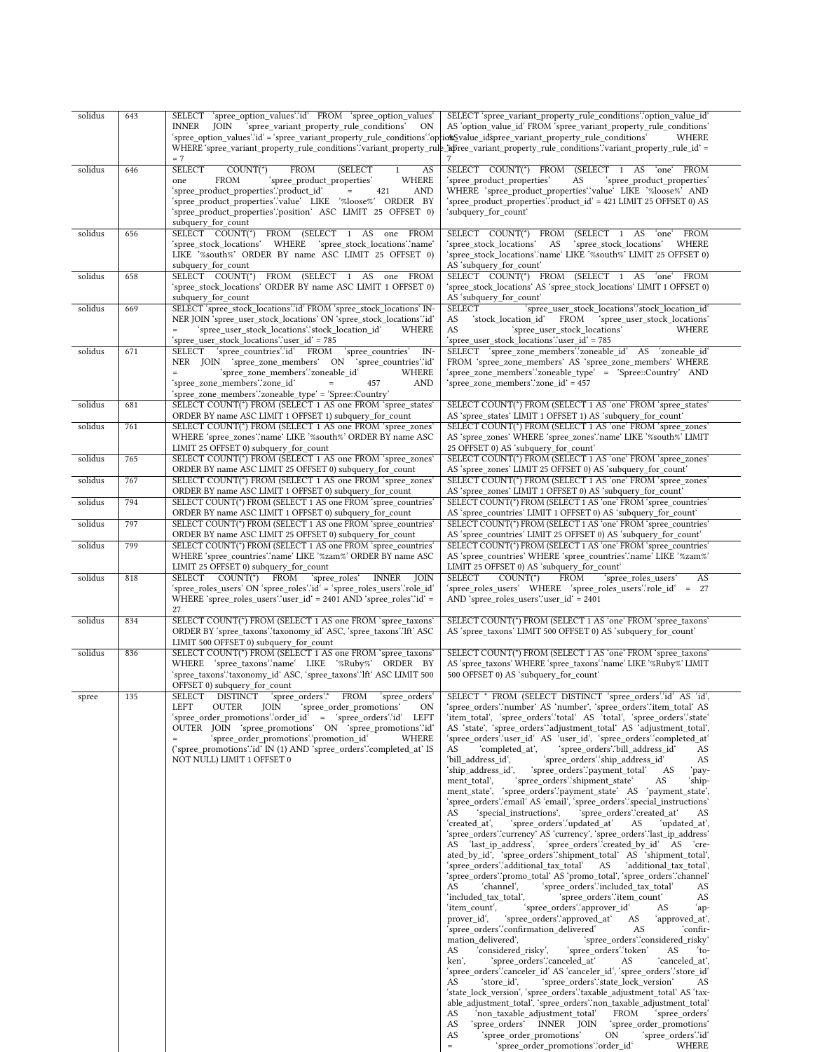| solidus | 643 | SELECT `spree_option_values`.`id` FROM `spree_option_values` INNER JOIN `spree_variant_property_rule_conditions` ON `spree_option_values`.`id` = `spree_variant_property_rule_conditions`.`option_value_id` WHERE `spree_variant_property_rule_conditions`.`variant_property_rule_id` = 7 | SELECT `spree_variant_property_rule_conditions`.`option_value_id` AS `option_value_id` FROM `spree_variant_property_rule_conditions` AS `spree_variant_property_rule_conditions` WHERE `spree_variant_property_rule_conditions`.`variant_property_rule_id` = 7 |
|---|---|---|---|
| solidus | 646 | SELECT COUNT(*) FROM (SELECT 1 AS one FROM `spree_product_properties` WHERE `spree_product_properties`.`product_id` = 421 AND `spree_product_properties`.`value` LIKE '%loose%' ORDER BY `spree_product_properties`.`position` ASC LIMIT 25 OFFSET 0) subquery_for_count | SELECT COUNT(*) FROM (SELECT 1 AS `one` FROM `spree_product_properties` AS `spree_product_properties` WHERE `spree_product_properties`.`value` LIKE '%loose%' AND `spree_product_properties`.`product_id` = 421 LIMIT 25 OFFSET 0) AS `subquery_for_count` |
| solidus | 656 | SELECT COUNT(*) FROM (SELECT 1 AS one FROM `spree_stock_locations` WHERE `spree_stock_locations`.`name` LIKE '%south%' ORDER BY name ASC LIMIT 25 OFFSET 0) subquery_for_count | SELECT COUNT(*) FROM (SELECT 1 AS `one` FROM `spree_stock_locations` AS `spree_stock_locations` WHERE `spree_stock_locations`.`name` LIKE '%south%' LIMIT 25 OFFSET 0) AS `subquery_for_count` |
| solidus | 658 | SELECT COUNT(*) FROM (SELECT 1 AS one FROM `spree_stock_locations` ORDER BY name ASC LIMIT 1 OFFSET 0) subquery_for_count | SELECT COUNT(*) FROM (SELECT 1 AS `one` FROM `spree_stock_locations` AS `spree_stock_locations` LIMIT 1 OFFSET 0) AS `subquery_for_count` |
| solidus | 669 | SELECT `spree_stock_locations`.`id` FROM `spree_stock_locations` INNER JOIN `spree_user_stock_locations` ON `spree_stock_locations`.`id` = `spree_user_stock_locations`.`stock_location_id` WHERE `spree_user_stock_locations`.`user_id` = 785 | SELECT `spree_user_stock_locations`.`stock_location_id` AS `stock_location_id` FROM `spree_user_stock_locations` AS `spree_user_stock_locations` WHERE `spree_user_stock_locations`.`user_id` = 785 |
| solidus | 671 | SELECT `spree_countries`.`id` FROM `spree_countries` INNER JOIN `spree_zone_members` ON `spree_countries`.`id` = `spree_zone_members`.`zoneable_id` WHERE `spree_zone_members`.`zone_id` = 457 AND `spree_zone_members`.`zoneable_type` = 'Spree::Country' | SELECT `spree_zone_members`.`zoneable_id` AS `zoneable_id` FROM `spree_zone_members` AS `spree_zone_members` WHERE `spree_zone_members`.`zoneable_type` = 'Spree::Country' AND `spree_zone_members`.`zone_id` = 457 |
| solidus | 681 | SELECT COUNT(*) FROM (SELECT 1 AS one FROM `spree_states` ORDER BY name ASC LIMIT 1 OFFSET 1) subquery_for_count | SELECT COUNT(*) FROM (SELECT 1 AS `one` FROM `spree_states` AS `spree_states` LIMIT 1 OFFSET 1) AS `subquery_for_count` |
| solidus | 761 | SELECT COUNT(*) FROM (SELECT 1 AS one FROM `spree_zones` WHERE `spree_zones`.`name` LIKE '%south%' ORDER BY name ASC LIMIT 25 OFFSET 0) subquery_for_count | SELECT COUNT(*) FROM (SELECT 1 AS `one` FROM `spree_zones` AS `spree_zones` WHERE `spree_zones`.`name` LIKE '%south%' LIMIT 25 OFFSET 0) AS `subquery_for_count` |
| solidus | 765 | SELECT COUNT(*) FROM (SELECT 1 AS one FROM `spree_zones` ORDER BY name ASC LIMIT 25 OFFSET 0) subquery_for_count | SELECT COUNT(*) FROM (SELECT 1 AS `one` FROM `spree_zones` AS `spree_zones` LIMIT 25 OFFSET 0) AS `subquery_for_count` |
| solidus | 767 | SELECT COUNT(*) FROM (SELECT 1 AS one FROM `spree_zones` ORDER BY name ASC LIMIT 1 OFFSET 0) subquery_for_count | SELECT COUNT(*) FROM (SELECT 1 AS `one` FROM `spree_zones` AS `spree_zones` LIMIT 1 OFFSET 0) AS `subquery_for_count` |
| solidus | 794 | SELECT COUNT(*) FROM (SELECT 1 AS one FROM `spree_countries` ORDER BY name ASC LIMIT 1 OFFSET 0) subquery_for_count | SELECT COUNT(*) FROM (SELECT 1 AS `one` FROM `spree_countries` AS `spree_countries` LIMIT 1 OFFSET 0) AS `subquery_for_count` |
| solidus | 797 | SELECT COUNT(*) FROM (SELECT 1 AS one FROM `spree_countries` ORDER BY name ASC LIMIT 25 OFFSET 0) subquery_for_count | SELECT COUNT(*) FROM (SELECT 1 AS `one` FROM `spree_countries` AS `spree_countries` LIMIT 25 OFFSET 0) AS `subquery_for_count` |
| solidus | 799 | SELECT COUNT(*) FROM (SELECT 1 AS one FROM `spree_countries` WHERE `spree_countries`.`name` LIKE '%zam%' ORDER BY name ASC LIMIT 25 OFFSET 0) subquery_for_count | SELECT COUNT(*) FROM (SELECT 1 AS `one` FROM `spree_countries` AS `spree_countries` WHERE `spree_countries`.`name` LIKE '%zam%' LIMIT 25 OFFSET 0) AS `subquery_for_count` |
| solidus | 818 | SELECT COUNT(*) FROM `spree_roles` INNER JOIN `spree_roles_users` ON `spree_roles`.`id` = `spree_roles_users`.`role_id` WHERE `spree_roles_users`.`user_id` = 2401 AND `spree_roles`.`id` = 27 | SELECT COUNT(*) FROM `spree_roles_users` AS `spree_roles_users` WHERE `spree_roles_users`.`role_id` = 27 AND `spree_roles_users`.`user_id` = 2401 |
| solidus | 834 | SELECT COUNT(*) FROM (SELECT 1 AS one FROM `spree_taxons` ORDER BY `spree_taxons`.`taxonomy_id` ASC, `spree_taxons`.`lft` ASC LIMIT 500 OFFSET 0) subquery_for_count | SELECT COUNT(*) FROM (SELECT 1 AS `one` FROM `spree_taxons` AS `spree_taxons` LIMIT 500 OFFSET 0) AS `subquery_for_count` |
| solidus | 836 | SELECT COUNT(*) FROM (SELECT 1 AS one FROM `spree_taxons` WHERE `spree_taxons`.`name` LIKE '%Ruby%' ORDER BY `spree_taxons`.`taxonomy_id` ASC, `spree_taxons`.`lft` ASC LIMIT 500 OFFSET 0) subquery_for_count | SELECT COUNT(*) FROM (SELECT 1 AS `one` FROM `spree_taxons` AS `spree_taxons` WHERE `spree_taxons`.`name` LIKE '%Ruby%' LIMIT 500 OFFSET 0) AS `subquery_for_count` |
| spree | 135 | SELECT DISTINCT `spree_orders`.* FROM `spree_orders` LEFT OUTER JOIN `spree_order_promotions` ON `spree_order_promotions`.`order_id` = `spree_orders`.`id` LEFT OUTER JOIN `spree_promotions` ON `spree_promotions`.`id` = `spree_order_promotions`.`promotion_id` WHERE (`spree_promotions`.`id` IN (1) AND `spree_orders`.`completed_at` IS NOT NULL) LIMIT 1 OFFSET 0 | SELECT * FROM (SELECT DISTINCT `spree_orders`.`id` AS `id`, `spree_orders`.`number` AS `number`, `spree_orders`.`item_total` AS `item_total`, `spree_orders`.`total` AS `total`, `spree_orders`.`state` AS `state`, `spree_orders`.`adjustment_total` AS `adjustment_total`, `spree_orders`.`user_id` AS `user_id`, `spree_orders`.`completed_at` AS `completed_at`, `spree_orders`.`bill_address_id` AS `bill_address_id`, `spree_orders`.`ship_address_id` AS `ship_address_id`, `spree_orders`.`payment_total` AS `payment_total`, `spree_orders`.`shipment_state` AS `shipment_state`, `spree_orders`.`payment_state` AS `payment_state`, `spree_orders`.`email` AS `email`, `spree_orders`.`special_instructions` AS `special_instructions`, `spree_orders`.`created_at` AS `created_at`, `spree_orders`.`updated_at` AS `updated_at`, `spree_orders`.`currency` AS `currency`, `spree_orders`.`last_ip_address` AS `last_ip_address`, `spree_orders`.`created_by_id` AS `created_by_id`, `spree_orders`.`shipment_total` AS `shipment_total`, `spree_orders`.`additional_tax_total` AS `additional_tax_total`, `spree_orders`.`promo_total` AS `promo_total`, `spree_orders`.`channel` AS `channel`, `spree_orders`.`included_tax_total` AS `included_tax_total`, `spree_orders`.`item_count` AS `item_count`, `spree_orders`.`approver_id` AS `approver_id`, `spree_orders`.`approved_at` AS `approved_at`, `spree_orders`.`confirmation_delivered` AS `confirmation_delivered`, `spree_orders`.`considered_risky` AS `considered_risky`, `spree_orders`.`token` AS `token`, `spree_orders`.`canceled_at` AS `canceled_at`, `spree_orders`.`canceler_id` AS `canceler_id`, `spree_orders`.`store_id` AS `store_id`, `spree_orders`.`state_lock_version` AS `state_lock_version`, `spree_orders`.`taxable_adjustment_total` AS `taxable_adjustment_total`, `spree_orders`.`non_taxable_adjustment_total` AS `non_taxable_adjustment_total` FROM `spree_orders` AS `spree_orders` INNER JOIN `spree_order_promotions` AS `spree_order_promotions` ON `spree_orders`.`id` = `spree_order_promotions`.`order_id` WHERE |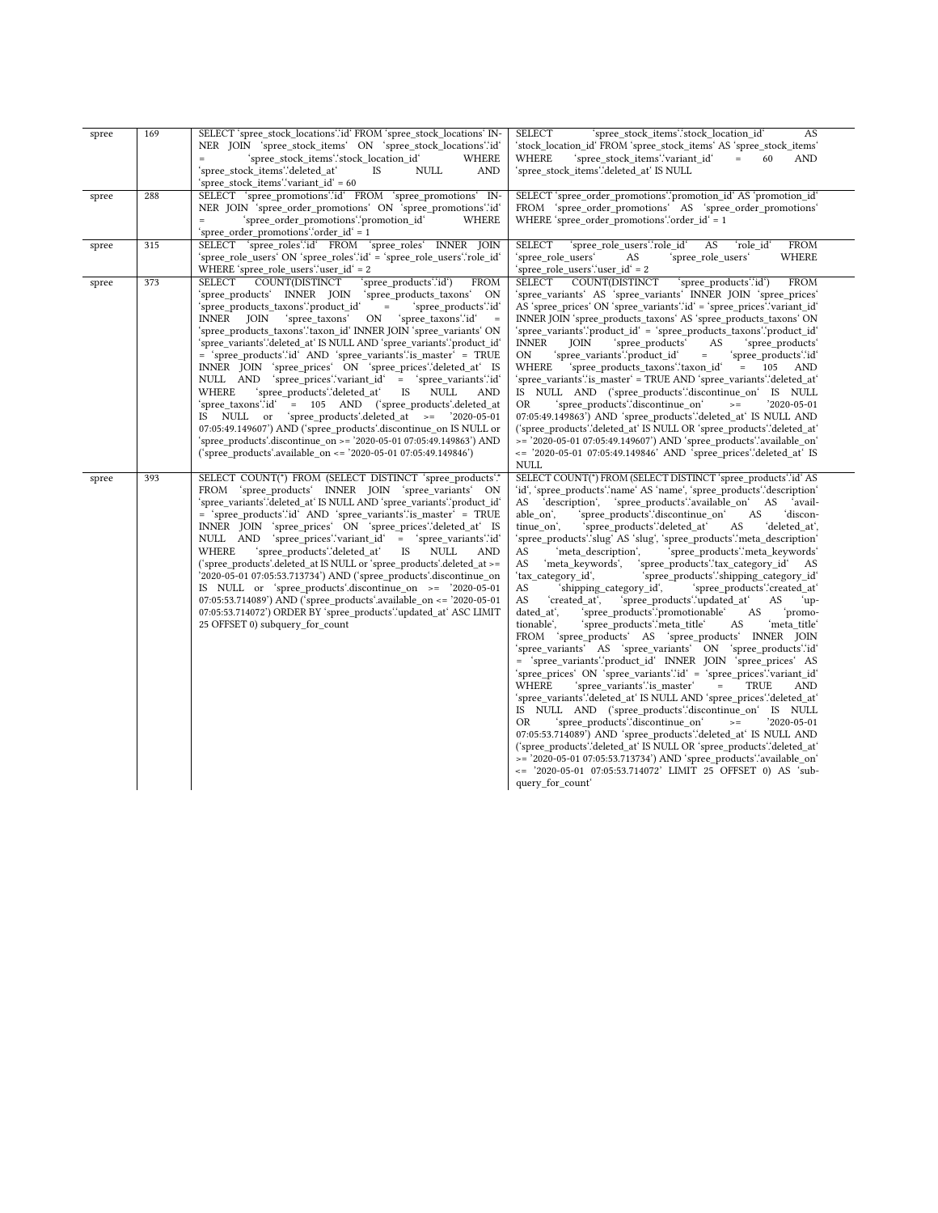| | | | |
|---|---|---|---|
| spree | 169 | SELECT `spree_stock_locations`.`id` FROM `spree_stock_locations` INNER JOIN `spree_stock_items` ON `spree_stock_locations`.`id` = `spree_stock_items`.`stock_location_id` WHERE `spree_stock_items`.`deleted_at` IS NULL AND `spree_stock_items`.`variant_id` = 60 | SELECT `spree_stock_items`.`stock_location_id` AS `stock_location_id` FROM `spree_stock_items` AS `spree_stock_items` WHERE `spree_stock_items`.`variant_id` = 60 AND `spree_stock_items`.`deleted_at` IS NULL |
| spree | 288 | SELECT `spree_promotions`.`id` FROM `spree_promotions` INNER JOIN `spree_order_promotions` ON `spree_promotions`.`id` = `spree_order_promotions`.`promotion_id` WHERE `spree_order_promotions`.`order_id` = 1 | SELECT `spree_order_promotions`.`promotion_id` AS `promotion_id` FROM `spree_order_promotions` AS `spree_order_promotions` WHERE `spree_order_promotions`.`order_id` = 1 |
| spree | 315 | SELECT `spree_roles`.`id` FROM `spree_roles` INNER JOIN `spree_role_users` ON `spree_roles`.`id` = `spree_role_users`.`role_id` WHERE `spree_role_users`.`user_id` = 2 | SELECT `spree_role_users`.`role_id` AS `role_id` FROM `spree_role_users` AS `spree_role_users` WHERE `spree_role_users`.`user_id` = 2 |
| spree | 373 | SELECT COUNT(DISTINCT `spree_products`.`id`) FROM `spree_products` INNER JOIN `spree_products_taxons` ON `spree_products_taxons`.`product_id` = `spree_products`.`id` INNER JOIN `spree_taxons` ON `spree_taxons`.`id` = `spree_products_taxons`.`taxon_id` INNER JOIN `spree_variants` ON `spree_variants`.`deleted_at` IS NULL AND `spree_variants`.`product_id` = `spree_products`.`id` AND `spree_variants`.`is_master` = TRUE INNER JOIN `spree_prices` ON `spree_prices`.`deleted_at` IS NULL AND `spree_prices`.`variant_id` = `spree_variants`.`id` WHERE `spree_products`.`deleted_at` IS NULL AND `spree_taxons`.`id` = 105 AND (`spree_products`.deleted_at IS NULL or `spree_products`.deleted_at >= '2020-05-01 07:05:49.149607') AND (`spree_products`.discontinue_on IS NULL or `spree_products`.discontinue_on >= '2020-05-01 07:05:49.149863') AND (`spree_products`.available_on <= '2020-05-01 07:05:49.149846') | SELECT COUNT(DISTINCT `spree_products`.`id`) FROM `spree_variants` AS `spree_variants` INNER JOIN `spree_prices` AS `spree_prices` ON `spree_variants`.`id` = `spree_prices`.`variant_id` INNER JOIN `spree_products_taxons` AS `spree_products_taxons` ON `spree_variants`.`product_id` = `spree_products_taxons`.`product_id` INNER JOIN `spree_products` AS `spree_products` ON `spree_variants`.`product_id` = `spree_products`.`id` WHERE `spree_products_taxons`.`taxon_id` = 105 AND `spree_variants`.`is_master` = TRUE AND `spree_variants`.`deleted_at` IS NULL AND (`spree_products`.`discontinue_on` IS NULL OR `spree_products`.`discontinue_on` >= '2020-05-01 07:05:49.149863') AND `spree_products`.`deleted_at` IS NULL AND (`spree_products`.`deleted_at` IS NULL OR `spree_products`.`deleted_at` >= '2020-05-01 07:05:49.149607') AND `spree_products`.`available_on` <= '2020-05-01 07:05:49.149846' AND `spree_prices`.`deleted_at` IS NULL |
| spree | 393 | SELECT COUNT(*) FROM (SELECT DISTINCT `spree_products`.* FROM `spree_products` INNER JOIN `spree_variants` ON `spree_variants`.`deleted_at` IS NULL AND `spree_variants`.`product_id` = `spree_products`.`id` AND `spree_variants`.`is_master` = TRUE INNER JOIN `spree_prices` ON `spree_prices`.`deleted_at` IS NULL AND `spree_prices`.`variant_id` = `spree_variants`.`id` WHERE `spree_products`.`deleted_at` IS NULL AND (`spree_products`.deleted_at IS NULL or `spree_products`.deleted_at >= '2020-05-01 07:05:53.713734') AND (`spree_products`.discontinue_on IS NULL or `spree_products`.discontinue_on >= '2020-05-01 07:05:53.714089') AND (`spree_products`.available_on <= '2020-05-01 07:05:53.714072') ORDER BY `spree_products`.`updated_at` ASC LIMIT 25 OFFSET 0) subquery_for_count | SELECT COUNT(*) FROM (SELECT DISTINCT `spree_products`.`id` AS `id`, `spree_products`.`name` AS `name`, `spree_products`.`description` AS `description`, `spree_products`.`available_on` AS `available_on`, `spree_products`.`discontinue_on` AS `discontinue_on`, `spree_products`.`deleted_at` AS `deleted_at`, `spree_products`.`slug` AS `slug`, `spree_products`.`meta_description` AS `meta_description`, `spree_products`.`meta_keywords` AS `meta_keywords`, `spree_products`.`tax_category_id` AS `tax_category_id`, `spree_products`.`shipping_category_id` AS `shipping_category_id`, `spree_products`.`created_at` AS `created_at`, `spree_products`.`updated_at` AS `updated_at`, `spree_products`.`promotionable` AS `promotionable`, `spree_products`.`meta_title` AS `meta_title` FROM `spree_products` AS `spree_products` INNER JOIN `spree_variants` AS `spree_variants` ON `spree_products`.`id` = `spree_variants`.`product_id` INNER JOIN `spree_prices` AS `spree_prices` ON `spree_variants`.`id` = `spree_prices`.`variant_id` WHERE `spree_variants`.`is_master` = TRUE AND `spree_variants`.`deleted_at` IS NULL AND `spree_prices`.`deleted_at` IS NULL AND (`spree_products`.`discontinue_on` IS NULL OR `spree_products`.`discontinue_on` >= '2020-05-01 07:05:53.714089') AND `spree_products`.`deleted_at` IS NULL AND (`spree_products`.`deleted_at` IS NULL OR `spree_products`.`deleted_at` >= '2020-05-01 07:05:53.713734') AND `spree_products`.`available_on` <= '2020-05-01 07:05:53.714072' LIMIT 25 OFFSET 0) AS `subquery_for_count` |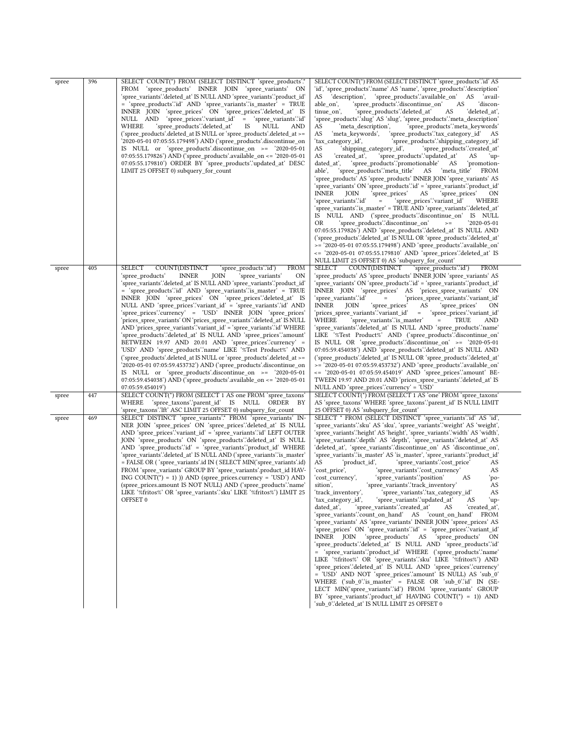| spree | 396 | SELECT COUNT(*) FROM (SELECT DISTINCT `spree_products`.* FROM `spree_products` INNER JOIN `spree_variants` ON `spree_variants`.`deleted_at` IS NULL AND `spree_variants`.`product_id` = `spree_products`.`id` AND `spree_variants`.`is_master` = TRUE INNER JOIN `spree_prices` ON `spree_prices`.`deleted_at` IS NULL AND `spree_prices`.`variant_id` = `spree_variants`.`id` WHERE `spree_products`.`deleted_at` IS NULL AND (`spree_products`.deleted_at IS NULL or `spree_products`.deleted_at >= '2020-05-01 07:05:55.179498') AND (`spree_products`.discontinue_on IS NULL or `spree_products`.discontinue_on >= '2020-05-01 07:05:55.179826') AND (`spree_products`.available_on <= '2020-05-01 07:05:55.179810') ORDER BY `spree_products`.`updated_at` DESC LIMIT 25 OFFSET 0) subquery_for_count | SELECT COUNT(*) FROM (SELECT DISTINCT `spree_products`.`id` AS `id`, `spree_products`.`name` AS `name`, `spree_products`.`description` AS `description`, `spree_products`.`available_on` AS `available_on`, `spree_products`.`discontinue_on` AS `discontinue_on`, `spree_products`.`deleted_at` AS `deleted_at`, `spree_products`.`slug` AS `slug`, `spree_products`.`meta_description` AS `meta_description`, `spree_products`.`meta_keywords` AS `meta_keywords`, `spree_products`.`tax_category_id` AS `tax_category_id`, `spree_products`.`shipping_category_id` AS `shipping_category_id`, `spree_products`.`created_at` AS `created_at`, `spree_products`.`updated_at` AS `updated_at`, `spree_products`.`promotionable` AS `promotionable`, `spree_products`.`meta_title` AS `meta_title` FROM `spree_products` AS `spree_products` INNER JOIN `spree_variants` AS `spree_variants` ON `spree_products`.`id` = `spree_variants`.`product_id` INNER JOIN `spree_prices` AS `spree_prices` ON `spree_variants`.`id` = `spree_prices`.`variant_id` WHERE `spree_variants`.`is_master` = TRUE AND `spree_variants`.`deleted_at` IS NULL AND (`spree_products`.`discontinue_on` IS NULL OR `spree_products`.`discontinue_on` >= '2020-05-01 07:05:55.179826') AND `spree_products`.`deleted_at` IS NULL AND (`spree_products`.`deleted_at` IS NULL OR `spree_products`.`deleted_at` >= '2020-05-01 07:05:55.179498') AND `spree_products`.`available_on` <= '2020-05-01 07:05:55.179810' AND `spree_prices`.`deleted_at` IS NULL LIMIT 25 OFFSET 0) AS `subquery_for_count` |
|---|---|---|---|
| spree | 405 | SELECT COUNT(DISTINCT `spree_products`.`id`) FROM `spree_products` INNER JOIN `spree_variants` ON `spree_variants`.`deleted_at` IS NULL AND `spree_variants`.`product_id` = `spree_products`.`id` AND `spree_variants`.`is_master` = TRUE INNER JOIN `spree_prices` ON `spree_prices`.`deleted_at` IS NULL AND `spree_prices`.`variant_id` = `spree_variants`.`id` AND `spree_prices`.`currency` = 'USD' INNER JOIN `spree_prices` `prices_spree_variants` ON `prices_spree_variants`.`deleted_at` IS NULL AND `prices_spree_variants`.`variant_id` = `spree_variants`.`id` WHERE `spree_products`.`deleted_at` IS NULL AND `spree_prices`.`amount` BETWEEN 19.97 AND 20.01 AND `spree_prices`.`currency` = 'USD' AND `spree_products`.`name` LIKE '%Test Product%' AND (`spree_products`.deleted_at IS NULL or `spree_products`.deleted_at >= '2020-05-01 07:05:59.453732') AND (`spree_products`.discontinue_on IS NULL or `spree_products`.discontinue_on >= '2020-05-01 07:05:59.454038') AND (`spree_products`.available_on <= '2020-05-01 07:05:59.454019') | SELECT COUNT(DISTINCT `spree_products`.`id`) FROM `spree_products` AS `spree_products` INNER JOIN `spree_variants` AS `spree_variants` ON `spree_products`.`id` = `spree_variants`.`product_id` INNER JOIN `spree_prices` AS `prices_spree_variants` ON `spree_variants`.`id` = `prices_spree_variants`.`variant_id` INNER JOIN `spree_prices` AS `spree_prices` ON `prices_spree_variants`.`variant_id` = `spree_prices`.`variant_id` WHERE `spree_variants`.`is_master` = TRUE AND `spree_variants`.`deleted_at` IS NULL AND `spree_products`.`name` LIKE '%Test Product%' AND (`spree_products`.`discontinue_on` IS NULL OR `spree_products`.`discontinue_on` >= '2020-05-01 07:05:59.454038') AND `spree_products`.`deleted_at` IS NULL AND (`spree_products`.`deleted_at` IS NULL OR `spree_products`.`deleted_at` >= '2020-05-01 07:05:59.453732') AND `spree_products`.`available_on` <= '2020-05-01 07:05:59.454019' AND `spree_prices`.`amount` BETWEEN 19.97 AND 20.01 AND `prices_spree_variants`.`deleted_at` IS NULL AND `spree_prices`.`currency` = 'USD' |
| spree | 447 | SELECT COUNT(*) FROM (SELECT 1 AS one FROM `spree_taxons` WHERE `spree_taxons`.`parent_id` IS NULL ORDER BY `spree_taxons`.`lft` ASC LIMIT 25 OFFSET 0) subquery_for_count | SELECT COUNT(*) FROM (SELECT 1 AS `one` FROM `spree_taxons` AS `spree_taxons` WHERE `spree_taxons`.`parent_id` IS NULL LIMIT 25 OFFSET 0) AS `subquery_for_count` |
| spree | 469 | SELECT DISTINCT `spree_variants`.* FROM `spree_variants` INNER JOIN `spree_prices` ON `spree_prices`.`deleted_at` IS NULL AND `spree_prices`.`variant_id` = `spree_variants`.`id` LEFT OUTER JOIN `spree_products` ON `spree_products`.`deleted_at` IS NULL AND `spree_products`.`id` = `spree_variants`.`product_id` WHERE `spree_variants`.`deleted_at` IS NULL AND (`spree_variants`.`is_master` = FALSE OR ( `spree_variants`.id IN ( SELECT MIN(`spree_variants`.id) FROM `spree_variants` GROUP BY `spree_variants`.product_id HAVING COUNT(*) = 1) )) AND (spree_prices.currency = 'USD') AND (spree_prices.amount IS NOT NULL) AND (`spree_products`.`name` LIKE '%fritos%' OR `spree_variants`.`sku` LIKE '%fritos%') LIMIT 25 OFFSET 0 | SELECT * FROM (SELECT DISTINCT `spree_variants`.`id` AS `id`, `spree_variants`.`sku` AS `sku`, `spree_variants`.`weight` AS `weight`, `spree_variants`.`height` AS `height`, `spree_variants`.`width` AS `width`, `spree_variants`.`depth` AS `depth`, `spree_variants`.`deleted_at` AS `deleted_at`, `spree_variants`.`discontinue_on` AS `discontinue_on`, `spree_variants`.`is_master` AS `is_master`, `spree_variants`.`product_id` AS `product_id`, `spree_variants`.`cost_price` AS `cost_price`, `spree_variants`.`cost_currency` AS `cost_currency`, `spree_variants`.`position` AS `position`, `spree_variants`.`track_inventory` AS `track_inventory`, `spree_variants`.`tax_category_id` AS `tax_category_id`, `spree_variants`.`updated_at` AS `updated_at`, `spree_variants`.`created_at` AS `created_at`, `spree_variants`.`count_on_hand` AS `count_on_hand` FROM `spree_variants` AS `spree_variants` INNER JOIN `spree_prices` AS `spree_prices` ON `spree_variants`.`id` = `spree_prices`.`variant_id` INNER JOIN `spree_products` AS `spree_products` ON `spree_products`.`deleted_at` IS NULL AND `spree_products`.`id` = `spree_variants`.`product_id` WHERE (`spree_products`.`name` LIKE '%fritos%' OR `spree_variants`.`sku` LIKE '%fritos%') AND `spree_prices`.`deleted_at` IS NULL AND `spree_prices`.`currency` = 'USD' AND NOT `spree_prices`.`amount` IS NULL) AS `sub_0` WHERE (`sub_0`.`is_master` = FALSE OR `sub_0`.`id` IN (SELECT MIN(`spree_variants`.`id`) FROM `spree_variants` GROUP BY `spree_variants`.`product_id` HAVING COUNT(*) = 1)) AND `sub_0`.`deleted_at` IS NULL LIMIT 25 OFFSET 0 |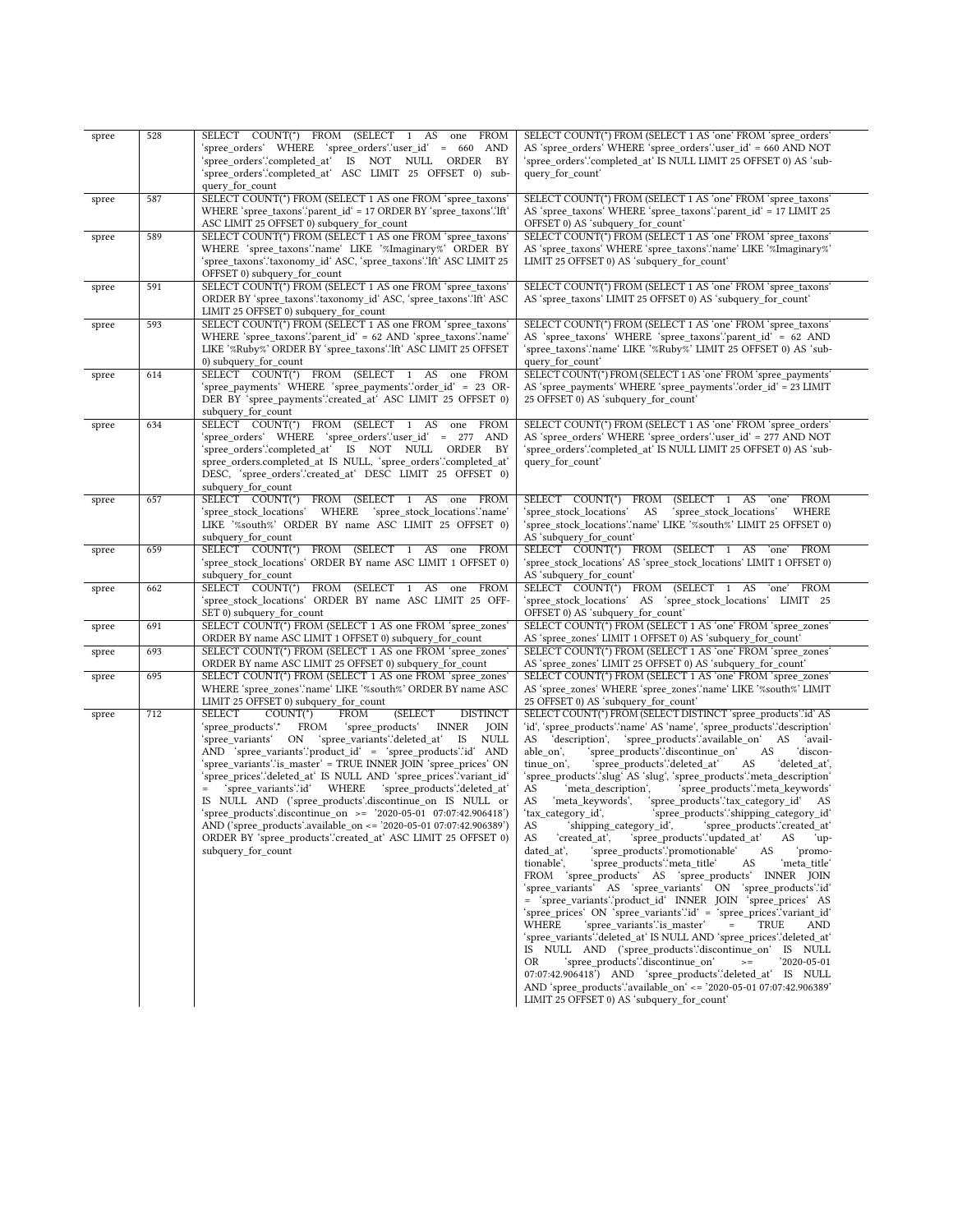| spree | 528 | SELECT COUNT(*) FROM (SELECT 1 AS one FROM `spree_orders` WHERE `spree_orders`.`user_id` = 660 AND `spree_orders`.`completed_at` IS NOT NULL ORDER BY `spree_orders`.`completed_at` ASC LIMIT 25 OFFSET 0) subquery_for_count | SELECT COUNT(*) FROM (SELECT 1 AS `one` FROM `spree_orders` AS `spree_orders` WHERE `spree_orders`.`user_id` = 660 AND NOT `spree_orders`.`completed_at` IS NULL LIMIT 25 OFFSET 0) AS `subquery_for_count` |
|---|---|---|---|
| spree | 587 | SELECT COUNT(*) FROM (SELECT 1 AS one FROM `spree_taxons` WHERE `spree_taxons`.`parent_id` = 17 ORDER BY `spree_taxons`.`lft` ASC LIMIT 25 OFFSET 0) subquery_for_count | SELECT COUNT(*) FROM (SELECT 1 AS `one` FROM `spree_taxons` AS `spree_taxons` WHERE `spree_taxons`.`parent_id` = 17 LIMIT 25 OFFSET 0) AS `subquery_for_count` |
| spree | 589 | SELECT COUNT(*) FROM (SELECT 1 AS one FROM `spree_taxons` WHERE `spree_taxons`.`name` LIKE '%Imaginary%' ORDER BY `spree_taxons`.`taxonomy_id` ASC, `spree_taxons`.`lft` ASC LIMIT 25 OFFSET 0) subquery_for_count | SELECT COUNT(*) FROM (SELECT 1 AS `one` FROM `spree_taxons` AS `spree_taxons` WHERE `spree_taxons`.`name` LIKE '%Imaginary%' LIMIT 25 OFFSET 0) AS `subquery_for_count` |
| spree | 591 | SELECT COUNT(*) FROM (SELECT 1 AS one FROM `spree_taxons` ORDER BY `spree_taxons`.`taxonomy_id` ASC, `spree_taxons`.`lft` ASC LIMIT 25 OFFSET 0) subquery_for_count | SELECT COUNT(*) FROM (SELECT 1 AS `one` FROM `spree_taxons` AS `spree_taxons` LIMIT 25 OFFSET 0) AS `subquery_for_count` |
| spree | 593 | SELECT COUNT(*) FROM (SELECT 1 AS one FROM `spree_taxons` WHERE `spree_taxons`.`parent_id` = 62 AND `spree_taxons`.`name` LIKE '%Ruby%' ORDER BY `spree_taxons`.`lft` ASC LIMIT 25 OFFSET 0) subquery_for_count | SELECT COUNT(*) FROM (SELECT 1 AS `one` FROM `spree_taxons` AS `spree_taxons` WHERE `spree_taxons`.`parent_id` = 62 AND `spree_taxons`.`name` LIKE '%Ruby%' LIMIT 25 OFFSET 0) AS `subquery_for_count` |
| spree | 614 | SELECT COUNT(*) FROM (SELECT 1 AS one FROM `spree_payments` WHERE `spree_payments`.`order_id` = 23 ORDER BY `spree_payments`.`created_at` ASC LIMIT 25 OFFSET 0) subquery_for_count | SELECT COUNT(*) FROM (SELECT 1 AS `one` FROM `spree_payments` AS `spree_payments` WHERE `spree_payments`.`order_id` = 23 LIMIT 25 OFFSET 0) AS `subquery_for_count` |
| spree | 634 | SELECT COUNT(*) FROM (SELECT 1 AS one FROM `spree_orders` WHERE `spree_orders`.`user_id` = 277 AND `spree_orders`.`completed_at` IS NOT NULL ORDER BY spree_orders.completed_at IS NULL, `spree_orders`.`completed_at` DESC, `spree_orders`.`created_at` DESC LIMIT 25 OFFSET 0) subquery_for_count | SELECT COUNT(*) FROM (SELECT 1 AS `one` FROM `spree_orders` AS `spree_orders` WHERE `spree_orders`.`user_id` = 277 AND NOT `spree_orders`.`completed_at` IS NULL LIMIT 25 OFFSET 0) AS `subquery_for_count` |
| spree | 657 | SELECT COUNT(*) FROM (SELECT 1 AS one FROM `spree_stock_locations` WHERE `spree_stock_locations`.`name` LIKE '%south%' ORDER BY name ASC LIMIT 25 OFFSET 0) subquery_for_count | SELECT COUNT(*) FROM (SELECT 1 AS `one` FROM `spree_stock_locations` AS `spree_stock_locations` WHERE `spree_stock_locations`.`name` LIKE '%south%' LIMIT 25 OFFSET 0) AS `subquery_for_count` |
| spree | 659 | SELECT COUNT(*) FROM (SELECT 1 AS one FROM `spree_stock_locations` ORDER BY name ASC LIMIT 1 OFFSET 0) subquery_for_count | SELECT COUNT(*) FROM (SELECT 1 AS `one` FROM `spree_stock_locations` AS `spree_stock_locations` LIMIT 1 OFFSET 0) AS `subquery_for_count` |
| spree | 662 | SELECT COUNT(*) FROM (SELECT 1 AS one FROM `spree_stock_locations` ORDER BY name ASC LIMIT 25 OFFSET 0) subquery_for_count | SELECT COUNT(*) FROM (SELECT 1 AS `one` FROM `spree_stock_locations` AS `spree_stock_locations` LIMIT 25 OFFSET 0) AS `subquery_for_count` |
| spree | 691 | SELECT COUNT(*) FROM (SELECT 1 AS one FROM `spree_zones` ORDER BY name ASC LIMIT 1 OFFSET 0) subquery_for_count | SELECT COUNT(*) FROM (SELECT 1 AS `one` FROM `spree_zones` AS `spree_zones` LIMIT 1 OFFSET 0) AS `subquery_for_count` |
| spree | 693 | SELECT COUNT(*) FROM (SELECT 1 AS one FROM `spree_zones` ORDER BY name ASC LIMIT 25 OFFSET 0) subquery_for_count | SELECT COUNT(*) FROM (SELECT 1 AS `one` FROM `spree_zones` AS `spree_zones` LIMIT 25 OFFSET 0) AS `subquery_for_count` |
| spree | 695 | SELECT COUNT(*) FROM (SELECT 1 AS one FROM `spree_zones` WHERE `spree_zones`.`name` LIKE '%south%' ORDER BY name ASC LIMIT 25 OFFSET 0) subquery_for_count | SELECT COUNT(*) FROM (SELECT 1 AS `one` FROM `spree_zones` AS `spree_zones` WHERE `spree_zones`.`name` LIKE '%south%' LIMIT 25 OFFSET 0) AS `subquery_for_count` |
| spree | 712 | SELECT COUNT(*) FROM (SELECT DISTINCT `spree_products`.* FROM `spree_products` INNER JOIN `spree_variants` ON `spree_variants`.`deleted_at` IS NULL AND `spree_variants`.`product_id` = `spree_products`.`id` AND `spree_variants`.`is_master` = TRUE INNER JOIN `spree_prices` ON `spree_prices`.`deleted_at` IS NULL AND `spree_prices`.`variant_id` = `spree_variants`.`id` WHERE `spree_products`.`deleted_at` IS NULL AND (`spree_products`.discontinue_on IS NULL or `spree_products`.discontinue_on >= '2020-05-01 07:07:42.906418') AND (`spree_products`.available_on <= '2020-05-01 07:07:42.906389') ORDER BY `spree_products`.`created_at` ASC LIMIT 25 OFFSET 0) subquery_for_count | SELECT COUNT(*) FROM (SELECT DISTINCT `spree_products`.`id` AS `id`, `spree_products`.`name` AS `name`, `spree_products`.`description` AS `description`, `spree_products`.`available_on` AS `available_on`, `spree_products`.`discontinue_on` AS `discontinue_on`, `spree_products`.`deleted_at` AS `deleted_at`, `spree_products`.`slug` AS `slug`, `spree_products`.`meta_description` AS `meta_description`, `spree_products`.`meta_keywords` AS `meta_keywords`, `spree_products`.`tax_category_id` AS `tax_category_id`, `spree_products`.`shipping_category_id` AS `shipping_category_id`, `spree_products`.`created_at` AS `created_at`, `spree_products`.`updated_at` AS `updated_at`, `spree_products`.`promotionable` AS `promotionable`, `spree_products`.`meta_title` AS `meta_title` FROM `spree_products` AS `spree_products` INNER JOIN `spree_variants` AS `spree_variants` ON `spree_products`.`id` = `spree_variants`.`product_id` INNER JOIN `spree_prices` AS `spree_prices` ON `spree_variants`.`id` = `spree_prices`.`variant_id` WHERE `spree_variants`.`is_master` = TRUE AND `spree_variants`.`deleted_at` IS NULL AND `spree_prices`.`deleted_at` IS NULL AND (`spree_products`.`discontinue_on` IS NULL OR `spree_products`.`discontinue_on` >= '2020-05-01 07:07:42.906418') AND `spree_products`.`deleted_at` IS NULL AND `spree_products`.`available_on` <= '2020-05-01 07:07:42.906389' LIMIT 25 OFFSET 0) AS `subquery_for_count` |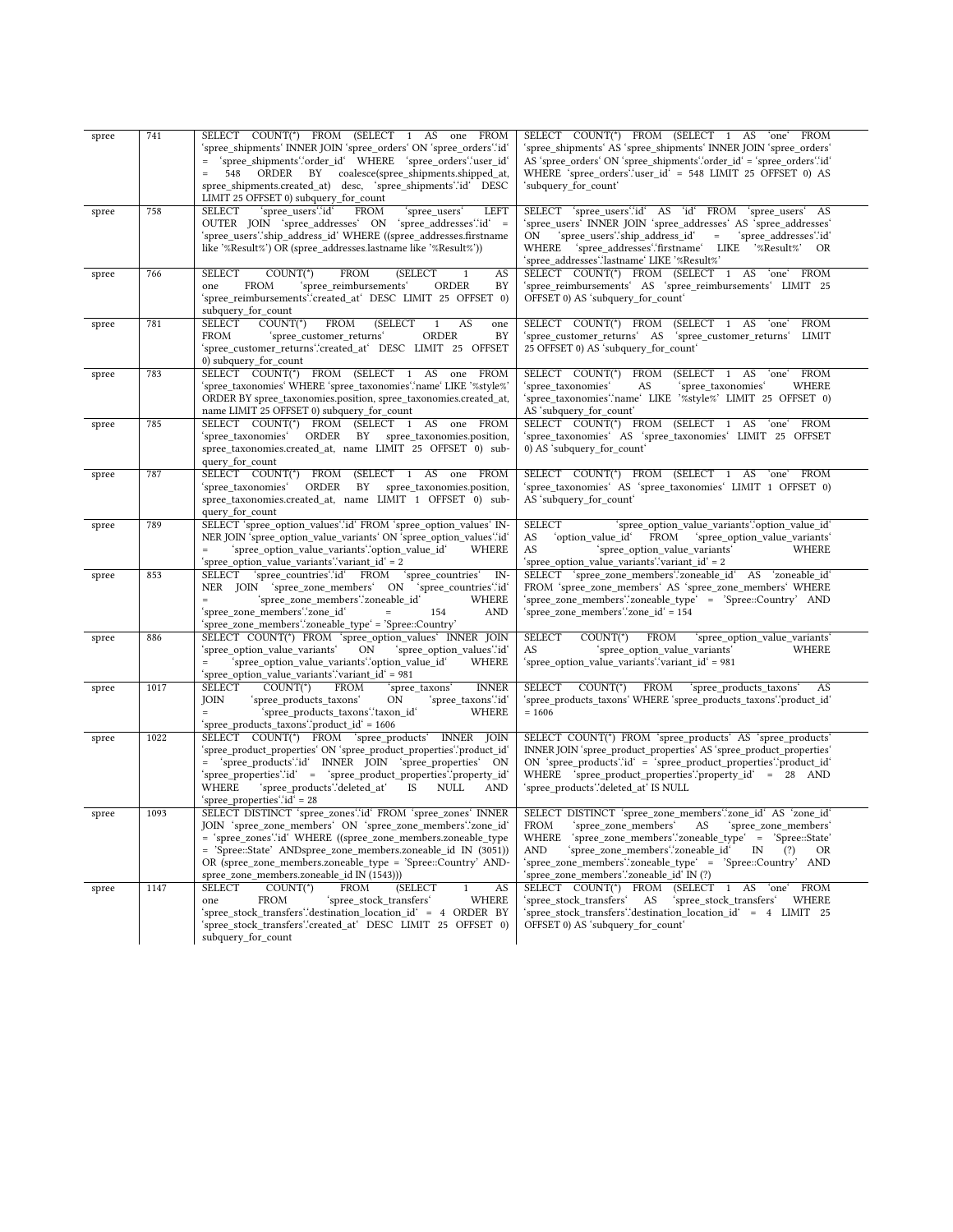| spree | 741 | SELECT COUNT(*) FROM (SELECT 1 AS one FROM `spree_shipments` INNER JOIN `spree_orders` ON `spree_orders`.`id` = `spree_shipments`.`order_id` WHERE `spree_orders`.`user_id` = 548 ORDER BY coalesce(spree_shipments.shipped_at, spree_shipments.created_at) desc, `spree_shipments`.`id` DESC LIMIT 25 OFFSET 0) subquery_for_count | SELECT COUNT(*) FROM (SELECT 1 AS `one` FROM `spree_shipments` AS `spree_shipments` INNER JOIN `spree_orders` AS `spree_orders` ON `spree_shipments`.`order_id` = `spree_orders`.`id` WHERE `spree_orders`.`user_id` = 548 LIMIT 25 OFFSET 0) AS `subquery_for_count` |
|---|---|---|---|
| spree | 758 | SELECT `spree_users`.`id` FROM `spree_users` LEFT OUTER JOIN `spree_addresses` ON `spree_addresses`.`id` = `spree_users`.`ship_address_id` WHERE ((spree_addresses.firstname like '%Result%') OR (spree_addresses.lastname like '%Result%')) | SELECT `spree_users`.`id` AS `id` FROM `spree_users` AS `spree_users` INNER JOIN `spree_addresses` AS `spree_addresses` ON `spree_users`.`ship_address_id` = `spree_addresses`.`id` WHERE `spree_addresses`.`firstname` LIKE '%Result%' OR `spree_addresses`.`lastname` LIKE '%Result%' |
| spree | 766 | SELECT COUNT(*) FROM (SELECT 1 AS one FROM `spree_reimbursements` ORDER BY `spree_reimbursements`.`created_at` DESC LIMIT 25 OFFSET 0) subquery_for_count | SELECT COUNT(*) FROM (SELECT 1 AS `one` FROM `spree_reimbursements` AS `spree_reimbursements` LIMIT 25 OFFSET 0) AS `subquery_for_count` |
| spree | 781 | SELECT COUNT(*) FROM (SELECT 1 AS one FROM `spree_customer_returns` ORDER BY `spree_customer_returns`.`created_at` DESC LIMIT 25 OFFSET 0) subquery_for_count | SELECT COUNT(*) FROM (SELECT 1 AS `one` FROM `spree_customer_returns` AS `spree_customer_returns` LIMIT 25 OFFSET 0) AS `subquery_for_count` |
| spree | 783 | SELECT COUNT(*) FROM (SELECT 1 AS one FROM `spree_taxonomies` WHERE `spree_taxonomies`.`name` LIKE '%style%' ORDER BY spree_taxonomies.position, spree_taxonomies.created_at, name LIMIT 25 OFFSET 0) subquery_for_count | SELECT COUNT(*) FROM (SELECT 1 AS `one` FROM `spree_taxonomies` AS `spree_taxonomies` WHERE `spree_taxonomies`.`name` LIKE '%style%' LIMIT 25 OFFSET 0) AS `subquery_for_count` |
| spree | 785 | SELECT COUNT(*) FROM (SELECT 1 AS one FROM `spree_taxonomies` ORDER BY spree_taxonomies.position, spree_taxonomies.created_at, name LIMIT 25 OFFSET 0) subquery_for_count | SELECT COUNT(*) FROM (SELECT 1 AS `one` FROM `spree_taxonomies` AS `spree_taxonomies` LIMIT 25 OFFSET 0) AS `subquery_for_count` |
| spree | 787 | SELECT COUNT(*) FROM (SELECT 1 AS one FROM `spree_taxonomies` ORDER BY spree_taxonomies.position, spree_taxonomies.created_at, name LIMIT 1 OFFSET 0) subquery_for_count | SELECT COUNT(*) FROM (SELECT 1 AS `one` FROM `spree_taxonomies` AS `spree_taxonomies` LIMIT 1 OFFSET 0) AS `subquery_for_count` |
| spree | 789 | SELECT `spree_option_values`.`id` FROM `spree_option_values` INNER JOIN `spree_option_value_variants` ON `spree_option_values`.`id` = `spree_option_value_variants`.`option_value_id` WHERE `spree_option_value_variants`.`variant_id` = 2 | SELECT `spree_option_value_variants`.`option_value_id` AS `option_value_id` FROM `spree_option_value_variants` AS `spree_option_value_variants` WHERE `spree_option_value_variants`.`variant_id` = 2 |
| spree | 853 | SELECT `spree_countries`.`id` FROM `spree_countries` INNER JOIN `spree_zone_members` ON `spree_countries`.`id` = `spree_zone_members`.`zoneable_id` WHERE `spree_zone_members`.`zone_id` = 154 AND `spree_zone_members`.`zoneable_type` = 'Spree::Country' | SELECT `spree_zone_members`.`zoneable_id` AS `zoneable_id` FROM `spree_zone_members` AS `spree_zone_members` WHERE `spree_zone_members`.`zoneable_type` = 'Spree::Country' AND `spree_zone_members`.`zone_id` = 154 |
| spree | 886 | SELECT COUNT(*) FROM `spree_option_values` INNER JOIN `spree_option_value_variants` ON `spree_option_values`.`id` = `spree_option_value_variants`.`option_value_id` WHERE `spree_option_value_variants`.`variant_id` = 981 | SELECT COUNT(*) FROM `spree_option_value_variants` AS `spree_option_value_variants` WHERE `spree_option_value_variants`.`variant_id` = 981 |
| spree | 1017 | SELECT COUNT(*) FROM `spree_taxons` INNER JOIN `spree_products_taxons` ON `spree_taxons`.`id` = `spree_products_taxons`.`taxon_id` WHERE `spree_products_taxons`.`product_id` = 1606 | SELECT COUNT(*) FROM `spree_products_taxons` AS `spree_products_taxons` WHERE `spree_products_taxons`.`product_id` = 1606 |
| spree | 1022 | SELECT COUNT(*) FROM `spree_products` INNER JOIN `spree_product_properties` ON `spree_product_properties`.`product_id` = `spree_products`.`id` INNER JOIN `spree_properties` ON `spree_properties`.`id` = `spree_product_properties`.`property_id` WHERE `spree_products`.`deleted_at` IS NULL AND `spree_properties`.`id` = 28 | SELECT COUNT(*) FROM `spree_products` AS `spree_products` INNER JOIN `spree_product_properties` AS `spree_product_properties` ON `spree_products`.`id` = `spree_product_properties`.`product_id` WHERE `spree_product_properties`.`property_id` = 28 AND `spree_products`.`deleted_at` IS NULL |
| spree | 1093 | SELECT DISTINCT `spree_zones`.`id` FROM `spree_zones` INNER JOIN `spree_zone_members` ON `spree_zone_members`.`zone_id` = `spree_zones`.`id` WHERE ((spree_zone_members.zoneable_type = 'Spree::State' ANDspree_zone_members.zoneable_id IN (3051)) OR (spree_zone_members.zoneable_type = 'Spree::Country' ANDspree_zone_members.zoneable_id IN (1543))) | SELECT DISTINCT `spree_zone_members`.`zone_id` AS `zone_id` FROM `spree_zone_members` AS `spree_zone_members` WHERE `spree_zone_members`.`zoneable_type` = 'Spree::State' AND `spree_zone_members`.`zoneable_id` IN (?) OR `spree_zone_members`.`zoneable_type` = 'Spree::Country' AND `spree_zone_members`.`zoneable_id` IN (?) |
| spree | 1147 | SELECT COUNT(*) FROM (SELECT 1 AS one FROM `spree_stock_transfers` WHERE `spree_stock_transfers`.`destination_location_id` = 4 ORDER BY `spree_stock_transfers`.`created_at` DESC LIMIT 25 OFFSET 0) subquery_for_count | SELECT COUNT(*) FROM (SELECT 1 AS `one` FROM `spree_stock_transfers` AS `spree_stock_transfers` WHERE `spree_stock_transfers`.`destination_location_id` = 4 LIMIT 25 OFFSET 0) AS `subquery_for_count` |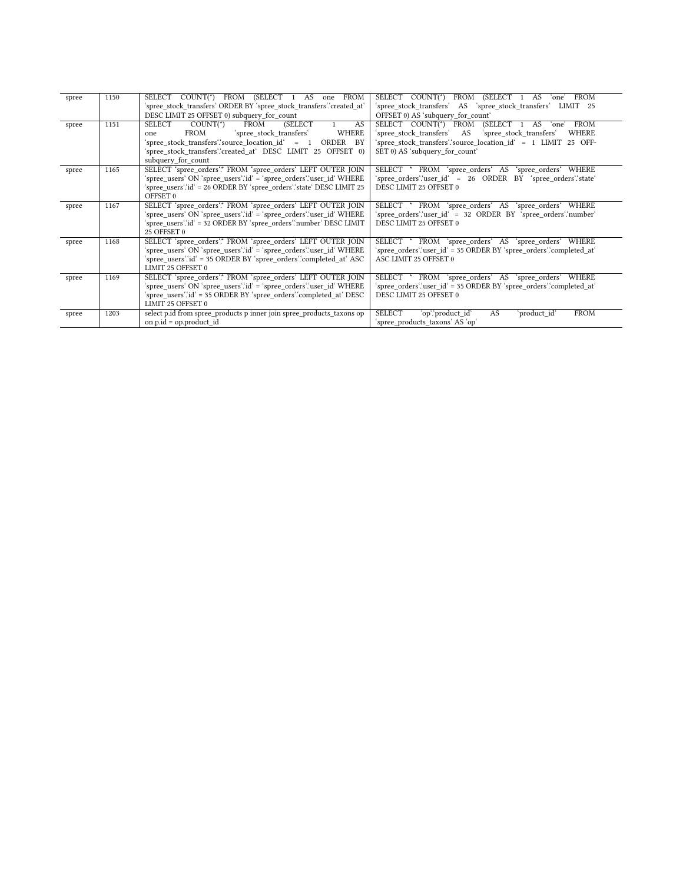| | | | |
|---|---|---|---|
| spree | 1150 | SELECT COUNT(*) FROM (SELECT 1 AS one FROM `spree_stock_transfers` ORDER BY `spree_stock_transfers`.`created_at` DESC LIMIT 25 OFFSET 0) subquery_for_count | SELECT COUNT(*) FROM (SELECT 1 AS `one` FROM `spree_stock_transfers` AS `spree_stock_transfers` LIMIT 25 OFFSET 0) AS `subquery_for_count` |
| spree | 1151 | SELECT COUNT(*) FROM (SELECT 1 AS one FROM `spree_stock_transfers` WHERE `spree_stock_transfers`.`source_location_id` = 1 ORDER BY `spree_stock_transfers`.`created_at` DESC LIMIT 25 OFFSET 0) subquery_for_count | SELECT COUNT(*) FROM (SELECT 1 AS `one` FROM `spree_stock_transfers` AS `spree_stock_transfers` WHERE `spree_stock_transfers`.`source_location_id` = 1 LIMIT 25 OFFSET 0) AS `subquery_for_count` |
| spree | 1165 | SELECT `spree_orders`.* FROM `spree_orders` LEFT OUTER JOIN `spree_users` ON `spree_users`.`id` = `spree_orders`.`user_id` WHERE `spree_users`.`id` = 26 ORDER BY `spree_orders`.`state` DESC LIMIT 25 OFFSET 0 | SELECT * FROM `spree_orders` AS `spree_orders` WHERE `spree_orders`.`user_id` = 26 ORDER BY `spree_orders`.`state` DESC LIMIT 25 OFFSET 0 |
| spree | 1167 | SELECT `spree_orders`.* FROM `spree_orders` LEFT OUTER JOIN `spree_users` ON `spree_users`.`id` = `spree_orders`.`user_id` WHERE `spree_users`.`id` = 32 ORDER BY `spree_orders`.`number` DESC LIMIT 25 OFFSET 0 | SELECT * FROM `spree_orders` AS `spree_orders` WHERE `spree_orders`.`user_id` = 32 ORDER BY `spree_orders`.`number` DESC LIMIT 25 OFFSET 0 |
| spree | 1168 | SELECT `spree_orders`.* FROM `spree_orders` LEFT OUTER JOIN `spree_users` ON `spree_users`.`id` = `spree_orders`.`user_id` WHERE `spree_users`.`id` = 35 ORDER BY `spree_orders`.`completed_at` ASC LIMIT 25 OFFSET 0 | SELECT * FROM `spree_orders` AS `spree_orders` WHERE `spree_orders`.`user_id` = 35 ORDER BY `spree_orders`.`completed_at` ASC LIMIT 25 OFFSET 0 |
| spree | 1169 | SELECT `spree_orders`.* FROM `spree_orders` LEFT OUTER JOIN `spree_users` ON `spree_users`.`id` = `spree_orders`.`user_id` WHERE `spree_users`.`id` = 35 ORDER BY `spree_orders`.`completed_at` DESC LIMIT 25 OFFSET 0 | SELECT * FROM `spree_orders` AS `spree_orders` WHERE `spree_orders`.`user_id` = 35 ORDER BY `spree_orders`.`completed_at` DESC LIMIT 25 OFFSET 0 |
| spree | 1203 | select p.id from spree_products p inner join spree_products_taxons op on p.id = op.product_id | SELECT `op`.`product_id` AS `product_id` FROM `spree_products_taxons` AS `op` |